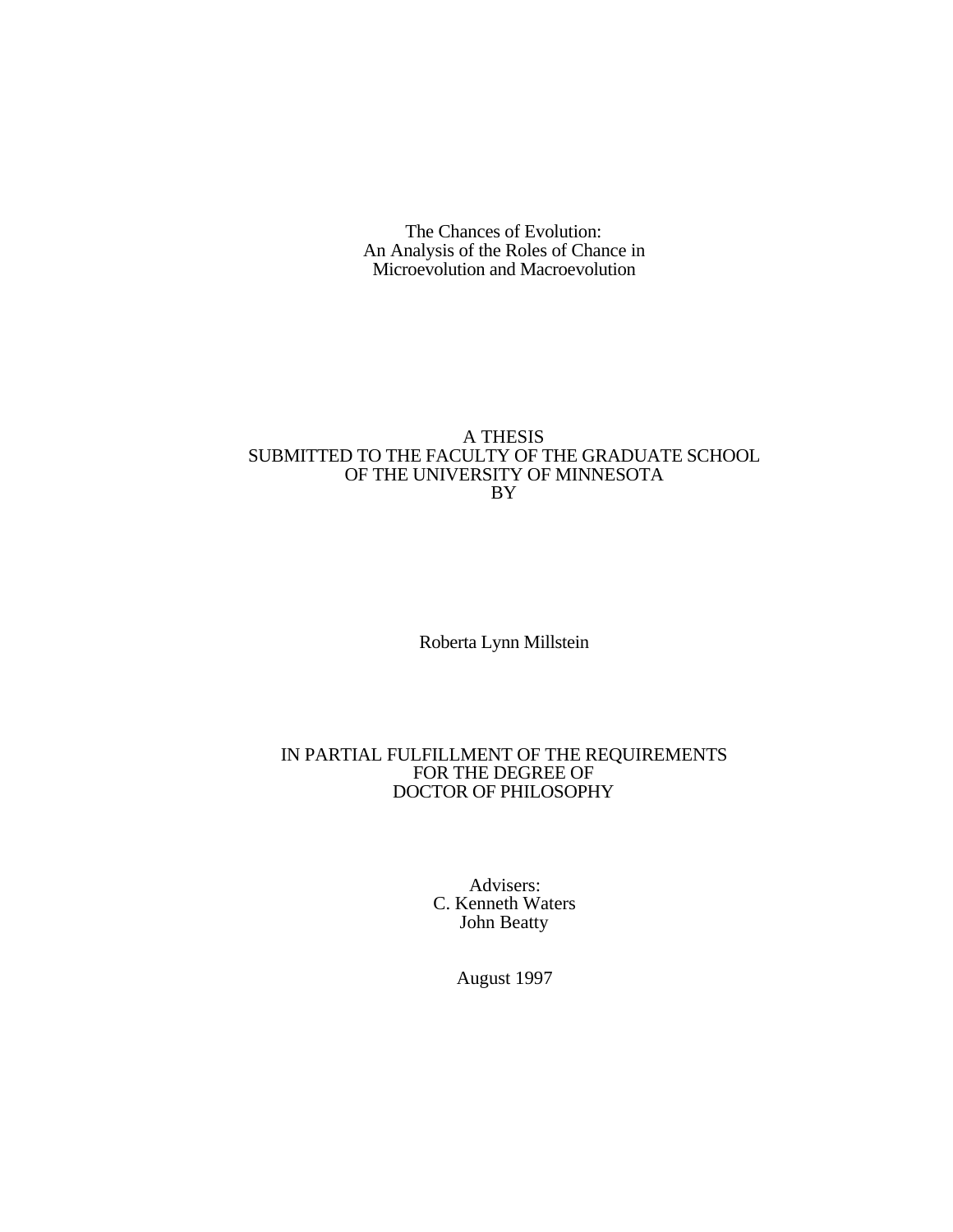# The Chances of Evolution:
## An Analysis of the Roles of Chance in Microevolution and Macroevolution

A THESIS
SUBMITTED TO THE FACULTY OF THE GRADUATE SCHOOL
OF THE UNIVERSITY OF MINNESOTA
BY

Roberta Lynn Millstein

IN PARTIAL FULFILLMENT OF THE REQUIREMENTS
FOR THE DEGREE OF
DOCTOR OF PHILOSOPHY

Advisers:
C. Kenneth Waters
John Beatty

August 1997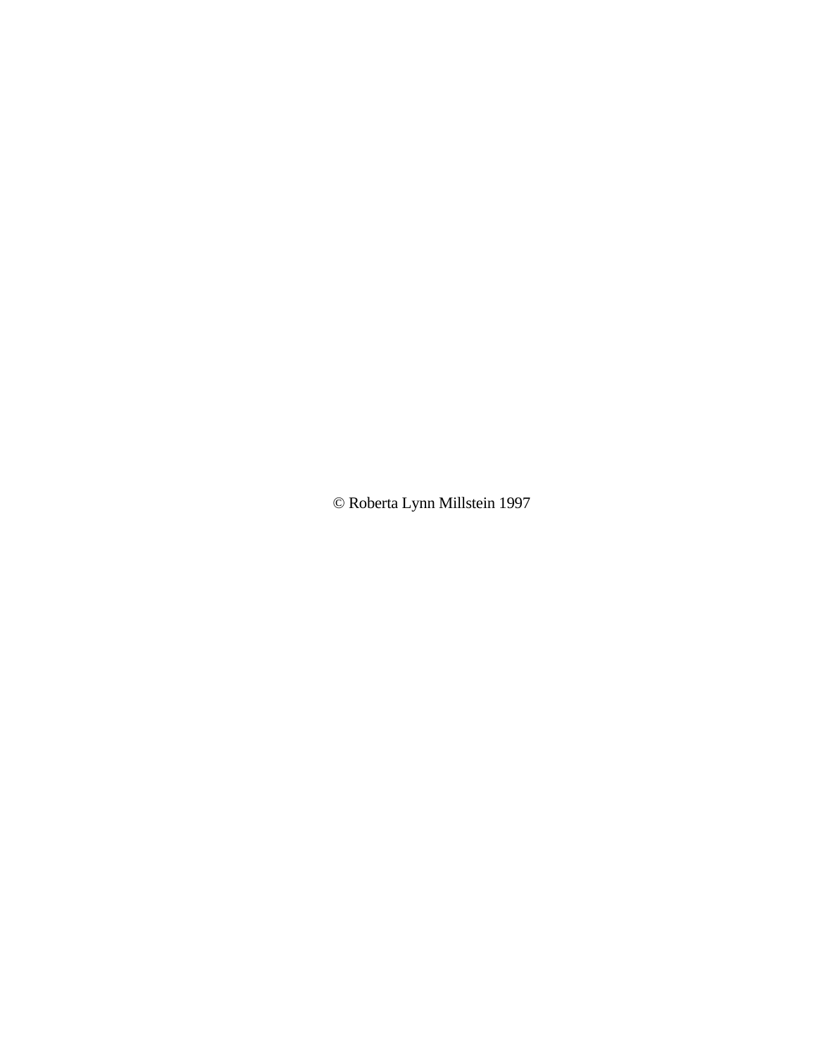© Roberta Lynn Millstein 1997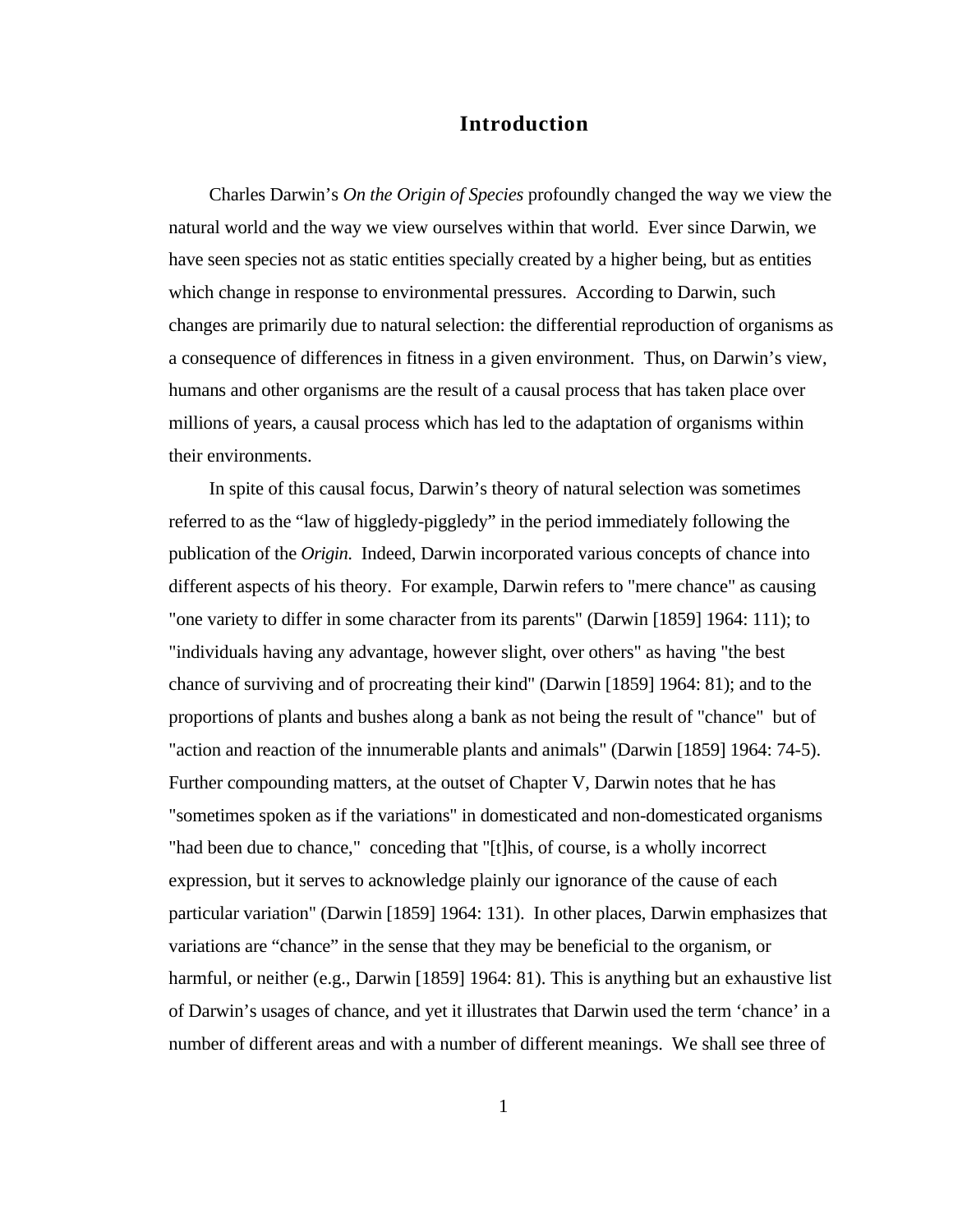# Introduction

Charles Darwin's *On the Origin of Species* profoundly changed the way we view the natural world and the way we view ourselves within that world. Ever since Darwin, we have seen species not as static entities specially created by a higher being, but as entities which change in response to environmental pressures. According to Darwin, such changes are primarily due to natural selection: the differential reproduction of organisms as a consequence of differences in fitness in a given environment. Thus, on Darwin's view, humans and other organisms are the result of a causal process that has taken place over millions of years, a causal process which has led to the adaptation of organisms within their environments.

In spite of this causal focus, Darwin's theory of natural selection was sometimes referred to as the "law of higgledy-piggledy" in the period immediately following the publication of the *Origin.* Indeed, Darwin incorporated various concepts of chance into different aspects of his theory. For example, Darwin refers to "mere chance" as causing "one variety to differ in some character from its parents" (Darwin [1859] 1964: 111); to "individuals having any advantage, however slight, over others" as having "the best chance of surviving and of procreating their kind" (Darwin [1859] 1964: 81); and to the proportions of plants and bushes along a bank as not being the result of "chance" but of "action and reaction of the innumerable plants and animals" (Darwin [1859] 1964: 74-5). Further compounding matters, at the outset of Chapter V, Darwin notes that he has "sometimes spoken as if the variations" in domesticated and non-domesticated organisms "had been due to chance," conceding that "[t]his, of course, is a wholly incorrect expression, but it serves to acknowledge plainly our ignorance of the cause of each particular variation" (Darwin [1859] 1964: 131). In other places, Darwin emphasizes that variations are "chance" in the sense that they may be beneficial to the organism, or harmful, or neither (e.g., Darwin [1859] 1964: 81). This is anything but an exhaustive list of Darwin's usages of chance, and yet it illustrates that Darwin used the term 'chance' in a number of different areas and with a number of different meanings. We shall see three of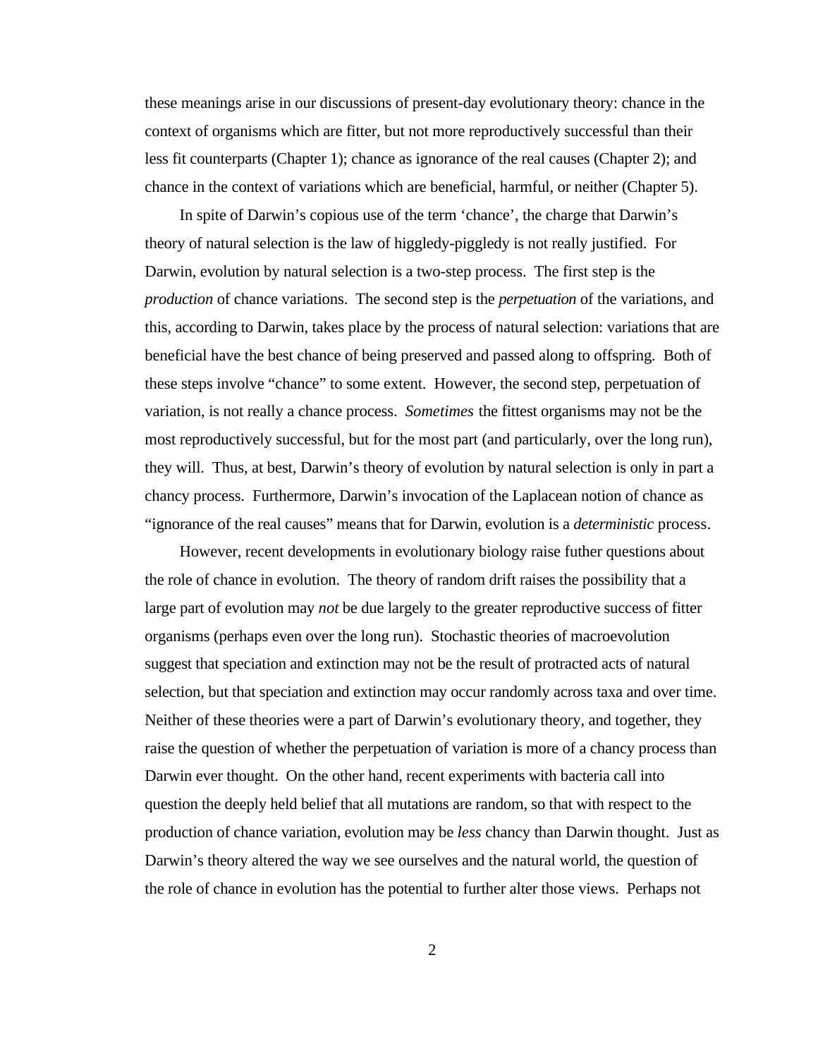these meanings arise in our discussions of present-day evolutionary theory: chance in the context of organisms which are fitter, but not more reproductively successful than their less fit counterparts (Chapter 1); chance as ignorance of the real causes (Chapter 2); and chance in the context of variations which are beneficial, harmful, or neither (Chapter 5).

In spite of Darwin's copious use of the term 'chance', the charge that Darwin's theory of natural selection is the law of higgledy-piggledy is not really justified. For Darwin, evolution by natural selection is a two-step process. The first step is the *production* of chance variations. The second step is the *perpetuation* of the variations, and this, according to Darwin, takes place by the process of natural selection: variations that are beneficial have the best chance of being preserved and passed along to offspring. Both of these steps involve "chance" to some extent. However, the second step, perpetuation of variation, is not really a chance process. *Sometimes* the fittest organisms may not be the most reproductively successful, but for the most part (and particularly, over the long run), they will. Thus, at best, Darwin's theory of evolution by natural selection is only in part a chancy process. Furthermore, Darwin's invocation of the Laplacean notion of chance as "ignorance of the real causes" means that for Darwin, evolution is a *deterministic* process.

However, recent developments in evolutionary biology raise futher questions about the role of chance in evolution. The theory of random drift raises the possibility that a large part of evolution may *not* be due largely to the greater reproductive success of fitter organisms (perhaps even over the long run). Stochastic theories of macroevolution suggest that speciation and extinction may not be the result of protracted acts of natural selection, but that speciation and extinction may occur randomly across taxa and over time. Neither of these theories were a part of Darwin's evolutionary theory, and together, they raise the question of whether the perpetuation of variation is more of a chancy process than Darwin ever thought. On the other hand, recent experiments with bacteria call into question the deeply held belief that all mutations are random, so that with respect to the production of chance variation, evolution may be *less* chancy than Darwin thought. Just as Darwin's theory altered the way we see ourselves and the natural world, the question of the role of chance in evolution has the potential to further alter those views. Perhaps not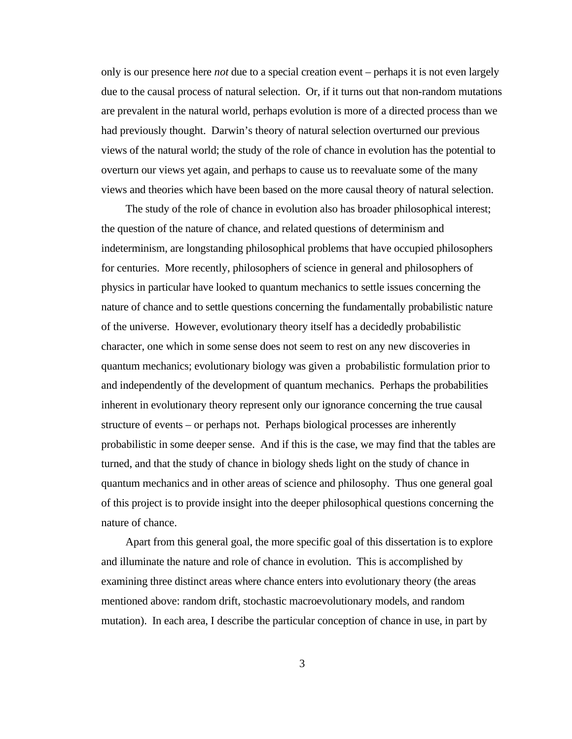only is our presence here *not* due to a special creation event – perhaps it is not even largely due to the causal process of natural selection. Or, if it turns out that non-random mutations are prevalent in the natural world, perhaps evolution is more of a directed process than we had previously thought. Darwin's theory of natural selection overturned our previous views of the natural world; the study of the role of chance in evolution has the potential to overturn our views yet again, and perhaps to cause us to reevaluate some of the many views and theories which have been based on the more causal theory of natural selection.

The study of the role of chance in evolution also has broader philosophical interest; the question of the nature of chance, and related questions of determinism and indeterminism, are longstanding philosophical problems that have occupied philosophers for centuries. More recently, philosophers of science in general and philosophers of physics in particular have looked to quantum mechanics to settle issues concerning the nature of chance and to settle questions concerning the fundamentally probabilistic nature of the universe. However, evolutionary theory itself has a decidedly probabilistic character, one which in some sense does not seem to rest on any new discoveries in quantum mechanics; evolutionary biology was given a probabilistic formulation prior to and independently of the development of quantum mechanics. Perhaps the probabilities inherent in evolutionary theory represent only our ignorance concerning the true causal structure of events – or perhaps not. Perhaps biological processes are inherently probabilistic in some deeper sense. And if this is the case, we may find that the tables are turned, and that the study of chance in biology sheds light on the study of chance in quantum mechanics and in other areas of science and philosophy. Thus one general goal of this project is to provide insight into the deeper philosophical questions concerning the nature of chance.

Apart from this general goal, the more specific goal of this dissertation is to explore and illuminate the nature and role of chance in evolution. This is accomplished by examining three distinct areas where chance enters into evolutionary theory (the areas mentioned above: random drift, stochastic macroevolutionary models, and random mutation). In each area, I describe the particular conception of chance in use, in part by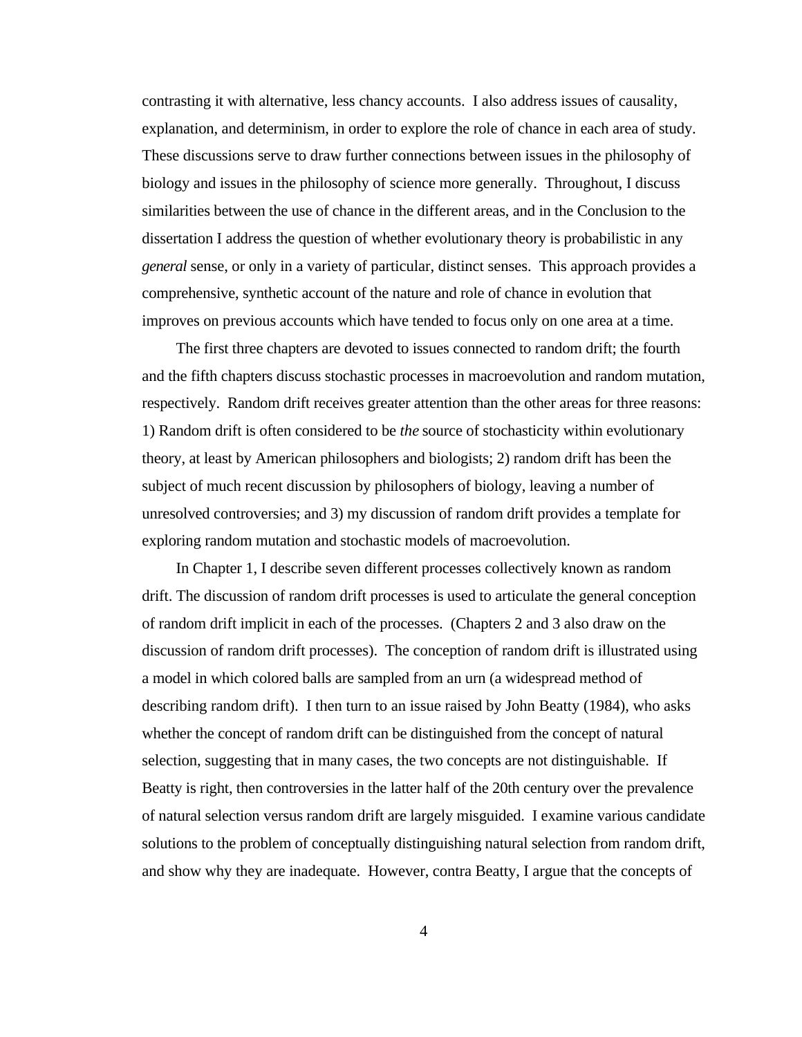contrasting it with alternative, less chancy accounts. I also address issues of causality, explanation, and determinism, in order to explore the role of chance in each area of study. These discussions serve to draw further connections between issues in the philosophy of biology and issues in the philosophy of science more generally. Throughout, I discuss similarities between the use of chance in the different areas, and in the Conclusion to the dissertation I address the question of whether evolutionary theory is probabilistic in any *general* sense, or only in a variety of particular, distinct senses. This approach provides a comprehensive, synthetic account of the nature and role of chance in evolution that improves on previous accounts which have tended to focus only on one area at a time.

The first three chapters are devoted to issues connected to random drift; the fourth and the fifth chapters discuss stochastic processes in macroevolution and random mutation, respectively. Random drift receives greater attention than the other areas for three reasons: 1) Random drift is often considered to be *the* source of stochasticity within evolutionary theory, at least by American philosophers and biologists; 2) random drift has been the subject of much recent discussion by philosophers of biology, leaving a number of unresolved controversies; and 3) my discussion of random drift provides a template for exploring random mutation and stochastic models of macroevolution.

In Chapter 1, I describe seven different processes collectively known as random drift. The discussion of random drift processes is used to articulate the general conception of random drift implicit in each of the processes. (Chapters 2 and 3 also draw on the discussion of random drift processes). The conception of random drift is illustrated using a model in which colored balls are sampled from an urn (a widespread method of describing random drift). I then turn to an issue raised by John Beatty (1984), who asks whether the concept of random drift can be distinguished from the concept of natural selection, suggesting that in many cases, the two concepts are not distinguishable. If Beatty is right, then controversies in the latter half of the 20th century over the prevalence of natural selection versus random drift are largely misguided. I examine various candidate solutions to the problem of conceptually distinguishing natural selection from random drift, and show why they are inadequate. However, contra Beatty, I argue that the concepts of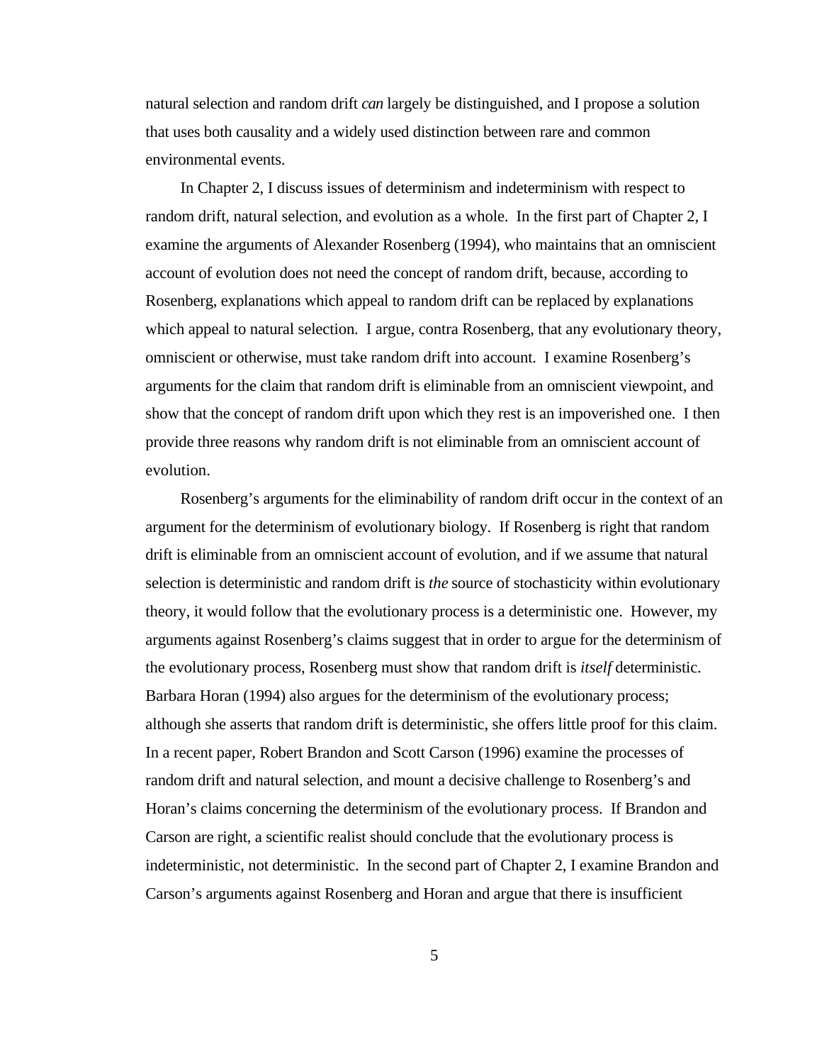natural selection and random drift *can* largely be distinguished, and I propose a solution that uses both causality and a widely used distinction between rare and common environmental events.

In Chapter 2, I discuss issues of determinism and indeterminism with respect to random drift, natural selection, and evolution as a whole. In the first part of Chapter 2, I examine the arguments of Alexander Rosenberg (1994), who maintains that an omniscient account of evolution does not need the concept of random drift, because, according to Rosenberg, explanations which appeal to random drift can be replaced by explanations which appeal to natural selection. I argue, contra Rosenberg, that any evolutionary theory, omniscient or otherwise, must take random drift into account. I examine Rosenberg's arguments for the claim that random drift is eliminable from an omniscient viewpoint, and show that the concept of random drift upon which they rest is an impoverished one. I then provide three reasons why random drift is not eliminable from an omniscient account of evolution.

Rosenberg's arguments for the eliminability of random drift occur in the context of an argument for the determinism of evolutionary biology. If Rosenberg is right that random drift is eliminable from an omniscient account of evolution, and if we assume that natural selection is deterministic and random drift is *the* source of stochasticity within evolutionary theory, it would follow that the evolutionary process is a deterministic one. However, my arguments against Rosenberg's claims suggest that in order to argue for the determinism of the evolutionary process, Rosenberg must show that random drift is *itself* deterministic. Barbara Horan (1994) also argues for the determinism of the evolutionary process; although she asserts that random drift is deterministic, she offers little proof for this claim. In a recent paper, Robert Brandon and Scott Carson (1996) examine the processes of random drift and natural selection, and mount a decisive challenge to Rosenberg's and Horan's claims concerning the determinism of the evolutionary process. If Brandon and Carson are right, a scientific realist should conclude that the evolutionary process is indeterministic, not deterministic. In the second part of Chapter 2, I examine Brandon and Carson's arguments against Rosenberg and Horan and argue that there is insufficient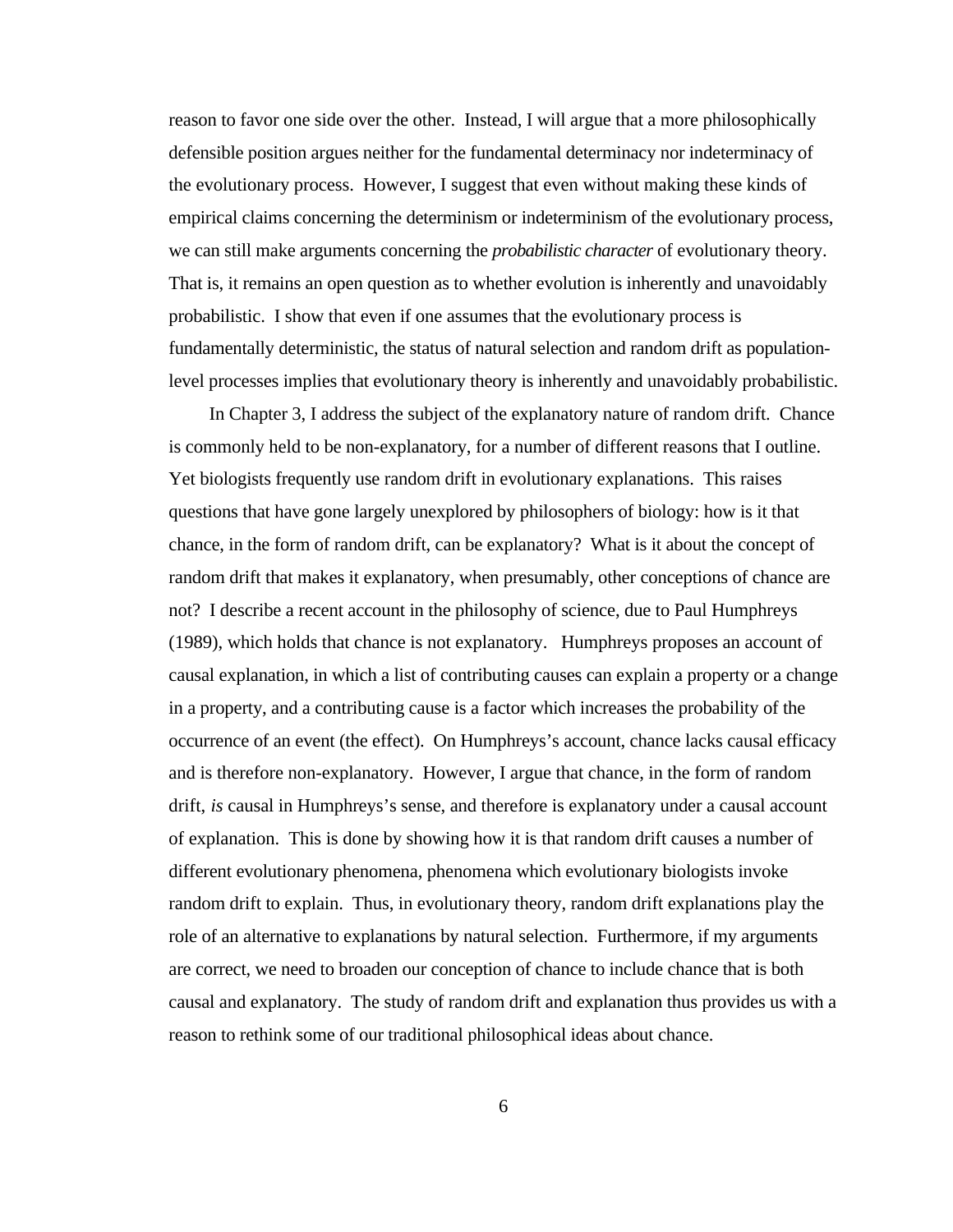reason to favor one side over the other. Instead, I will argue that a more philosophically defensible position argues neither for the fundamental determinacy nor indeterminacy of the evolutionary process. However, I suggest that even without making these kinds of empirical claims concerning the determinism or indeterminism of the evolutionary process, we can still make arguments concerning the *probabilistic character* of evolutionary theory. That is, it remains an open question as to whether evolution is inherently and unavoidably probabilistic. I show that even if one assumes that the evolutionary process is fundamentally deterministic, the status of natural selection and random drift as population-level processes implies that evolutionary theory is inherently and unavoidably probabilistic.

In Chapter 3, I address the subject of the explanatory nature of random drift. Chance is commonly held to be non-explanatory, for a number of different reasons that I outline. Yet biologists frequently use random drift in evolutionary explanations. This raises questions that have gone largely unexplored by philosophers of biology: how is it that chance, in the form of random drift, can be explanatory? What is it about the concept of random drift that makes it explanatory, when presumably, other conceptions of chance are not? I describe a recent account in the philosophy of science, due to Paul Humphreys (1989), which holds that chance is not explanatory. Humphreys proposes an account of causal explanation, in which a list of contributing causes can explain a property or a change in a property, and a contributing cause is a factor which increases the probability of the occurrence of an event (the effect). On Humphreys's account, chance lacks causal efficacy and is therefore non-explanatory. However, I argue that chance, in the form of random drift, *is* causal in Humphreys's sense, and therefore is explanatory under a causal account of explanation. This is done by showing how it is that random drift causes a number of different evolutionary phenomena, phenomena which evolutionary biologists invoke random drift to explain. Thus, in evolutionary theory, random drift explanations play the role of an alternative to explanations by natural selection. Furthermore, if my arguments are correct, we need to broaden our conception of chance to include chance that is both causal and explanatory. The study of random drift and explanation thus provides us with a reason to rethink some of our traditional philosophical ideas about chance.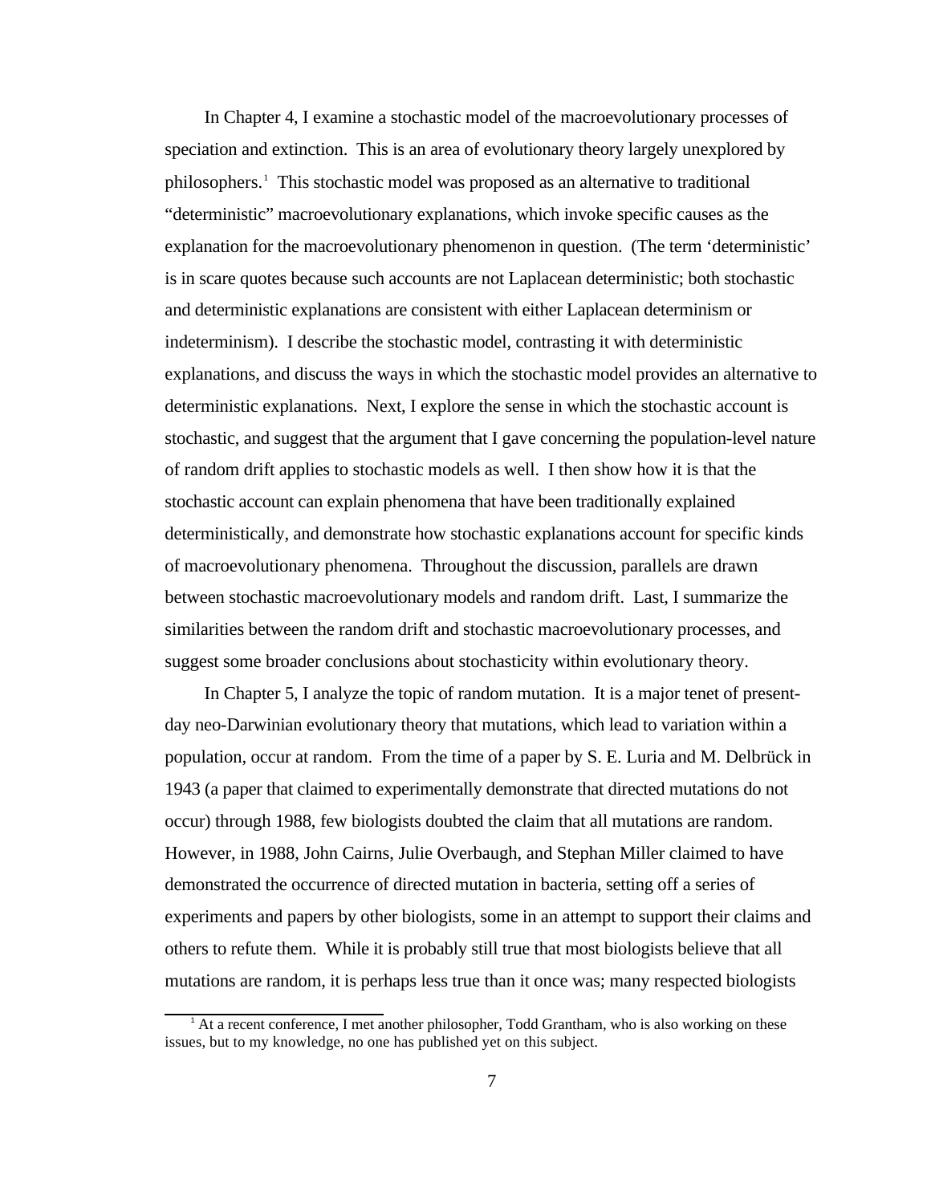In Chapter 4, I examine a stochastic model of the macroevolutionary processes of speciation and extinction. This is an area of evolutionary theory largely unexplored by philosophers.[1] This stochastic model was proposed as an alternative to traditional “deterministic” macroevolutionary explanations, which invoke specific causes as the explanation for the macroevolutionary phenomenon in question. (The term ‘deterministic’ is in scare quotes because such accounts are not Laplacean deterministic; both stochastic and deterministic explanations are consistent with either Laplacean determinism or indeterminism). I describe the stochastic model, contrasting it with deterministic explanations, and discuss the ways in which the stochastic model provides an alternative to deterministic explanations. Next, I explore the sense in which the stochastic account is stochastic, and suggest that the argument that I gave concerning the population-level nature of random drift applies to stochastic models as well. I then show how it is that the stochastic account can explain phenomena that have been traditionally explained deterministically, and demonstrate how stochastic explanations account for specific kinds of macroevolutionary phenomena. Throughout the discussion, parallels are drawn between stochastic macroevolutionary models and random drift. Last, I summarize the similarities between the random drift and stochastic macroevolutionary processes, and suggest some broader conclusions about stochasticity within evolutionary theory.

In Chapter 5, I analyze the topic of random mutation. It is a major tenet of present-day neo-Darwinian evolutionary theory that mutations, which lead to variation within a population, occur at random. From the time of a paper by S. E. Luria and M. Delbrück in 1943 (a paper that claimed to experimentally demonstrate that directed mutations do not occur) through 1988, few biologists doubted the claim that all mutations are random. However, in 1988, John Cairns, Julie Overbaugh, and Stephan Miller claimed to have demonstrated the occurrence of directed mutation in bacteria, setting off a series of experiments and papers by other biologists, some in an attempt to support their claims and others to refute them. While it is probably still true that most biologists believe that all mutations are random, it is perhaps less true than it once was; many respected biologists

[1] At a recent conference, I met another philosopher, Todd Grantham, who is also working on these issues, but to my knowledge, no one has published yet on this subject.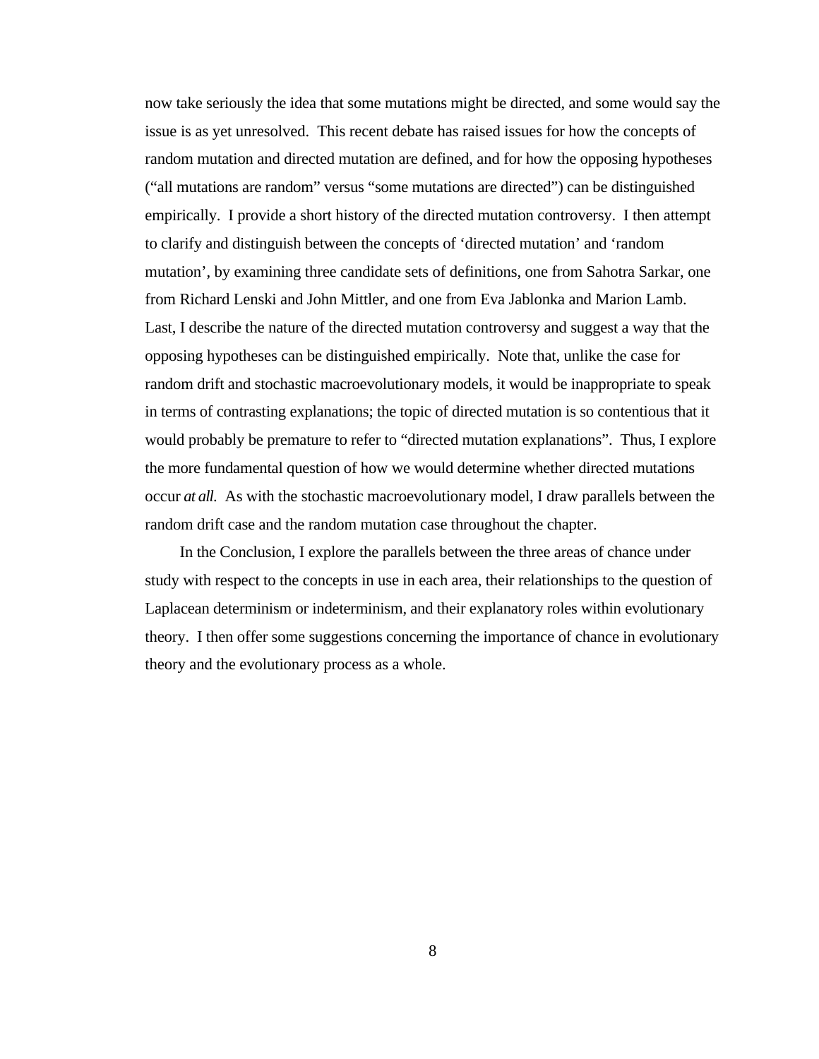now take seriously the idea that some mutations might be directed, and some would say the issue is as yet unresolved. This recent debate has raised issues for how the concepts of random mutation and directed mutation are defined, and for how the opposing hypotheses ("all mutations are random" versus "some mutations are directed") can be distinguished empirically. I provide a short history of the directed mutation controversy. I then attempt to clarify and distinguish between the concepts of 'directed mutation' and 'random mutation', by examining three candidate sets of definitions, one from Sahotra Sarkar, one from Richard Lenski and John Mittler, and one from Eva Jablonka and Marion Lamb. Last, I describe the nature of the directed mutation controversy and suggest a way that the opposing hypotheses can be distinguished empirically. Note that, unlike the case for random drift and stochastic macroevolutionary models, it would be inappropriate to speak in terms of contrasting explanations; the topic of directed mutation is so contentious that it would probably be premature to refer to "directed mutation explanations". Thus, I explore the more fundamental question of how we would determine whether directed mutations occur *at all.* As with the stochastic macroevolutionary model, I draw parallels between the random drift case and the random mutation case throughout the chapter.

In the Conclusion, I explore the parallels between the three areas of chance under study with respect to the concepts in use in each area, their relationships to the question of Laplacean determinism or indeterminism, and their explanatory roles within evolutionary theory. I then offer some suggestions concerning the importance of chance in evolutionary theory and the evolutionary process as a whole.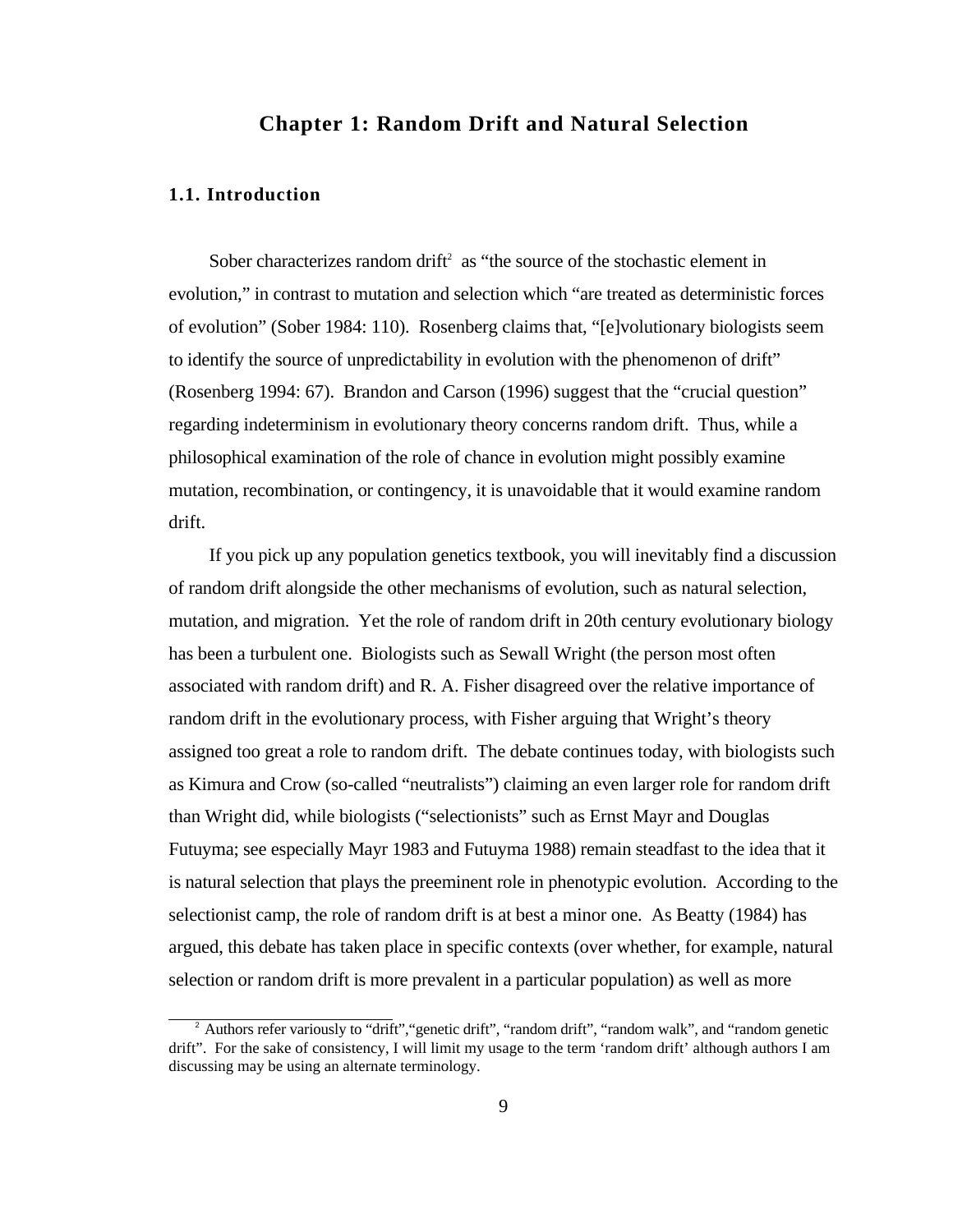# Chapter 1: Random Drift and Natural Selection

## 1.1. Introduction

Sober characterizes random drift[2] as “the source of the stochastic element in evolution,” in contrast to mutation and selection which “are treated as deterministic forces of evolution” (Sober 1984: 110). Rosenberg claims that, “[e]volutionary biologists seem to identify the source of unpredictability in evolution with the phenomenon of drift” (Rosenberg 1994: 67). Brandon and Carson (1996) suggest that the “crucial question” regarding indeterminism in evolutionary theory concerns random drift. Thus, while a philosophical examination of the role of chance in evolution might possibly examine mutation, recombination, or contingency, it is unavoidable that it would examine random drift.

If you pick up any population genetics textbook, you will inevitably find a discussion of random drift alongside the other mechanisms of evolution, such as natural selection, mutation, and migration. Yet the role of random drift in 20th century evolutionary biology has been a turbulent one. Biologists such as Sewall Wright (the person most often associated with random drift) and R. A. Fisher disagreed over the relative importance of random drift in the evolutionary process, with Fisher arguing that Wright’s theory assigned too great a role to random drift. The debate continues today, with biologists such as Kimura and Crow (so-called “neutralists”) claiming an even larger role for random drift than Wright did, while biologists (“selectionists” such as Ernst Mayr and Douglas Futuyma; see especially Mayr 1983 and Futuyma 1988) remain steadfast to the idea that it is natural selection that plays the preeminent role in phenotypic evolution. According to the selectionist camp, the role of random drift is at best a minor one. As Beatty (1984) has argued, this debate has taken place in specific contexts (over whether, for example, natural selection or random drift is more prevalent in a particular population) as well as more

[2] Authors refer variously to “drift”, “genetic drift”, “random drift”, “random walk”, and “random genetic drift”. For the sake of consistency, I will limit my usage to the term ‘random drift’ although authors I am discussing may be using an alternate terminology.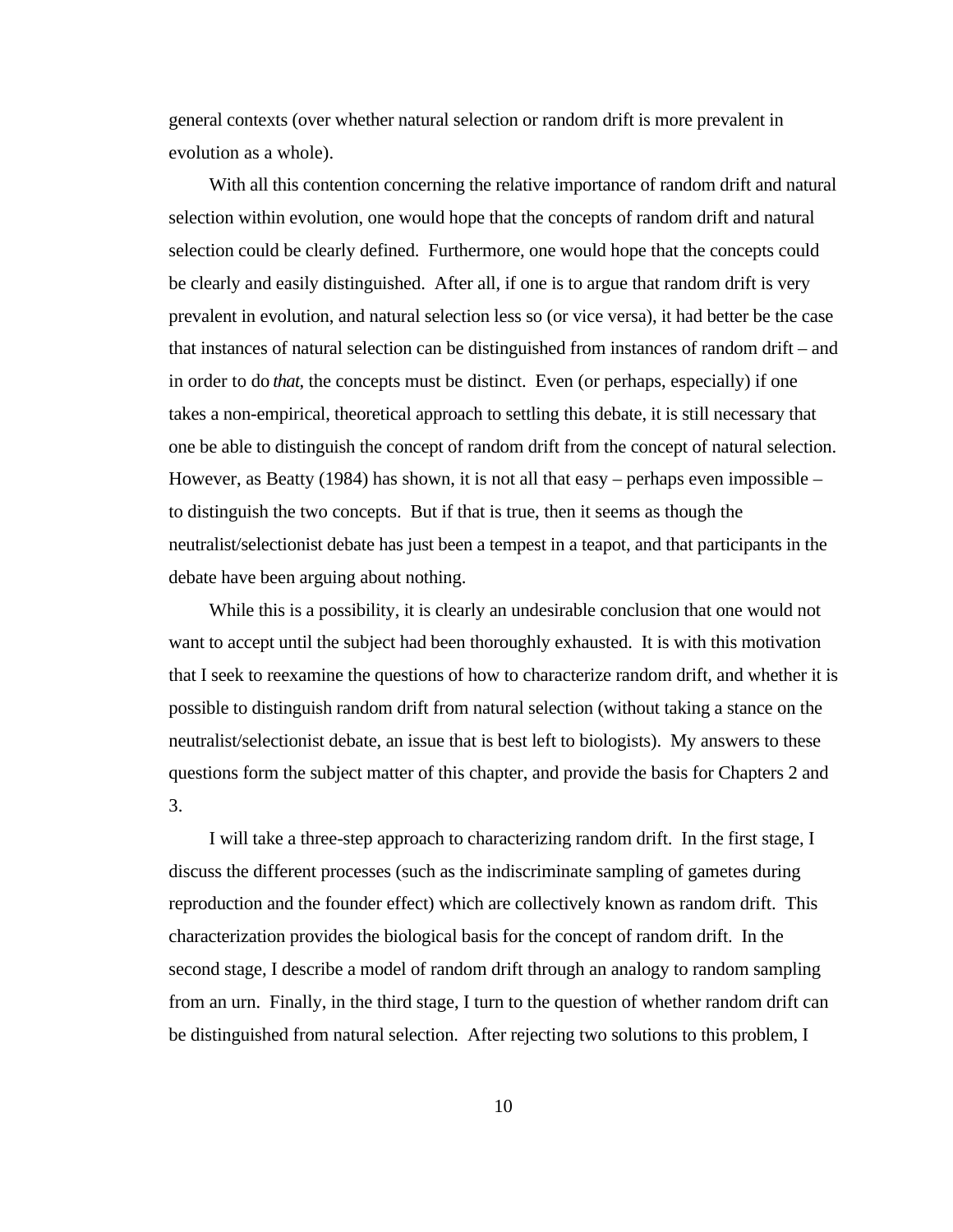general contexts (over whether natural selection or random drift is more prevalent in evolution as a whole).

With all this contention concerning the relative importance of random drift and natural selection within evolution, one would hope that the concepts of random drift and natural selection could be clearly defined. Furthermore, one would hope that the concepts could be clearly and easily distinguished. After all, if one is to argue that random drift is very prevalent in evolution, and natural selection less so (or vice versa), it had better be the case that instances of natural selection can be distinguished from instances of random drift – and in order to do *that*, the concepts must be distinct. Even (or perhaps, especially) if one takes a non-empirical, theoretical approach to settling this debate, it is still necessary that one be able to distinguish the concept of random drift from the concept of natural selection. However, as Beatty (1984) has shown, it is not all that easy – perhaps even impossible – to distinguish the two concepts. But if that is true, then it seems as though the neutralist/selectionist debate has just been a tempest in a teapot, and that participants in the debate have been arguing about nothing.

While this is a possibility, it is clearly an undesirable conclusion that one would not want to accept until the subject had been thoroughly exhausted. It is with this motivation that I seek to reexamine the questions of how to characterize random drift, and whether it is possible to distinguish random drift from natural selection (without taking a stance on the neutralist/selectionist debate, an issue that is best left to biologists). My answers to these questions form the subject matter of this chapter, and provide the basis for Chapters 2 and 3.

I will take a three-step approach to characterizing random drift. In the first stage, I discuss the different processes (such as the indiscriminate sampling of gametes during reproduction and the founder effect) which are collectively known as random drift. This characterization provides the biological basis for the concept of random drift. In the second stage, I describe a model of random drift through an analogy to random sampling from an urn. Finally, in the third stage, I turn to the question of whether random drift can be distinguished from natural selection. After rejecting two solutions to this problem, I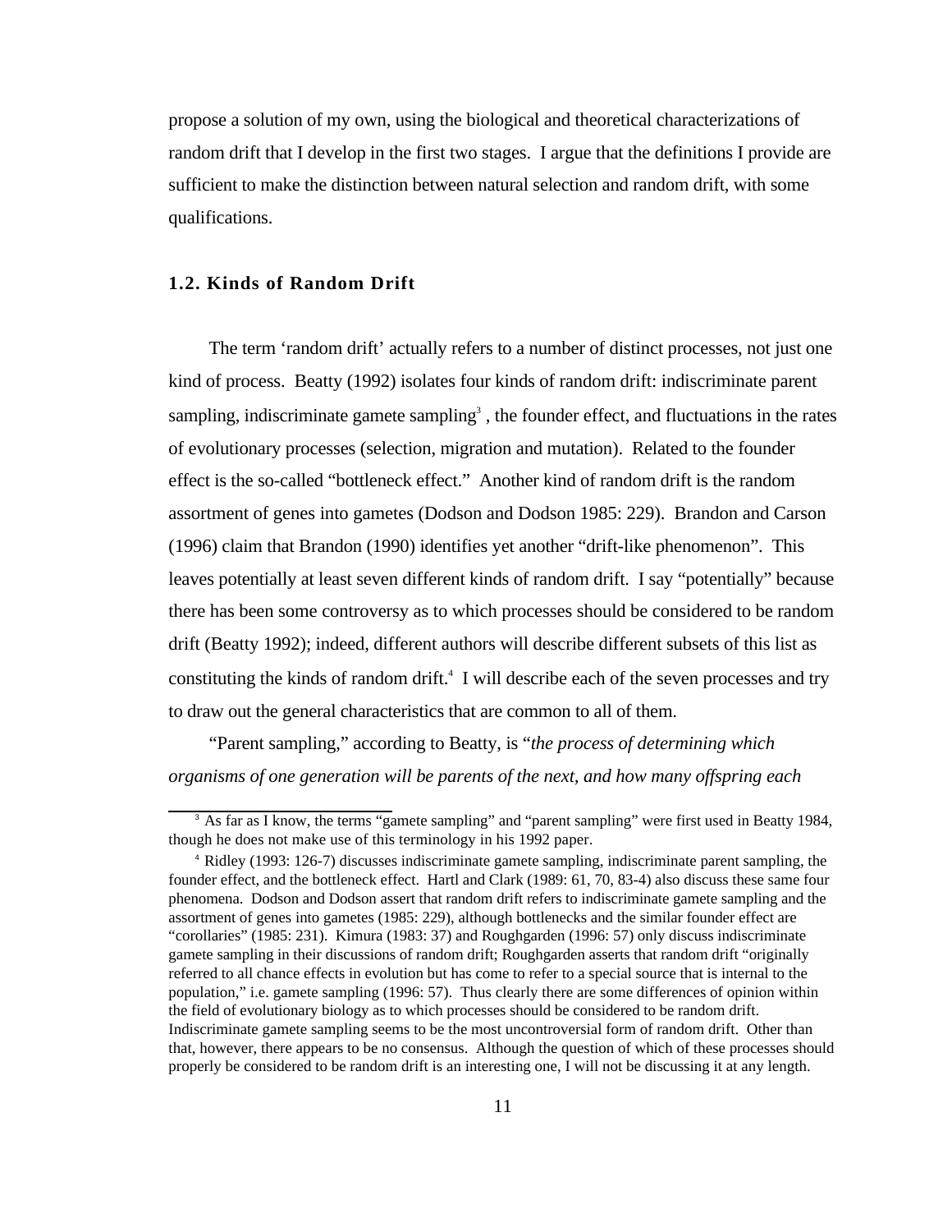propose a solution of my own, using the biological and theoretical characterizations of random drift that I develop in the first two stages. I argue that the definitions I provide are sufficient to make the distinction between natural selection and random drift, with some qualifications.

### 1.2. Kinds of Random Drift

The term 'random drift' actually refers to a number of distinct processes, not just one kind of process. Beatty (1992) isolates four kinds of random drift: indiscriminate parent sampling, indiscriminate gamete sampling[3] , the founder effect, and fluctuations in the rates of evolutionary processes (selection, migration and mutation). Related to the founder effect is the so-called "bottleneck effect." Another kind of random drift is the random assortment of genes into gametes (Dodson and Dodson 1985: 229). Brandon and Carson (1996) claim that Brandon (1990) identifies yet another "drift-like phenomenon". This leaves potentially at least seven different kinds of random drift. I say "potentially" because there has been some controversy as to which processes should be considered to be random drift (Beatty 1992); indeed, different authors will describe different subsets of this list as constituting the kinds of random drift.[4] I will describe each of the seven processes and try to draw out the general characteristics that are common to all of them.

"Parent sampling," according to Beatty, is "*the process of determining which organisms of one generation will be parents of the next, and how many offspring each*

---

[3] As far as I know, the terms "gamete sampling" and "parent sampling" were first used in Beatty 1984, though he does not make use of this terminology in his 1992 paper.

[4] Ridley (1993: 126-7) discusses indiscriminate gamete sampling, indiscriminate parent sampling, the founder effect, and the bottleneck effect. Hartl and Clark (1989: 61, 70, 83-4) also discuss these same four phenomena. Dodson and Dodson assert that random drift refers to indiscriminate gamete sampling and the assortment of genes into gametes (1985: 229), although bottlenecks and the similar founder effect are "corollaries" (1985: 231). Kimura (1983: 37) and Roughgarden (1996: 57) only discuss indiscriminate gamete sampling in their discussions of random drift; Roughgarden asserts that random drift "originally referred to all chance effects in evolution but has come to refer to a special source that is internal to the population," i.e. gamete sampling (1996: 57). Thus clearly there are some differences of opinion within the field of evolutionary biology as to which processes should be considered to be random drift. Indiscriminate gamete sampling seems to be the most uncontroversial form of random drift. Other than that, however, there appears to be no consensus. Although the question of which of these processes should properly be considered to be random drift is an interesting one, I will not be discussing it at any length.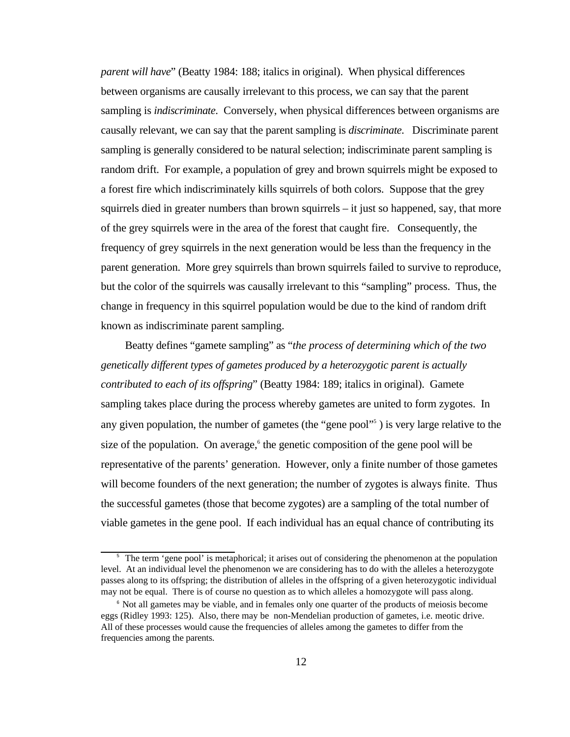*parent will have*" (Beatty 1984: 188; italics in original). When physical differences between organisms are causally irrelevant to this process, we can say that the parent sampling is *indiscriminate.* Conversely, when physical differences between organisms are causally relevant, we can say that the parent sampling is *discriminate.* Discriminate parent sampling is generally considered to be natural selection; indiscriminate parent sampling is random drift. For example, a population of grey and brown squirrels might be exposed to a forest fire which indiscriminately kills squirrels of both colors. Suppose that the grey squirrels died in greater numbers than brown squirrels – it just so happened, say, that more of the grey squirrels were in the area of the forest that caught fire. Consequently, the frequency of grey squirrels in the next generation would be less than the frequency in the parent generation. More grey squirrels than brown squirrels failed to survive to reproduce, but the color of the squirrels was causally irrelevant to this "sampling" process. Thus, the change in frequency in this squirrel population would be due to the kind of random drift known as indiscriminate parent sampling.

Beatty defines "gamete sampling" as "*the process of determining which of the two genetically different types of gametes produced by a heterozygotic parent is actually contributed to each of its offspring*" (Beatty 1984: 189; italics in original). Gamete sampling takes place during the process whereby gametes are united to form zygotes. In any given population, the number of gametes (the "gene pool"[5] ) is very large relative to the size of the population. On average,[6] the genetic composition of the gene pool will be representative of the parents' generation. However, only a finite number of those gametes will become founders of the next generation; the number of zygotes is always finite. Thus the successful gametes (those that become zygotes) are a sampling of the total number of viable gametes in the gene pool. If each individual has an equal chance of contributing its

---

[5] The term 'gene pool' is metaphorical; it arises out of considering the phenomenon at the population level. At an individual level the phenomenon we are considering has to do with the alleles a heterozygote passes along to its offspring; the distribution of alleles in the offspring of a given heterozygotic individual may not be equal. There is of course no question as to which alleles a homozygote will pass along.

[6] Not all gametes may be viable, and in females only one quarter of the products of meiosis become eggs (Ridley 1993: 125). Also, there may be non-Mendelian production of gametes, i.e. meotic drive. All of these processes would cause the frequencies of alleles among the gametes to differ from the frequencies among the parents.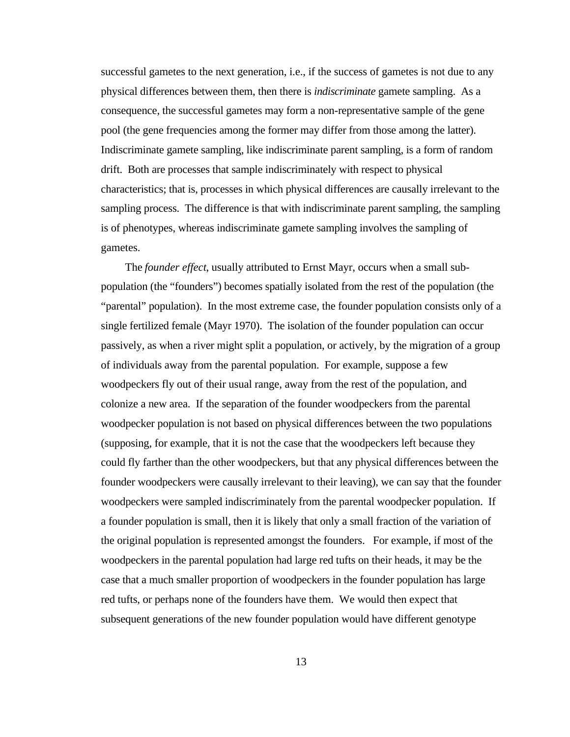successful gametes to the next generation, i.e., if the success of gametes is not due to any physical differences between them, then there is *indiscriminate* gamete sampling. As a consequence, the successful gametes may form a non-representative sample of the gene pool (the gene frequencies among the former may differ from those among the latter). Indiscriminate gamete sampling, like indiscriminate parent sampling, is a form of random drift. Both are processes that sample indiscriminately with respect to physical characteristics; that is, processes in which physical differences are causally irrelevant to the sampling process. The difference is that with indiscriminate parent sampling, the sampling is of phenotypes, whereas indiscriminate gamete sampling involves the sampling of gametes.

The *founder effect*, usually attributed to Ernst Mayr, occurs when a small sub-population (the "founders") becomes spatially isolated from the rest of the population (the "parental" population). In the most extreme case, the founder population consists only of a single fertilized female (Mayr 1970). The isolation of the founder population can occur passively, as when a river might split a population, or actively, by the migration of a group of individuals away from the parental population. For example, suppose a few woodpeckers fly out of their usual range, away from the rest of the population, and colonize a new area. If the separation of the founder woodpeckers from the parental woodpecker population is not based on physical differences between the two populations (supposing, for example, that it is not the case that the woodpeckers left because they could fly farther than the other woodpeckers, but that any physical differences between the founder woodpeckers were causally irrelevant to their leaving), we can say that the founder woodpeckers were sampled indiscriminately from the parental woodpecker population. If a founder population is small, then it is likely that only a small fraction of the variation of the original population is represented amongst the founders. For example, if most of the woodpeckers in the parental population had large red tufts on their heads, it may be the case that a much smaller proportion of woodpeckers in the founder population has large red tufts, or perhaps none of the founders have them. We would then expect that subsequent generations of the new founder population would have different genotype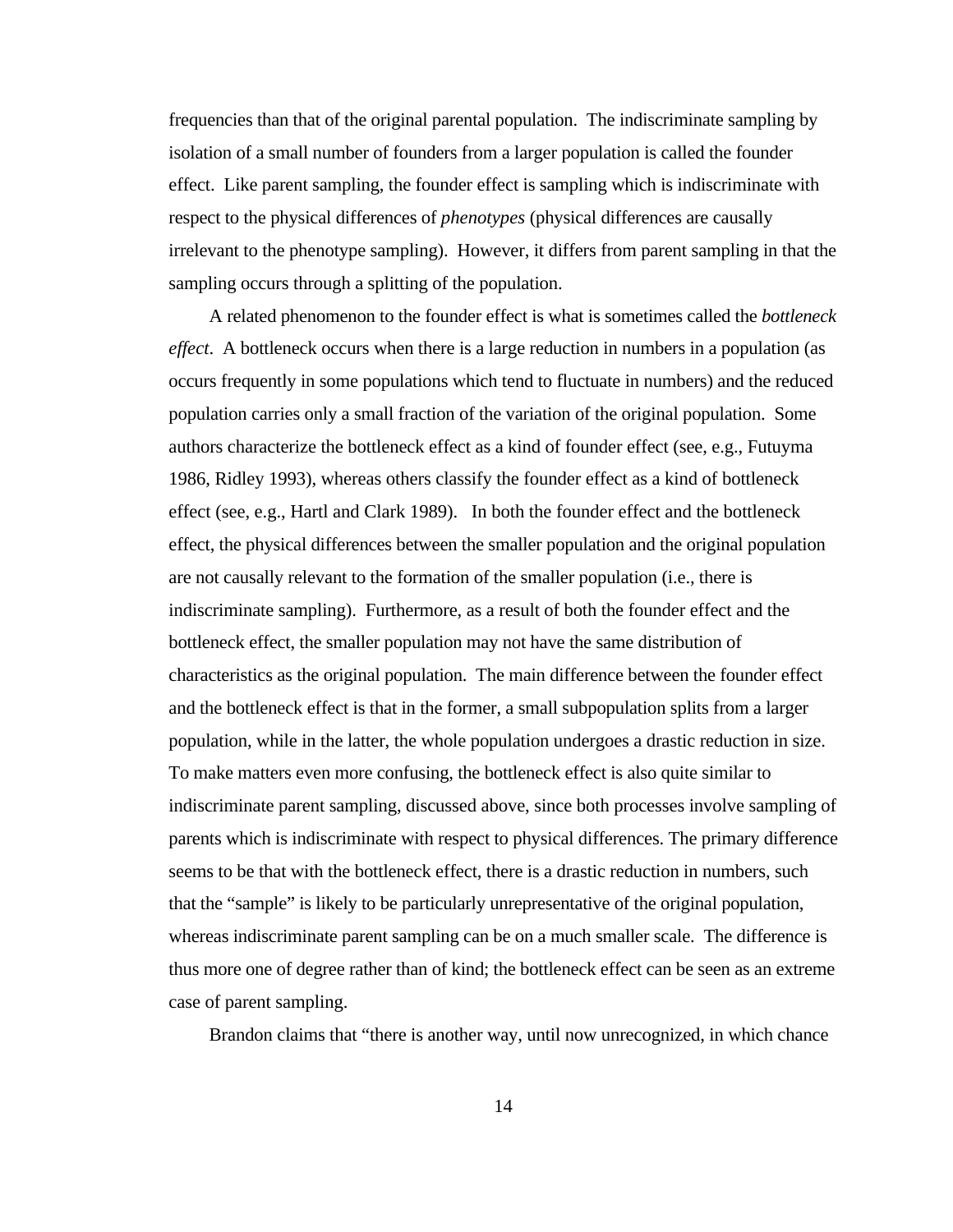frequencies than that of the original parental population. The indiscriminate sampling by isolation of a small number of founders from a larger population is called the founder effect. Like parent sampling, the founder effect is sampling which is indiscriminate with respect to the physical differences of *phenotypes* (physical differences are causally irrelevant to the phenotype sampling). However, it differs from parent sampling in that the sampling occurs through a splitting of the population.

A related phenomenon to the founder effect is what is sometimes called the *bottleneck effect*. A bottleneck occurs when there is a large reduction in numbers in a population (as occurs frequently in some populations which tend to fluctuate in numbers) and the reduced population carries only a small fraction of the variation of the original population. Some authors characterize the bottleneck effect as a kind of founder effect (see, e.g., Futuyma 1986, Ridley 1993), whereas others classify the founder effect as a kind of bottleneck effect (see, e.g., Hartl and Clark 1989). In both the founder effect and the bottleneck effect, the physical differences between the smaller population and the original population are not causally relevant to the formation of the smaller population (i.e., there is indiscriminate sampling). Furthermore, as a result of both the founder effect and the bottleneck effect, the smaller population may not have the same distribution of characteristics as the original population. The main difference between the founder effect and the bottleneck effect is that in the former, a small subpopulation splits from a larger population, while in the latter, the whole population undergoes a drastic reduction in size. To make matters even more confusing, the bottleneck effect is also quite similar to indiscriminate parent sampling, discussed above, since both processes involve sampling of parents which is indiscriminate with respect to physical differences. The primary difference seems to be that with the bottleneck effect, there is a drastic reduction in numbers, such that the "sample" is likely to be particularly unrepresentative of the original population, whereas indiscriminate parent sampling can be on a much smaller scale. The difference is thus more one of degree rather than of kind; the bottleneck effect can be seen as an extreme case of parent sampling.

Brandon claims that "there is another way, until now unrecognized, in which chance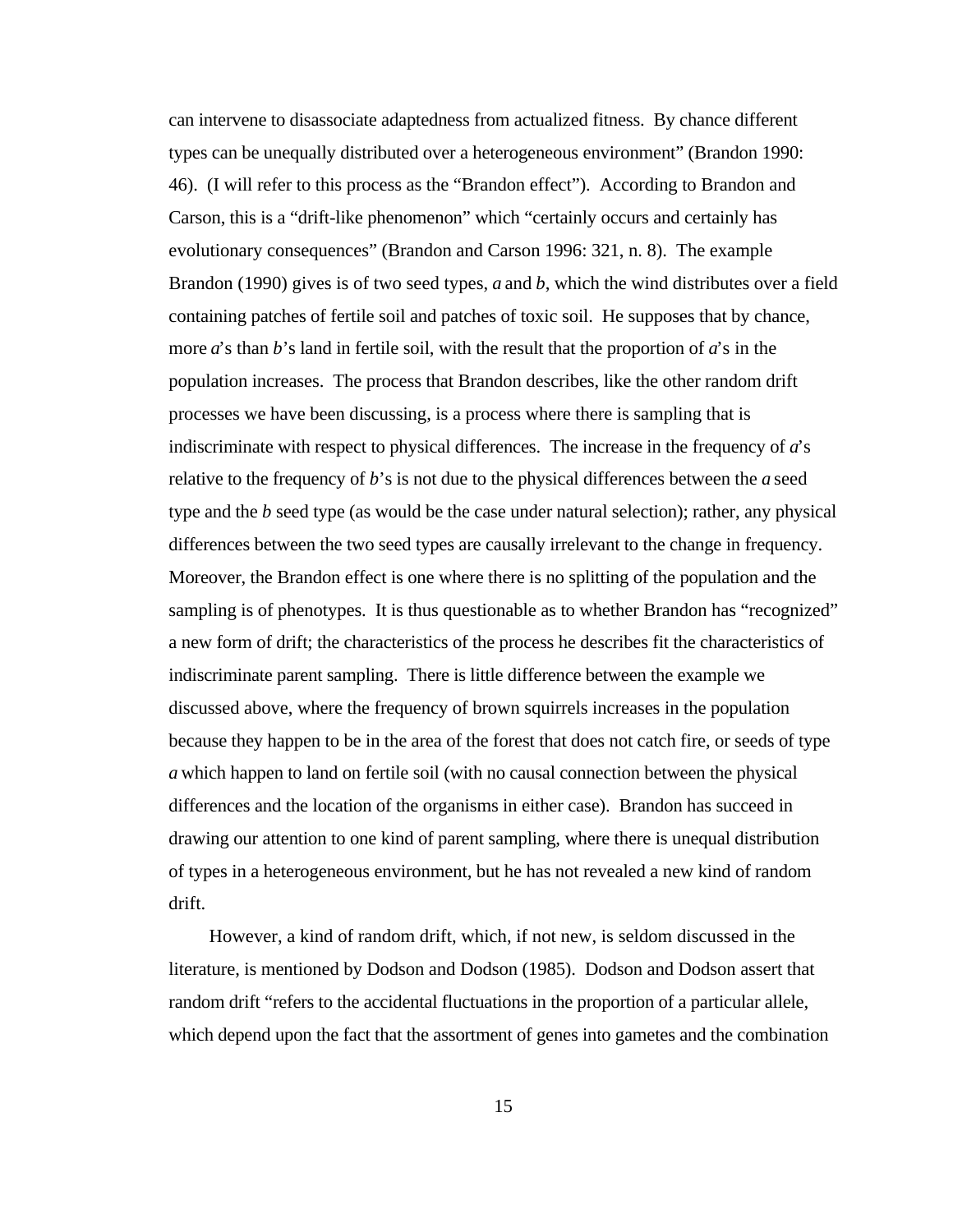can intervene to disassociate adaptedness from actualized fitness. By chance different types can be unequally distributed over a heterogeneous environment" (Brandon 1990: 46). (I will refer to this process as the "Brandon effect"). According to Brandon and Carson, this is a "drift-like phenomenon" which "certainly occurs and certainly has evolutionary consequences" (Brandon and Carson 1996: 321, n. 8). The example Brandon (1990) gives is of two seed types, *a* and *b*, which the wind distributes over a field containing patches of fertile soil and patches of toxic soil. He supposes that by chance, more *a*'s than *b*'s land in fertile soil, with the result that the proportion of *a*'s in the population increases. The process that Brandon describes, like the other random drift processes we have been discussing, is a process where there is sampling that is indiscriminate with respect to physical differences. The increase in the frequency of *a*'s relative to the frequency of *b*'s is not due to the physical differences between the *a* seed type and the *b* seed type (as would be the case under natural selection); rather, any physical differences between the two seed types are causally irrelevant to the change in frequency. Moreover, the Brandon effect is one where there is no splitting of the population and the sampling is of phenotypes. It is thus questionable as to whether Brandon has "recognized" a new form of drift; the characteristics of the process he describes fit the characteristics of indiscriminate parent sampling. There is little difference between the example we discussed above, where the frequency of brown squirrels increases in the population because they happen to be in the area of the forest that does not catch fire, or seeds of type *a* which happen to land on fertile soil (with no causal connection between the physical differences and the location of the organisms in either case). Brandon has succeed in drawing our attention to one kind of parent sampling, where there is unequal distribution of types in a heterogeneous environment, but he has not revealed a new kind of random drift.

However, a kind of random drift, which, if not new, is seldom discussed in the literature, is mentioned by Dodson and Dodson (1985). Dodson and Dodson assert that random drift "refers to the accidental fluctuations in the proportion of a particular allele, which depend upon the fact that the assortment of genes into gametes and the combination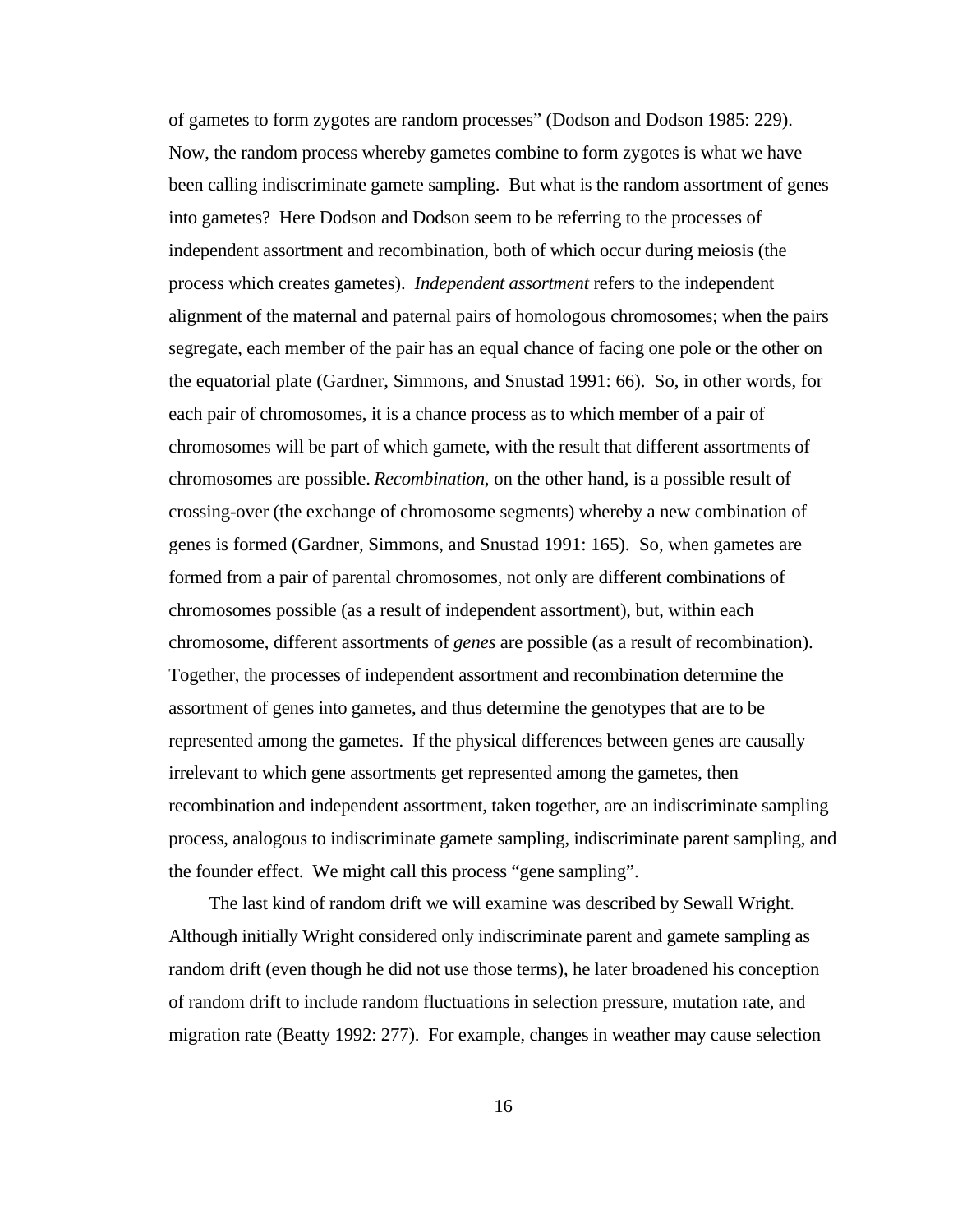of gametes to form zygotes are random processes" (Dodson and Dodson 1985: 229). Now, the random process whereby gametes combine to form zygotes is what we have been calling indiscriminate gamete sampling. But what is the random assortment of genes into gametes? Here Dodson and Dodson seem to be referring to the processes of independent assortment and recombination, both of which occur during meiosis (the process which creates gametes). *Independent assortment* refers to the independent alignment of the maternal and paternal pairs of homologous chromosomes; when the pairs segregate, each member of the pair has an equal chance of facing one pole or the other on the equatorial plate (Gardner, Simmons, and Snustad 1991: 66). So, in other words, for each pair of chromosomes, it is a chance process as to which member of a pair of chromosomes will be part of which gamete, with the result that different assortments of chromosomes are possible. *Recombination*, on the other hand, is a possible result of crossing-over (the exchange of chromosome segments) whereby a new combination of genes is formed (Gardner, Simmons, and Snustad 1991: 165). So, when gametes are formed from a pair of parental chromosomes, not only are different combinations of chromosomes possible (as a result of independent assortment), but, within each chromosome, different assortments of *genes* are possible (as a result of recombination). Together, the processes of independent assortment and recombination determine the assortment of genes into gametes, and thus determine the genotypes that are to be represented among the gametes. If the physical differences between genes are causally irrelevant to which gene assortments get represented among the gametes, then recombination and independent assortment, taken together, are an indiscriminate sampling process, analogous to indiscriminate gamete sampling, indiscriminate parent sampling, and the founder effect. We might call this process "gene sampling".

The last kind of random drift we will examine was described by Sewall Wright. Although initially Wright considered only indiscriminate parent and gamete sampling as random drift (even though he did not use those terms), he later broadened his conception of random drift to include random fluctuations in selection pressure, mutation rate, and migration rate (Beatty 1992: 277). For example, changes in weather may cause selection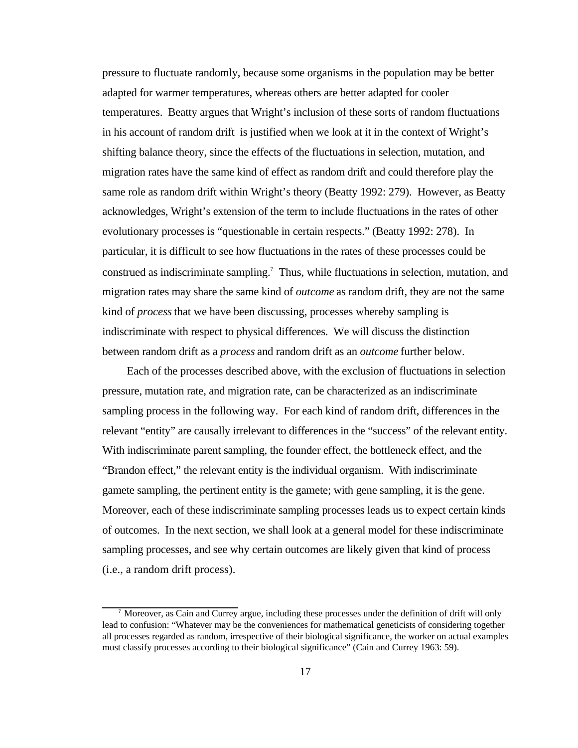pressure to fluctuate randomly, because some organisms in the population may be better adapted for warmer temperatures, whereas others are better adapted for cooler temperatures. Beatty argues that Wright's inclusion of these sorts of random fluctuations in his account of random drift is justified when we look at it in the context of Wright's shifting balance theory, since the effects of the fluctuations in selection, mutation, and migration rates have the same kind of effect as random drift and could therefore play the same role as random drift within Wright's theory (Beatty 1992: 279). However, as Beatty acknowledges, Wright's extension of the term to include fluctuations in the rates of other evolutionary processes is "questionable in certain respects." (Beatty 1992: 278). In particular, it is difficult to see how fluctuations in the rates of these processes could be construed as indiscriminate sampling.[7] Thus, while fluctuations in selection, mutation, and migration rates may share the same kind of *outcome* as random drift, they are not the same kind of *process* that we have been discussing, processes whereby sampling is indiscriminate with respect to physical differences. We will discuss the distinction between random drift as a *process* and random drift as an *outcome* further below.

Each of the processes described above, with the exclusion of fluctuations in selection pressure, mutation rate, and migration rate, can be characterized as an indiscriminate sampling process in the following way. For each kind of random drift, differences in the relevant "entity" are causally irrelevant to differences in the "success" of the relevant entity. With indiscriminate parent sampling, the founder effect, the bottleneck effect, and the "Brandon effect," the relevant entity is the individual organism. With indiscriminate gamete sampling, the pertinent entity is the gamete; with gene sampling, it is the gene. Moreover, each of these indiscriminate sampling processes leads us to expect certain kinds of outcomes. In the next section, we shall look at a general model for these indiscriminate sampling processes, and see why certain outcomes are likely given that kind of process (i.e., a random drift process).

[7] Moreover, as Cain and Currey argue, including these processes under the definition of drift will only lead to confusion: "Whatever may be the conveniences for mathematical geneticists of considering together all processes regarded as random, irrespective of their biological significance, the worker on actual examples must classify processes according to their biological significance" (Cain and Currey 1963: 59).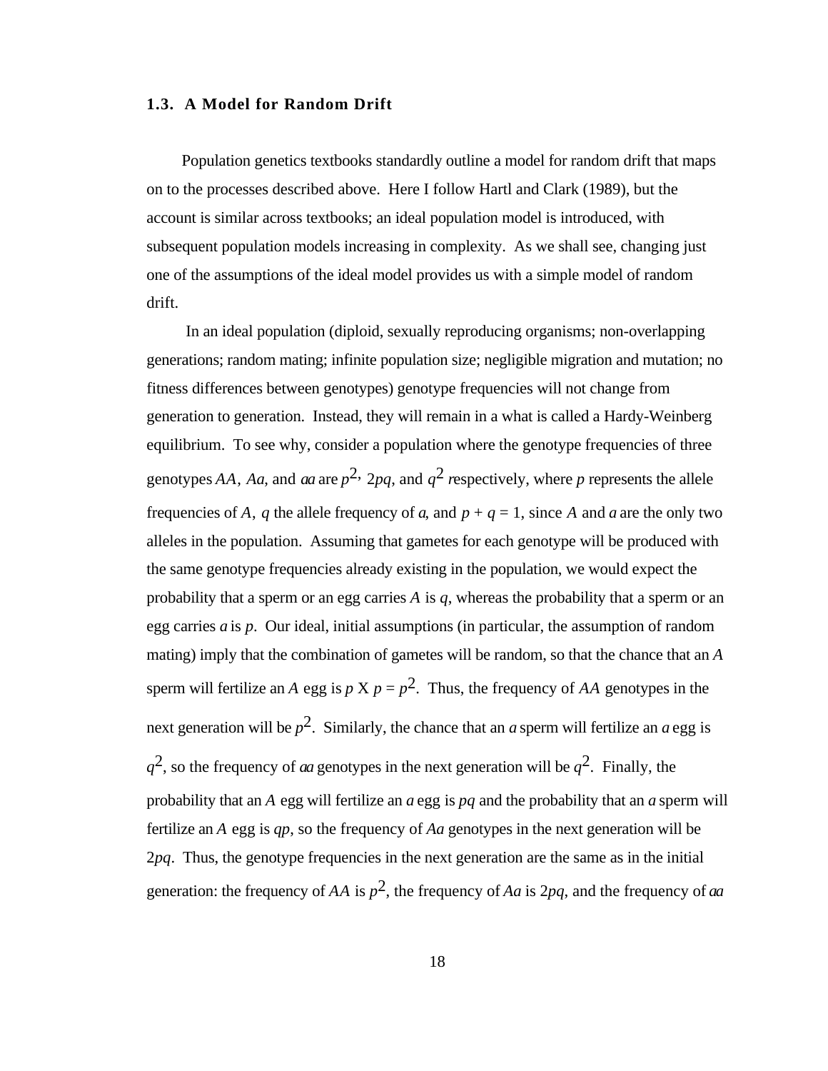### 1.3. A Model for Random Drift

Population genetics textbooks standardly outline a model for random drift that maps on to the processes described above. Here I follow Hartl and Clark (1989), but the account is similar across textbooks; an ideal population model is introduced, with subsequent population models increasing in complexity. As we shall see, changing just one of the assumptions of the ideal model provides us with a simple model of random drift.

In an ideal population (diploid, sexually reproducing organisms; non-overlapping generations; random mating; infinite population size; negligible migration and mutation; no fitness differences between genotypes) genotype frequencies will not change from generation to generation. Instead, they will remain in a what is called a Hardy-Weinberg equilibrium. To see why, consider a population where the genotype frequencies of three genotypes *AA*, *Aa*, and *aa* are $p^2$, $2pq$, and $q^2$ respectively, where $p$ represents the allele frequencies of *A*, $q$ the allele frequency of *a*, and $p + q = 1$, since *A* and *a* are the only two alleles in the population. Assuming that gametes for each genotype will be produced with the same genotype frequencies already existing in the population, we would expect the probability that a sperm or an egg carries *A* is $q$, whereas the probability that a sperm or an egg carries *a* is $p$. Our ideal, initial assumptions (in particular, the assumption of random mating) imply that the combination of gametes will be random, so that the chance that an *A* sperm will fertilize an *A* egg is $p \text{ X } p = p^2$. Thus, the frequency of *AA* genotypes in the next generation will be $p^2$. Similarly, the chance that an *a* sperm will fertilize an *a* egg is $q^2$, so the frequency of *aa* genotypes in the next generation will be $q^2$. Finally, the probability that an *A* egg will fertilize an *a* egg is $pq$ and the probability that an *a* sperm will fertilize an *A* egg is $qp$, so the frequency of *Aa* genotypes in the next generation will be $2pq$. Thus, the genotype frequencies in the next generation are the same as in the initial generation: the frequency of *AA* is $p^2$, the frequency of *Aa* is $2pq$, and the frequency of *aa*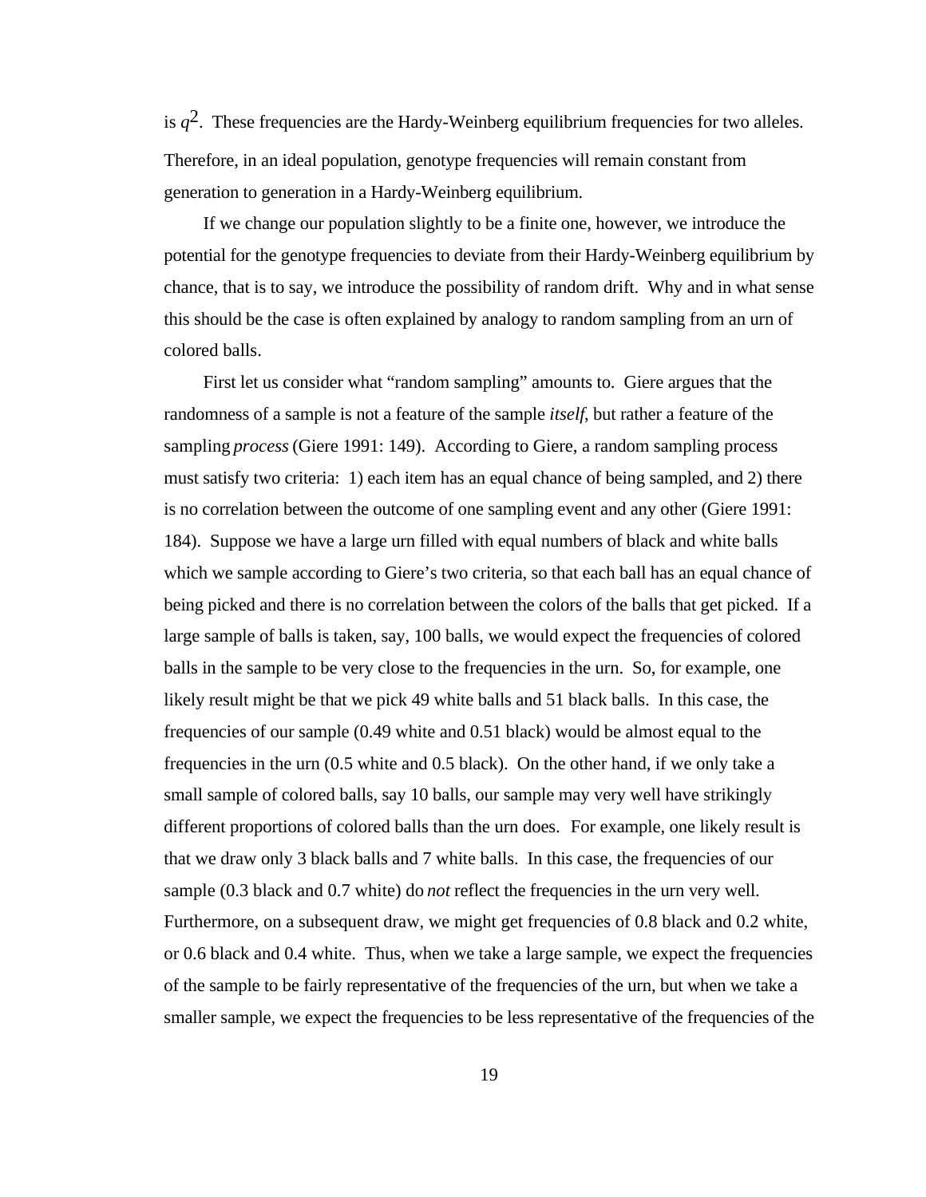is $q^2$. These frequencies are the Hardy-Weinberg equilibrium frequencies for two alleles. Therefore, in an ideal population, genotype frequencies will remain constant from generation to generation in a Hardy-Weinberg equilibrium.

If we change our population slightly to be a finite one, however, we introduce the potential for the genotype frequencies to deviate from their Hardy-Weinberg equilibrium by chance, that is to say, we introduce the possibility of random drift. Why and in what sense this should be the case is often explained by analogy to random sampling from an urn of colored balls.

First let us consider what "random sampling" amounts to. Giere argues that the randomness of a sample is not a feature of the sample *itself*, but rather a feature of the sampling *process* (Giere 1991: 149). According to Giere, a random sampling process must satisfy two criteria: 1) each item has an equal chance of being sampled, and 2) there is no correlation between the outcome of one sampling event and any other (Giere 1991: 184). Suppose we have a large urn filled with equal numbers of black and white balls which we sample according to Giere's two criteria, so that each ball has an equal chance of being picked and there is no correlation between the colors of the balls that get picked. If a large sample of balls is taken, say, 100 balls, we would expect the frequencies of colored balls in the sample to be very close to the frequencies in the urn. So, for example, one likely result might be that we pick 49 white balls and 51 black balls. In this case, the frequencies of our sample (0.49 white and 0.51 black) would be almost equal to the frequencies in the urn (0.5 white and 0.5 black). On the other hand, if we only take a small sample of colored balls, say 10 balls, our sample may very well have strikingly different proportions of colored balls than the urn does. For example, one likely result is that we draw only 3 black balls and 7 white balls. In this case, the frequencies of our sample (0.3 black and 0.7 white) do *not* reflect the frequencies in the urn very well. Furthermore, on a subsequent draw, we might get frequencies of 0.8 black and 0.2 white, or 0.6 black and 0.4 white. Thus, when we take a large sample, we expect the frequencies of the sample to be fairly representative of the frequencies of the urn, but when we take a smaller sample, we expect the frequencies to be less representative of the frequencies of the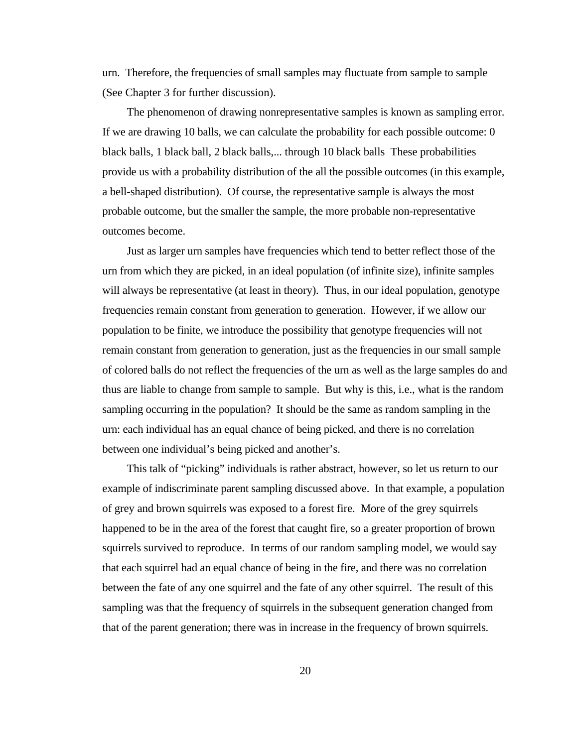urn. Therefore, the frequencies of small samples may fluctuate from sample to sample (See Chapter 3 for further discussion).

The phenomenon of drawing nonrepresentative samples is known as sampling error. If we are drawing 10 balls, we can calculate the probability for each possible outcome: 0 black balls, 1 black ball, 2 black balls,... through 10 black balls These probabilities provide us with a probability distribution of the all the possible outcomes (in this example, a bell-shaped distribution). Of course, the representative sample is always the most probable outcome, but the smaller the sample, the more probable non-representative outcomes become.

Just as larger urn samples have frequencies which tend to better reflect those of the urn from which they are picked, in an ideal population (of infinite size), infinite samples will always be representative (at least in theory). Thus, in our ideal population, genotype frequencies remain constant from generation to generation. However, if we allow our population to be finite, we introduce the possibility that genotype frequencies will not remain constant from generation to generation, just as the frequencies in our small sample of colored balls do not reflect the frequencies of the urn as well as the large samples do and thus are liable to change from sample to sample. But why is this, i.e., what is the random sampling occurring in the population? It should be the same as random sampling in the urn: each individual has an equal chance of being picked, and there is no correlation between one individual's being picked and another's.

This talk of "picking" individuals is rather abstract, however, so let us return to our example of indiscriminate parent sampling discussed above. In that example, a population of grey and brown squirrels was exposed to a forest fire. More of the grey squirrels happened to be in the area of the forest that caught fire, so a greater proportion of brown squirrels survived to reproduce. In terms of our random sampling model, we would say that each squirrel had an equal chance of being in the fire, and there was no correlation between the fate of any one squirrel and the fate of any other squirrel. The result of this sampling was that the frequency of squirrels in the subsequent generation changed from that of the parent generation; there was in increase in the frequency of brown squirrels.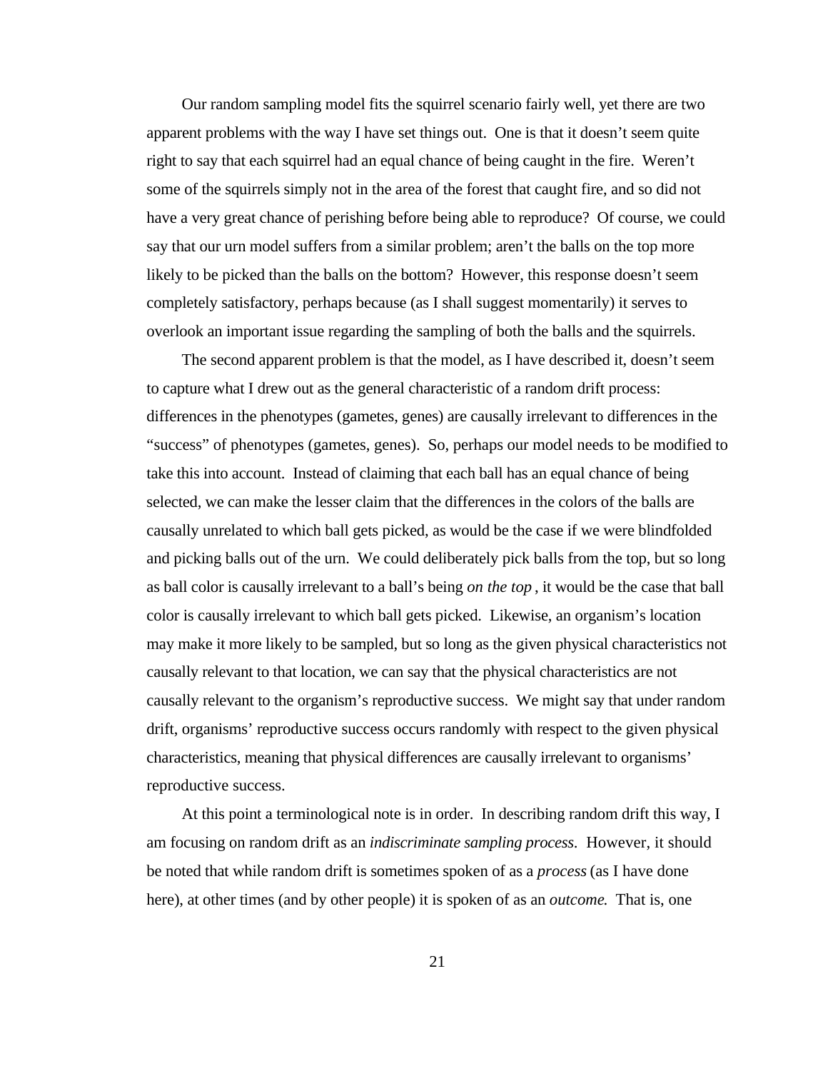Our random sampling model fits the squirrel scenario fairly well, yet there are two apparent problems with the way I have set things out. One is that it doesn't seem quite right to say that each squirrel had an equal chance of being caught in the fire. Weren't some of the squirrels simply not in the area of the forest that caught fire, and so did not have a very great chance of perishing before being able to reproduce? Of course, we could say that our urn model suffers from a similar problem; aren't the balls on the top more likely to be picked than the balls on the bottom? However, this response doesn't seem completely satisfactory, perhaps because (as I shall suggest momentarily) it serves to overlook an important issue regarding the sampling of both the balls and the squirrels.

The second apparent problem is that the model, as I have described it, doesn't seem to capture what I drew out as the general characteristic of a random drift process: differences in the phenotypes (gametes, genes) are causally irrelevant to differences in the "success" of phenotypes (gametes, genes). So, perhaps our model needs to be modified to take this into account. Instead of claiming that each ball has an equal chance of being selected, we can make the lesser claim that the differences in the colors of the balls are causally unrelated to which ball gets picked, as would be the case if we were blindfolded and picking balls out of the urn. We could deliberately pick balls from the top, but so long as ball color is causally irrelevant to a ball's being *on the top*, it would be the case that ball color is causally irrelevant to which ball gets picked. Likewise, an organism's location may make it more likely to be sampled, but so long as the given physical characteristics not causally relevant to that location, we can say that the physical characteristics are not causally relevant to the organism's reproductive success. We might say that under random drift, organisms' reproductive success occurs randomly with respect to the given physical characteristics, meaning that physical differences are causally irrelevant to organisms' reproductive success.

At this point a terminological note is in order. In describing random drift this way, I am focusing on random drift as an *indiscriminate sampling process*. However, it should be noted that while random drift is sometimes spoken of as a *process* (as I have done here), at other times (and by other people) it is spoken of as an *outcome*. That is, one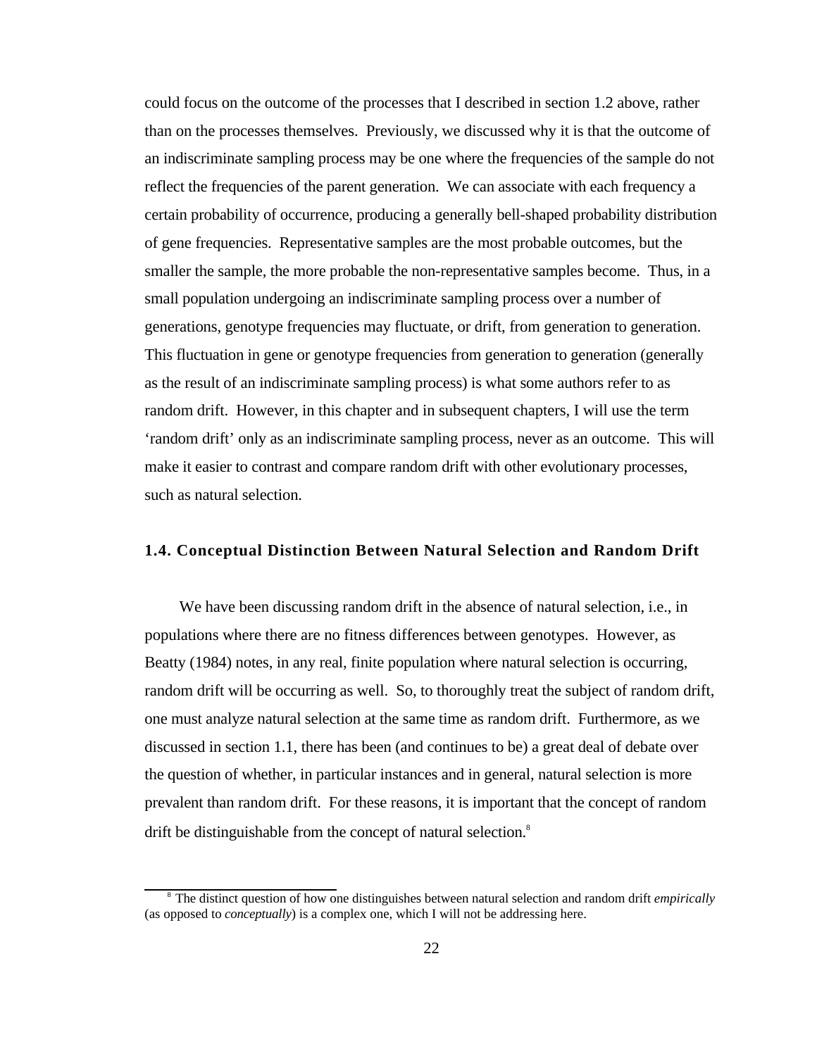could focus on the outcome of the processes that I described in section 1.2 above, rather than on the processes themselves. Previously, we discussed why it is that the outcome of an indiscriminate sampling process may be one where the frequencies of the sample do not reflect the frequencies of the parent generation. We can associate with each frequency a certain probability of occurrence, producing a generally bell-shaped probability distribution of gene frequencies. Representative samples are the most probable outcomes, but the smaller the sample, the more probable the non-representative samples become. Thus, in a small population undergoing an indiscriminate sampling process over a number of generations, genotype frequencies may fluctuate, or drift, from generation to generation. This fluctuation in gene or genotype frequencies from generation to generation (generally as the result of an indiscriminate sampling process) is what some authors refer to as random drift. However, in this chapter and in subsequent chapters, I will use the term 'random drift' only as an indiscriminate sampling process, never as an outcome. This will make it easier to contrast and compare random drift with other evolutionary processes, such as natural selection.

### 1.4. Conceptual Distinction Between Natural Selection and Random Drift

We have been discussing random drift in the absence of natural selection, i.e., in populations where there are no fitness differences between genotypes. However, as Beatty (1984) notes, in any real, finite population where natural selection is occurring, random drift will be occurring as well. So, to thoroughly treat the subject of random drift, one must analyze natural selection at the same time as random drift. Furthermore, as we discussed in section 1.1, there has been (and continues to be) a great deal of debate over the question of whether, in particular instances and in general, natural selection is more prevalent than random drift. For these reasons, it is important that the concept of random drift be distinguishable from the concept of natural selection.[8]

[8] The distinct question of how one distinguishes between natural selection and random drift *empirically* (as opposed to *conceptually*) is a complex one, which I will not be addressing here.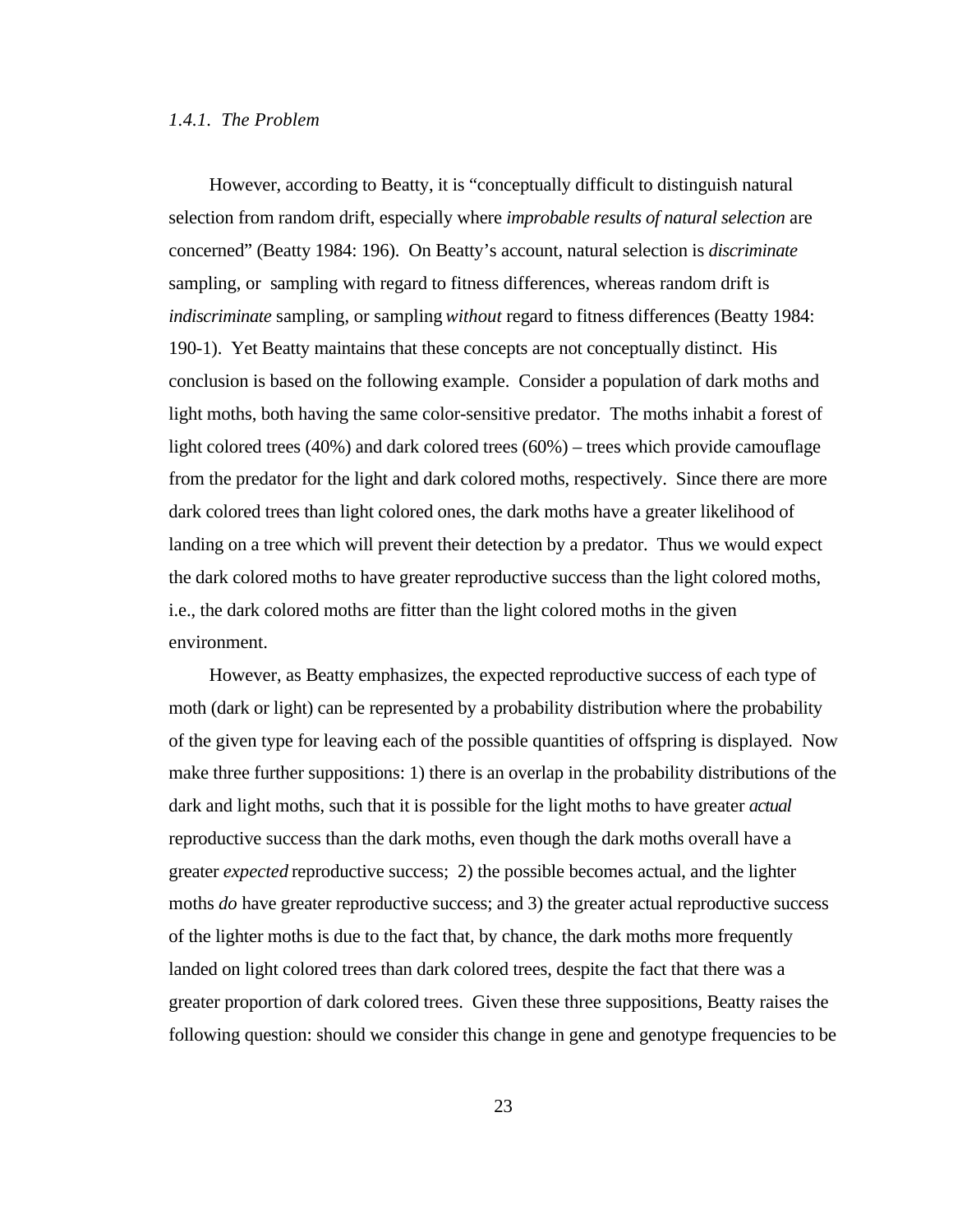#### *1.4.1. The Problem*

However, according to Beatty, it is "conceptually difficult to distinguish natural selection from random drift, especially where *improbable results of natural selection* are concerned" (Beatty 1984: 196). On Beatty's account, natural selection is *discriminate* sampling, or sampling with regard to fitness differences, whereas random drift is *indiscriminate* sampling, or sampling *without* regard to fitness differences (Beatty 1984: 190-1). Yet Beatty maintains that these concepts are not conceptually distinct. His conclusion is based on the following example. Consider a population of dark moths and light moths, both having the same color-sensitive predator. The moths inhabit a forest of light colored trees (40%) and dark colored trees (60%) – trees which provide camouflage from the predator for the light and dark colored moths, respectively. Since there are more dark colored trees than light colored ones, the dark moths have a greater likelihood of landing on a tree which will prevent their detection by a predator. Thus we would expect the dark colored moths to have greater reproductive success than the light colored moths, i.e., the dark colored moths are fitter than the light colored moths in the given environment.

However, as Beatty emphasizes, the expected reproductive success of each type of moth (dark or light) can be represented by a probability distribution where the probability of the given type for leaving each of the possible quantities of offspring is displayed. Now make three further suppositions: 1) there is an overlap in the probability distributions of the dark and light moths, such that it is possible for the light moths to have greater *actual* reproductive success than the dark moths, even though the dark moths overall have a greater *expected* reproductive success; 2) the possible becomes actual, and the lighter moths *do* have greater reproductive success; and 3) the greater actual reproductive success of the lighter moths is due to the fact that, by chance, the dark moths more frequently landed on light colored trees than dark colored trees, despite the fact that there was a greater proportion of dark colored trees. Given these three suppositions, Beatty raises the following question: should we consider this change in gene and genotype frequencies to be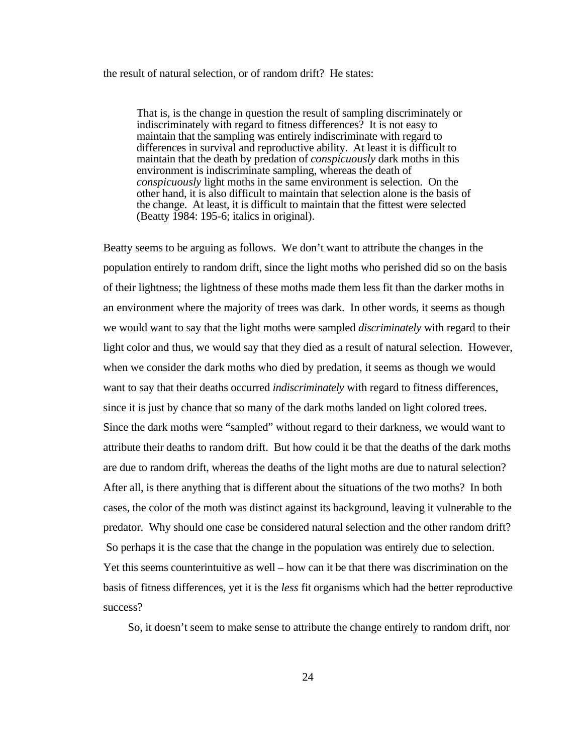the result of natural selection, or of random drift? He states:

> That is, is the change in question the result of sampling discriminately or indiscriminately with regard to fitness differences? It is not easy to maintain that the sampling was entirely indiscriminate with regard to differences in survival and reproductive ability. At least it is difficult to maintain that the death by predation of *conspicuously* dark moths in this environment is indiscriminate sampling, whereas the death of *conspicuously* light moths in the same environment is selection. On the other hand, it is also difficult to maintain that selection alone is the basis of the change. At least, it is difficult to maintain that the fittest were selected (Beatty 1984: 195-6; italics in original).

Beatty seems to be arguing as follows. We don't want to attribute the changes in the population entirely to random drift, since the light moths who perished did so on the basis of their lightness; the lightness of these moths made them less fit than the darker moths in an environment where the majority of trees was dark. In other words, it seems as though we would want to say that the light moths were sampled *discriminately* with regard to their light color and thus, we would say that they died as a result of natural selection. However, when we consider the dark moths who died by predation, it seems as though we would want to say that their deaths occurred *indiscriminately* with regard to fitness differences, since it is just by chance that so many of the dark moths landed on light colored trees. Since the dark moths were "sampled" without regard to their darkness, we would want to attribute their deaths to random drift. But how could it be that the deaths of the dark moths are due to random drift, whereas the deaths of the light moths are due to natural selection? After all, is there anything that is different about the situations of the two moths? In both cases, the color of the moth was distinct against its background, leaving it vulnerable to the predator. Why should one case be considered natural selection and the other random drift? So perhaps it is the case that the change in the population was entirely due to selection. Yet this seems counterintuitive as well – how can it be that there was discrimination on the basis of fitness differences, yet it is the *less* fit organisms which had the better reproductive success?

So, it doesn't seem to make sense to attribute the change entirely to random drift, nor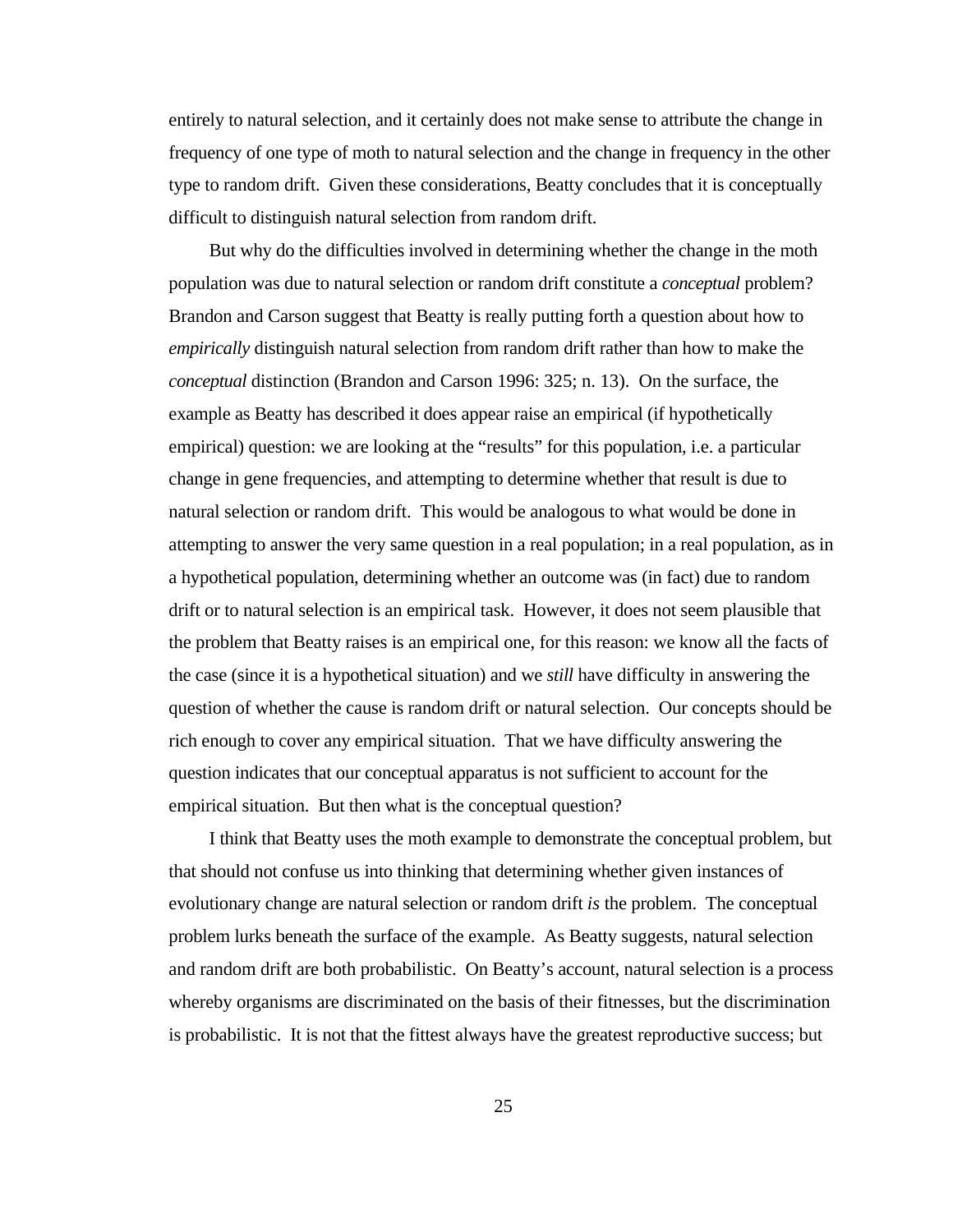entirely to natural selection, and it certainly does not make sense to attribute the change in frequency of one type of moth to natural selection and the change in frequency in the other type to random drift. Given these considerations, Beatty concludes that it is conceptually difficult to distinguish natural selection from random drift.

But why do the difficulties involved in determining whether the change in the moth population was due to natural selection or random drift constitute a *conceptual* problem? Brandon and Carson suggest that Beatty is really putting forth a question about how to *empirically* distinguish natural selection from random drift rather than how to make the *conceptual* distinction (Brandon and Carson 1996: 325; n. 13). On the surface, the example as Beatty has described it does appear raise an empirical (if hypothetically empirical) question: we are looking at the "results" for this population, i.e. a particular change in gene frequencies, and attempting to determine whether that result is due to natural selection or random drift. This would be analogous to what would be done in attempting to answer the very same question in a real population; in a real population, as in a hypothetical population, determining whether an outcome was (in fact) due to random drift or to natural selection is an empirical task. However, it does not seem plausible that the problem that Beatty raises is an empirical one, for this reason: we know all the facts of the case (since it is a hypothetical situation) and we *still* have difficulty in answering the question of whether the cause is random drift or natural selection. Our concepts should be rich enough to cover any empirical situation. That we have difficulty answering the question indicates that our conceptual apparatus is not sufficient to account for the empirical situation. But then what is the conceptual question?

I think that Beatty uses the moth example to demonstrate the conceptual problem, but that should not confuse us into thinking that determining whether given instances of evolutionary change are natural selection or random drift *is* the problem. The conceptual problem lurks beneath the surface of the example. As Beatty suggests, natural selection and random drift are both probabilistic. On Beatty's account, natural selection is a process whereby organisms are discriminated on the basis of their fitnesses, but the discrimination is probabilistic. It is not that the fittest always have the greatest reproductive success; but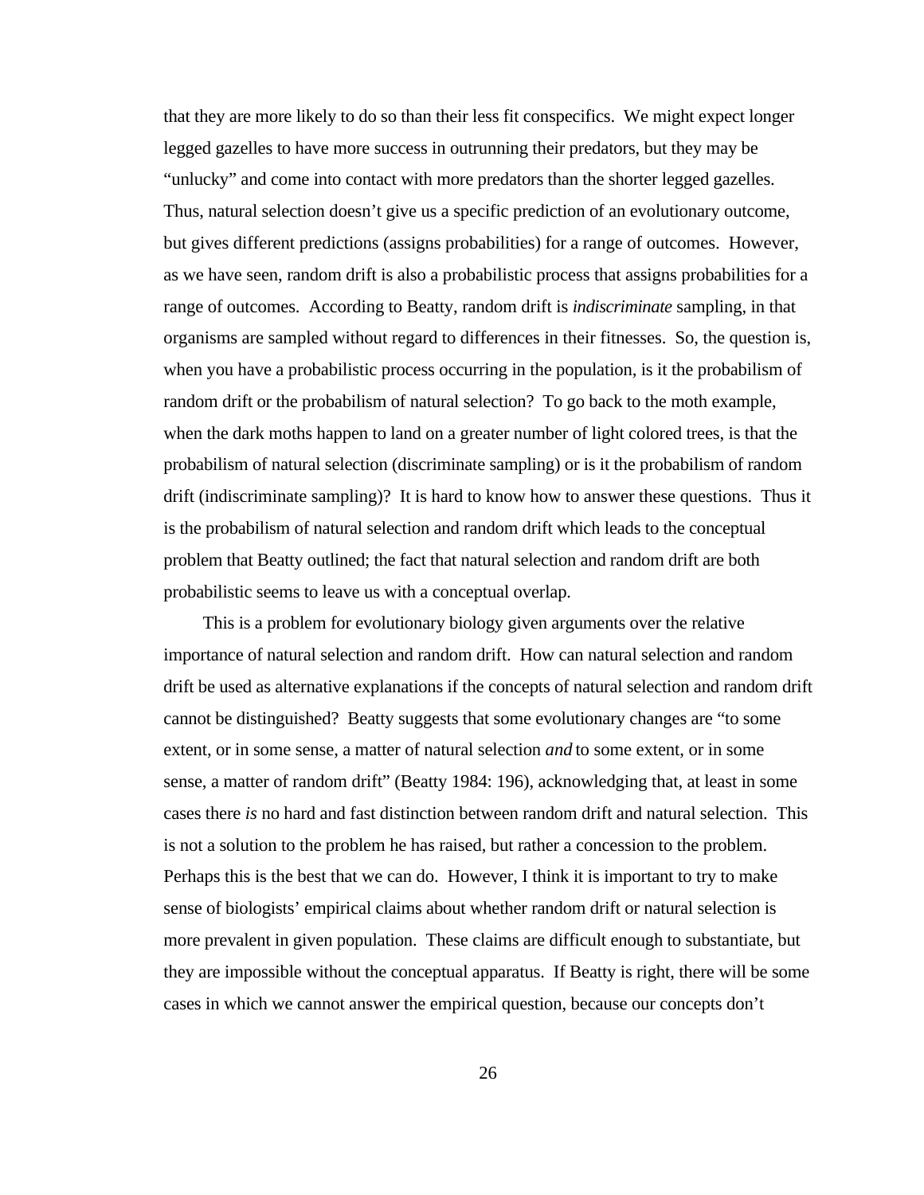that they are more likely to do so than their less fit conspecifics. We might expect longer legged gazelles to have more success in outrunning their predators, but they may be "unlucky" and come into contact with more predators than the shorter legged gazelles. Thus, natural selection doesn't give us a specific prediction of an evolutionary outcome, but gives different predictions (assigns probabilities) for a range of outcomes. However, as we have seen, random drift is also a probabilistic process that assigns probabilities for a range of outcomes. According to Beatty, random drift is *indiscriminate* sampling, in that organisms are sampled without regard to differences in their fitnesses. So, the question is, when you have a probabilistic process occurring in the population, is it the probabilism of random drift or the probabilism of natural selection? To go back to the moth example, when the dark moths happen to land on a greater number of light colored trees, is that the probabilism of natural selection (discriminate sampling) or is it the probabilism of random drift (indiscriminate sampling)? It is hard to know how to answer these questions. Thus it is the probabilism of natural selection and random drift which leads to the conceptual problem that Beatty outlined; the fact that natural selection and random drift are both probabilistic seems to leave us with a conceptual overlap.

This is a problem for evolutionary biology given arguments over the relative importance of natural selection and random drift. How can natural selection and random drift be used as alternative explanations if the concepts of natural selection and random drift cannot be distinguished? Beatty suggests that some evolutionary changes are "to some extent, or in some sense, a matter of natural selection *and* to some extent, or in some sense, a matter of random drift" (Beatty 1984: 196), acknowledging that, at least in some cases there *is* no hard and fast distinction between random drift and natural selection. This is not a solution to the problem he has raised, but rather a concession to the problem. Perhaps this is the best that we can do. However, I think it is important to try to make sense of biologists' empirical claims about whether random drift or natural selection is more prevalent in given population. These claims are difficult enough to substantiate, but they are impossible without the conceptual apparatus. If Beatty is right, there will be some cases in which we cannot answer the empirical question, because our concepts don't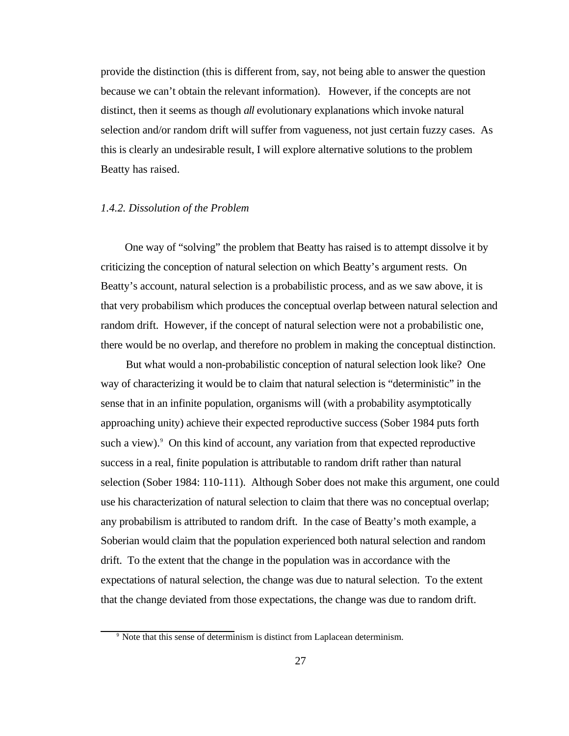provide the distinction (this is different from, say, not being able to answer the question because we can't obtain the relevant information). However, if the concepts are not distinct, then it seems as though *all* evolutionary explanations which invoke natural selection and/or random drift will suffer from vagueness, not just certain fuzzy cases. As this is clearly an undesirable result, I will explore alternative solutions to the problem Beatty has raised.

### *1.4.2. Dissolution of the Problem*

One way of "solving" the problem that Beatty has raised is to attempt dissolve it by criticizing the conception of natural selection on which Beatty's argument rests. On Beatty's account, natural selection is a probabilistic process, and as we saw above, it is that very probabilism which produces the conceptual overlap between natural selection and random drift. However, if the concept of natural selection were not a probabilistic one, there would be no overlap, and therefore no problem in making the conceptual distinction.

But what would a non-probabilistic conception of natural selection look like? One way of characterizing it would be to claim that natural selection is "deterministic" in the sense that in an infinite population, organisms will (with a probability asymptotically approaching unity) achieve their expected reproductive success (Sober 1984 puts forth such a view).[9] On this kind of account, any variation from that expected reproductive success in a real, finite population is attributable to random drift rather than natural selection (Sober 1984: 110-111). Although Sober does not make this argument, one could use his characterization of natural selection to claim that there was no conceptual overlap; any probabilism is attributed to random drift. In the case of Beatty's moth example, a Soberian would claim that the population experienced both natural selection and random drift. To the extent that the change in the population was in accordance with the expectations of natural selection, the change was due to natural selection. To the extent that the change deviated from those expectations, the change was due to random drift.

[9] Note that this sense of determinism is distinct from Laplacean determinism.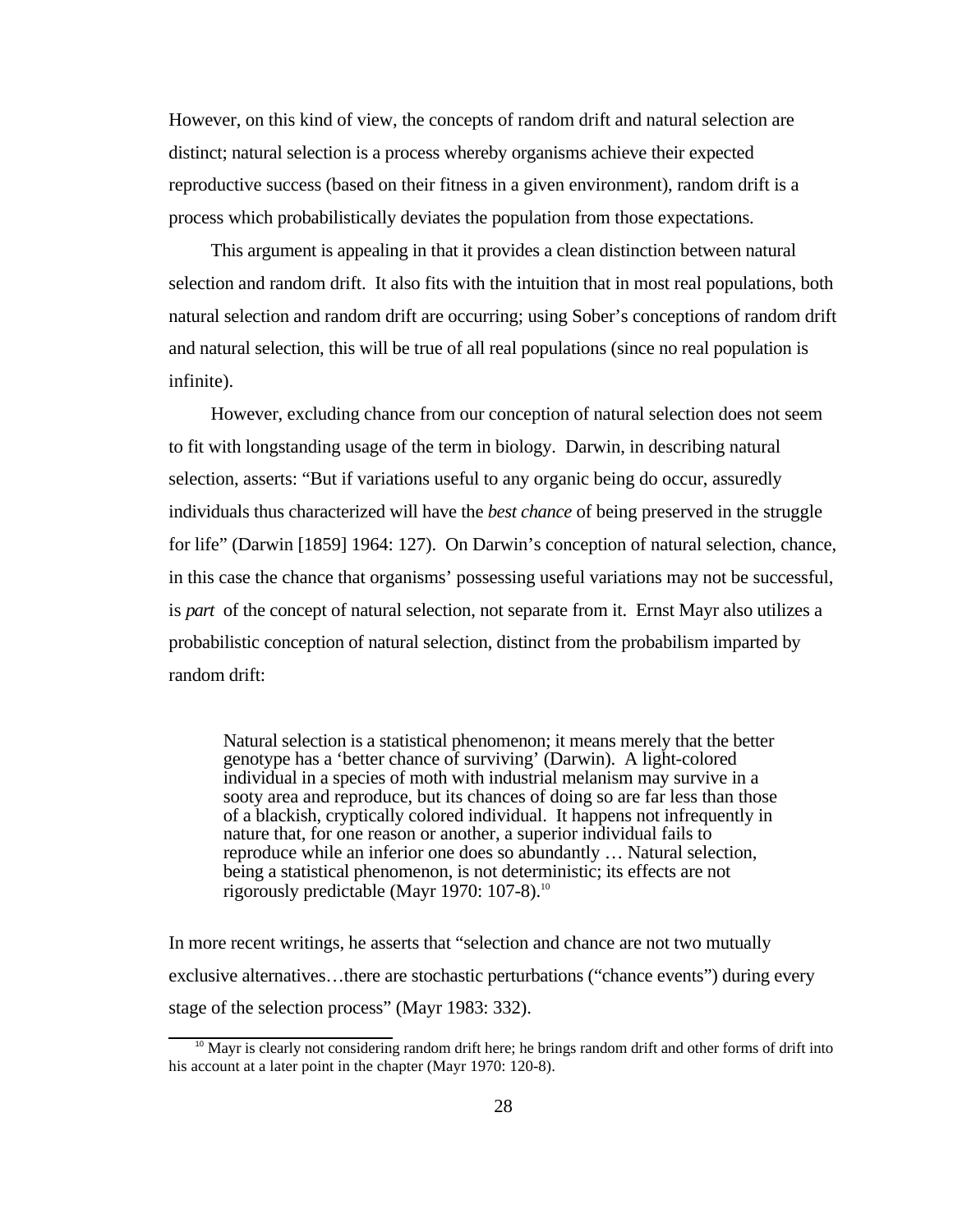However, on this kind of view, the concepts of random drift and natural selection are distinct; natural selection is a process whereby organisms achieve their expected reproductive success (based on their fitness in a given environment), random drift is a process which probabilistically deviates the population from those expectations.

This argument is appealing in that it provides a clean distinction between natural selection and random drift. It also fits with the intuition that in most real populations, both natural selection and random drift are occurring; using Sober's conceptions of random drift and natural selection, this will be true of all real populations (since no real population is infinite).

However, excluding chance from our conception of natural selection does not seem to fit with longstanding usage of the term in biology. Darwin, in describing natural selection, asserts: "But if variations useful to any organic being do occur, assuredly individuals thus characterized will have the *best chance* of being preserved in the struggle for life" (Darwin [1859] 1964: 127). On Darwin's conception of natural selection, chance, in this case the chance that organisms' possessing useful variations may not be successful, is *part* of the concept of natural selection, not separate from it. Ernst Mayr also utilizes a probabilistic conception of natural selection, distinct from the probabilism imparted by random drift:

> Natural selection is a statistical phenomenon; it means merely that the better genotype has a 'better chance of surviving' (Darwin). A light-colored individual in a species of moth with industrial melanism may survive in a sooty area and reproduce, but its chances of doing so are far less than those of a blackish, cryptically colored individual. It happens not infrequently in nature that, for one reason or another, a superior individual fails to reproduce while an inferior one does so abundantly … Natural selection, being a statistical phenomenon, is not deterministic; its effects are not rigorously predictable (Mayr 1970: 107-8).[10]

In more recent writings, he asserts that "selection and chance are not two mutually exclusive alternatives…there are stochastic perturbations ("chance events") during every stage of the selection process" (Mayr 1983: 332).

[10] Mayr is clearly not considering random drift here; he brings random drift and other forms of drift into his account at a later point in the chapter (Mayr 1970: 120-8).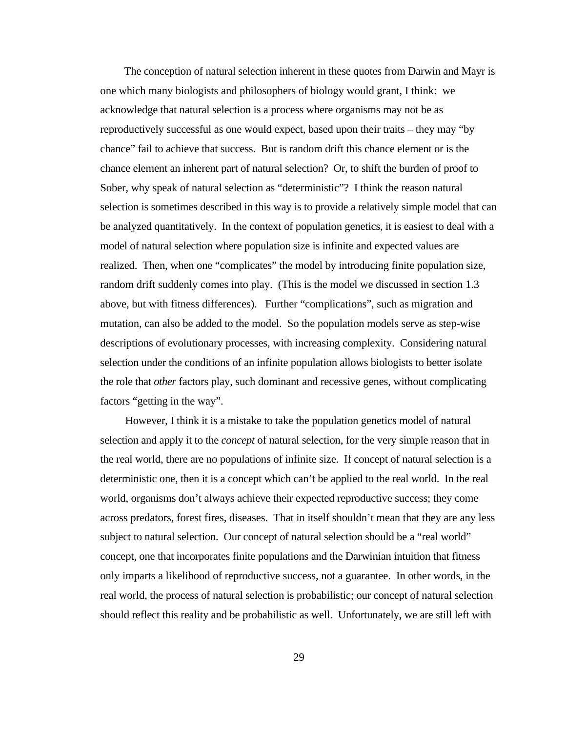The conception of natural selection inherent in these quotes from Darwin and Mayr is one which many biologists and philosophers of biology would grant, I think: we acknowledge that natural selection is a process where organisms may not be as reproductively successful as one would expect, based upon their traits – they may "by chance" fail to achieve that success. But is random drift this chance element or is the chance element an inherent part of natural selection? Or, to shift the burden of proof to Sober, why speak of natural selection as "deterministic"? I think the reason natural selection is sometimes described in this way is to provide a relatively simple model that can be analyzed quantitatively. In the context of population genetics, it is easiest to deal with a model of natural selection where population size is infinite and expected values are realized. Then, when one "complicates" the model by introducing finite population size, random drift suddenly comes into play. (This is the model we discussed in section 1.3 above, but with fitness differences). Further "complications", such as migration and mutation, can also be added to the model. So the population models serve as step-wise descriptions of evolutionary processes, with increasing complexity. Considering natural selection under the conditions of an infinite population allows biologists to better isolate the role that *other* factors play, such dominant and recessive genes, without complicating factors "getting in the way".

However, I think it is a mistake to take the population genetics model of natural selection and apply it to the *concept* of natural selection, for the very simple reason that in the real world, there are no populations of infinite size. If concept of natural selection is a deterministic one, then it is a concept which can't be applied to the real world. In the real world, organisms don't always achieve their expected reproductive success; they come across predators, forest fires, diseases. That in itself shouldn't mean that they are any less subject to natural selection. Our concept of natural selection should be a "real world" concept, one that incorporates finite populations and the Darwinian intuition that fitness only imparts a likelihood of reproductive success, not a guarantee. In other words, in the real world, the process of natural selection is probabilistic; our concept of natural selection should reflect this reality and be probabilistic as well. Unfortunately, we are still left with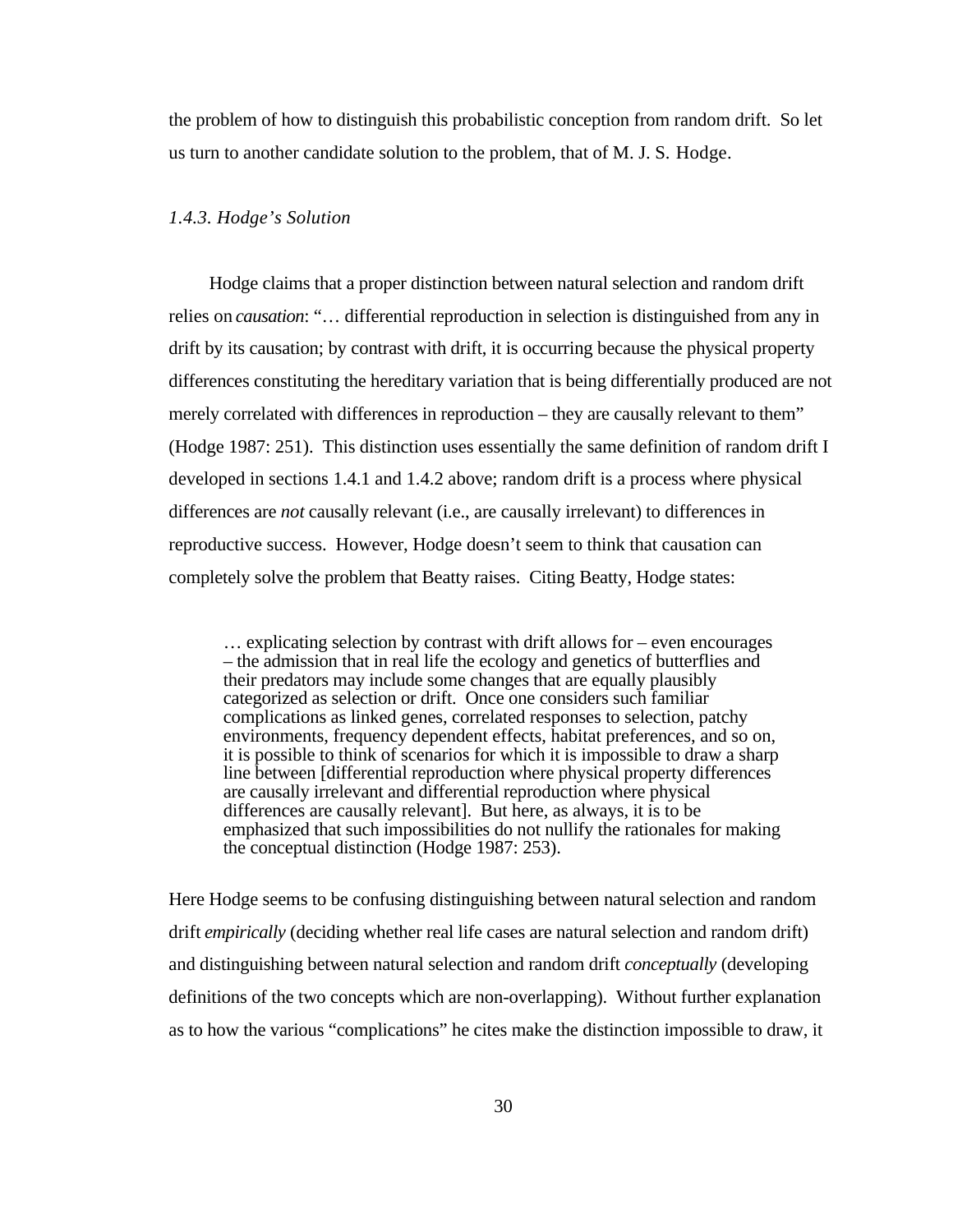the problem of how to distinguish this probabilistic conception from random drift. So let us turn to another candidate solution to the problem, that of M. J. S. Hodge.

### *1.4.3. Hodge's Solution*

Hodge claims that a proper distinction between natural selection and random drift relies on *causation*: "… differential reproduction in selection is distinguished from any in drift by its causation; by contrast with drift, it is occurring because the physical property differences constituting the hereditary variation that is being differentially produced are not merely correlated with differences in reproduction – they are causally relevant to them" (Hodge 1987: 251). This distinction uses essentially the same definition of random drift I developed in sections 1.4.1 and 1.4.2 above; random drift is a process where physical differences are *not* causally relevant (i.e., are causally irrelevant) to differences in reproductive success. However, Hodge doesn't seem to think that causation can completely solve the problem that Beatty raises. Citing Beatty, Hodge states:

> … explicating selection by contrast with drift allows for – even encourages – the admission that in real life the ecology and genetics of butterflies and their predators may include some changes that are equally plausibly categorized as selection or drift. Once one considers such familiar complications as linked genes, correlated responses to selection, patchy environments, frequency dependent effects, habitat preferences, and so on, it is possible to think of scenarios for which it is impossible to draw a sharp line between [differential reproduction where physical property differences are causally irrelevant and differential reproduction where physical differences are causally relevant]. But here, as always, it is to be emphasized that such impossibilities do not nullify the rationales for making the conceptual distinction (Hodge 1987: 253).

Here Hodge seems to be confusing distinguishing between natural selection and random drift *empirically* (deciding whether real life cases are natural selection and random drift) and distinguishing between natural selection and random drift *conceptually* (developing definitions of the two concepts which are non-overlapping). Without further explanation as to how the various "complications" he cites make the distinction impossible to draw, it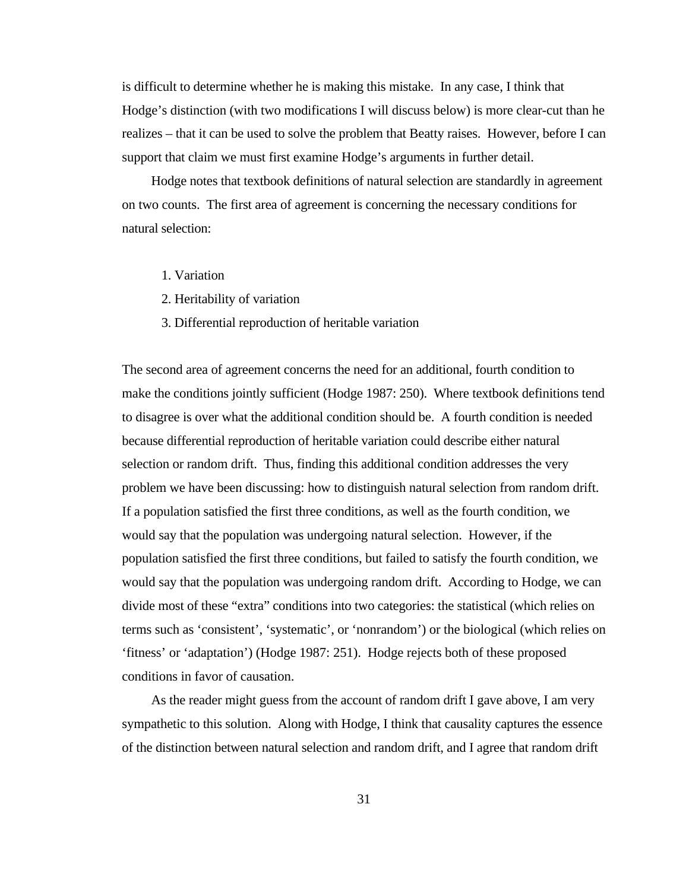is difficult to determine whether he is making this mistake. In any case, I think that Hodge's distinction (with two modifications I will discuss below) is more clear-cut than he realizes – that it can be used to solve the problem that Beatty raises. However, before I can support that claim we must first examine Hodge's arguments in further detail.

Hodge notes that textbook definitions of natural selection are standardly in agreement on two counts. The first area of agreement is concerning the necessary conditions for natural selection:

1. Variation
2. Heritability of variation
3. Differential reproduction of heritable variation

The second area of agreement concerns the need for an additional, fourth condition to make the conditions jointly sufficient (Hodge 1987: 250). Where textbook definitions tend to disagree is over what the additional condition should be. A fourth condition is needed because differential reproduction of heritable variation could describe either natural selection or random drift. Thus, finding this additional condition addresses the very problem we have been discussing: how to distinguish natural selection from random drift. If a population satisfied the first three conditions, as well as the fourth condition, we would say that the population was undergoing natural selection. However, if the population satisfied the first three conditions, but failed to satisfy the fourth condition, we would say that the population was undergoing random drift. According to Hodge, we can divide most of these "extra" conditions into two categories: the statistical (which relies on terms such as 'consistent', 'systematic', or 'nonrandom') or the biological (which relies on 'fitness' or 'adaptation') (Hodge 1987: 251). Hodge rejects both of these proposed conditions in favor of causation.

As the reader might guess from the account of random drift I gave above, I am very sympathetic to this solution. Along with Hodge, I think that causality captures the essence of the distinction between natural selection and random drift, and I agree that random drift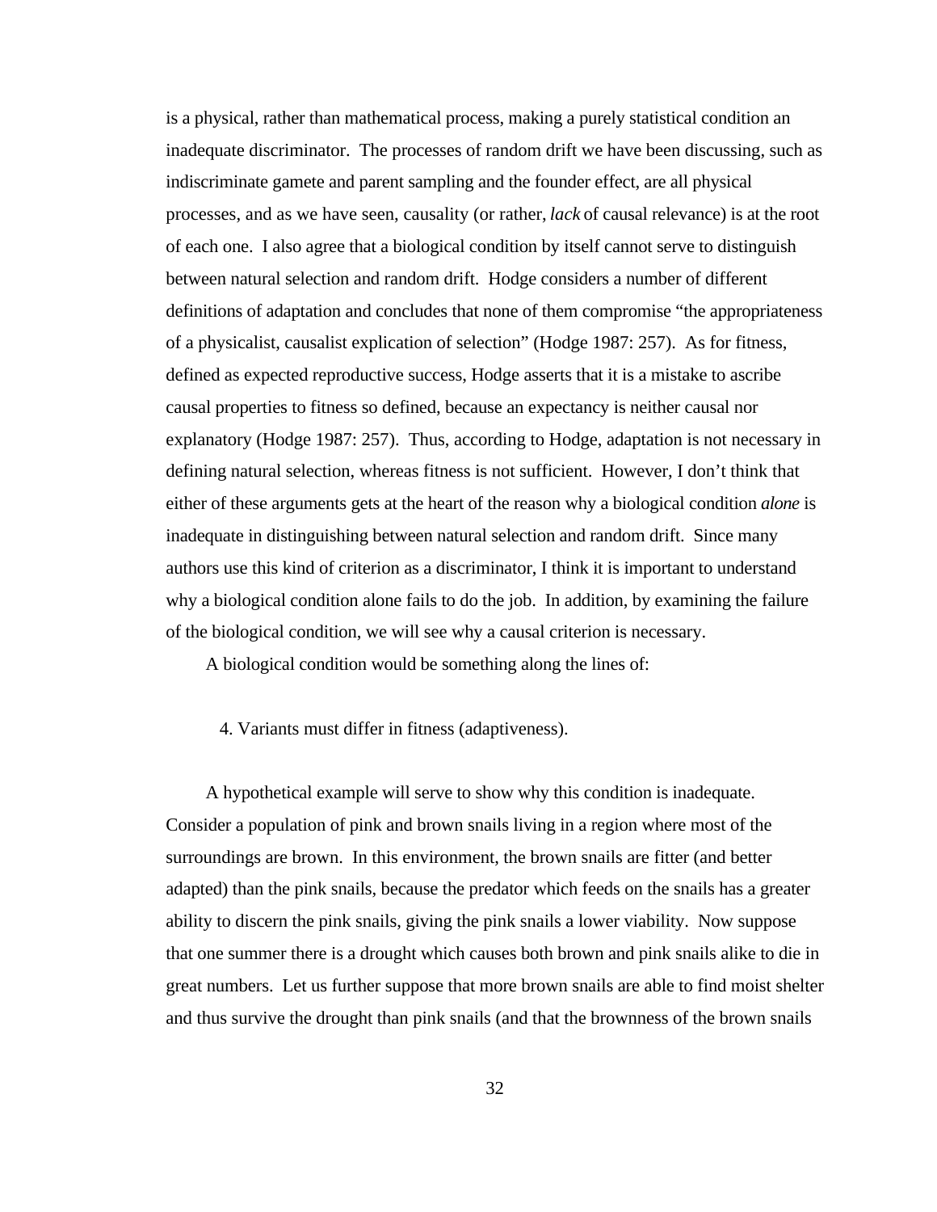is a physical, rather than mathematical process, making a purely statistical condition an inadequate discriminator. The processes of random drift we have been discussing, such as indiscriminate gamete and parent sampling and the founder effect, are all physical processes, and as we have seen, causality (or rather, *lack* of causal relevance) is at the root of each one. I also agree that a biological condition by itself cannot serve to distinguish between natural selection and random drift. Hodge considers a number of different definitions of adaptation and concludes that none of them compromise "the appropriateness of a physicalist, causalist explication of selection" (Hodge 1987: 257). As for fitness, defined as expected reproductive success, Hodge asserts that it is a mistake to ascribe causal properties to fitness so defined, because an expectancy is neither causal nor explanatory (Hodge 1987: 257). Thus, according to Hodge, adaptation is not necessary in defining natural selection, whereas fitness is not sufficient. However, I don't think that either of these arguments gets at the heart of the reason why a biological condition *alone* is inadequate in distinguishing between natural selection and random drift. Since many authors use this kind of criterion as a discriminator, I think it is important to understand why a biological condition alone fails to do the job. In addition, by examining the failure of the biological condition, we will see why a causal criterion is necessary.

A biological condition would be something along the lines of:

4. Variants must differ in fitness (adaptiveness).

A hypothetical example will serve to show why this condition is inadequate. Consider a population of pink and brown snails living in a region where most of the surroundings are brown. In this environment, the brown snails are fitter (and better adapted) than the pink snails, because the predator which feeds on the snails has a greater ability to discern the pink snails, giving the pink snails a lower viability. Now suppose that one summer there is a drought which causes both brown and pink snails alike to die in great numbers. Let us further suppose that more brown snails are able to find moist shelter and thus survive the drought than pink snails (and that the brownness of the brown snails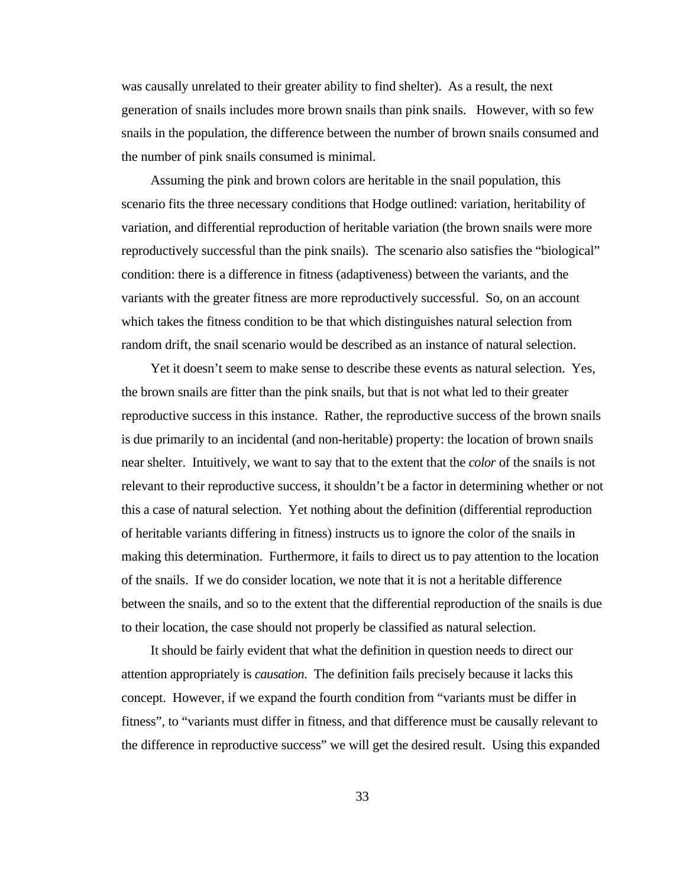was causally unrelated to their greater ability to find shelter). As a result, the next generation of snails includes more brown snails than pink snails. However, with so few snails in the population, the difference between the number of brown snails consumed and the number of pink snails consumed is minimal.

Assuming the pink and brown colors are heritable in the snail population, this scenario fits the three necessary conditions that Hodge outlined: variation, heritability of variation, and differential reproduction of heritable variation (the brown snails were more reproductively successful than the pink snails). The scenario also satisfies the "biological" condition: there is a difference in fitness (adaptiveness) between the variants, and the variants with the greater fitness are more reproductively successful. So, on an account which takes the fitness condition to be that which distinguishes natural selection from random drift, the snail scenario would be described as an instance of natural selection.

Yet it doesn't seem to make sense to describe these events as natural selection. Yes, the brown snails are fitter than the pink snails, but that is not what led to their greater reproductive success in this instance. Rather, the reproductive success of the brown snails is due primarily to an incidental (and non-heritable) property: the location of brown snails near shelter. Intuitively, we want to say that to the extent that the *color* of the snails is not relevant to their reproductive success, it shouldn't be a factor in determining whether or not this a case of natural selection. Yet nothing about the definition (differential reproduction of heritable variants differing in fitness) instructs us to ignore the color of the snails in making this determination. Furthermore, it fails to direct us to pay attention to the location of the snails. If we do consider location, we note that it is not a heritable difference between the snails, and so to the extent that the differential reproduction of the snails is due to their location, the case should not properly be classified as natural selection.

It should be fairly evident that what the definition in question needs to direct our attention appropriately is *causation*. The definition fails precisely because it lacks this concept. However, if we expand the fourth condition from "variants must be differ in fitness", to "variants must differ in fitness, and that difference must be causally relevant to the difference in reproductive success" we will get the desired result. Using this expanded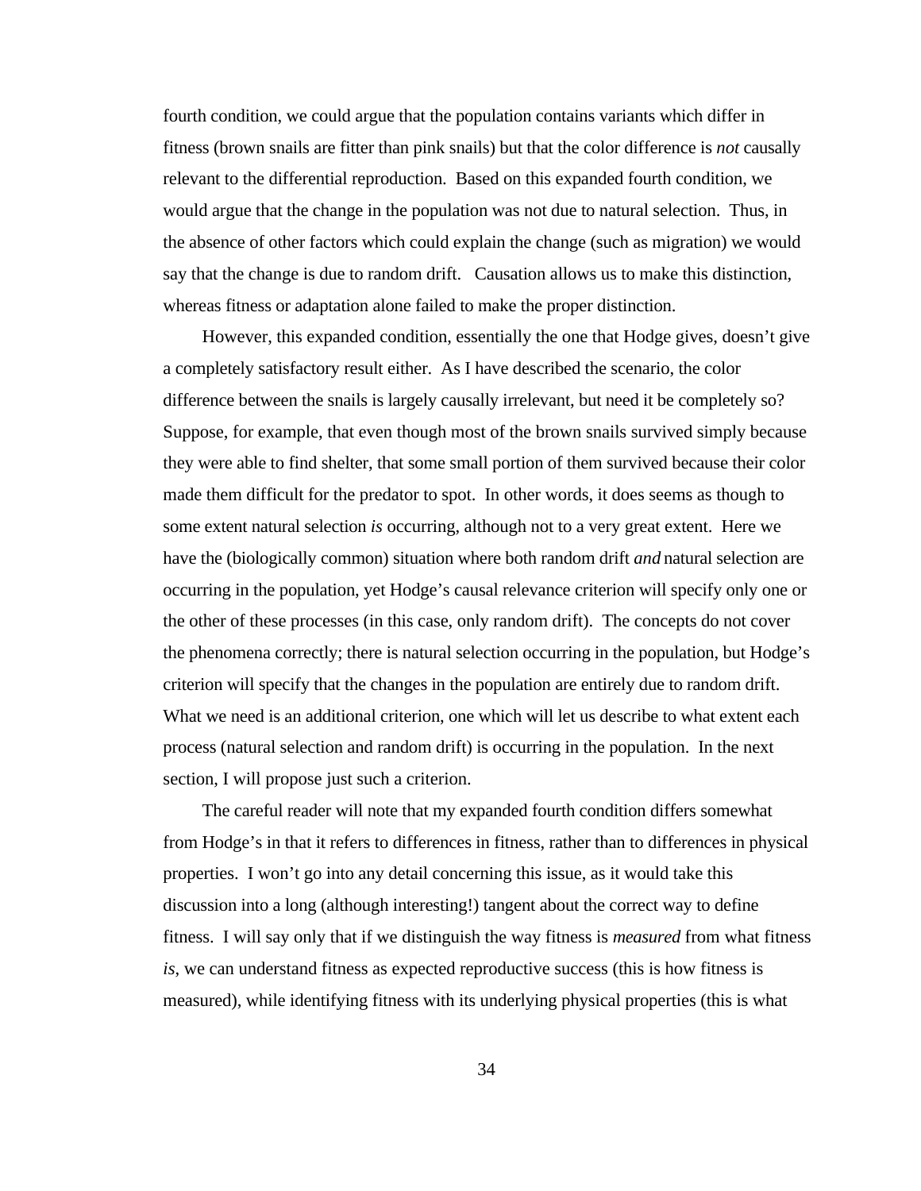fourth condition, we could argue that the population contains variants which differ in fitness (brown snails are fitter than pink snails) but that the color difference is *not* causally relevant to the differential reproduction. Based on this expanded fourth condition, we would argue that the change in the population was not due to natural selection. Thus, in the absence of other factors which could explain the change (such as migration) we would say that the change is due to random drift. Causation allows us to make this distinction, whereas fitness or adaptation alone failed to make the proper distinction.

However, this expanded condition, essentially the one that Hodge gives, doesn't give a completely satisfactory result either. As I have described the scenario, the color difference between the snails is largely causally irrelevant, but need it be completely so? Suppose, for example, that even though most of the brown snails survived simply because they were able to find shelter, that some small portion of them survived because their color made them difficult for the predator to spot. In other words, it does seems as though to some extent natural selection *is* occurring, although not to a very great extent. Here we have the (biologically common) situation where both random drift *and* natural selection are occurring in the population, yet Hodge's causal relevance criterion will specify only one or the other of these processes (in this case, only random drift). The concepts do not cover the phenomena correctly; there is natural selection occurring in the population, but Hodge's criterion will specify that the changes in the population are entirely due to random drift. What we need is an additional criterion, one which will let us describe to what extent each process (natural selection and random drift) is occurring in the population. In the next section, I will propose just such a criterion.

The careful reader will note that my expanded fourth condition differs somewhat from Hodge's in that it refers to differences in fitness, rather than to differences in physical properties. I won't go into any detail concerning this issue, as it would take this discussion into a long (although interesting!) tangent about the correct way to define fitness. I will say only that if we distinguish the way fitness is *measured* from what fitness *is*, we can understand fitness as expected reproductive success (this is how fitness is measured), while identifying fitness with its underlying physical properties (this is what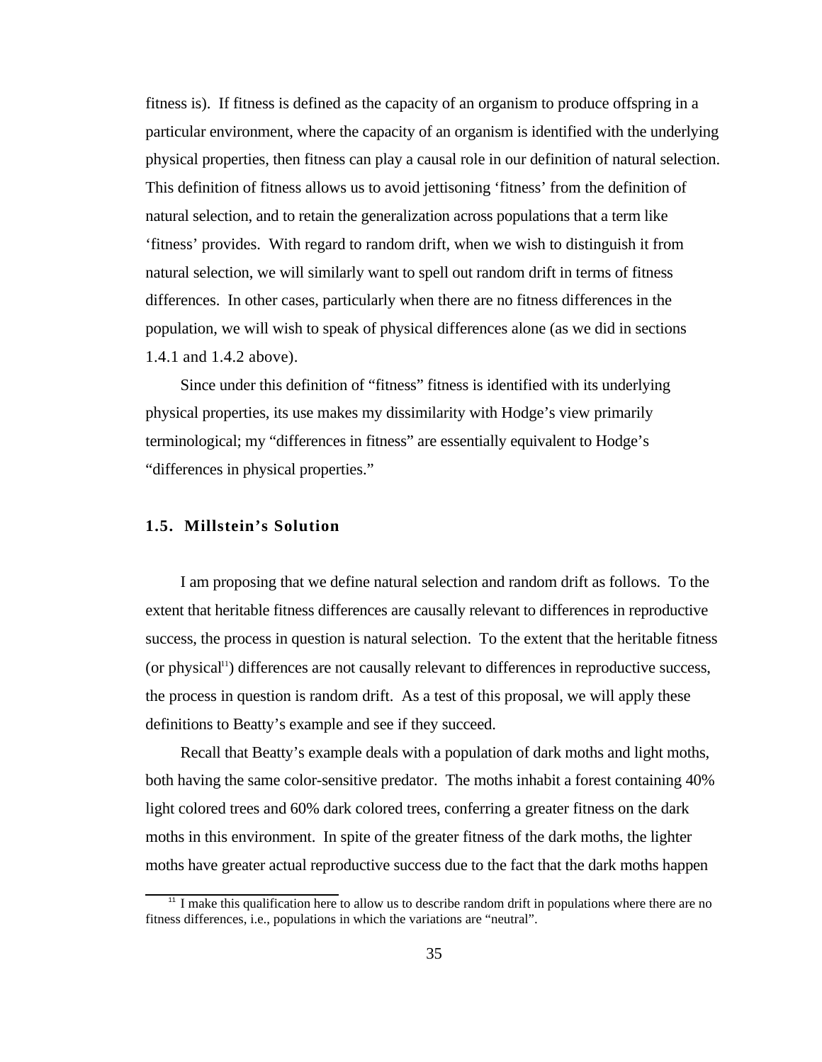fitness is). If fitness is defined as the capacity of an organism to produce offspring in a particular environment, where the capacity of an organism is identified with the underlying physical properties, then fitness can play a causal role in our definition of natural selection. This definition of fitness allows us to avoid jettisoning 'fitness' from the definition of natural selection, and to retain the generalization across populations that a term like 'fitness' provides. With regard to random drift, when we wish to distinguish it from natural selection, we will similarly want to spell out random drift in terms of fitness differences. In other cases, particularly when there are no fitness differences in the population, we will wish to speak of physical differences alone (as we did in sections 1.4.1 and 1.4.2 above).

Since under this definition of "fitness" fitness is identified with its underlying physical properties, its use makes my dissimilarity with Hodge's view primarily terminological; my "differences in fitness" are essentially equivalent to Hodge's "differences in physical properties."

### 1.5. Millstein's Solution

I am proposing that we define natural selection and random drift as follows. To the extent that heritable fitness differences are causally relevant to differences in reproductive success, the process in question is natural selection. To the extent that the heritable fitness (or physical[11]) differences are not causally relevant to differences in reproductive success, the process in question is random drift. As a test of this proposal, we will apply these definitions to Beatty's example and see if they succeed.

Recall that Beatty's example deals with a population of dark moths and light moths, both having the same color-sensitive predator. The moths inhabit a forest containing 40% light colored trees and 60% dark colored trees, conferring a greater fitness on the dark moths in this environment. In spite of the greater fitness of the dark moths, the lighter moths have greater actual reproductive success due to the fact that the dark moths happen

[11] I make this qualification here to allow us to describe random drift in populations where there are no fitness differences, i.e., populations in which the variations are "neutral".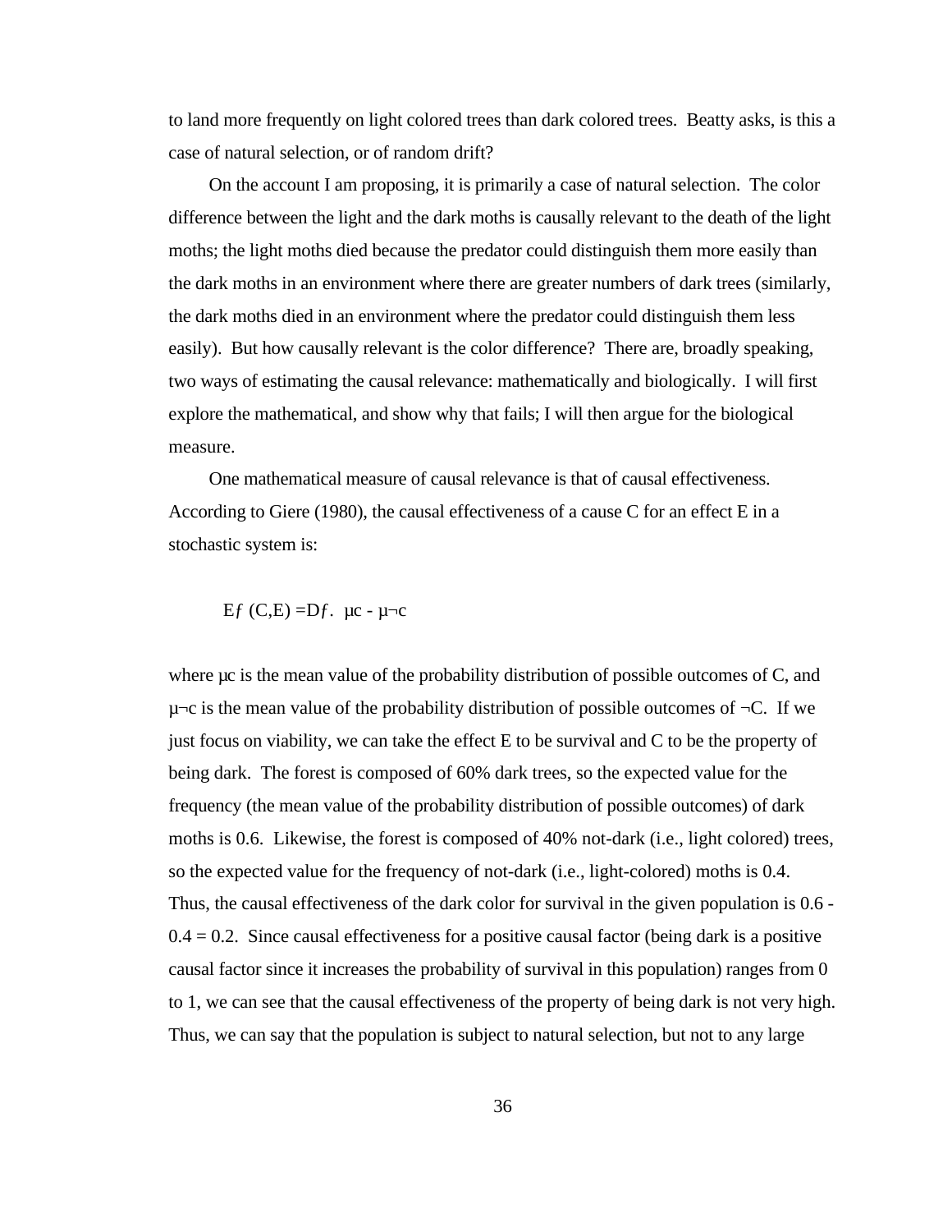to land more frequently on light colored trees than dark colored trees. Beatty asks, is this a case of natural selection, or of random drift?

On the account I am proposing, it is primarily a case of natural selection. The color difference between the light and the dark moths is causally relevant to the death of the light moths; the light moths died because the predator could distinguish them more easily than the dark moths in an environment where there are greater numbers of dark trees (similarly, the dark moths died in an environment where the predator could distinguish them less easily). But how causally relevant is the color difference? There are, broadly speaking, two ways of estimating the causal relevance: mathematically and biologically. I will first explore the mathematical, and show why that fails; I will then argue for the biological measure.

One mathematical measure of causal relevance is that of causal effectiveness. According to Giere (1980), the causal effectiveness of a cause C for an effect E in a stochastic system is:

$$Ef\,(C,E) =Df.\;\; \mu c - \mu\neg c$$

where $\mu c$ is the mean value of the probability distribution of possible outcomes of C, and $\mu\neg c$ is the mean value of the probability distribution of possible outcomes of $\neg C$. If we just focus on viability, we can take the effect E to be survival and C to be the property of being dark. The forest is composed of 60% dark trees, so the expected value for the frequency (the mean value of the probability distribution of possible outcomes) of dark moths is 0.6. Likewise, the forest is composed of 40% not-dark (i.e., light colored) trees, so the expected value for the frequency of not-dark (i.e., light-colored) moths is 0.4. Thus, the causal effectiveness of the dark color for survival in the given population is $0.6 - 0.4 = 0.2$. Since causal effectiveness for a positive causal factor (being dark is a positive causal factor since it increases the probability of survival in this population) ranges from 0 to 1, we can see that the causal effectiveness of the property of being dark is not very high. Thus, we can say that the population is subject to natural selection, but not to any large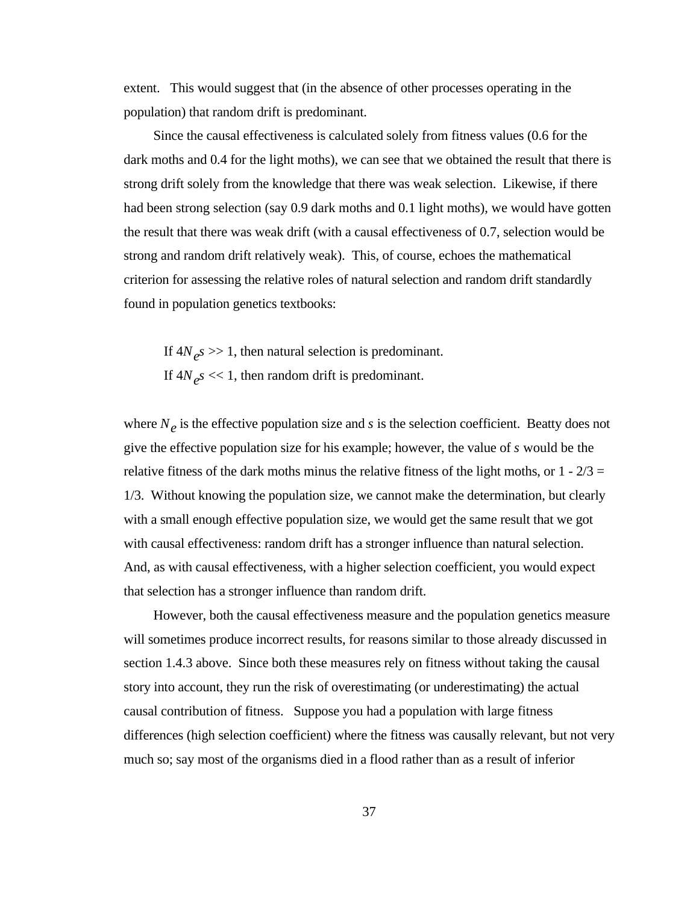extent. This would suggest that (in the absence of other processes operating in the population) that random drift is predominant.

Since the causal effectiveness is calculated solely from fitness values (0.6 for the dark moths and 0.4 for the light moths), we can see that we obtained the result that there is strong drift solely from the knowledge that there was weak selection. Likewise, if there had been strong selection (say 0.9 dark moths and 0.1 light moths), we would have gotten the result that there was weak drift (with a causal effectiveness of 0.7, selection would be strong and random drift relatively weak). This, of course, echoes the mathematical criterion for assessing the relative roles of natural selection and random drift standardly found in population genetics textbooks:

> If $4N_e s >> 1$, then natural selection is predominant.
> If $4N_e s << 1$, then random drift is predominant.

where $N_e$ is the effective population size and $s$ is the selection coefficient. Beatty does not give the effective population size for his example; however, the value of $s$ would be the relative fitness of the dark moths minus the relative fitness of the light moths, or $1 - 2/3 = 1/3$. Without knowing the population size, we cannot make the determination, but clearly with a small enough effective population size, we would get the same result that we got with causal effectiveness: random drift has a stronger influence than natural selection. And, as with causal effectiveness, with a higher selection coefficient, you would expect that selection has a stronger influence than random drift.

However, both the causal effectiveness measure and the population genetics measure will sometimes produce incorrect results, for reasons similar to those already discussed in section 1.4.3 above. Since both these measures rely on fitness without taking the causal story into account, they run the risk of overestimating (or underestimating) the actual causal contribution of fitness. Suppose you had a population with large fitness differences (high selection coefficient) where the fitness was causally relevant, but not very much so; say most of the organisms died in a flood rather than as a result of inferior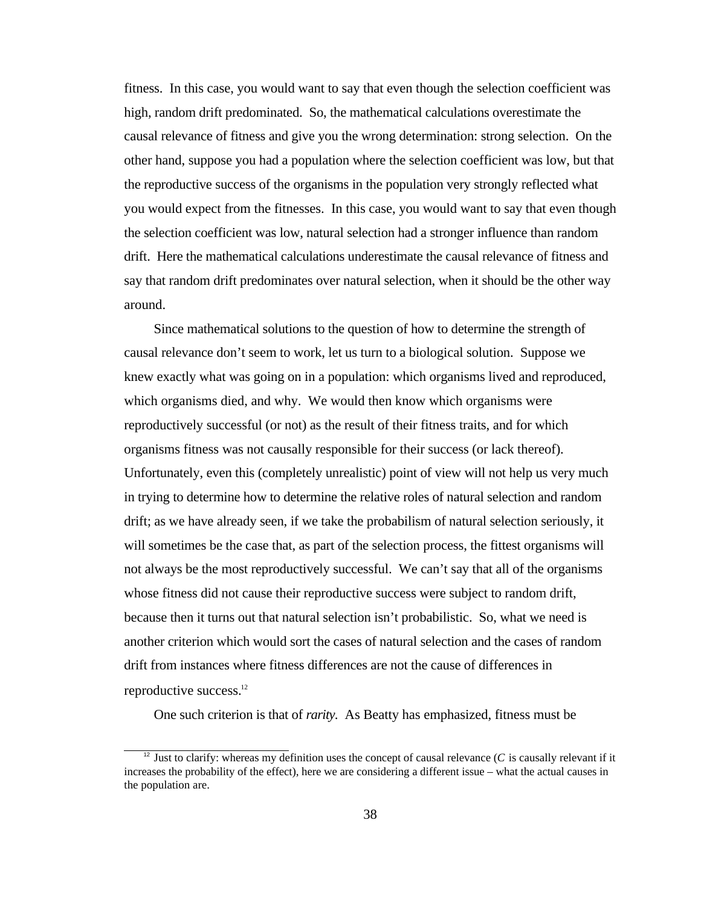fitness. In this case, you would want to say that even though the selection coefficient was high, random drift predominated. So, the mathematical calculations overestimate the causal relevance of fitness and give you the wrong determination: strong selection. On the other hand, suppose you had a population where the selection coefficient was low, but that the reproductive success of the organisms in the population very strongly reflected what you would expect from the fitnesses. In this case, you would want to say that even though the selection coefficient was low, natural selection had a stronger influence than random drift. Here the mathematical calculations underestimate the causal relevance of fitness and say that random drift predominates over natural selection, when it should be the other way around.

Since mathematical solutions to the question of how to determine the strength of causal relevance don't seem to work, let us turn to a biological solution. Suppose we knew exactly what was going on in a population: which organisms lived and reproduced, which organisms died, and why. We would then know which organisms were reproductively successful (or not) as the result of their fitness traits, and for which organisms fitness was not causally responsible for their success (or lack thereof). Unfortunately, even this (completely unrealistic) point of view will not help us very much in trying to determine how to determine the relative roles of natural selection and random drift; as we have already seen, if we take the probabilism of natural selection seriously, it will sometimes be the case that, as part of the selection process, the fittest organisms will not always be the most reproductively successful. We can't say that all of the organisms whose fitness did not cause their reproductive success were subject to random drift, because then it turns out that natural selection isn't probabilistic. So, what we need is another criterion which would sort the cases of natural selection and the cases of random drift from instances where fitness differences are not the cause of differences in reproductive success.[12]

One such criterion is that of *rarity*. As Beatty has emphasized, fitness must be

---

[12] Just to clarify: whereas my definition uses the concept of causal relevance (*C* is causally relevant if it increases the probability of the effect), here we are considering a different issue – what the actual causes in the population are.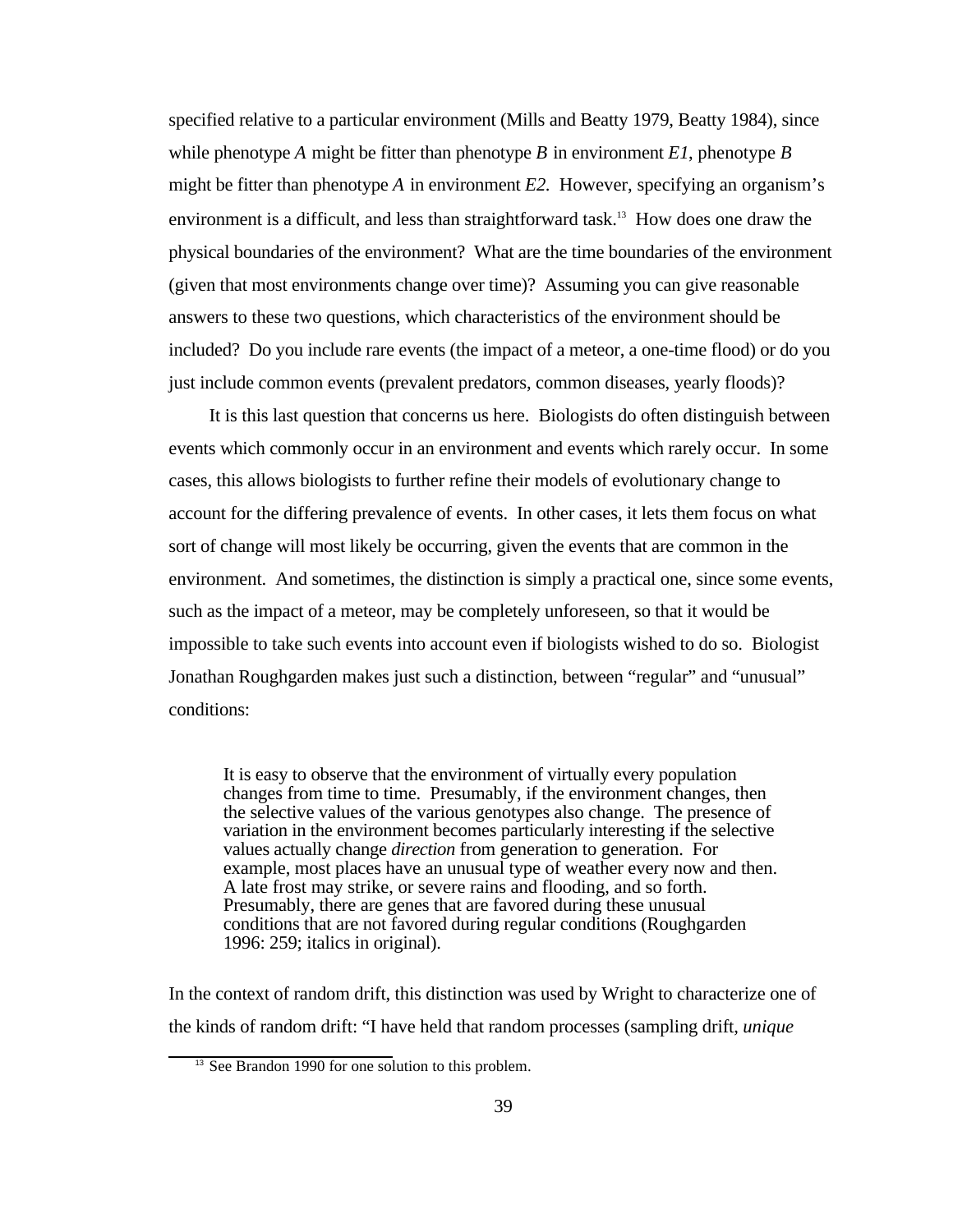specified relative to a particular environment (Mills and Beatty 1979, Beatty 1984), since while phenotype *A* might be fitter than phenotype *B* in environment *E1*, phenotype *B* might be fitter than phenotype *A* in environment *E2*. However, specifying an organism's environment is a difficult, and less than straightforward task.[13] How does one draw the physical boundaries of the environment? What are the time boundaries of the environment (given that most environments change over time)? Assuming you can give reasonable answers to these two questions, which characteristics of the environment should be included? Do you include rare events (the impact of a meteor, a one-time flood) or do you just include common events (prevalent predators, common diseases, yearly floods)?

It is this last question that concerns us here. Biologists do often distinguish between events which commonly occur in an environment and events which rarely occur. In some cases, this allows biologists to further refine their models of evolutionary change to account for the differing prevalence of events. In other cases, it lets them focus on what sort of change will most likely be occurring, given the events that are common in the environment. And sometimes, the distinction is simply a practical one, since some events, such as the impact of a meteor, may be completely unforeseen, so that it would be impossible to take such events into account even if biologists wished to do so. Biologist Jonathan Roughgarden makes just such a distinction, between "regular" and "unusual" conditions:

> It is easy to observe that the environment of virtually every population changes from time to time. Presumably, if the environment changes, then the selective values of the various genotypes also change. The presence of variation in the environment becomes particularly interesting if the selective values actually change *direction* from generation to generation. For example, most places have an unusual type of weather every now and then. A late frost may strike, or severe rains and flooding, and so forth. Presumably, there are genes that are favored during these unusual conditions that are not favored during regular conditions (Roughgarden 1996: 259; italics in original).

In the context of random drift, this distinction was used by Wright to characterize one of the kinds of random drift: "I have held that random processes (sampling drift, *unique*

[13] See Brandon 1990 for one solution to this problem.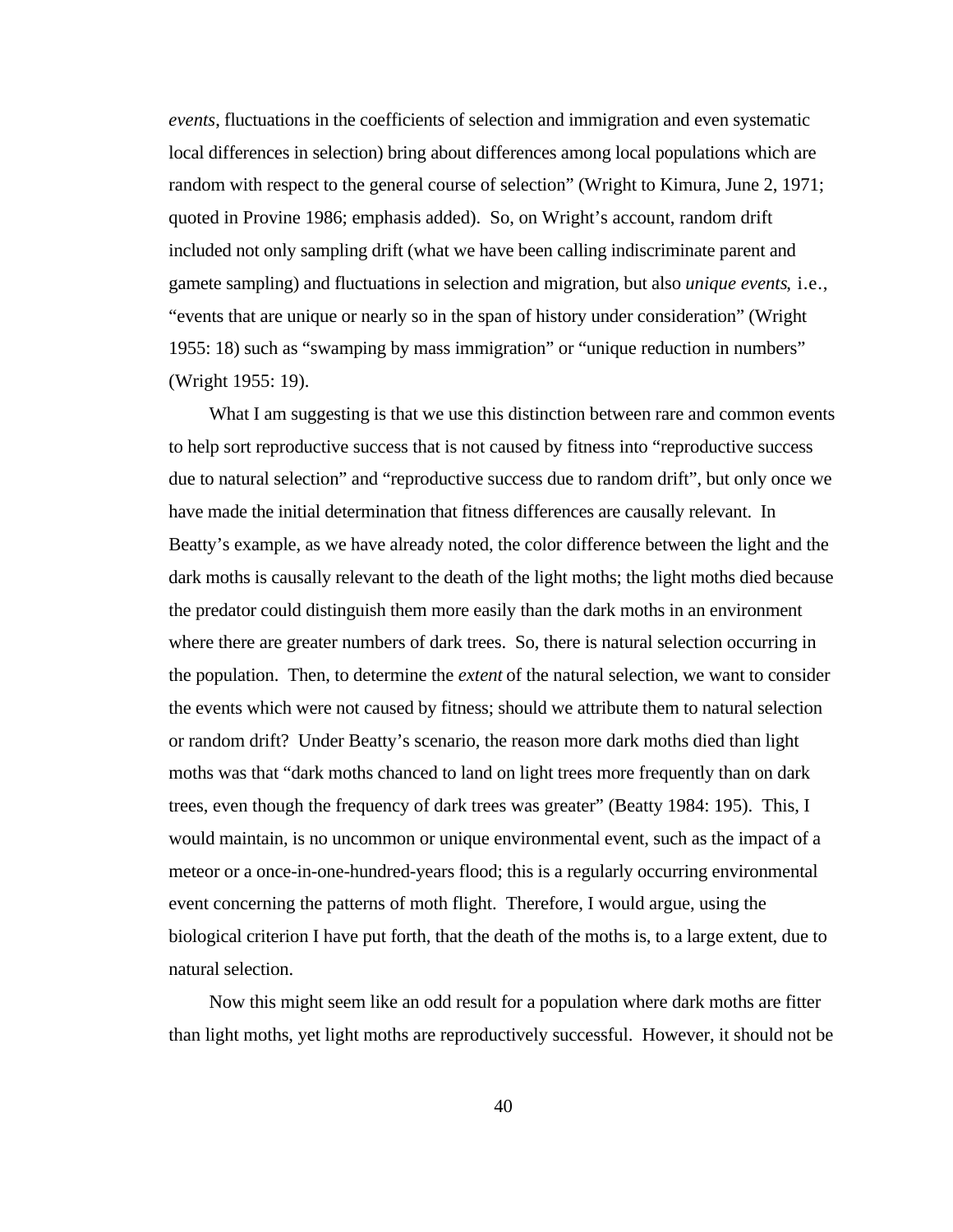*events*, fluctuations in the coefficients of selection and immigration and even systematic local differences in selection) bring about differences among local populations which are random with respect to the general course of selection" (Wright to Kimura, June 2, 1971; quoted in Provine 1986; emphasis added). So, on Wright's account, random drift included not only sampling drift (what we have been calling indiscriminate parent and gamete sampling) and fluctuations in selection and migration, but also *unique events*, i.e., "events that are unique or nearly so in the span of history under consideration" (Wright 1955: 18) such as "swamping by mass immigration" or "unique reduction in numbers" (Wright 1955: 19).

What I am suggesting is that we use this distinction between rare and common events to help sort reproductive success that is not caused by fitness into "reproductive success due to natural selection" and "reproductive success due to random drift", but only once we have made the initial determination that fitness differences are causally relevant. In Beatty's example, as we have already noted, the color difference between the light and the dark moths is causally relevant to the death of the light moths; the light moths died because the predator could distinguish them more easily than the dark moths in an environment where there are greater numbers of dark trees. So, there is natural selection occurring in the population. Then, to determine the *extent* of the natural selection, we want to consider the events which were not caused by fitness; should we attribute them to natural selection or random drift? Under Beatty's scenario, the reason more dark moths died than light moths was that "dark moths chanced to land on light trees more frequently than on dark trees, even though the frequency of dark trees was greater" (Beatty 1984: 195). This, I would maintain, is no uncommon or unique environmental event, such as the impact of a meteor or a once-in-one-hundred-years flood; this is a regularly occurring environmental event concerning the patterns of moth flight. Therefore, I would argue, using the biological criterion I have put forth, that the death of the moths is, to a large extent, due to natural selection.

Now this might seem like an odd result for a population where dark moths are fitter than light moths, yet light moths are reproductively successful. However, it should not be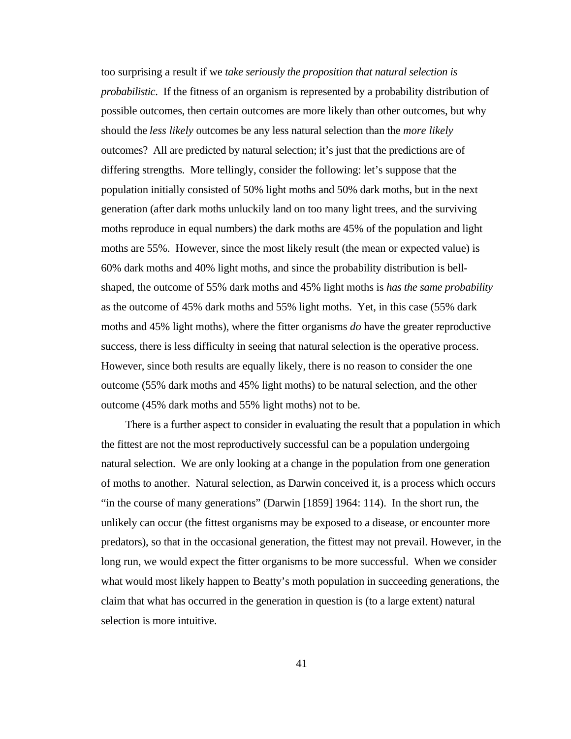too surprising a result if we *take seriously the proposition that natural selection is probabilistic*. If the fitness of an organism is represented by a probability distribution of possible outcomes, then certain outcomes are more likely than other outcomes, but why should the *less likely* outcomes be any less natural selection than the *more likely* outcomes? All are predicted by natural selection; it's just that the predictions are of differing strengths. More tellingly, consider the following: let's suppose that the population initially consisted of 50% light moths and 50% dark moths, but in the next generation (after dark moths unluckily land on too many light trees, and the surviving moths reproduce in equal numbers) the dark moths are 45% of the population and light moths are 55%. However, since the most likely result (the mean or expected value) is 60% dark moths and 40% light moths, and since the probability distribution is bell-shaped, the outcome of 55% dark moths and 45% light moths is *has the same probability* as the outcome of 45% dark moths and 55% light moths. Yet, in this case (55% dark moths and 45% light moths), where the fitter organisms *do* have the greater reproductive success, there is less difficulty in seeing that natural selection is the operative process. However, since both results are equally likely, there is no reason to consider the one outcome (55% dark moths and 45% light moths) to be natural selection, and the other outcome (45% dark moths and 55% light moths) not to be.

There is a further aspect to consider in evaluating the result that a population in which the fittest are not the most reproductively successful can be a population undergoing natural selection. We are only looking at a change in the population from one generation of moths to another. Natural selection, as Darwin conceived it, is a process which occurs "in the course of many generations" (Darwin [1859] 1964: 114). In the short run, the unlikely can occur (the fittest organisms may be exposed to a disease, or encounter more predators), so that in the occasional generation, the fittest may not prevail. However, in the long run, we would expect the fitter organisms to be more successful. When we consider what would most likely happen to Beatty's moth population in succeeding generations, the claim that what has occurred in the generation in question is (to a large extent) natural selection is more intuitive.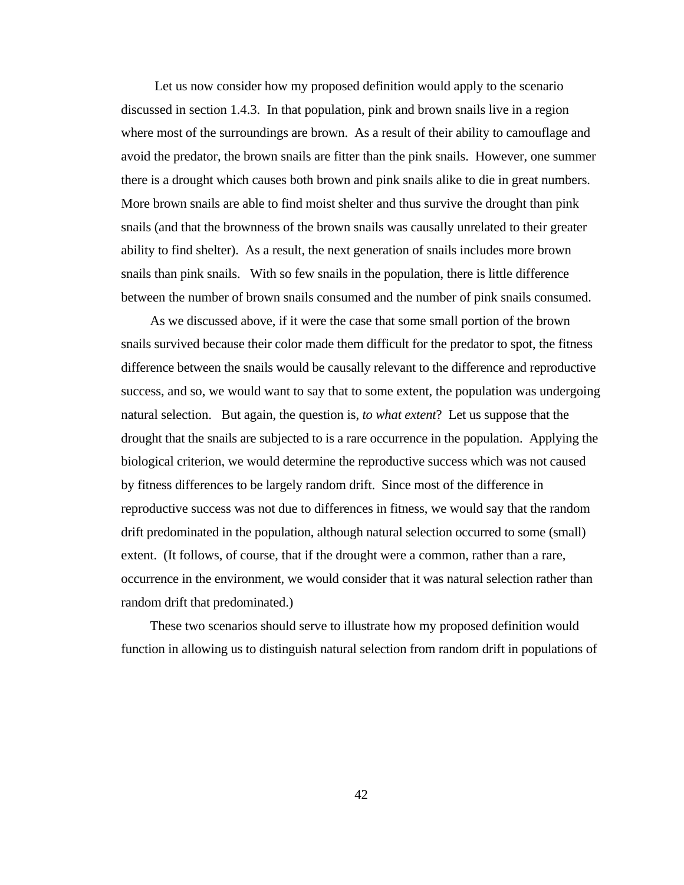Let us now consider how my proposed definition would apply to the scenario discussed in section 1.4.3. In that population, pink and brown snails live in a region where most of the surroundings are brown. As a result of their ability to camouflage and avoid the predator, the brown snails are fitter than the pink snails. However, one summer there is a drought which causes both brown and pink snails alike to die in great numbers. More brown snails are able to find moist shelter and thus survive the drought than pink snails (and that the brownness of the brown snails was causally unrelated to their greater ability to find shelter). As a result, the next generation of snails includes more brown snails than pink snails. With so few snails in the population, there is little difference between the number of brown snails consumed and the number of pink snails consumed.

As we discussed above, if it were the case that some small portion of the brown snails survived because their color made them difficult for the predator to spot, the fitness difference between the snails would be causally relevant to the difference and reproductive success, and so, we would want to say that to some extent, the population was undergoing natural selection. But again, the question is, *to what extent*? Let us suppose that the drought that the snails are subjected to is a rare occurrence in the population. Applying the biological criterion, we would determine the reproductive success which was not caused by fitness differences to be largely random drift. Since most of the difference in reproductive success was not due to differences in fitness, we would say that the random drift predominated in the population, although natural selection occurred to some (small) extent. (It follows, of course, that if the drought were a common, rather than a rare, occurrence in the environment, we would consider that it was natural selection rather than random drift that predominated.)

These two scenarios should serve to illustrate how my proposed definition would function in allowing us to distinguish natural selection from random drift in populations of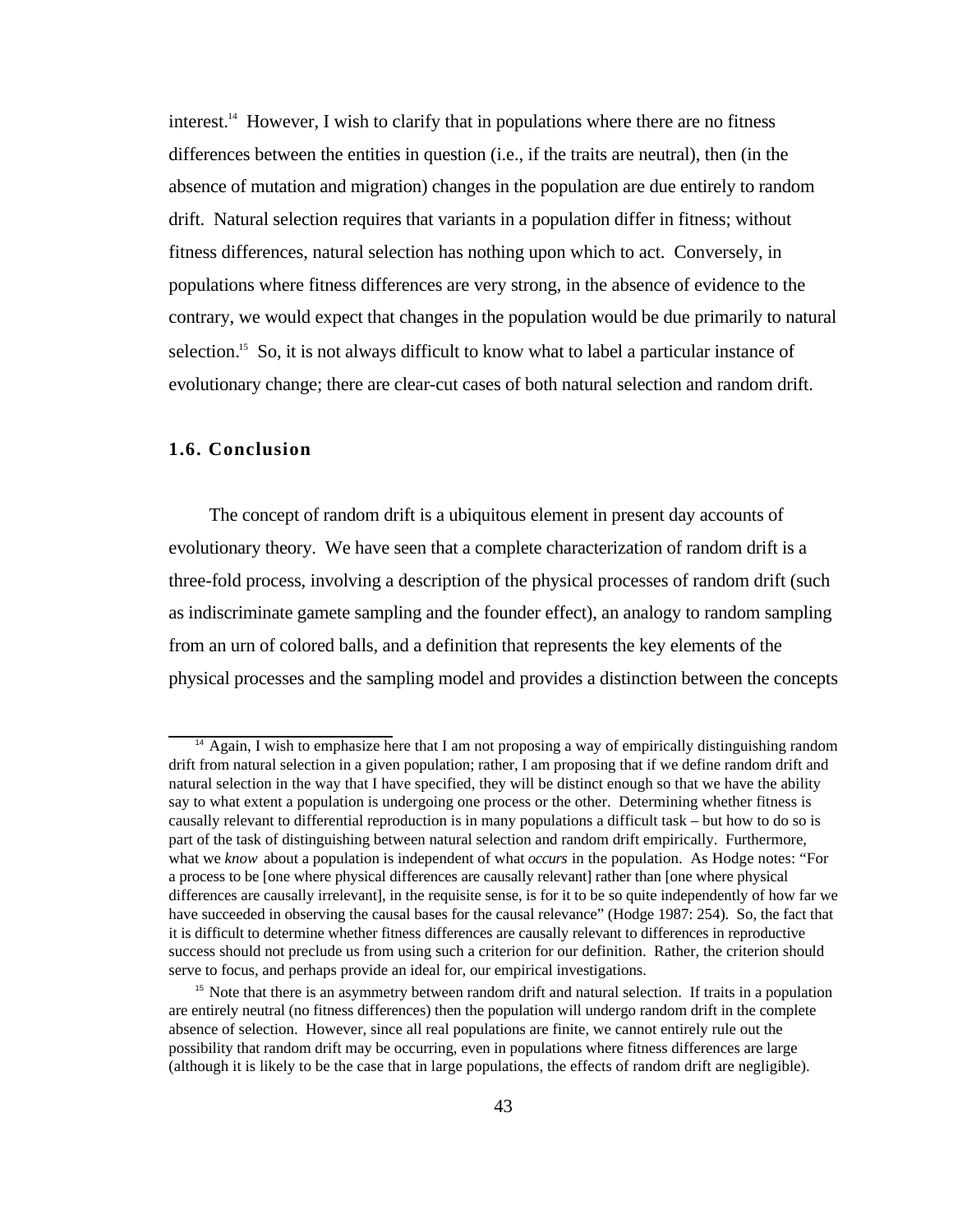interest.[14] However, I wish to clarify that in populations where there are no fitness differences between the entities in question (i.e., if the traits are neutral), then (in the absence of mutation and migration) changes in the population are due entirely to random drift. Natural selection requires that variants in a population differ in fitness; without fitness differences, natural selection has nothing upon which to act. Conversely, in populations where fitness differences are very strong, in the absence of evidence to the contrary, we would expect that changes in the population would be due primarily to natural selection.[15] So, it is not always difficult to know what to label a particular instance of evolutionary change; there are clear-cut cases of both natural selection and random drift.

### 1.6. Conclusion

The concept of random drift is a ubiquitous element in present day accounts of evolutionary theory. We have seen that a complete characterization of random drift is a three-fold process, involving a description of the physical processes of random drift (such as indiscriminate gamete sampling and the founder effect), an analogy to random sampling from an urn of colored balls, and a definition that represents the key elements of the physical processes and the sampling model and provides a distinction between the concepts

---

[14] Again, I wish to emphasize here that I am not proposing a way of empirically distinguishing random drift from natural selection in a given population; rather, I am proposing that if we define random drift and natural selection in the way that I have specified, they will be distinct enough so that we have the ability say to what extent a population is undergoing one process or the other. Determining whether fitness is causally relevant to differential reproduction is in many populations a difficult task – but how to do so is part of the task of distinguishing between natural selection and random drift empirically. Furthermore, what we *know* about a population is independent of what *occurs* in the population. As Hodge notes: "For a process to be [one where physical differences are causally relevant] rather than [one where physical differences are causally irrelevant], in the requisite sense, is for it to be so quite independently of how far we have succeeded in observing the causal bases for the causal relevance" (Hodge 1987: 254). So, the fact that it is difficult to determine whether fitness differences are causally relevant to differences in reproductive success should not preclude us from using such a criterion for our definition. Rather, the criterion should serve to focus, and perhaps provide an ideal for, our empirical investigations.

[15] Note that there is an asymmetry between random drift and natural selection. If traits in a population are entirely neutral (no fitness differences) then the population will undergo random drift in the complete absence of selection. However, since all real populations are finite, we cannot entirely rule out the possibility that random drift may be occurring, even in populations where fitness differences are large (although it is likely to be the case that in large populations, the effects of random drift are negligible).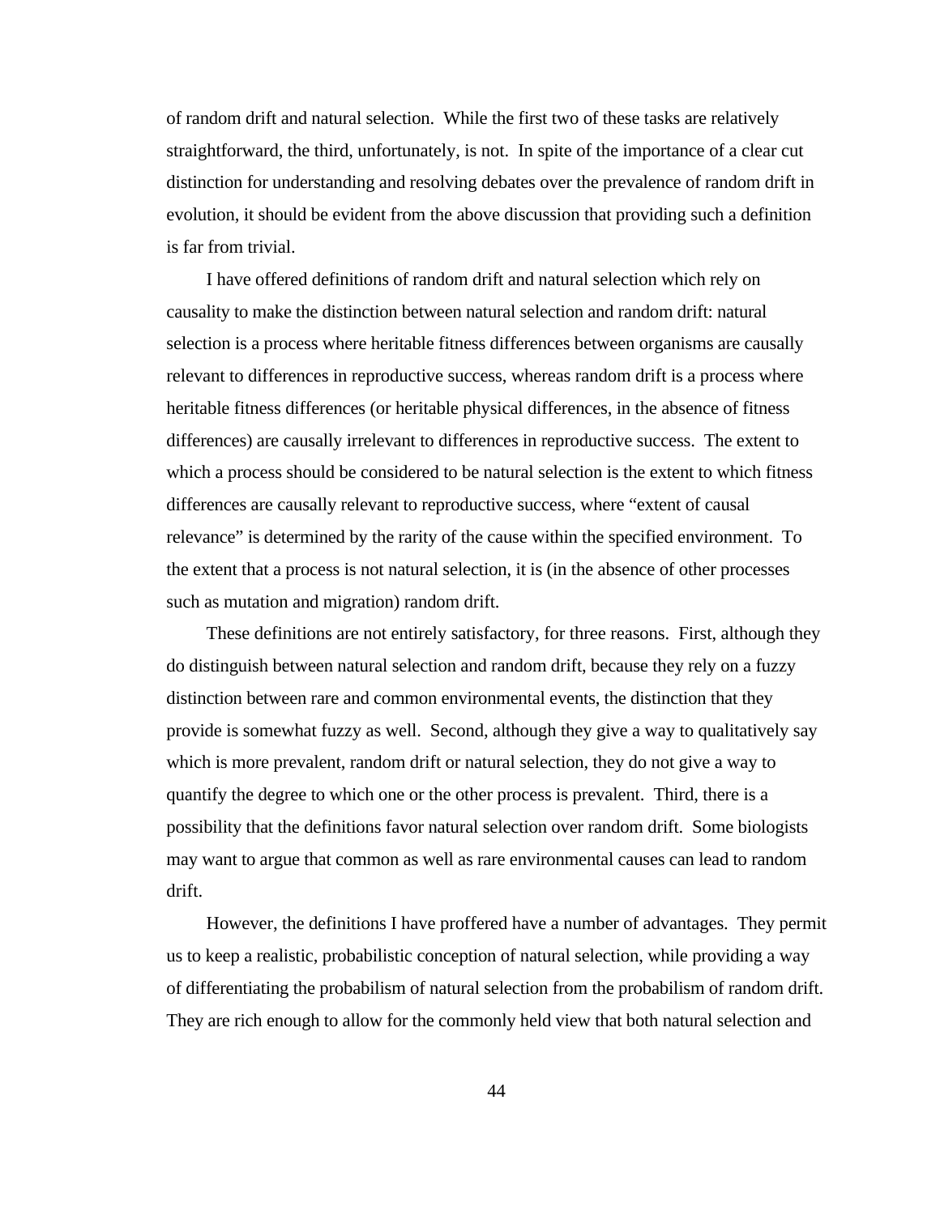of random drift and natural selection. While the first two of these tasks are relatively straightforward, the third, unfortunately, is not. In spite of the importance of a clear cut distinction for understanding and resolving debates over the prevalence of random drift in evolution, it should be evident from the above discussion that providing such a definition is far from trivial.

I have offered definitions of random drift and natural selection which rely on causality to make the distinction between natural selection and random drift: natural selection is a process where heritable fitness differences between organisms are causally relevant to differences in reproductive success, whereas random drift is a process where heritable fitness differences (or heritable physical differences, in the absence of fitness differences) are causally irrelevant to differences in reproductive success. The extent to which a process should be considered to be natural selection is the extent to which fitness differences are causally relevant to reproductive success, where "extent of causal relevance" is determined by the rarity of the cause within the specified environment. To the extent that a process is not natural selection, it is (in the absence of other processes such as mutation and migration) random drift.

These definitions are not entirely satisfactory, for three reasons. First, although they do distinguish between natural selection and random drift, because they rely on a fuzzy distinction between rare and common environmental events, the distinction that they provide is somewhat fuzzy as well. Second, although they give a way to qualitatively say which is more prevalent, random drift or natural selection, they do not give a way to quantify the degree to which one or the other process is prevalent. Third, there is a possibility that the definitions favor natural selection over random drift. Some biologists may want to argue that common as well as rare environmental causes can lead to random drift.

However, the definitions I have proffered have a number of advantages. They permit us to keep a realistic, probabilistic conception of natural selection, while providing a way of differentiating the probabilism of natural selection from the probabilism of random drift. They are rich enough to allow for the commonly held view that both natural selection and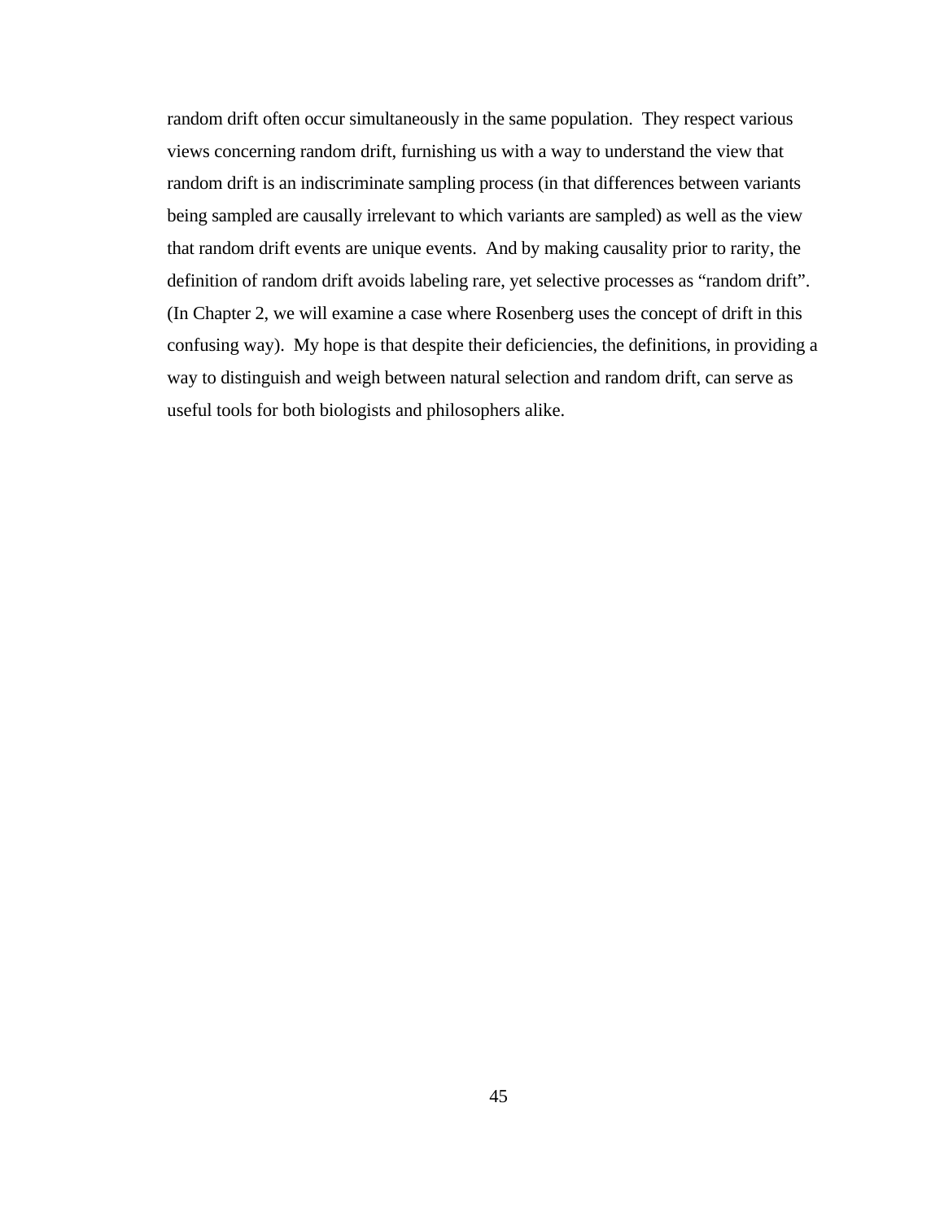random drift often occur simultaneously in the same population. They respect various views concerning random drift, furnishing us with a way to understand the view that random drift is an indiscriminate sampling process (in that differences between variants being sampled are causally irrelevant to which variants are sampled) as well as the view that random drift events are unique events. And by making causality prior to rarity, the definition of random drift avoids labeling rare, yet selective processes as "random drift". (In Chapter 2, we will examine a case where Rosenberg uses the concept of drift in this confusing way). My hope is that despite their deficiencies, the definitions, in providing a way to distinguish and weigh between natural selection and random drift, can serve as useful tools for both biologists and philosophers alike.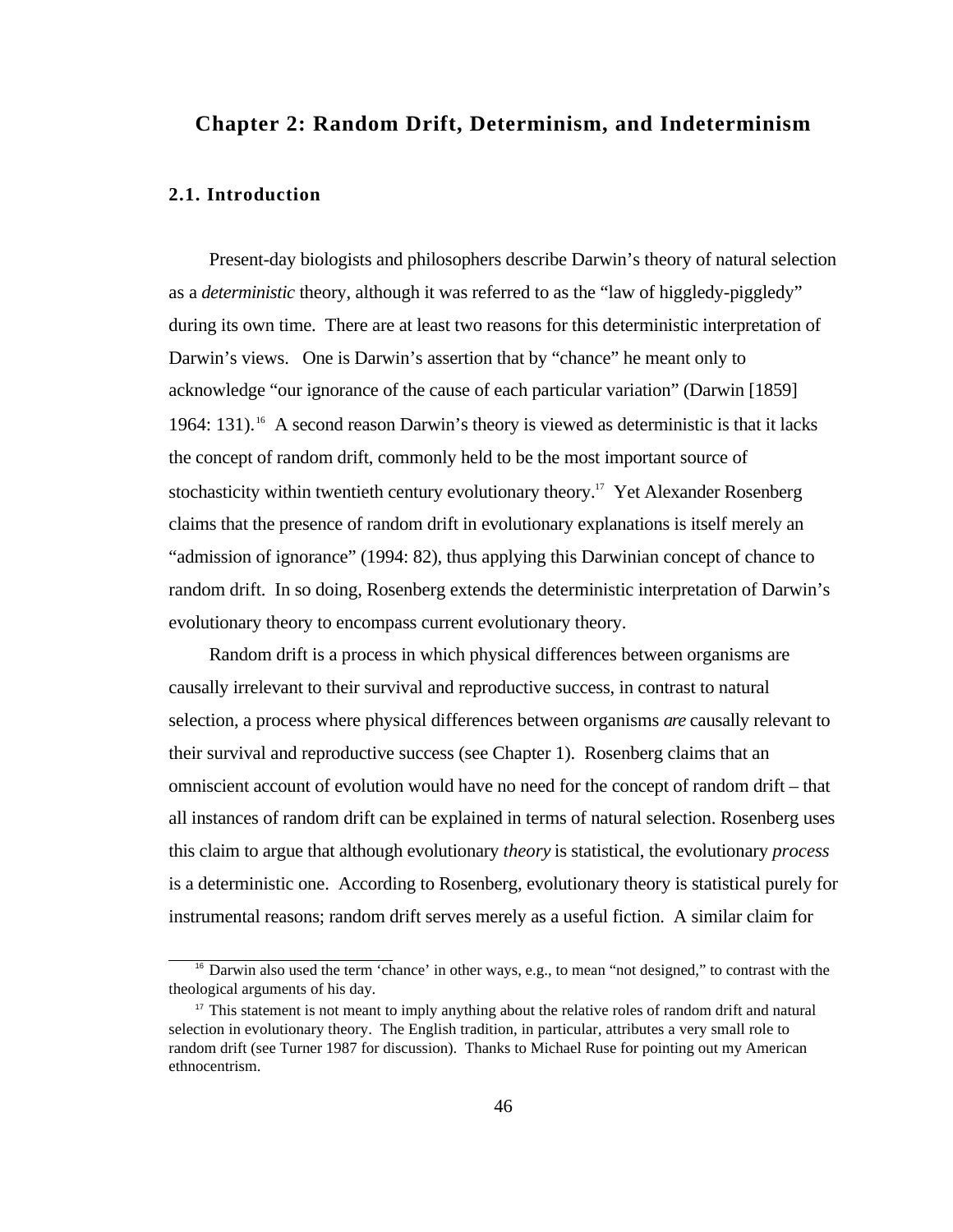# Chapter 2: Random Drift, Determinism, and Indeterminism

## 2.1. Introduction

Present-day biologists and philosophers describe Darwin's theory of natural selection as a *deterministic* theory, although it was referred to as the "law of higgledy-piggledy" during its own time. There are at least two reasons for this deterministic interpretation of Darwin's views. One is Darwin's assertion that by "chance" he meant only to acknowledge "our ignorance of the cause of each particular variation" (Darwin [1859] 1964: 131).[16] A second reason Darwin's theory is viewed as deterministic is that it lacks the concept of random drift, commonly held to be the most important source of stochasticity within twentieth century evolutionary theory.[17] Yet Alexander Rosenberg claims that the presence of random drift in evolutionary explanations is itself merely an "admission of ignorance" (1994: 82), thus applying this Darwinian concept of chance to random drift. In so doing, Rosenberg extends the deterministic interpretation of Darwin's evolutionary theory to encompass current evolutionary theory.

Random drift is a process in which physical differences between organisms are causally irrelevant to their survival and reproductive success, in contrast to natural selection, a process where physical differences between organisms *are* causally relevant to their survival and reproductive success (see Chapter 1). Rosenberg claims that an omniscient account of evolution would have no need for the concept of random drift – that all instances of random drift can be explained in terms of natural selection. Rosenberg uses this claim to argue that although evolutionary *theory* is statistical, the evolutionary *process* is a deterministic one. According to Rosenberg, evolutionary theory is statistical purely for instrumental reasons; random drift serves merely as a useful fiction. A similar claim for

[16] Darwin also used the term 'chance' in other ways, e.g., to mean "not designed," to contrast with the theological arguments of his day.

[17] This statement is not meant to imply anything about the relative roles of random drift and natural selection in evolutionary theory. The English tradition, in particular, attributes a very small role to random drift (see Turner 1987 for discussion). Thanks to Michael Ruse for pointing out my American ethnocentrism.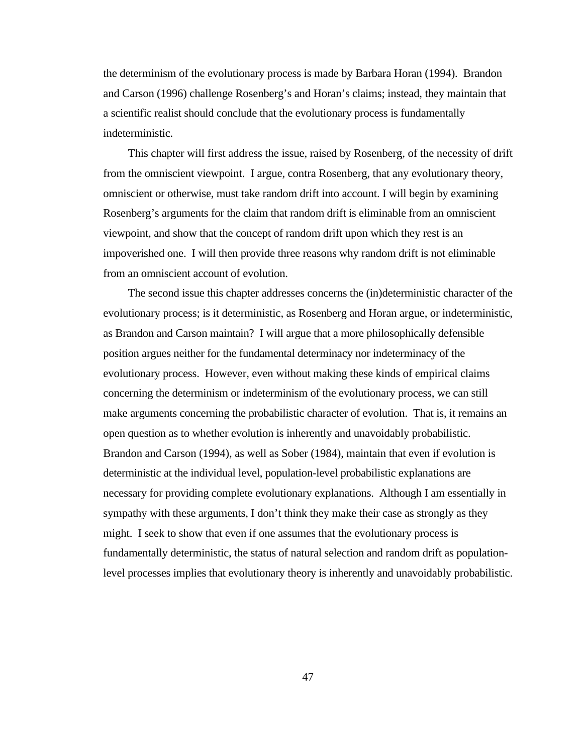the determinism of the evolutionary process is made by Barbara Horan (1994). Brandon and Carson (1996) challenge Rosenberg's and Horan's claims; instead, they maintain that a scientific realist should conclude that the evolutionary process is fundamentally indeterministic.

This chapter will first address the issue, raised by Rosenberg, of the necessity of drift from the omniscient viewpoint. I argue, contra Rosenberg, that any evolutionary theory, omniscient or otherwise, must take random drift into account. I will begin by examining Rosenberg's arguments for the claim that random drift is eliminable from an omniscient viewpoint, and show that the concept of random drift upon which they rest is an impoverished one. I will then provide three reasons why random drift is not eliminable from an omniscient account of evolution.

The second issue this chapter addresses concerns the (in)deterministic character of the evolutionary process; is it deterministic, as Rosenberg and Horan argue, or indeterministic, as Brandon and Carson maintain? I will argue that a more philosophically defensible position argues neither for the fundamental determinacy nor indeterminacy of the evolutionary process. However, even without making these kinds of empirical claims concerning the determinism or indeterminism of the evolutionary process, we can still make arguments concerning the probabilistic character of evolution. That is, it remains an open question as to whether evolution is inherently and unavoidably probabilistic. Brandon and Carson (1994), as well as Sober (1984), maintain that even if evolution is deterministic at the individual level, population-level probabilistic explanations are necessary for providing complete evolutionary explanations. Although I am essentially in sympathy with these arguments, I don't think they make their case as strongly as they might. I seek to show that even if one assumes that the evolutionary process is fundamentally deterministic, the status of natural selection and random drift as population-level processes implies that evolutionary theory is inherently and unavoidably probabilistic.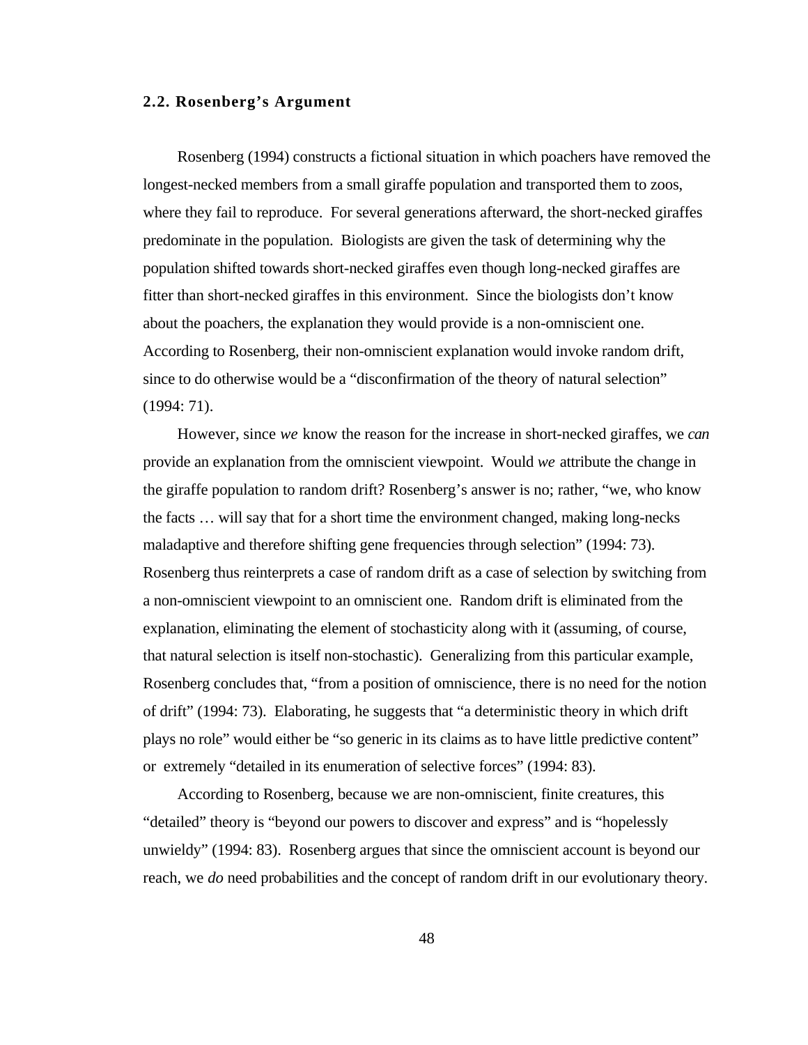### 2.2. Rosenberg's Argument

Rosenberg (1994) constructs a fictional situation in which poachers have removed the longest-necked members from a small giraffe population and transported them to zoos, where they fail to reproduce. For several generations afterward, the short-necked giraffes predominate in the population. Biologists are given the task of determining why the population shifted towards short-necked giraffes even though long-necked giraffes are fitter than short-necked giraffes in this environment. Since the biologists don't know about the poachers, the explanation they would provide is a non-omniscient one. According to Rosenberg, their non-omniscient explanation would invoke random drift, since to do otherwise would be a "disconfirmation of the theory of natural selection" (1994: 71).

However, since *we* know the reason for the increase in short-necked giraffes, we *can* provide an explanation from the omniscient viewpoint. Would *we* attribute the change in the giraffe population to random drift? Rosenberg's answer is no; rather, "we, who know the facts … will say that for a short time the environment changed, making long-necks maladaptive and therefore shifting gene frequencies through selection" (1994: 73). Rosenberg thus reinterprets a case of random drift as a case of selection by switching from a non-omniscient viewpoint to an omniscient one. Random drift is eliminated from the explanation, eliminating the element of stochasticity along with it (assuming, of course, that natural selection is itself non-stochastic). Generalizing from this particular example, Rosenberg concludes that, "from a position of omniscience, there is no need for the notion of drift" (1994: 73). Elaborating, he suggests that "a deterministic theory in which drift plays no role" would either be "so generic in its claims as to have little predictive content" or extremely "detailed in its enumeration of selective forces" (1994: 83).

According to Rosenberg, because we are non-omniscient, finite creatures, this "detailed" theory is "beyond our powers to discover and express" and is "hopelessly unwieldy" (1994: 83). Rosenberg argues that since the omniscient account is beyond our reach, we *do* need probabilities and the concept of random drift in our evolutionary theory.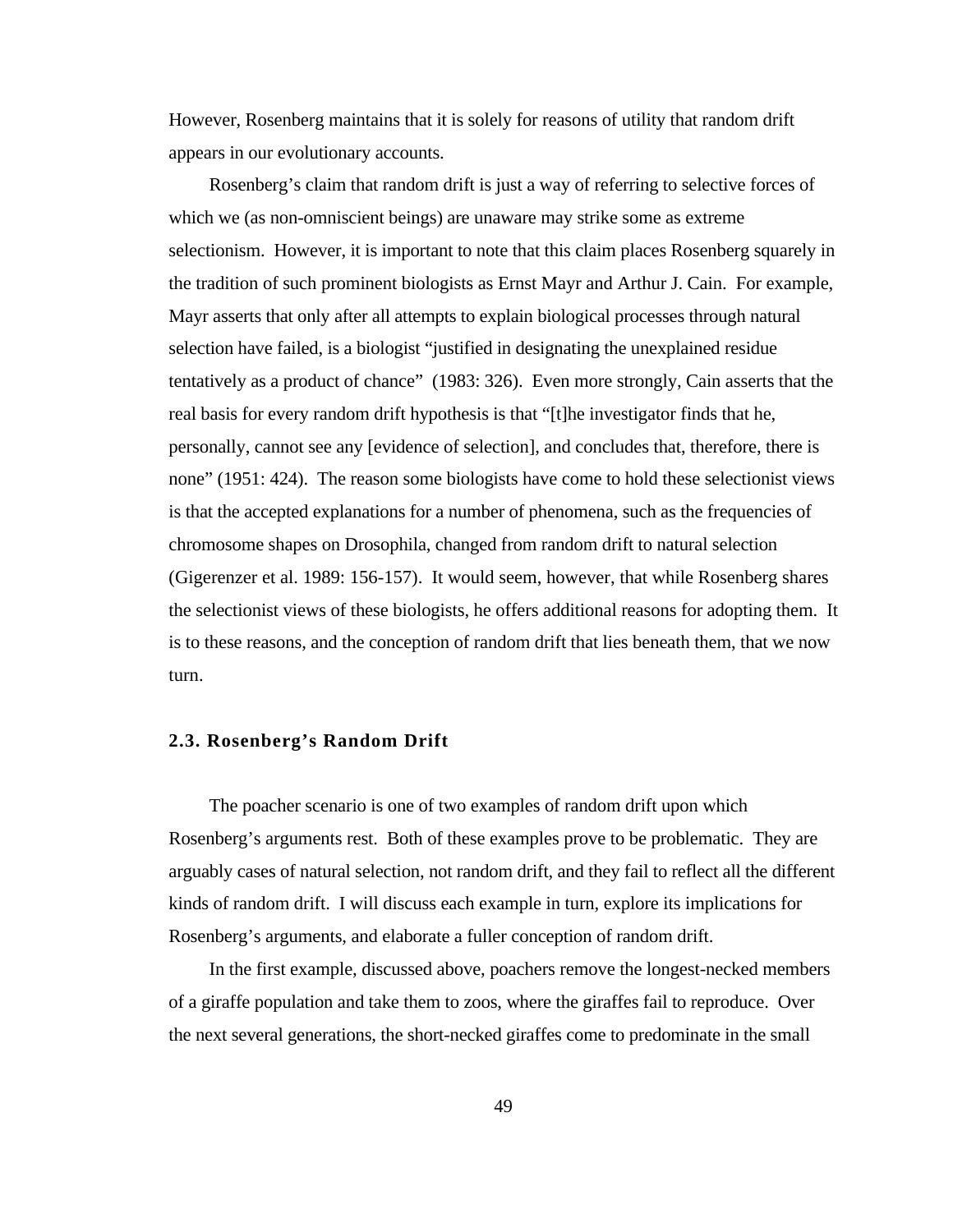However, Rosenberg maintains that it is solely for reasons of utility that random drift appears in our evolutionary accounts.

Rosenberg's claim that random drift is just a way of referring to selective forces of which we (as non-omniscient beings) are unaware may strike some as extreme selectionism. However, it is important to note that this claim places Rosenberg squarely in the tradition of such prominent biologists as Ernst Mayr and Arthur J. Cain. For example, Mayr asserts that only after all attempts to explain biological processes through natural selection have failed, is a biologist "justified in designating the unexplained residue tentatively as a product of chance" (1983: 326). Even more strongly, Cain asserts that the real basis for every random drift hypothesis is that "[t]he investigator finds that he, personally, cannot see any [evidence of selection], and concludes that, therefore, there is none" (1951: 424). The reason some biologists have come to hold these selectionist views is that the accepted explanations for a number of phenomena, such as the frequencies of chromosome shapes on Drosophila, changed from random drift to natural selection (Gigerenzer et al. 1989: 156-157). It would seem, however, that while Rosenberg shares the selectionist views of these biologists, he offers additional reasons for adopting them. It is to these reasons, and the conception of random drift that lies beneath them, that we now turn.

### 2.3. Rosenberg's Random Drift

The poacher scenario is one of two examples of random drift upon which Rosenberg's arguments rest. Both of these examples prove to be problematic. They are arguably cases of natural selection, not random drift, and they fail to reflect all the different kinds of random drift. I will discuss each example in turn, explore its implications for Rosenberg's arguments, and elaborate a fuller conception of random drift.

In the first example, discussed above, poachers remove the longest-necked members of a giraffe population and take them to zoos, where the giraffes fail to reproduce. Over the next several generations, the short-necked giraffes come to predominate in the small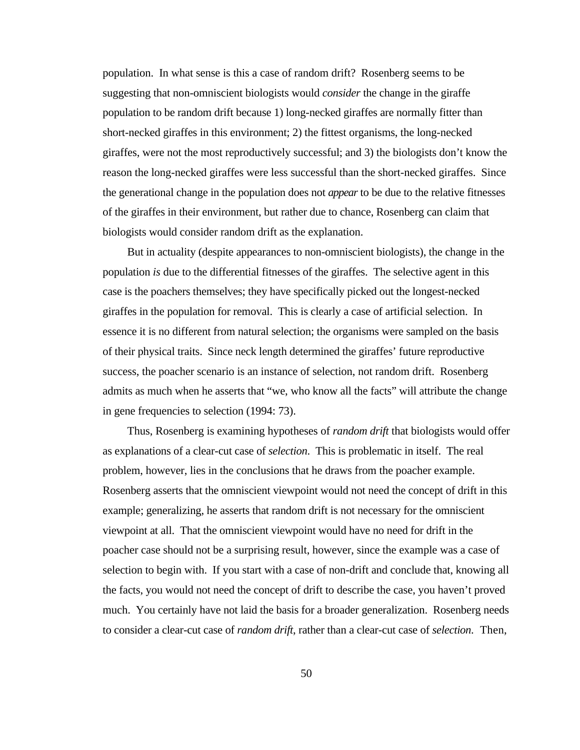population. In what sense is this a case of random drift? Rosenberg seems to be suggesting that non-omniscient biologists would *consider* the change in the giraffe population to be random drift because 1) long-necked giraffes are normally fitter than short-necked giraffes in this environment; 2) the fittest organisms, the long-necked giraffes, were not the most reproductively successful; and 3) the biologists don't know the reason the long-necked giraffes were less successful than the short-necked giraffes. Since the generational change in the population does not *appear* to be due to the relative fitnesses of the giraffes in their environment, but rather due to chance, Rosenberg can claim that biologists would consider random drift as the explanation.

But in actuality (despite appearances to non-omniscient biologists), the change in the population *is* due to the differential fitnesses of the giraffes. The selective agent in this case is the poachers themselves; they have specifically picked out the longest-necked giraffes in the population for removal. This is clearly a case of artificial selection. In essence it is no different from natural selection; the organisms were sampled on the basis of their physical traits. Since neck length determined the giraffes' future reproductive success, the poacher scenario is an instance of selection, not random drift. Rosenberg admits as much when he asserts that "we, who know all the facts" will attribute the change in gene frequencies to selection (1994: 73).

Thus, Rosenberg is examining hypotheses of *random drift* that biologists would offer as explanations of a clear-cut case of *selection*. This is problematic in itself. The real problem, however, lies in the conclusions that he draws from the poacher example. Rosenberg asserts that the omniscient viewpoint would not need the concept of drift in this example; generalizing, he asserts that random drift is not necessary for the omniscient viewpoint at all. That the omniscient viewpoint would have no need for drift in the poacher case should not be a surprising result, however, since the example was a case of selection to begin with. If you start with a case of non-drift and conclude that, knowing all the facts, you would not need the concept of drift to describe the case, you haven't proved much. You certainly have not laid the basis for a broader generalization. Rosenberg needs to consider a clear-cut case of *random drift*, rather than a clear-cut case of *selection*. Then,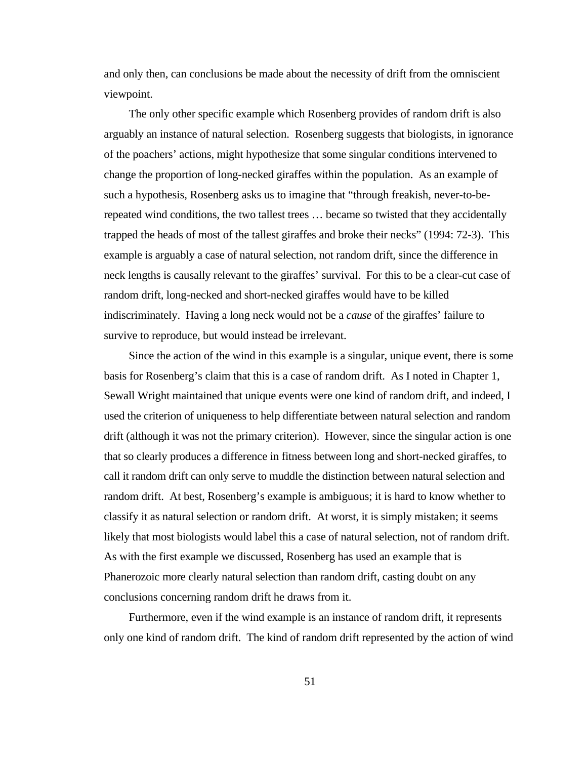and only then, can conclusions be made about the necessity of drift from the omniscient viewpoint.

The only other specific example which Rosenberg provides of random drift is also arguably an instance of natural selection. Rosenberg suggests that biologists, in ignorance of the poachers' actions, might hypothesize that some singular conditions intervened to change the proportion of long-necked giraffes within the population. As an example of such a hypothesis, Rosenberg asks us to imagine that "through freakish, never-to-be-repeated wind conditions, the two tallest trees … became so twisted that they accidentally trapped the heads of most of the tallest giraffes and broke their necks" (1994: 72-3). This example is arguably a case of natural selection, not random drift, since the difference in neck lengths is causally relevant to the giraffes' survival. For this to be a clear-cut case of random drift, long-necked and short-necked giraffes would have to be killed indiscriminately. Having a long neck would not be a *cause* of the giraffes' failure to survive to reproduce, but would instead be irrelevant.

Since the action of the wind in this example is a singular, unique event, there is some basis for Rosenberg's claim that this is a case of random drift. As I noted in Chapter 1, Sewall Wright maintained that unique events were one kind of random drift, and indeed, I used the criterion of uniqueness to help differentiate between natural selection and random drift (although it was not the primary criterion). However, since the singular action is one that so clearly produces a difference in fitness between long and short-necked giraffes, to call it random drift can only serve to muddle the distinction between natural selection and random drift. At best, Rosenberg's example is ambiguous; it is hard to know whether to classify it as natural selection or random drift. At worst, it is simply mistaken; it seems likely that most biologists would label this a case of natural selection, not of random drift. As with the first example we discussed, Rosenberg has used an example that is Phanerozoic more clearly natural selection than random drift, casting doubt on any conclusions concerning random drift he draws from it.

Furthermore, even if the wind example is an instance of random drift, it represents only one kind of random drift. The kind of random drift represented by the action of wind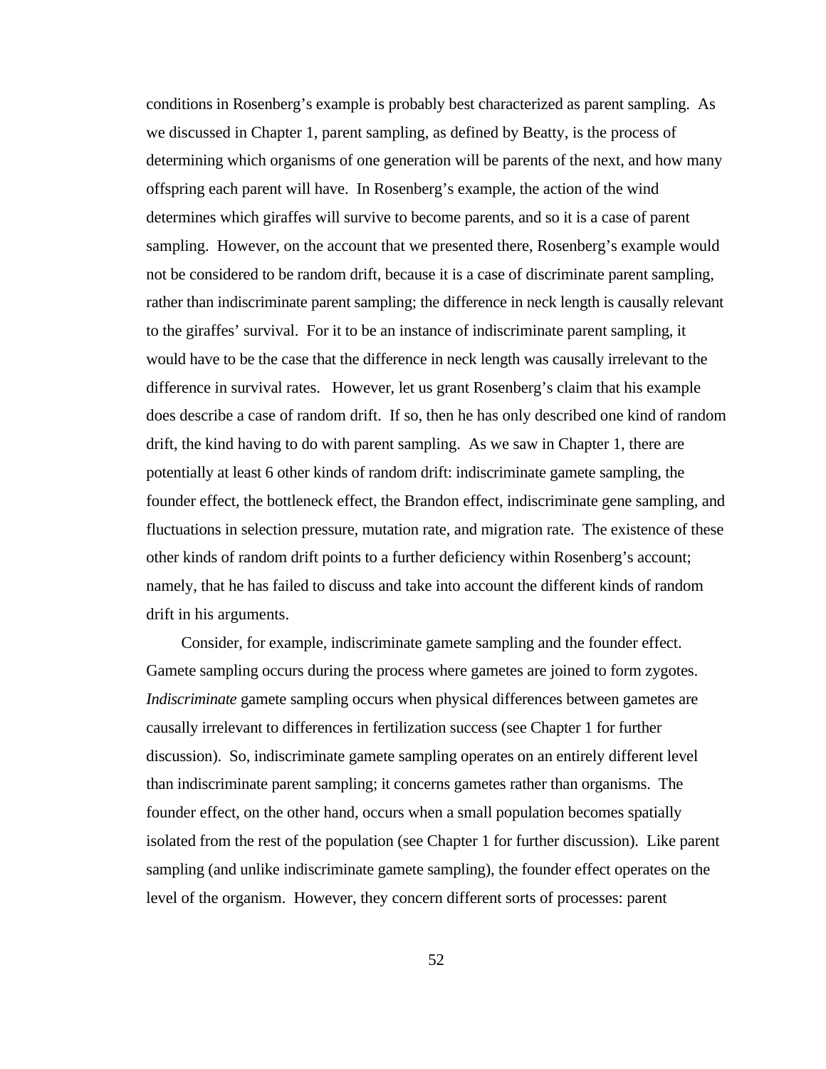conditions in Rosenberg's example is probably best characterized as parent sampling. As we discussed in Chapter 1, parent sampling, as defined by Beatty, is the process of determining which organisms of one generation will be parents of the next, and how many offspring each parent will have. In Rosenberg's example, the action of the wind determines which giraffes will survive to become parents, and so it is a case of parent sampling. However, on the account that we presented there, Rosenberg's example would not be considered to be random drift, because it is a case of discriminate parent sampling, rather than indiscriminate parent sampling; the difference in neck length is causally relevant to the giraffes' survival. For it to be an instance of indiscriminate parent sampling, it would have to be the case that the difference in neck length was causally irrelevant to the difference in survival rates. However, let us grant Rosenberg's claim that his example does describe a case of random drift. If so, then he has only described one kind of random drift, the kind having to do with parent sampling. As we saw in Chapter 1, there are potentially at least 6 other kinds of random drift: indiscriminate gamete sampling, the founder effect, the bottleneck effect, the Brandon effect, indiscriminate gene sampling, and fluctuations in selection pressure, mutation rate, and migration rate. The existence of these other kinds of random drift points to a further deficiency within Rosenberg's account; namely, that he has failed to discuss and take into account the different kinds of random drift in his arguments.

Consider, for example, indiscriminate gamete sampling and the founder effect. Gamete sampling occurs during the process where gametes are joined to form zygotes. *Indiscriminate* gamete sampling occurs when physical differences between gametes are causally irrelevant to differences in fertilization success (see Chapter 1 for further discussion). So, indiscriminate gamete sampling operates on an entirely different level than indiscriminate parent sampling; it concerns gametes rather than organisms. The founder effect, on the other hand, occurs when a small population becomes spatially isolated from the rest of the population (see Chapter 1 for further discussion). Like parent sampling (and unlike indiscriminate gamete sampling), the founder effect operates on the level of the organism. However, they concern different sorts of processes: parent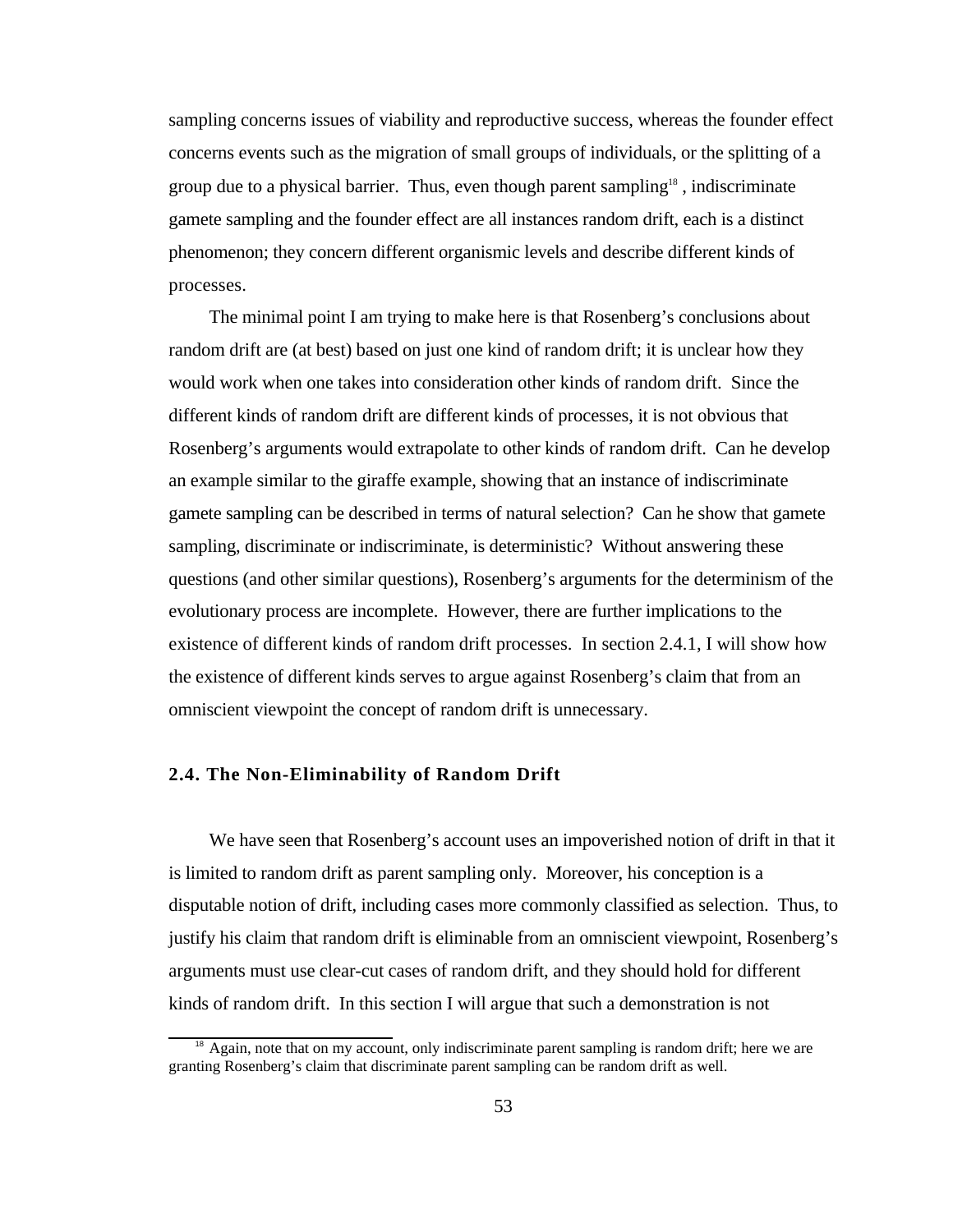sampling concerns issues of viability and reproductive success, whereas the founder effect concerns events such as the migration of small groups of individuals, or the splitting of a group due to a physical barrier. Thus, even though parent sampling[18] , indiscriminate gamete sampling and the founder effect are all instances random drift, each is a distinct phenomenon; they concern different organismic levels and describe different kinds of processes.

The minimal point I am trying to make here is that Rosenberg's conclusions about random drift are (at best) based on just one kind of random drift; it is unclear how they would work when one takes into consideration other kinds of random drift. Since the different kinds of random drift are different kinds of processes, it is not obvious that Rosenberg's arguments would extrapolate to other kinds of random drift. Can he develop an example similar to the giraffe example, showing that an instance of indiscriminate gamete sampling can be described in terms of natural selection? Can he show that gamete sampling, discriminate or indiscriminate, is deterministic? Without answering these questions (and other similar questions), Rosenberg's arguments for the determinism of the evolutionary process are incomplete. However, there are further implications to the existence of different kinds of random drift processes. In section 2.4.1, I will show how the existence of different kinds serves to argue against Rosenberg's claim that from an omniscient viewpoint the concept of random drift is unnecessary.

### 2.4. The Non-Eliminability of Random Drift

We have seen that Rosenberg's account uses an impoverished notion of drift in that it is limited to random drift as parent sampling only. Moreover, his conception is a disputable notion of drift, including cases more commonly classified as selection. Thus, to justify his claim that random drift is eliminable from an omniscient viewpoint, Rosenberg's arguments must use clear-cut cases of random drift, and they should hold for different kinds of random drift. In this section I will argue that such a demonstration is not

[18] Again, note that on my account, only indiscriminate parent sampling is random drift; here we are granting Rosenberg's claim that discriminate parent sampling can be random drift as well.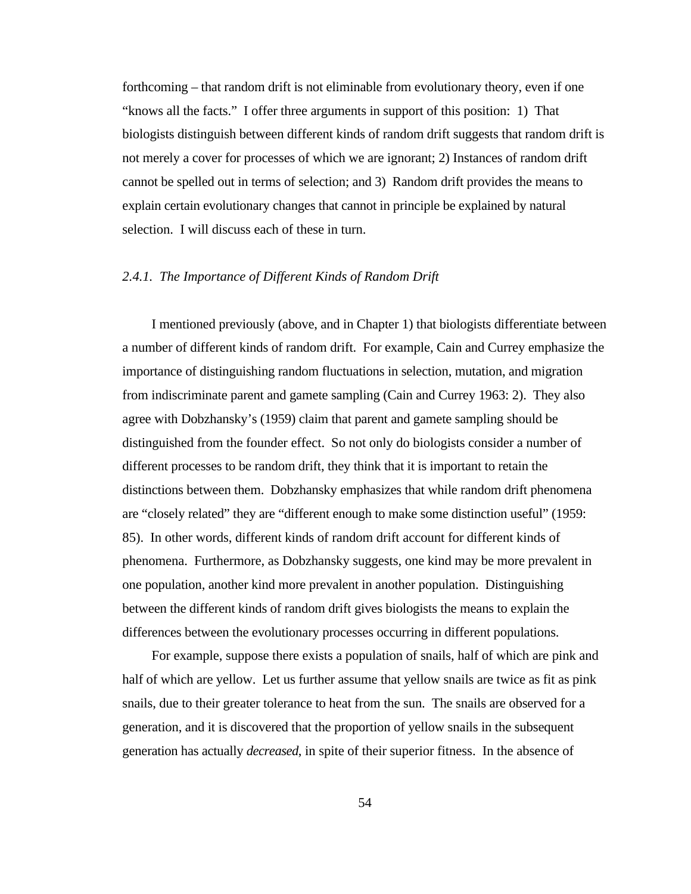forthcoming – that random drift is not eliminable from evolutionary theory, even if one "knows all the facts." I offer three arguments in support of this position: 1) That biologists distinguish between different kinds of random drift suggests that random drift is not merely a cover for processes of which we are ignorant; 2) Instances of random drift cannot be spelled out in terms of selection; and 3) Random drift provides the means to explain certain evolutionary changes that cannot in principle be explained by natural selection. I will discuss each of these in turn.

### *2.4.1. The Importance of Different Kinds of Random Drift*

I mentioned previously (above, and in Chapter 1) that biologists differentiate between a number of different kinds of random drift. For example, Cain and Currey emphasize the importance of distinguishing random fluctuations in selection, mutation, and migration from indiscriminate parent and gamete sampling (Cain and Currey 1963: 2). They also agree with Dobzhansky's (1959) claim that parent and gamete sampling should be distinguished from the founder effect. So not only do biologists consider a number of different processes to be random drift, they think that it is important to retain the distinctions between them. Dobzhansky emphasizes that while random drift phenomena are "closely related" they are "different enough to make some distinction useful" (1959: 85). In other words, different kinds of random drift account for different kinds of phenomena. Furthermore, as Dobzhansky suggests, one kind may be more prevalent in one population, another kind more prevalent in another population. Distinguishing between the different kinds of random drift gives biologists the means to explain the differences between the evolutionary processes occurring in different populations.

For example, suppose there exists a population of snails, half of which are pink and half of which are yellow. Let us further assume that yellow snails are twice as fit as pink snails, due to their greater tolerance to heat from the sun. The snails are observed for a generation, and it is discovered that the proportion of yellow snails in the subsequent generation has actually *decreased*, in spite of their superior fitness. In the absence of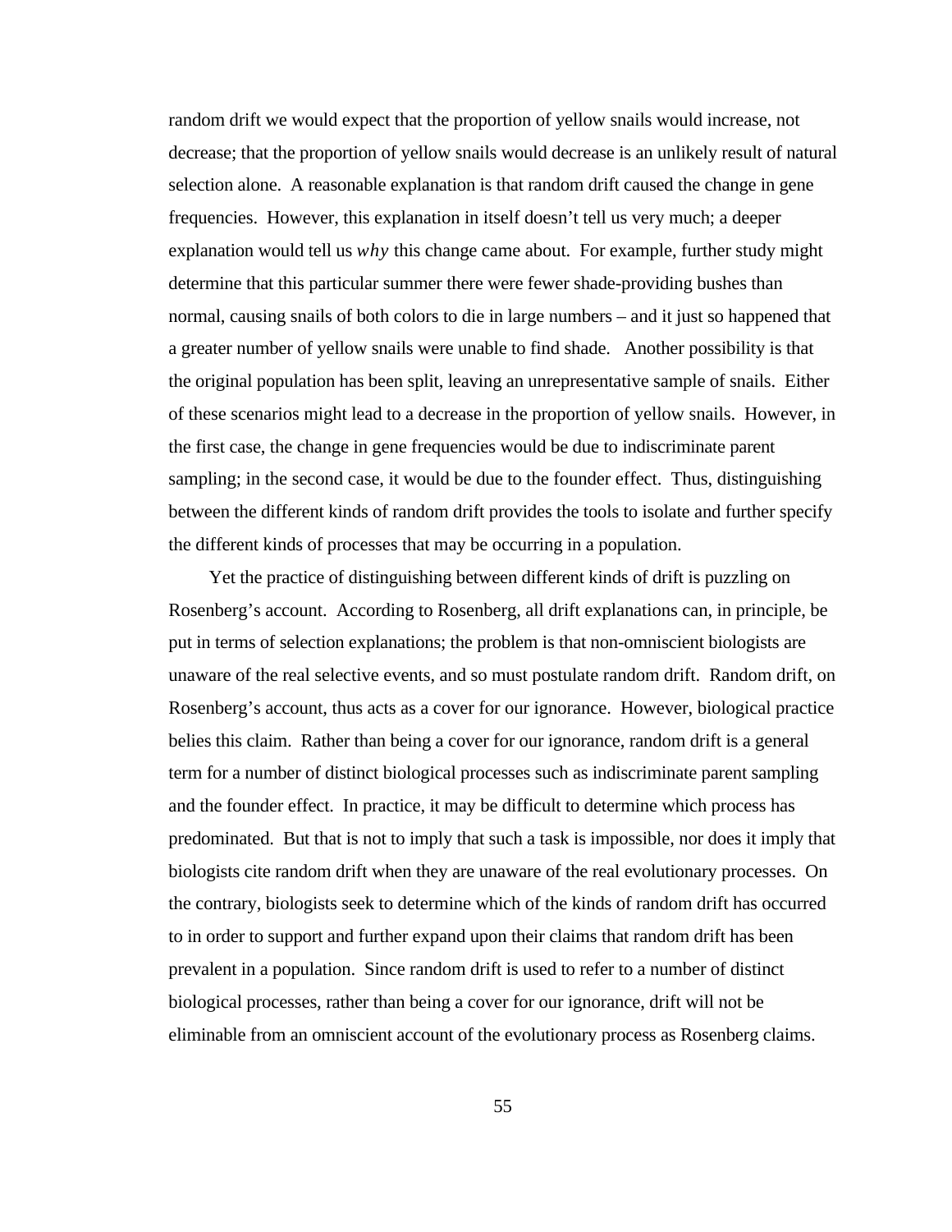random drift we would expect that the proportion of yellow snails would increase, not decrease; that the proportion of yellow snails would decrease is an unlikely result of natural selection alone. A reasonable explanation is that random drift caused the change in gene frequencies. However, this explanation in itself doesn't tell us very much; a deeper explanation would tell us *why* this change came about. For example, further study might determine that this particular summer there were fewer shade-providing bushes than normal, causing snails of both colors to die in large numbers – and it just so happened that a greater number of yellow snails were unable to find shade. Another possibility is that the original population has been split, leaving an unrepresentative sample of snails. Either of these scenarios might lead to a decrease in the proportion of yellow snails. However, in the first case, the change in gene frequencies would be due to indiscriminate parent sampling; in the second case, it would be due to the founder effect. Thus, distinguishing between the different kinds of random drift provides the tools to isolate and further specify the different kinds of processes that may be occurring in a population.

Yet the practice of distinguishing between different kinds of drift is puzzling on Rosenberg's account. According to Rosenberg, all drift explanations can, in principle, be put in terms of selection explanations; the problem is that non-omniscient biologists are unaware of the real selective events, and so must postulate random drift. Random drift, on Rosenberg's account, thus acts as a cover for our ignorance. However, biological practice belies this claim. Rather than being a cover for our ignorance, random drift is a general term for a number of distinct biological processes such as indiscriminate parent sampling and the founder effect. In practice, it may be difficult to determine which process has predominated. But that is not to imply that such a task is impossible, nor does it imply that biologists cite random drift when they are unaware of the real evolutionary processes. On the contrary, biologists seek to determine which of the kinds of random drift has occurred to in order to support and further expand upon their claims that random drift has been prevalent in a population. Since random drift is used to refer to a number of distinct biological processes, rather than being a cover for our ignorance, drift will not be eliminable from an omniscient account of the evolutionary process as Rosenberg claims.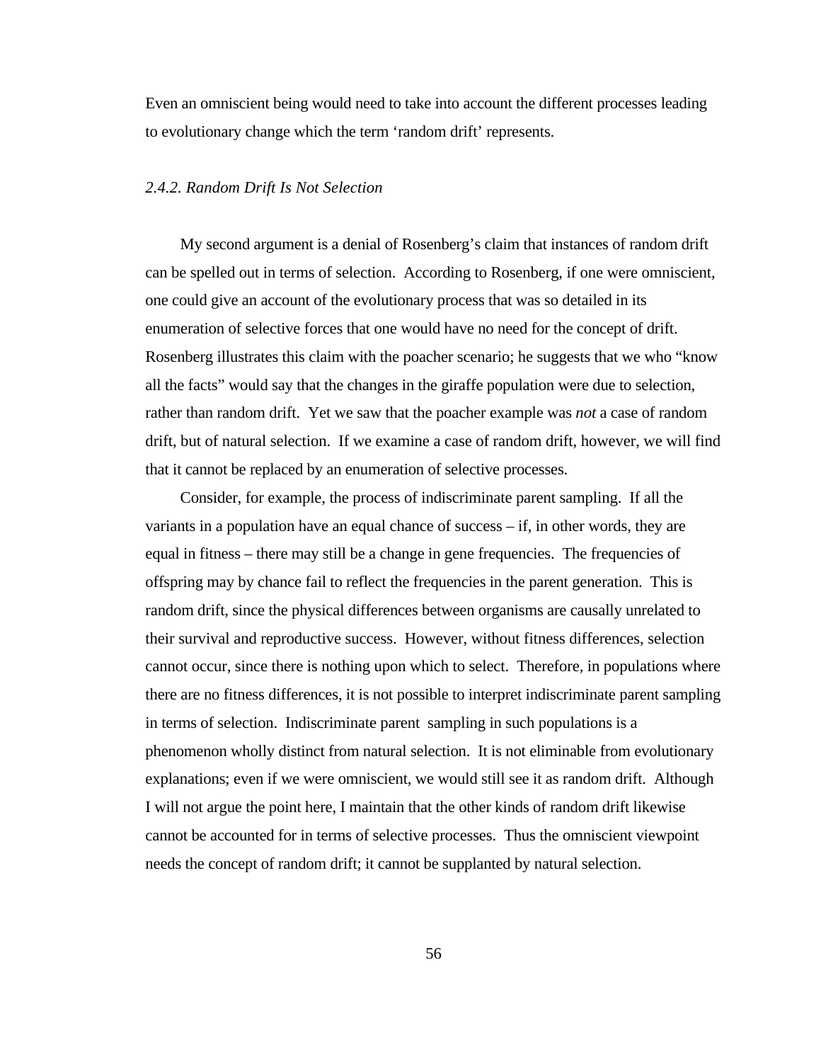Even an omniscient being would need to take into account the different processes leading to evolutionary change which the term ‘random drift’ represents.

### *2.4.2. Random Drift Is Not Selection*

My second argument is a denial of Rosenberg’s claim that instances of random drift can be spelled out in terms of selection. According to Rosenberg, if one were omniscient, one could give an account of the evolutionary process that was so detailed in its enumeration of selective forces that one would have no need for the concept of drift. Rosenberg illustrates this claim with the poacher scenario; he suggests that we who “know all the facts” would say that the changes in the giraffe population were due to selection, rather than random drift. Yet we saw that the poacher example was *not* a case of random drift, but of natural selection. If we examine a case of random drift, however, we will find that it cannot be replaced by an enumeration of selective processes.

Consider, for example, the process of indiscriminate parent sampling. If all the variants in a population have an equal chance of success – if, in other words, they are equal in fitness – there may still be a change in gene frequencies. The frequencies of offspring may by chance fail to reflect the frequencies in the parent generation. This is random drift, since the physical differences between organisms are causally unrelated to their survival and reproductive success. However, without fitness differences, selection cannot occur, since there is nothing upon which to select. Therefore, in populations where there are no fitness differences, it is not possible to interpret indiscriminate parent sampling in terms of selection. Indiscriminate parent sampling in such populations is a phenomenon wholly distinct from natural selection. It is not eliminable from evolutionary explanations; even if we were omniscient, we would still see it as random drift. Although I will not argue the point here, I maintain that the other kinds of random drift likewise cannot be accounted for in terms of selective processes. Thus the omniscient viewpoint needs the concept of random drift; it cannot be supplanted by natural selection.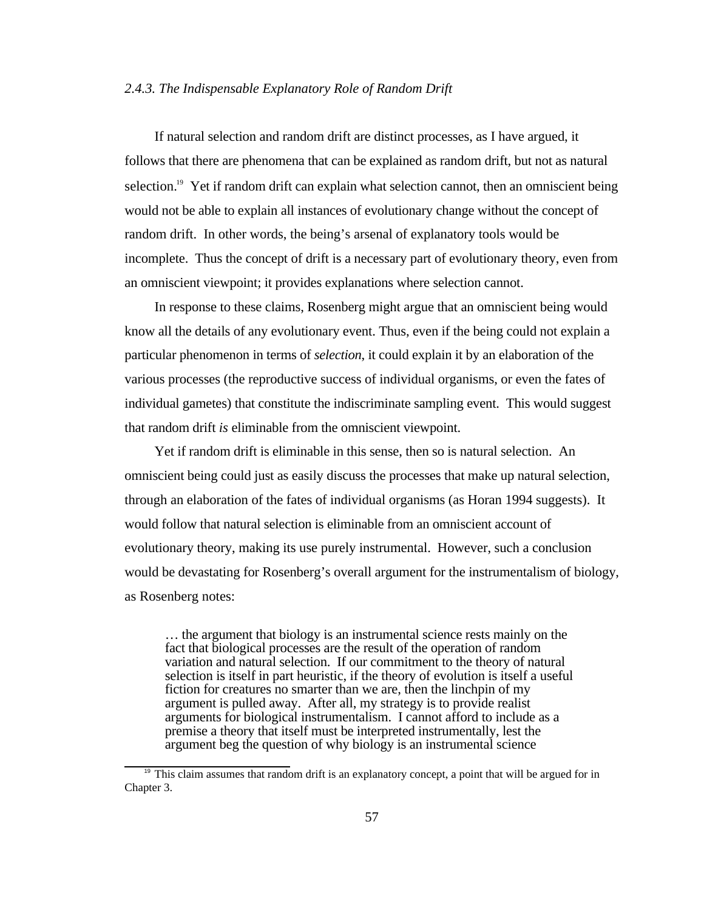### *2.4.3. The Indispensable Explanatory Role of Random Drift*

If natural selection and random drift are distinct processes, as I have argued, it follows that there are phenomena that can be explained as random drift, but not as natural selection.[19] Yet if random drift can explain what selection cannot, then an omniscient being would not be able to explain all instances of evolutionary change without the concept of random drift. In other words, the being's arsenal of explanatory tools would be incomplete. Thus the concept of drift is a necessary part of evolutionary theory, even from an omniscient viewpoint; it provides explanations where selection cannot.

In response to these claims, Rosenberg might argue that an omniscient being would know all the details of any evolutionary event. Thus, even if the being could not explain a particular phenomenon in terms of *selection*, it could explain it by an elaboration of the various processes (the reproductive success of individual organisms, or even the fates of individual gametes) that constitute the indiscriminate sampling event. This would suggest that random drift *is* eliminable from the omniscient viewpoint.

Yet if random drift is eliminable in this sense, then so is natural selection. An omniscient being could just as easily discuss the processes that make up natural selection, through an elaboration of the fates of individual organisms (as Horan 1994 suggests). It would follow that natural selection is eliminable from an omniscient account of evolutionary theory, making its use purely instrumental. However, such a conclusion would be devastating for Rosenberg's overall argument for the instrumentalism of biology, as Rosenberg notes:

> … the argument that biology is an instrumental science rests mainly on the fact that biological processes are the result of the operation of random variation and natural selection. If our commitment to the theory of natural selection is itself in part heuristic, if the theory of evolution is itself a useful fiction for creatures no smarter than we are, then the linchpin of my argument is pulled away. After all, my strategy is to provide realist arguments for biological instrumentalism. I cannot afford to include as a premise a theory that itself must be interpreted instrumentally, lest the argument beg the question of why biology is an instrumental science

[19] This claim assumes that random drift is an explanatory concept, a point that will be argued for in Chapter 3.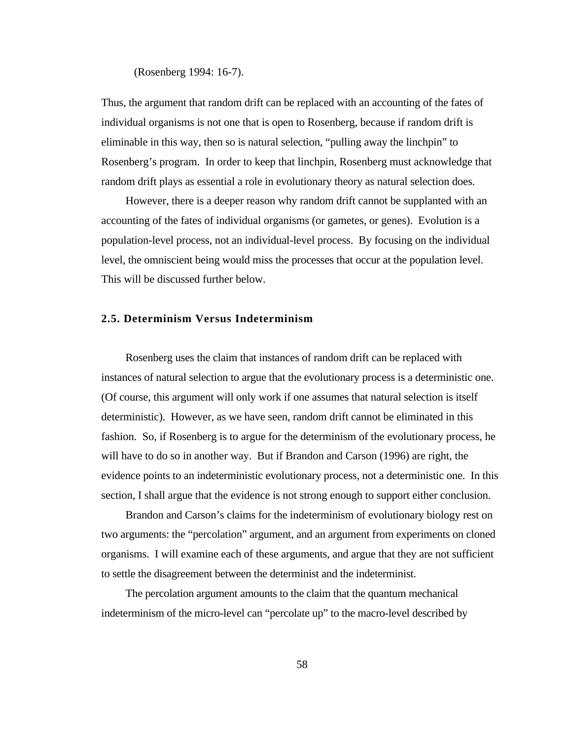(Rosenberg 1994: 16-7).

Thus, the argument that random drift can be replaced with an accounting of the fates of individual organisms is not one that is open to Rosenberg, because if random drift is eliminable in this way, then so is natural selection, "pulling away the linchpin" to Rosenberg's program. In order to keep that linchpin, Rosenberg must acknowledge that random drift plays as essential a role in evolutionary theory as natural selection does.

However, there is a deeper reason why random drift cannot be supplanted with an accounting of the fates of individual organisms (or gametes, or genes). Evolution is a population-level process, not an individual-level process. By focusing on the individual level, the omniscient being would miss the processes that occur at the population level. This will be discussed further below.

### 2.5. Determinism Versus Indeterminism

Rosenberg uses the claim that instances of random drift can be replaced with instances of natural selection to argue that the evolutionary process is a deterministic one. (Of course, this argument will only work if one assumes that natural selection is itself deterministic). However, as we have seen, random drift cannot be eliminated in this fashion. So, if Rosenberg is to argue for the determinism of the evolutionary process, he will have to do so in another way. But if Brandon and Carson (1996) are right, the evidence points to an indeterministic evolutionary process, not a deterministic one. In this section, I shall argue that the evidence is not strong enough to support either conclusion.

Brandon and Carson's claims for the indeterminism of evolutionary biology rest on two arguments: the "percolation" argument, and an argument from experiments on cloned organisms. I will examine each of these arguments, and argue that they are not sufficient to settle the disagreement between the determinist and the indeterminist.

The percolation argument amounts to the claim that the quantum mechanical indeterminism of the micro-level can "percolate up" to the macro-level described by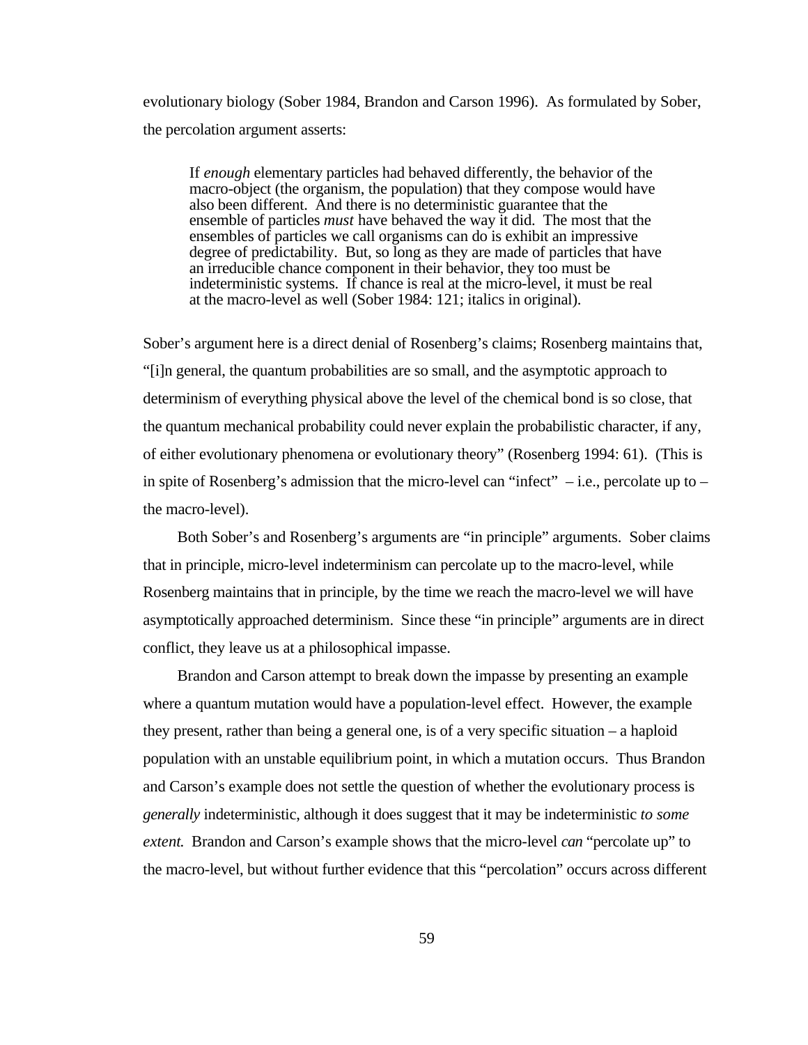evolutionary biology (Sober 1984, Brandon and Carson 1996). As formulated by Sober, the percolation argument asserts:

> If *enough* elementary particles had behaved differently, the behavior of the macro-object (the organism, the population) that they compose would have also been different. And there is no deterministic guarantee that the ensemble of particles *must* have behaved the way it did. The most that the ensembles of particles we call organisms can do is exhibit an impressive degree of predictability. But, so long as they are made of particles that have an irreducible chance component in their behavior, they too must be indeterministic systems. If chance is real at the micro-level, it must be real at the macro-level as well (Sober 1984: 121; italics in original).

Sober's argument here is a direct denial of Rosenberg's claims; Rosenberg maintains that, "[i]n general, the quantum probabilities are so small, and the asymptotic approach to determinism of everything physical above the level of the chemical bond is so close, that the quantum mechanical probability could never explain the probabilistic character, if any, of either evolutionary phenomena or evolutionary theory" (Rosenberg 1994: 61). (This is in spite of Rosenberg's admission that the micro-level can "infect" – i.e., percolate up to – the macro-level).

Both Sober's and Rosenberg's arguments are "in principle" arguments. Sober claims that in principle, micro-level indeterminism can percolate up to the macro-level, while Rosenberg maintains that in principle, by the time we reach the macro-level we will have asymptotically approached determinism. Since these "in principle" arguments are in direct conflict, they leave us at a philosophical impasse.

Brandon and Carson attempt to break down the impasse by presenting an example where a quantum mutation would have a population-level effect. However, the example they present, rather than being a general one, is of a very specific situation – a haploid population with an unstable equilibrium point, in which a mutation occurs. Thus Brandon and Carson's example does not settle the question of whether the evolutionary process is *generally* indeterministic, although it does suggest that it may be indeterministic *to some extent.* Brandon and Carson's example shows that the micro-level *can* "percolate up" to the macro-level, but without further evidence that this "percolation" occurs across different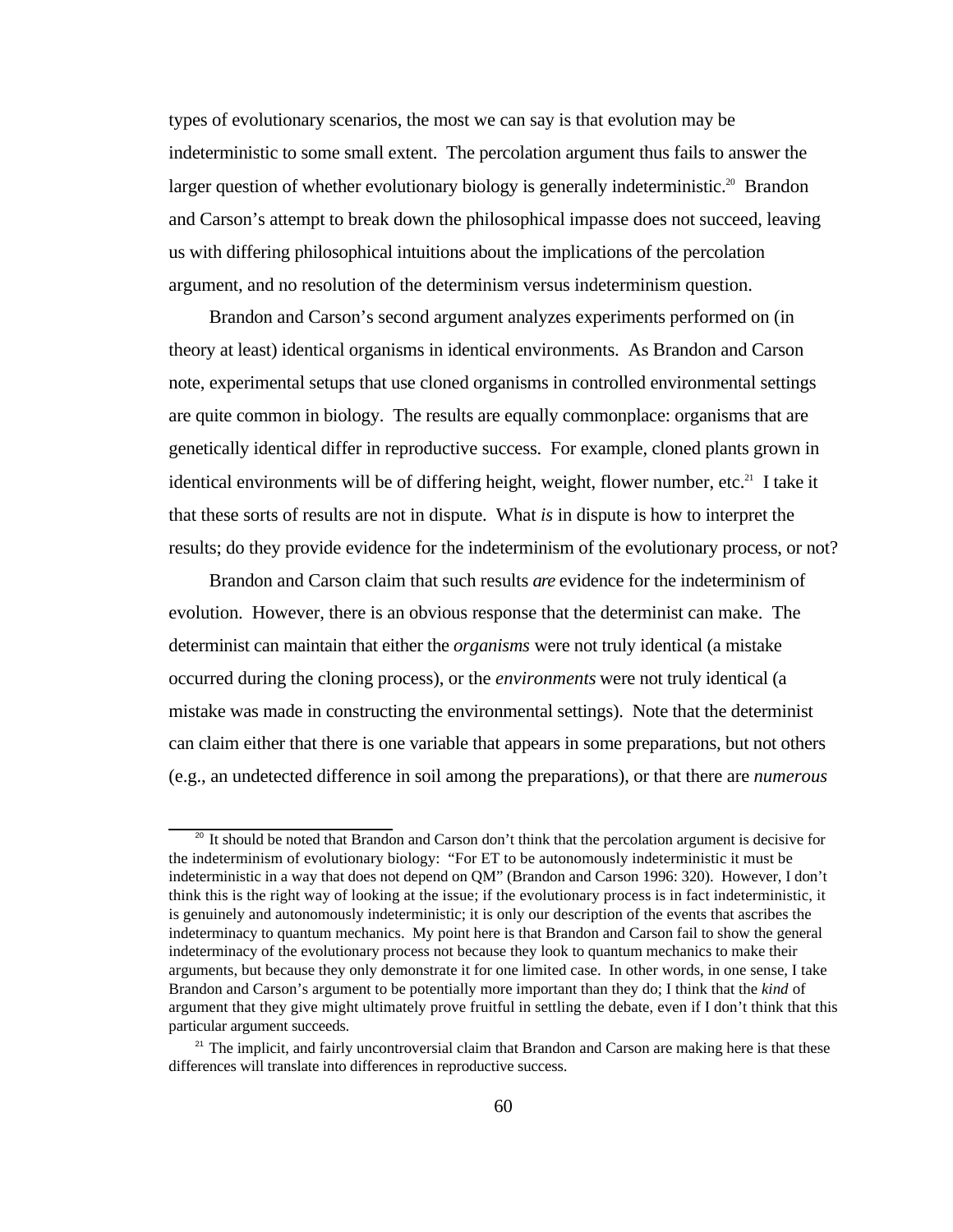types of evolutionary scenarios, the most we can say is that evolution may be indeterministic to some small extent. The percolation argument thus fails to answer the larger question of whether evolutionary biology is generally indeterministic.[20] Brandon and Carson's attempt to break down the philosophical impasse does not succeed, leaving us with differing philosophical intuitions about the implications of the percolation argument, and no resolution of the determinism versus indeterminism question.

Brandon and Carson's second argument analyzes experiments performed on (in theory at least) identical organisms in identical environments. As Brandon and Carson note, experimental setups that use cloned organisms in controlled environmental settings are quite common in biology. The results are equally commonplace: organisms that are genetically identical differ in reproductive success. For example, cloned plants grown in identical environments will be of differing height, weight, flower number, etc.[21] I take it that these sorts of results are not in dispute. What *is* in dispute is how to interpret the results; do they provide evidence for the indeterminism of the evolutionary process, or not?

Brandon and Carson claim that such results *are* evidence for the indeterminism of evolution. However, there is an obvious response that the determinist can make. The determinist can maintain that either the *organisms* were not truly identical (a mistake occurred during the cloning process), or the *environments* were not truly identical (a mistake was made in constructing the environmental settings). Note that the determinist can claim either that there is one variable that appears in some preparations, but not others (e.g., an undetected difference in soil among the preparations), or that there are *numerous*

[20] It should be noted that Brandon and Carson don't think that the percolation argument is decisive for the indeterminism of evolutionary biology: "For ET to be autonomously indeterministic it must be indeterministic in a way that does not depend on QM" (Brandon and Carson 1996: 320). However, I don't think this is the right way of looking at the issue; if the evolutionary process is in fact indeterministic, it is genuinely and autonomously indeterministic; it is only our description of the events that ascribes the indeterminacy to quantum mechanics. My point here is that Brandon and Carson fail to show the general indeterminacy of the evolutionary process not because they look to quantum mechanics to make their arguments, but because they only demonstrate it for one limited case. In other words, in one sense, I take Brandon and Carson's argument to be potentially more important than they do; I think that the *kind* of argument that they give might ultimately prove fruitful in settling the debate, even if I don't think that this particular argument succeeds.

[21] The implicit, and fairly uncontroversial claim that Brandon and Carson are making here is that these differences will translate into differences in reproductive success.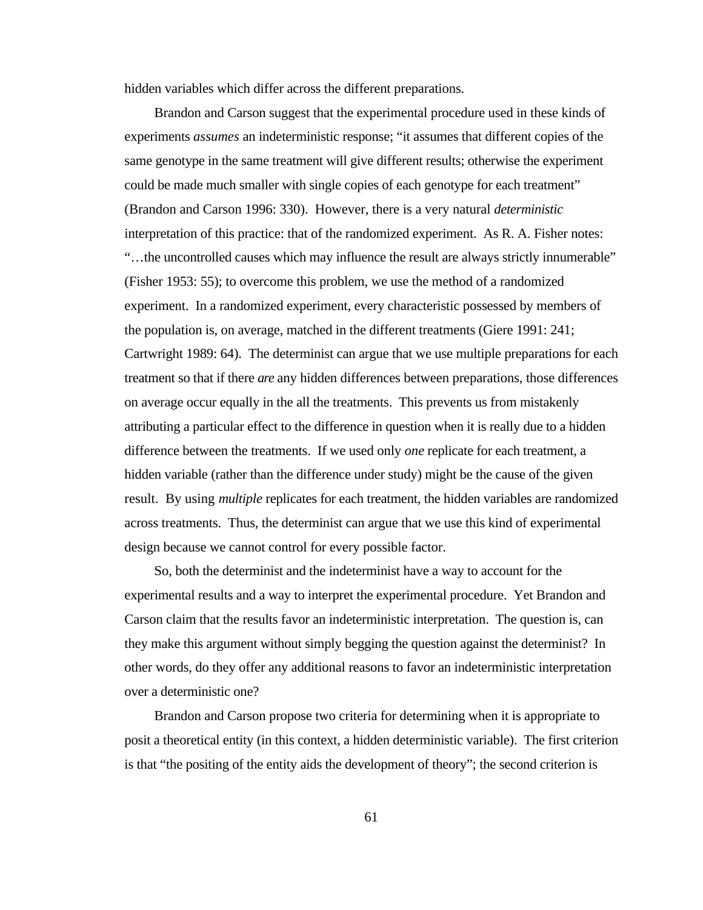hidden variables which differ across the different preparations.

Brandon and Carson suggest that the experimental procedure used in these kinds of experiments *assumes* an indeterministic response; "it assumes that different copies of the same genotype in the same treatment will give different results; otherwise the experiment could be made much smaller with single copies of each genotype for each treatment" (Brandon and Carson 1996: 330). However, there is a very natural *deterministic* interpretation of this practice: that of the randomized experiment. As R. A. Fisher notes: "…the uncontrolled causes which may influence the result are always strictly innumerable" (Fisher 1953: 55); to overcome this problem, we use the method of a randomized experiment. In a randomized experiment, every characteristic possessed by members of the population is, on average, matched in the different treatments (Giere 1991: 241; Cartwright 1989: 64). The determinist can argue that we use multiple preparations for each treatment so that if there *are* any hidden differences between preparations, those differences on average occur equally in the all the treatments. This prevents us from mistakenly attributing a particular effect to the difference in question when it is really due to a hidden difference between the treatments. If we used only *one* replicate for each treatment, a hidden variable (rather than the difference under study) might be the cause of the given result. By using *multiple* replicates for each treatment, the hidden variables are randomized across treatments. Thus, the determinist can argue that we use this kind of experimental design because we cannot control for every possible factor.

So, both the determinist and the indeterminist have a way to account for the experimental results and a way to interpret the experimental procedure. Yet Brandon and Carson claim that the results favor an indeterministic interpretation. The question is, can they make this argument without simply begging the question against the determinist? In other words, do they offer any additional reasons to favor an indeterministic interpretation over a deterministic one?

Brandon and Carson propose two criteria for determining when it is appropriate to posit a theoretical entity (in this context, a hidden deterministic variable). The first criterion is that "the positing of the entity aids the development of theory"; the second criterion is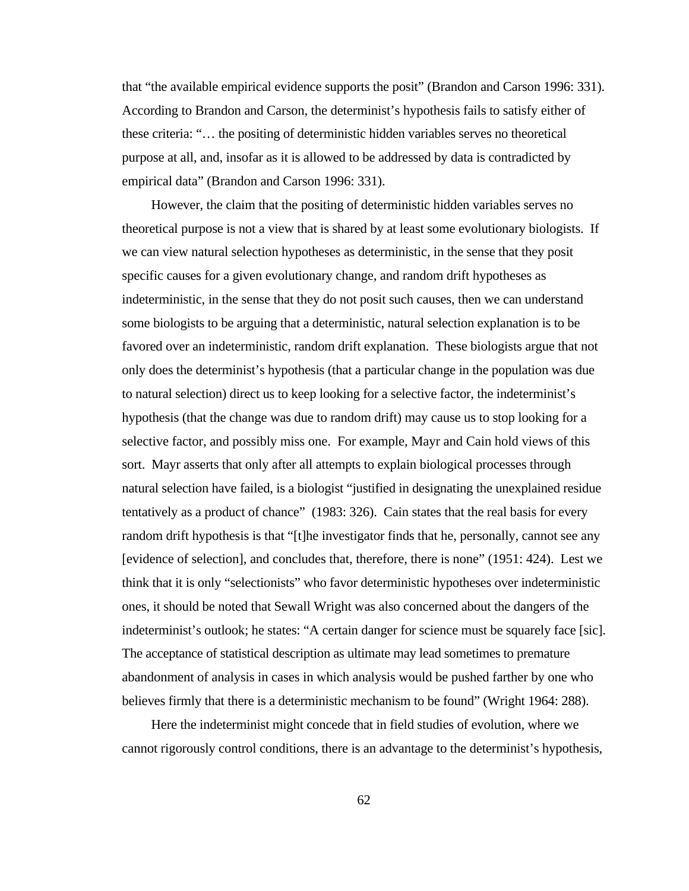that "the available empirical evidence supports the posit" (Brandon and Carson 1996: 331). According to Brandon and Carson, the determinist's hypothesis fails to satisfy either of these criteria: "… the positing of deterministic hidden variables serves no theoretical purpose at all, and, insofar as it is allowed to be addressed by data is contradicted by empirical data" (Brandon and Carson 1996: 331).

However, the claim that the positing of deterministic hidden variables serves no theoretical purpose is not a view that is shared by at least some evolutionary biologists. If we can view natural selection hypotheses as deterministic, in the sense that they posit specific causes for a given evolutionary change, and random drift hypotheses as indeterministic, in the sense that they do not posit such causes, then we can understand some biologists to be arguing that a deterministic, natural selection explanation is to be favored over an indeterministic, random drift explanation. These biologists argue that not only does the determinist's hypothesis (that a particular change in the population was due to natural selection) direct us to keep looking for a selective factor, the indeterminist's hypothesis (that the change was due to random drift) may cause us to stop looking for a selective factor, and possibly miss one. For example, Mayr and Cain hold views of this sort. Mayr asserts that only after all attempts to explain biological processes through natural selection have failed, is a biologist "justified in designating the unexplained residue tentatively as a product of chance" (1983: 326). Cain states that the real basis for every random drift hypothesis is that "[t]he investigator finds that he, personally, cannot see any [evidence of selection], and concludes that, therefore, there is none" (1951: 424). Lest we think that it is only "selectionists" who favor deterministic hypotheses over indeterministic ones, it should be noted that Sewall Wright was also concerned about the dangers of the indeterminist's outlook; he states: "A certain danger for science must be squarely face [sic]. The acceptance of statistical description as ultimate may lead sometimes to premature abandonment of analysis in cases in which analysis would be pushed farther by one who believes firmly that there is a deterministic mechanism to be found" (Wright 1964: 288).

Here the indeterminist might concede that in field studies of evolution, where we cannot rigorously control conditions, there is an advantage to the determinist's hypothesis,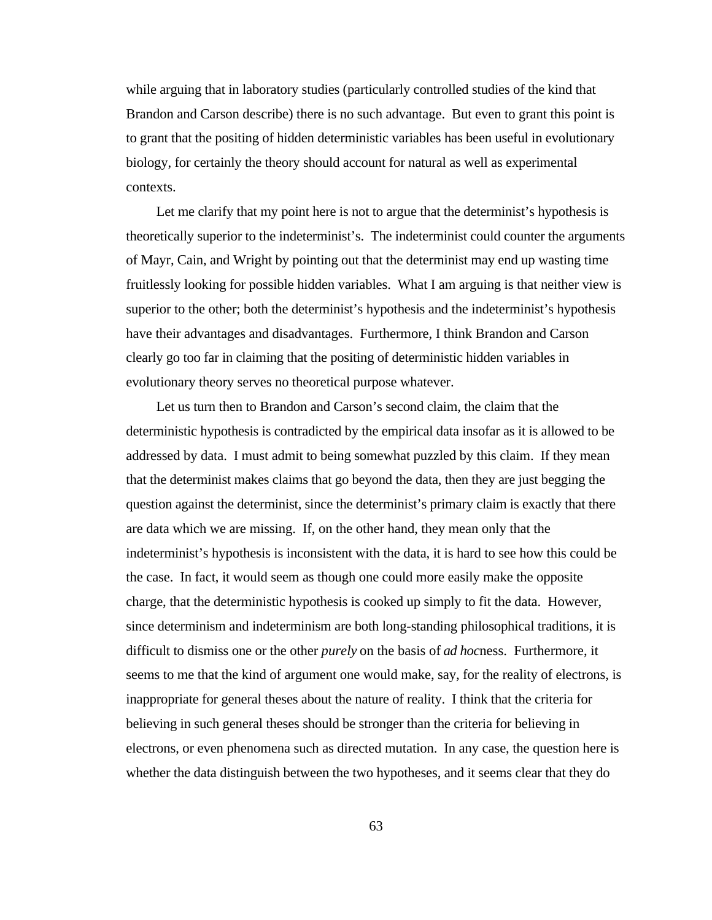while arguing that in laboratory studies (particularly controlled studies of the kind that Brandon and Carson describe) there is no such advantage. But even to grant this point is to grant that the positing of hidden deterministic variables has been useful in evolutionary biology, for certainly the theory should account for natural as well as experimental contexts.

Let me clarify that my point here is not to argue that the determinist's hypothesis is theoretically superior to the indeterminist's. The indeterminist could counter the arguments of Mayr, Cain, and Wright by pointing out that the determinist may end up wasting time fruitlessly looking for possible hidden variables. What I am arguing is that neither view is superior to the other; both the determinist's hypothesis and the indeterminist's hypothesis have their advantages and disadvantages. Furthermore, I think Brandon and Carson clearly go too far in claiming that the positing of deterministic hidden variables in evolutionary theory serves no theoretical purpose whatever.

Let us turn then to Brandon and Carson's second claim, the claim that the deterministic hypothesis is contradicted by the empirical data insofar as it is allowed to be addressed by data. I must admit to being somewhat puzzled by this claim. If they mean that the determinist makes claims that go beyond the data, then they are just begging the question against the determinist, since the determinist's primary claim is exactly that there are data which we are missing. If, on the other hand, they mean only that the indeterminist's hypothesis is inconsistent with the data, it is hard to see how this could be the case. In fact, it would seem as though one could more easily make the opposite charge, that the deterministic hypothesis is cooked up simply to fit the data. However, since determinism and indeterminism are both long-standing philosophical traditions, it is difficult to dismiss one or the other *purely* on the basis of *ad hoc*ness. Furthermore, it seems to me that the kind of argument one would make, say, for the reality of electrons, is inappropriate for general theses about the nature of reality. I think that the criteria for believing in such general theses should be stronger than the criteria for believing in electrons, or even phenomena such as directed mutation. In any case, the question here is whether the data distinguish between the two hypotheses, and it seems clear that they do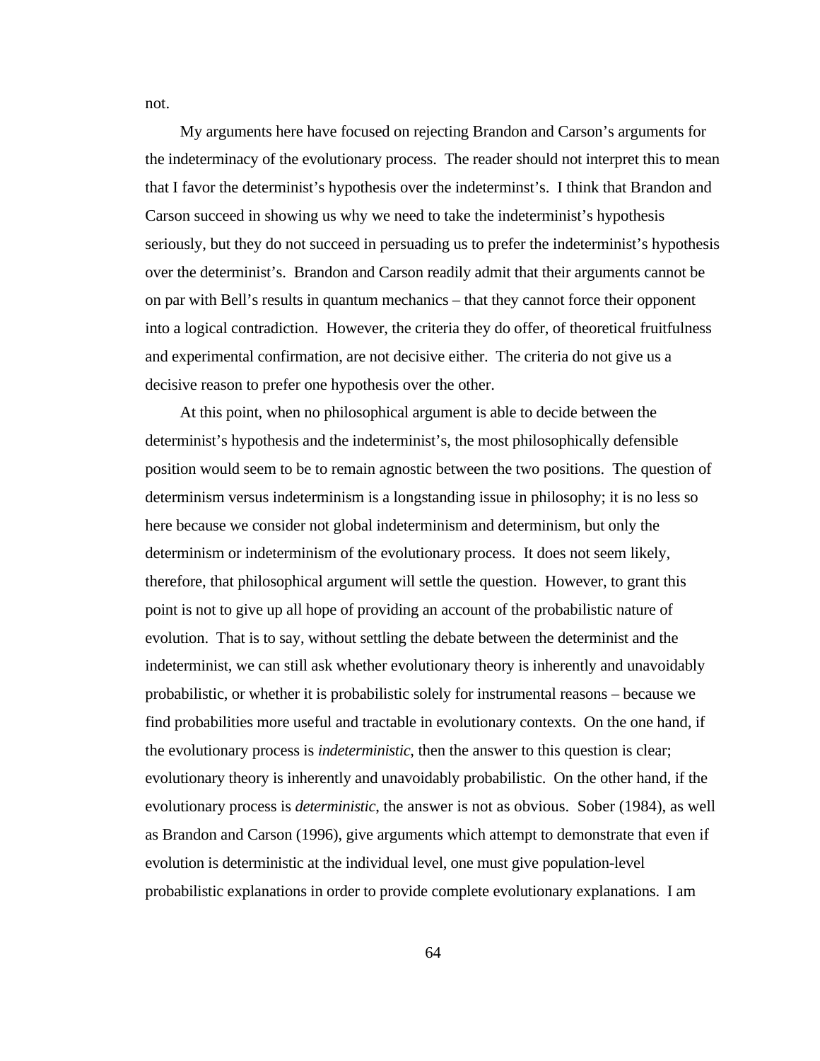not.

My arguments here have focused on rejecting Brandon and Carson's arguments for the indeterminacy of the evolutionary process. The reader should not interpret this to mean that I favor the determinist's hypothesis over the indeterminst's. I think that Brandon and Carson succeed in showing us why we need to take the indeterminist's hypothesis seriously, but they do not succeed in persuading us to prefer the indeterminist's hypothesis over the determinist's. Brandon and Carson readily admit that their arguments cannot be on par with Bell's results in quantum mechanics – that they cannot force their opponent into a logical contradiction. However, the criteria they do offer, of theoretical fruitfulness and experimental confirmation, are not decisive either. The criteria do not give us a decisive reason to prefer one hypothesis over the other.

At this point, when no philosophical argument is able to decide between the determinist's hypothesis and the indeterminist's, the most philosophically defensible position would seem to be to remain agnostic between the two positions. The question of determinism versus indeterminism is a longstanding issue in philosophy; it is no less so here because we consider not global indeterminism and determinism, but only the determinism or indeterminism of the evolutionary process. It does not seem likely, therefore, that philosophical argument will settle the question. However, to grant this point is not to give up all hope of providing an account of the probabilistic nature of evolution. That is to say, without settling the debate between the determinist and the indeterminist, we can still ask whether evolutionary theory is inherently and unavoidably probabilistic, or whether it is probabilistic solely for instrumental reasons – because we find probabilities more useful and tractable in evolutionary contexts. On the one hand, if the evolutionary process is *indeterministic*, then the answer to this question is clear; evolutionary theory is inherently and unavoidably probabilistic. On the other hand, if the evolutionary process is *deterministic*, the answer is not as obvious. Sober (1984), as well as Brandon and Carson (1996), give arguments which attempt to demonstrate that even if evolution is deterministic at the individual level, one must give population-level probabilistic explanations in order to provide complete evolutionary explanations. I am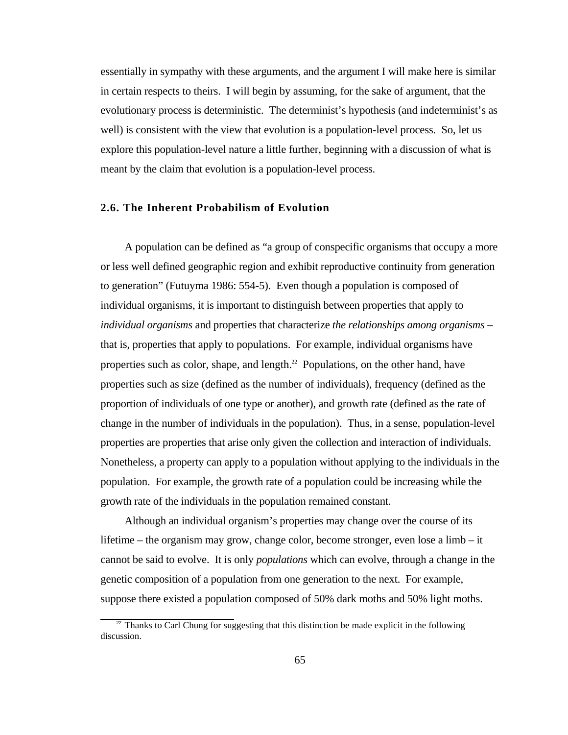essentially in sympathy with these arguments, and the argument I will make here is similar in certain respects to theirs. I will begin by assuming, for the sake of argument, that the evolutionary process is deterministic. The determinist's hypothesis (and indeterminist's as well) is consistent with the view that evolution is a population-level process. So, let us explore this population-level nature a little further, beginning with a discussion of what is meant by the claim that evolution is a population-level process.

### 2.6. The Inherent Probabilism of Evolution

A population can be defined as "a group of conspecific organisms that occupy a more or less well defined geographic region and exhibit reproductive continuity from generation to generation" (Futuyma 1986: 554-5). Even though a population is composed of individual organisms, it is important to distinguish between properties that apply to *individual organisms* and properties that characterize *the relationships among organisms* – that is, properties that apply to populations. For example, individual organisms have properties such as color, shape, and length.[22] Populations, on the other hand, have properties such as size (defined as the number of individuals), frequency (defined as the proportion of individuals of one type or another), and growth rate (defined as the rate of change in the number of individuals in the population). Thus, in a sense, population-level properties are properties that arise only given the collection and interaction of individuals. Nonetheless, a property can apply to a population without applying to the individuals in the population. For example, the growth rate of a population could be increasing while the growth rate of the individuals in the population remained constant.

Although an individual organism's properties may change over the course of its lifetime – the organism may grow, change color, become stronger, even lose a limb – it cannot be said to evolve. It is only *populations* which can evolve, through a change in the genetic composition of a population from one generation to the next. For example, suppose there existed a population composed of 50% dark moths and 50% light moths.

[22] Thanks to Carl Chung for suggesting that this distinction be made explicit in the following discussion.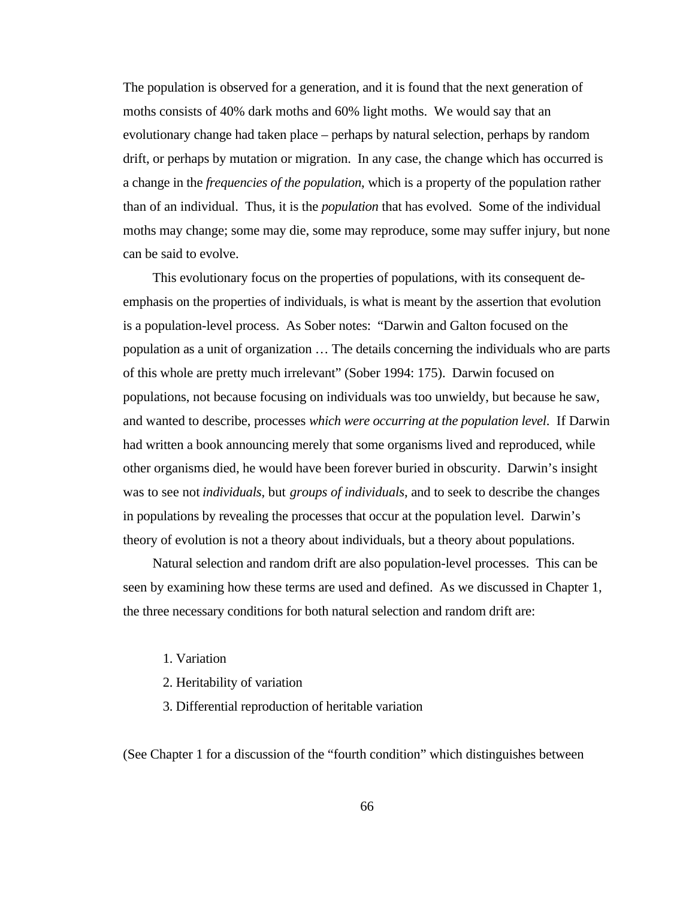The population is observed for a generation, and it is found that the next generation of moths consists of 40% dark moths and 60% light moths. We would say that an evolutionary change had taken place – perhaps by natural selection, perhaps by random drift, or perhaps by mutation or migration. In any case, the change which has occurred is a change in the *frequencies of the population*, which is a property of the population rather than of an individual. Thus, it is the *population* that has evolved. Some of the individual moths may change; some may die, some may reproduce, some may suffer injury, but none can be said to evolve.

This evolutionary focus on the properties of populations, with its consequent de-emphasis on the properties of individuals, is what is meant by the assertion that evolution is a population-level process. As Sober notes: "Darwin and Galton focused on the population as a unit of organization … The details concerning the individuals who are parts of this whole are pretty much irrelevant" (Sober 1994: 175). Darwin focused on populations, not because focusing on individuals was too unwieldy, but because he saw, and wanted to describe, processes *which were occurring at the population level*. If Darwin had written a book announcing merely that some organisms lived and reproduced, while other organisms died, he would have been forever buried in obscurity. Darwin's insight was to see not *individuals*, but *groups of individuals*, and to seek to describe the changes in populations by revealing the processes that occur at the population level. Darwin's theory of evolution is not a theory about individuals, but a theory about populations.

Natural selection and random drift are also population-level processes. This can be seen by examining how these terms are used and defined. As we discussed in Chapter 1, the three necessary conditions for both natural selection and random drift are:

1. Variation
2. Heritability of variation
3. Differential reproduction of heritable variation

(See Chapter 1 for a discussion of the "fourth condition" which distinguishes between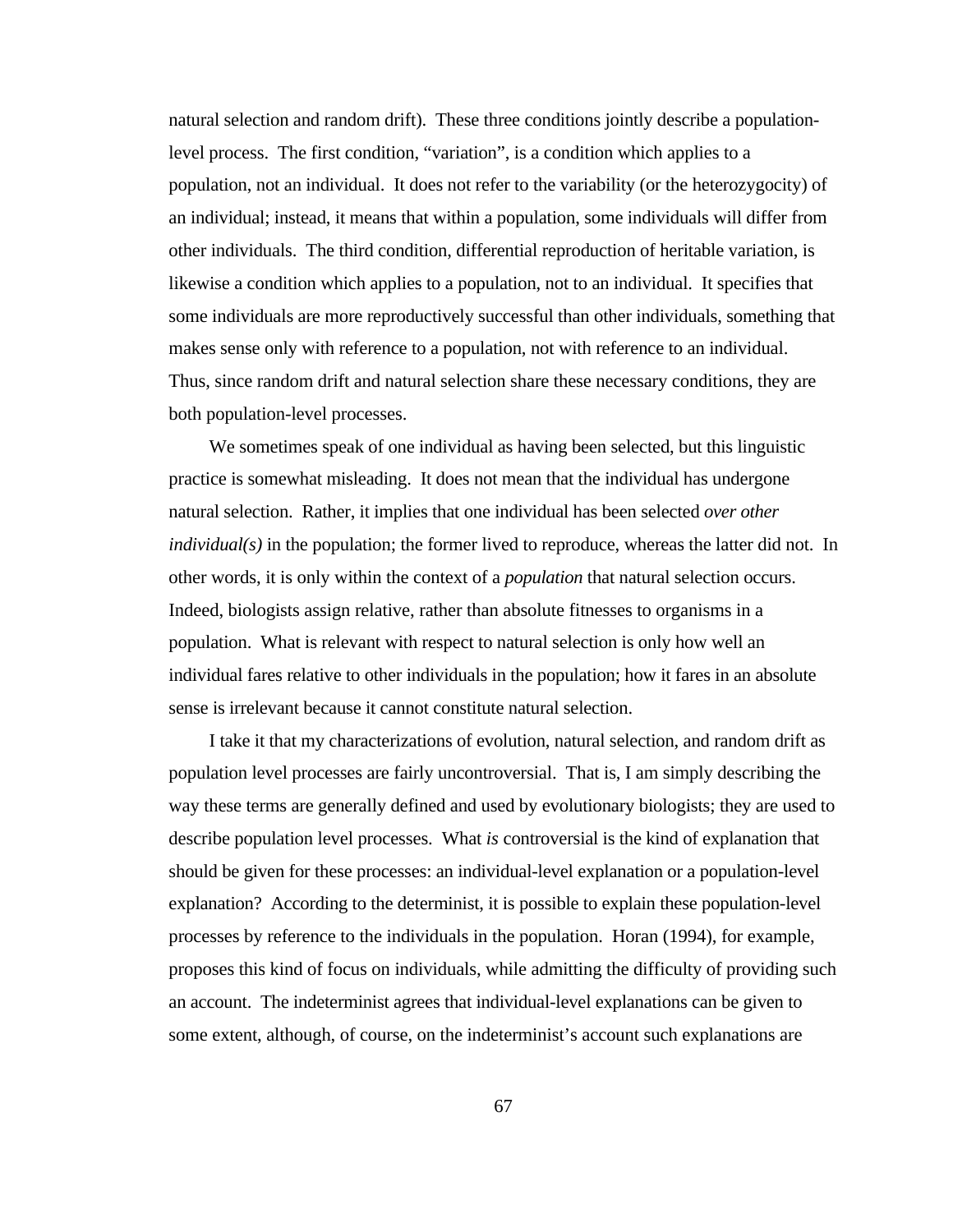natural selection and random drift). These three conditions jointly describe a population-level process. The first condition, "variation", is a condition which applies to a population, not an individual. It does not refer to the variability (or the heterozygocity) of an individual; instead, it means that within a population, some individuals will differ from other individuals. The third condition, differential reproduction of heritable variation, is likewise a condition which applies to a population, not to an individual. It specifies that some individuals are more reproductively successful than other individuals, something that makes sense only with reference to a population, not with reference to an individual. Thus, since random drift and natural selection share these necessary conditions, they are both population-level processes.

We sometimes speak of one individual as having been selected, but this linguistic practice is somewhat misleading. It does not mean that the individual has undergone natural selection. Rather, it implies that one individual has been selected *over other individual(s)* in the population; the former lived to reproduce, whereas the latter did not. In other words, it is only within the context of a *population* that natural selection occurs. Indeed, biologists assign relative, rather than absolute fitnesses to organisms in a population. What is relevant with respect to natural selection is only how well an individual fares relative to other individuals in the population; how it fares in an absolute sense is irrelevant because it cannot constitute natural selection.

I take it that my characterizations of evolution, natural selection, and random drift as population level processes are fairly uncontroversial. That is, I am simply describing the way these terms are generally defined and used by evolutionary biologists; they are used to describe population level processes. What *is* controversial is the kind of explanation that should be given for these processes: an individual-level explanation or a population-level explanation? According to the determinist, it is possible to explain these population-level processes by reference to the individuals in the population. Horan (1994), for example, proposes this kind of focus on individuals, while admitting the difficulty of providing such an account. The indeterminist agrees that individual-level explanations can be given to some extent, although, of course, on the indeterminist's account such explanations are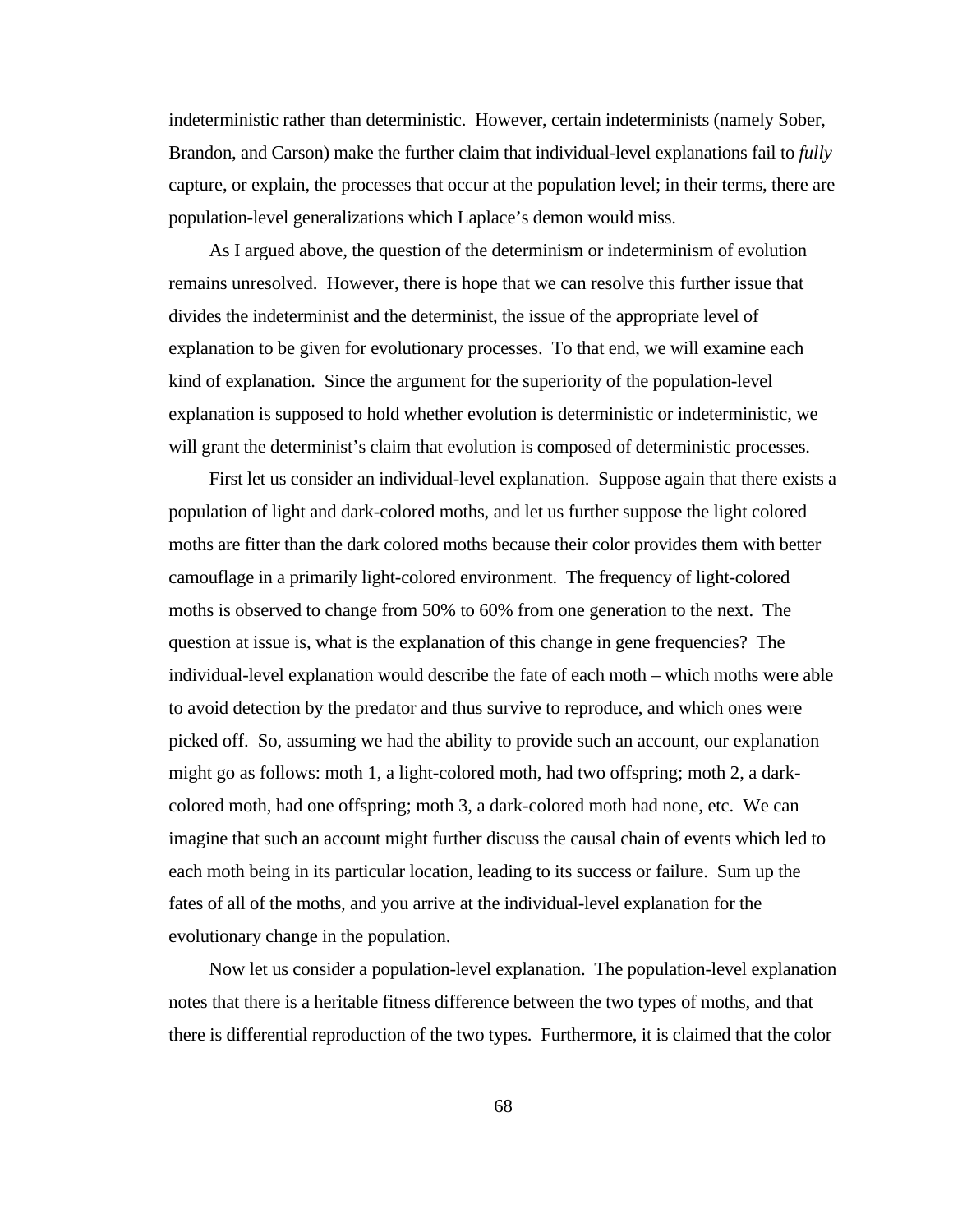indeterministic rather than deterministic. However, certain indeterminists (namely Sober, Brandon, and Carson) make the further claim that individual-level explanations fail to *fully* capture, or explain, the processes that occur at the population level; in their terms, there are population-level generalizations which Laplace's demon would miss.

As I argued above, the question of the determinism or indeterminism of evolution remains unresolved. However, there is hope that we can resolve this further issue that divides the indeterminist and the determinist, the issue of the appropriate level of explanation to be given for evolutionary processes. To that end, we will examine each kind of explanation. Since the argument for the superiority of the population-level explanation is supposed to hold whether evolution is deterministic or indeterministic, we will grant the determinist's claim that evolution is composed of deterministic processes.

First let us consider an individual-level explanation. Suppose again that there exists a population of light and dark-colored moths, and let us further suppose the light colored moths are fitter than the dark colored moths because their color provides them with better camouflage in a primarily light-colored environment. The frequency of light-colored moths is observed to change from 50% to 60% from one generation to the next. The question at issue is, what is the explanation of this change in gene frequencies? The individual-level explanation would describe the fate of each moth – which moths were able to avoid detection by the predator and thus survive to reproduce, and which ones were picked off. So, assuming we had the ability to provide such an account, our explanation might go as follows: moth 1, a light-colored moth, had two offspring; moth 2, a dark-colored moth, had one offspring; moth 3, a dark-colored moth had none, etc. We can imagine that such an account might further discuss the causal chain of events which led to each moth being in its particular location, leading to its success or failure. Sum up the fates of all of the moths, and you arrive at the individual-level explanation for the evolutionary change in the population.

Now let us consider a population-level explanation. The population-level explanation notes that there is a heritable fitness difference between the two types of moths, and that there is differential reproduction of the two types. Furthermore, it is claimed that the color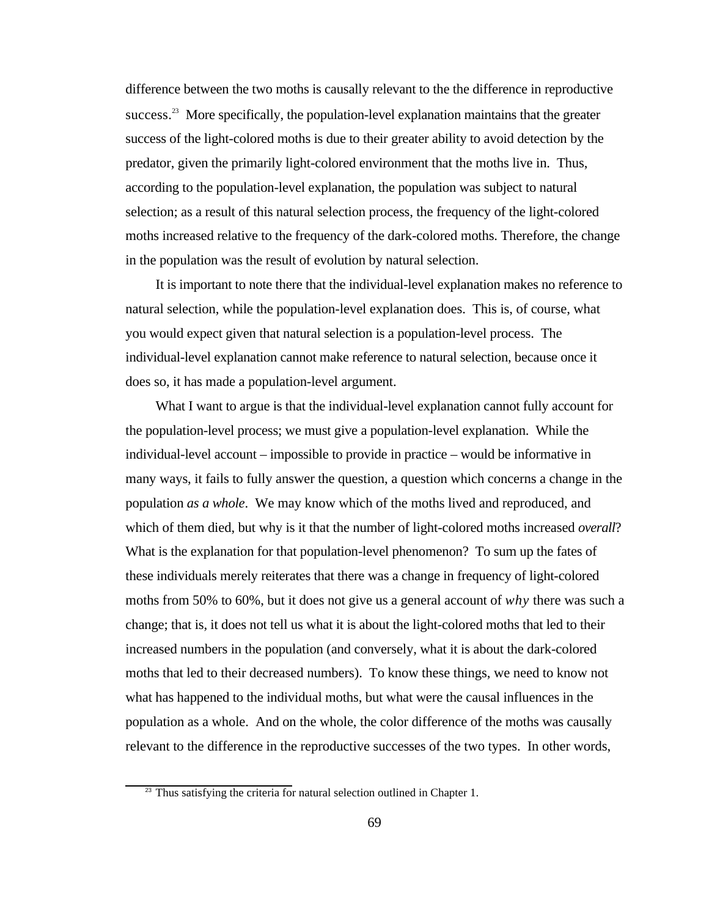difference between the two moths is causally relevant to the the difference in reproductive success.[23] More specifically, the population-level explanation maintains that the greater success of the light-colored moths is due to their greater ability to avoid detection by the predator, given the primarily light-colored environment that the moths live in. Thus, according to the population-level explanation, the population was subject to natural selection; as a result of this natural selection process, the frequency of the light-colored moths increased relative to the frequency of the dark-colored moths. Therefore, the change in the population was the result of evolution by natural selection.

It is important to note there that the individual-level explanation makes no reference to natural selection, while the population-level explanation does. This is, of course, what you would expect given that natural selection is a population-level process. The individual-level explanation cannot make reference to natural selection, because once it does so, it has made a population-level argument.

What I want to argue is that the individual-level explanation cannot fully account for the population-level process; we must give a population-level explanation. While the individual-level account – impossible to provide in practice – would be informative in many ways, it fails to fully answer the question, a question which concerns a change in the population *as a whole*. We may know which of the moths lived and reproduced, and which of them died, but why is it that the number of light-colored moths increased *overall*? What is the explanation for that population-level phenomenon? To sum up the fates of these individuals merely reiterates that there was a change in frequency of light-colored moths from 50% to 60%, but it does not give us a general account of *why* there was such a change; that is, it does not tell us what it is about the light-colored moths that led to their increased numbers in the population (and conversely, what it is about the dark-colored moths that led to their decreased numbers). To know these things, we need to know not what has happened to the individual moths, but what were the causal influences in the population as a whole. And on the whole, the color difference of the moths was causally relevant to the difference in the reproductive successes of the two types. In other words,

[23] Thus satisfying the criteria for natural selection outlined in Chapter 1.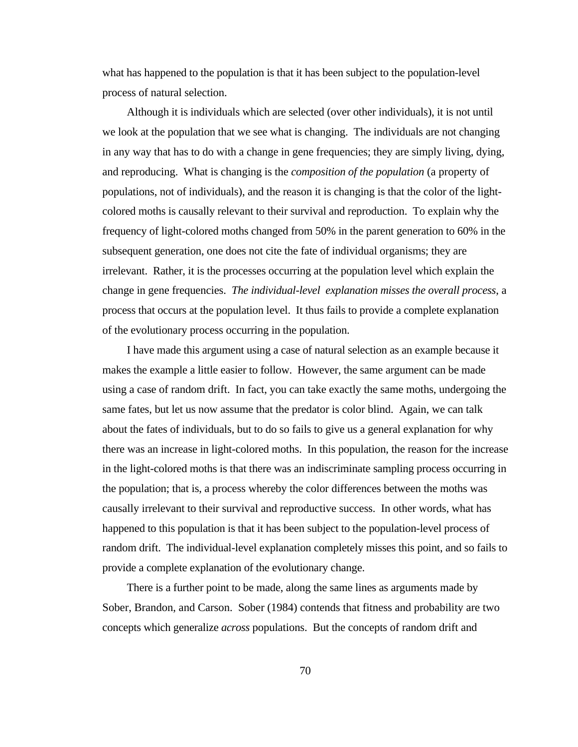what has happened to the population is that it has been subject to the population-level process of natural selection.

Although it is individuals which are selected (over other individuals), it is not until we look at the population that we see what is changing. The individuals are not changing in any way that has to do with a change in gene frequencies; they are simply living, dying, and reproducing. What is changing is the *composition of the population* (a property of populations, not of individuals), and the reason it is changing is that the color of the light-colored moths is causally relevant to their survival and reproduction. To explain why the frequency of light-colored moths changed from 50% in the parent generation to 60% in the subsequent generation, one does not cite the fate of individual organisms; they are irrelevant. Rather, it is the processes occurring at the population level which explain the change in gene frequencies. *The individual-level explanation misses the overall process*, a process that occurs at the population level. It thus fails to provide a complete explanation of the evolutionary process occurring in the population.

I have made this argument using a case of natural selection as an example because it makes the example a little easier to follow. However, the same argument can be made using a case of random drift. In fact, you can take exactly the same moths, undergoing the same fates, but let us now assume that the predator is color blind. Again, we can talk about the fates of individuals, but to do so fails to give us a general explanation for why there was an increase in light-colored moths. In this population, the reason for the increase in the light-colored moths is that there was an indiscriminate sampling process occurring in the population; that is, a process whereby the color differences between the moths was causally irrelevant to their survival and reproductive success. In other words, what has happened to this population is that it has been subject to the population-level process of random drift. The individual-level explanation completely misses this point, and so fails to provide a complete explanation of the evolutionary change.

There is a further point to be made, along the same lines as arguments made by Sober, Brandon, and Carson. Sober (1984) contends that fitness and probability are two concepts which generalize *across* populations. But the concepts of random drift and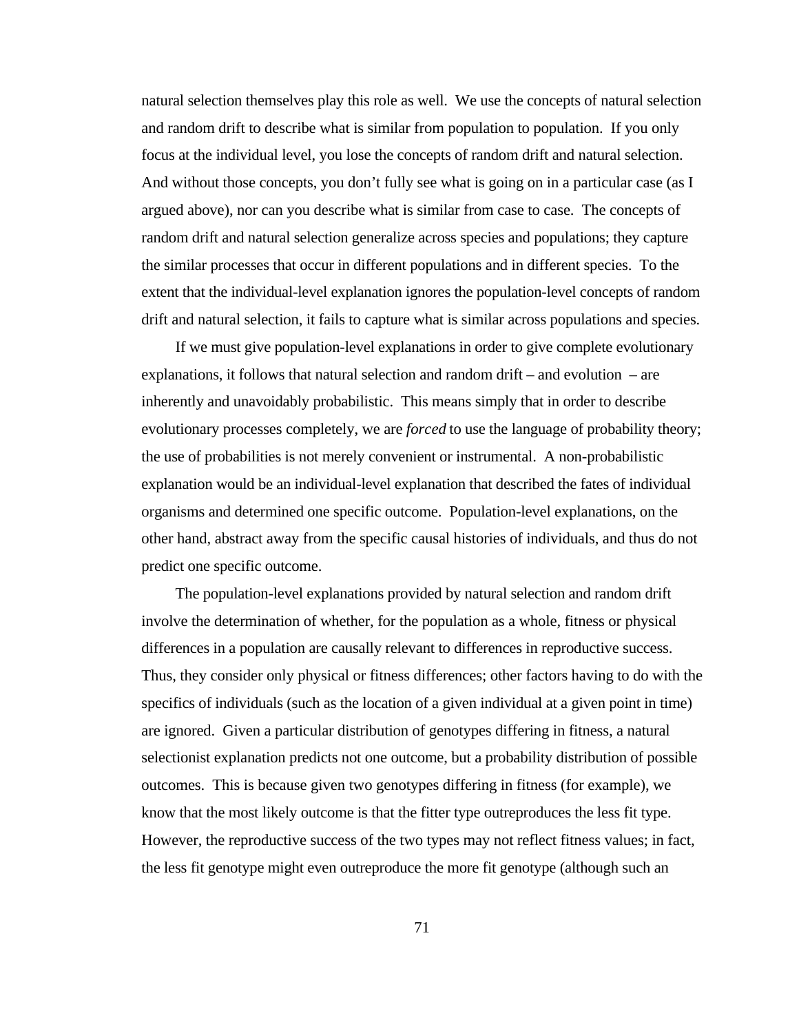natural selection themselves play this role as well. We use the concepts of natural selection and random drift to describe what is similar from population to population. If you only focus at the individual level, you lose the concepts of random drift and natural selection. And without those concepts, you don't fully see what is going on in a particular case (as I argued above), nor can you describe what is similar from case to case. The concepts of random drift and natural selection generalize across species and populations; they capture the similar processes that occur in different populations and in different species. To the extent that the individual-level explanation ignores the population-level concepts of random drift and natural selection, it fails to capture what is similar across populations and species.

If we must give population-level explanations in order to give complete evolutionary explanations, it follows that natural selection and random drift – and evolution – are inherently and unavoidably probabilistic. This means simply that in order to describe evolutionary processes completely, we are *forced* to use the language of probability theory; the use of probabilities is not merely convenient or instrumental. A non-probabilistic explanation would be an individual-level explanation that described the fates of individual organisms and determined one specific outcome. Population-level explanations, on the other hand, abstract away from the specific causal histories of individuals, and thus do not predict one specific outcome.

The population-level explanations provided by natural selection and random drift involve the determination of whether, for the population as a whole, fitness or physical differences in a population are causally relevant to differences in reproductive success. Thus, they consider only physical or fitness differences; other factors having to do with the specifics of individuals (such as the location of a given individual at a given point in time) are ignored. Given a particular distribution of genotypes differing in fitness, a natural selectionist explanation predicts not one outcome, but a probability distribution of possible outcomes. This is because given two genotypes differing in fitness (for example), we know that the most likely outcome is that the fitter type outreproduces the less fit type. However, the reproductive success of the two types may not reflect fitness values; in fact, the less fit genotype might even outreproduce the more fit genotype (although such an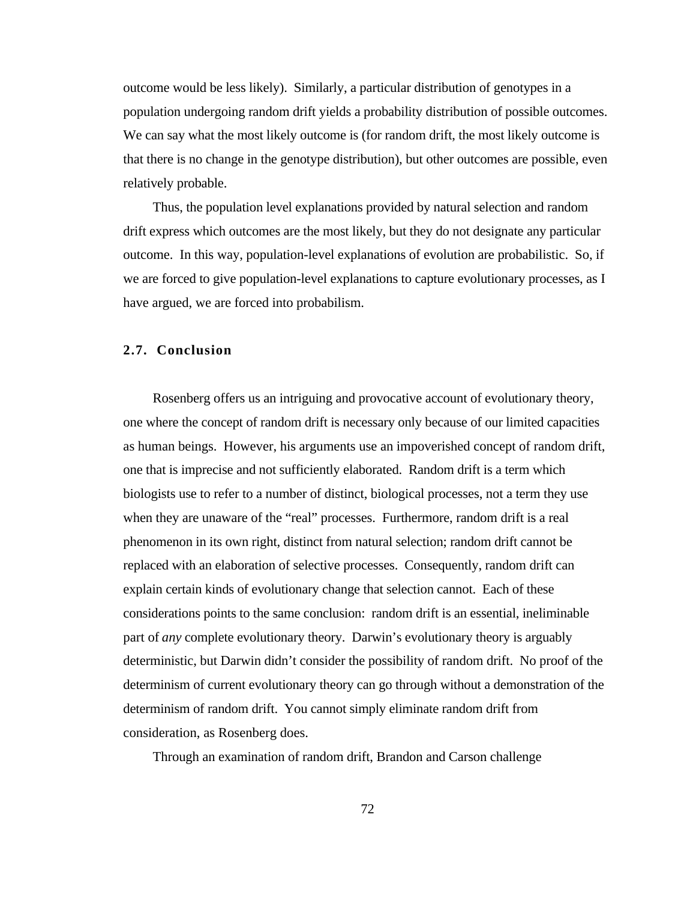outcome would be less likely). Similarly, a particular distribution of genotypes in a population undergoing random drift yields a probability distribution of possible outcomes. We can say what the most likely outcome is (for random drift, the most likely outcome is that there is no change in the genotype distribution), but other outcomes are possible, even relatively probable.

Thus, the population level explanations provided by natural selection and random drift express which outcomes are the most likely, but they do not designate any particular outcome. In this way, population-level explanations of evolution are probabilistic. So, if we are forced to give population-level explanations to capture evolutionary processes, as I have argued, we are forced into probabilism.

### 2.7. Conclusion

Rosenberg offers us an intriguing and provocative account of evolutionary theory, one where the concept of random drift is necessary only because of our limited capacities as human beings. However, his arguments use an impoverished concept of random drift, one that is imprecise and not sufficiently elaborated. Random drift is a term which biologists use to refer to a number of distinct, biological processes, not a term they use when they are unaware of the "real" processes. Furthermore, random drift is a real phenomenon in its own right, distinct from natural selection; random drift cannot be replaced with an elaboration of selective processes. Consequently, random drift can explain certain kinds of evolutionary change that selection cannot. Each of these considerations points to the same conclusion: random drift is an essential, ineliminable part of *any* complete evolutionary theory. Darwin's evolutionary theory is arguably deterministic, but Darwin didn't consider the possibility of random drift. No proof of the determinism of current evolutionary theory can go through without a demonstration of the determinism of random drift. You cannot simply eliminate random drift from consideration, as Rosenberg does.

Through an examination of random drift, Brandon and Carson challenge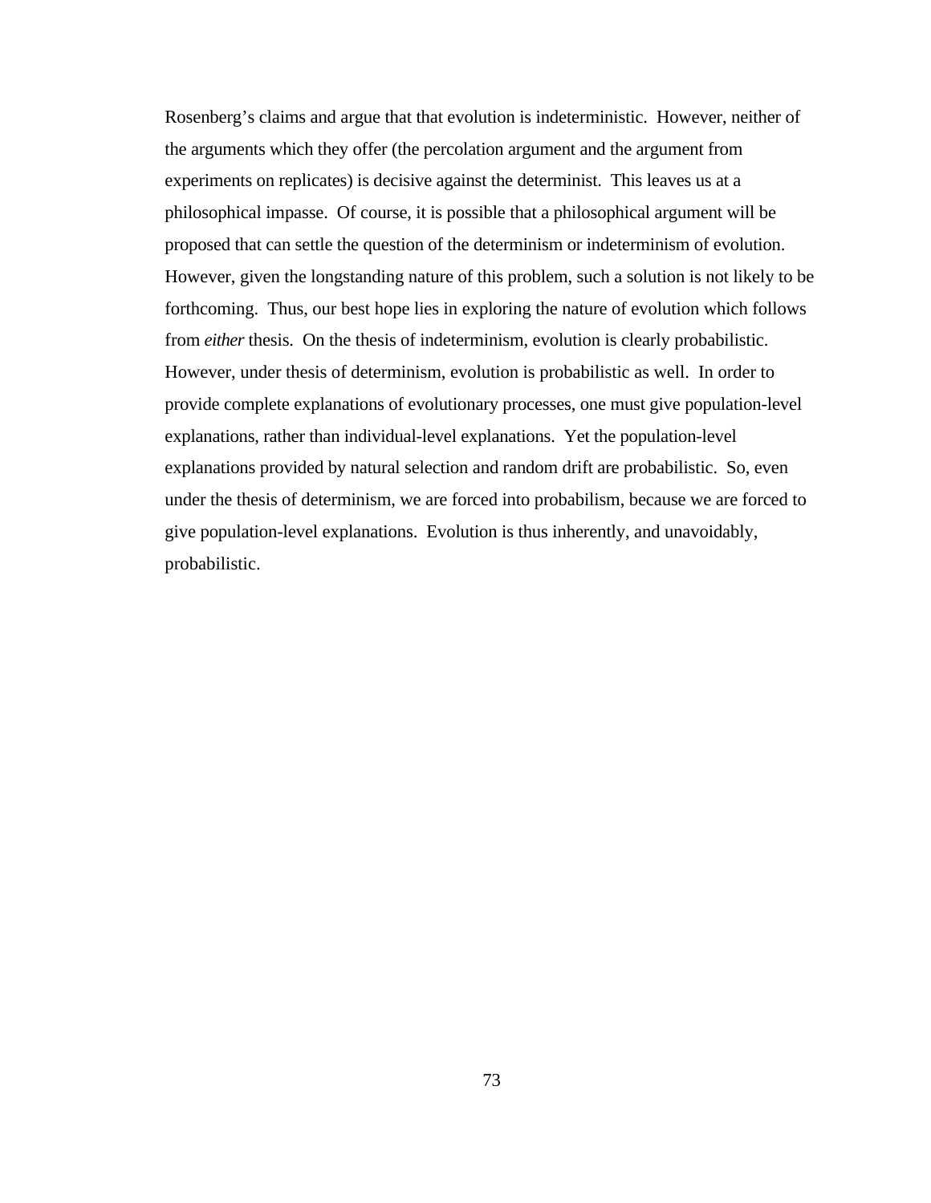Rosenberg's claims and argue that that evolution is indeterministic. However, neither of the arguments which they offer (the percolation argument and the argument from experiments on replicates) is decisive against the determinist. This leaves us at a philosophical impasse. Of course, it is possible that a philosophical argument will be proposed that can settle the question of the determinism or indeterminism of evolution. However, given the longstanding nature of this problem, such a solution is not likely to be forthcoming. Thus, our best hope lies in exploring the nature of evolution which follows from *either* thesis. On the thesis of indeterminism, evolution is clearly probabilistic. However, under thesis of determinism, evolution is probabilistic as well. In order to provide complete explanations of evolutionary processes, one must give population-level explanations, rather than individual-level explanations. Yet the population-level explanations provided by natural selection and random drift are probabilistic. So, even under the thesis of determinism, we are forced into probabilism, because we are forced to give population-level explanations. Evolution is thus inherently, and unavoidably, probabilistic.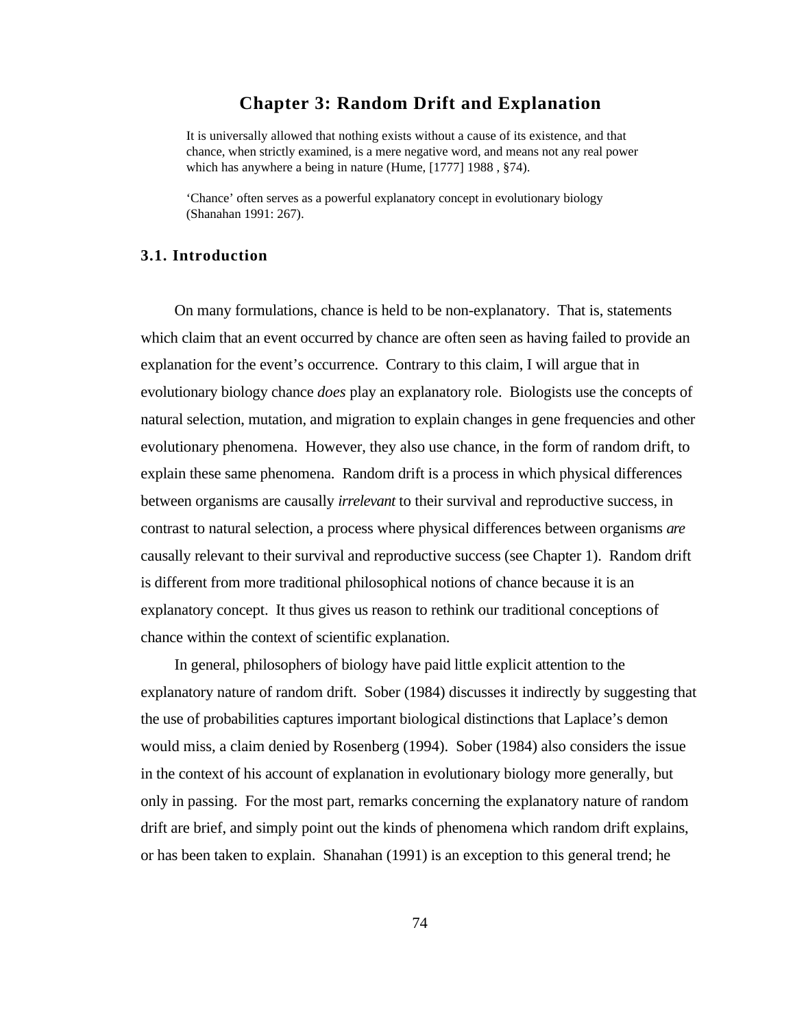# Chapter 3: Random Drift and Explanation

> It is universally allowed that nothing exists without a cause of its existence, and that chance, when strictly examined, is a mere negative word, and means not any real power which has anywhere a being in nature (Hume, [1777] 1988 , §74).

> 'Chance' often serves as a powerful explanatory concept in evolutionary biology (Shanahan 1991: 267).

## 3.1. Introduction

On many formulations, chance is held to be non-explanatory. That is, statements which claim that an event occurred by chance are often seen as having failed to provide an explanation for the event's occurrence. Contrary to this claim, I will argue that in evolutionary biology chance *does* play an explanatory role. Biologists use the concepts of natural selection, mutation, and migration to explain changes in gene frequencies and other evolutionary phenomena. However, they also use chance, in the form of random drift, to explain these same phenomena. Random drift is a process in which physical differences between organisms are causally *irrelevant* to their survival and reproductive success, in contrast to natural selection, a process where physical differences between organisms *are* causally relevant to their survival and reproductive success (see Chapter 1). Random drift is different from more traditional philosophical notions of chance because it is an explanatory concept. It thus gives us reason to rethink our traditional conceptions of chance within the context of scientific explanation.

In general, philosophers of biology have paid little explicit attention to the explanatory nature of random drift. Sober (1984) discusses it indirectly by suggesting that the use of probabilities captures important biological distinctions that Laplace's demon would miss, a claim denied by Rosenberg (1994). Sober (1984) also considers the issue in the context of his account of explanation in evolutionary biology more generally, but only in passing. For the most part, remarks concerning the explanatory nature of random drift are brief, and simply point out the kinds of phenomena which random drift explains, or has been taken to explain. Shanahan (1991) is an exception to this general trend; he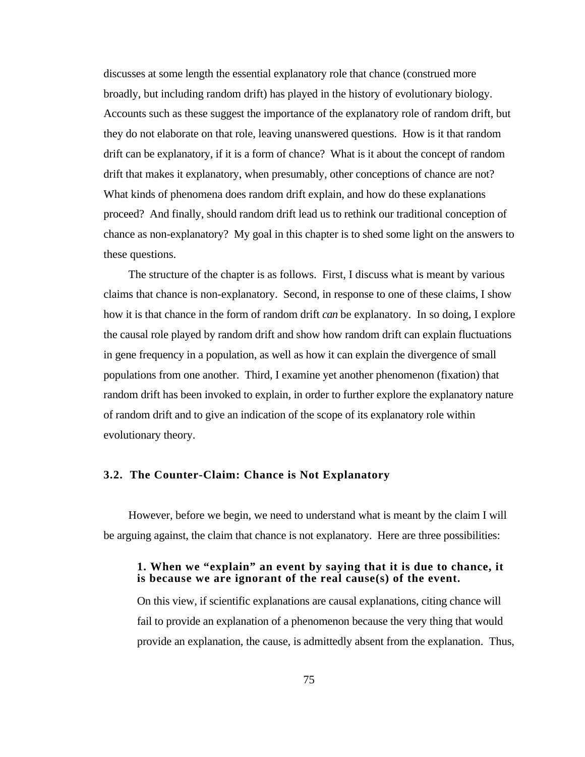discusses at some length the essential explanatory role that chance (construed more broadly, but including random drift) has played in the history of evolutionary biology. Accounts such as these suggest the importance of the explanatory role of random drift, but they do not elaborate on that role, leaving unanswered questions. How is it that random drift can be explanatory, if it is a form of chance? What is it about the concept of random drift that makes it explanatory, when presumably, other conceptions of chance are not? What kinds of phenomena does random drift explain, and how do these explanations proceed? And finally, should random drift lead us to rethink our traditional conception of chance as non-explanatory? My goal in this chapter is to shed some light on the answers to these questions.

The structure of the chapter is as follows. First, I discuss what is meant by various claims that chance is non-explanatory. Second, in response to one of these claims, I show how it is that chance in the form of random drift *can* be explanatory. In so doing, I explore the causal role played by random drift and show how random drift can explain fluctuations in gene frequency in a population, as well as how it can explain the divergence of small populations from one another. Third, I examine yet another phenomenon (fixation) that random drift has been invoked to explain, in order to further explore the explanatory nature of random drift and to give an indication of the scope of its explanatory role within evolutionary theory.

### 3.2. The Counter-Claim: Chance is Not Explanatory

However, before we begin, we need to understand what is meant by the claim I will be arguing against, the claim that chance is not explanatory. Here are three possibilities:

> **1. When we "explain" an event by saying that it is due to chance, it is because we are ignorant of the real cause(s) of the event.**
>
> On this view, if scientific explanations are causal explanations, citing chance will fail to provide an explanation of a phenomenon because the very thing that would provide an explanation, the cause, is admittedly absent from the explanation. Thus,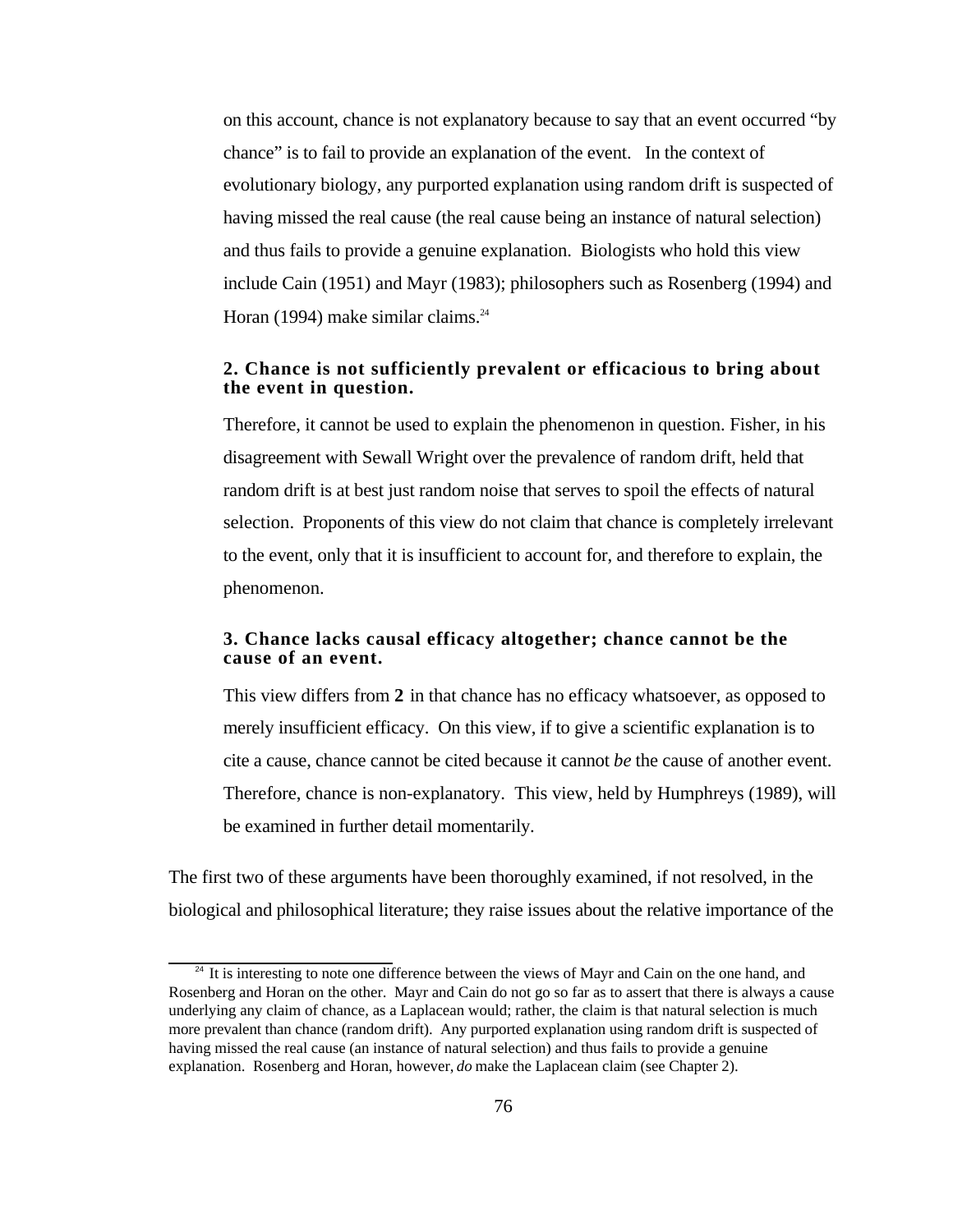on this account, chance is not explanatory because to say that an event occurred "by chance" is to fail to provide an explanation of the event. In the context of evolutionary biology, any purported explanation using random drift is suspected of having missed the real cause (the real cause being an instance of natural selection) and thus fails to provide a genuine explanation. Biologists who hold this view include Cain (1951) and Mayr (1983); philosophers such as Rosenberg (1994) and Horan (1994) make similar claims.[24]

**2. Chance is not sufficiently prevalent or efficacious to bring about the event in question.**

Therefore, it cannot be used to explain the phenomenon in question. Fisher, in his disagreement with Sewall Wright over the prevalence of random drift, held that random drift is at best just random noise that serves to spoil the effects of natural selection. Proponents of this view do not claim that chance is completely irrelevant to the event, only that it is insufficient to account for, and therefore to explain, the phenomenon.

**3. Chance lacks causal efficacy altogether; chance cannot be the cause of an event.**

This view differs from **2** in that chance has no efficacy whatsoever, as opposed to merely insufficient efficacy. On this view, if to give a scientific explanation is to cite a cause, chance cannot be cited because it cannot *be* the cause of another event. Therefore, chance is non-explanatory. This view, held by Humphreys (1989), will be examined in further detail momentarily.

The first two of these arguments have been thoroughly examined, if not resolved, in the biological and philosophical literature; they raise issues about the relative importance of the

[24] It is interesting to note one difference between the views of Mayr and Cain on the one hand, and Rosenberg and Horan on the other. Mayr and Cain do not go so far as to assert that there is always a cause underlying any claim of chance, as a Laplacean would; rather, the claim is that natural selection is much more prevalent than chance (random drift). Any purported explanation using random drift is suspected of having missed the real cause (an instance of natural selection) and thus fails to provide a genuine explanation. Rosenberg and Horan, however, *do* make the Laplacean claim (see Chapter 2).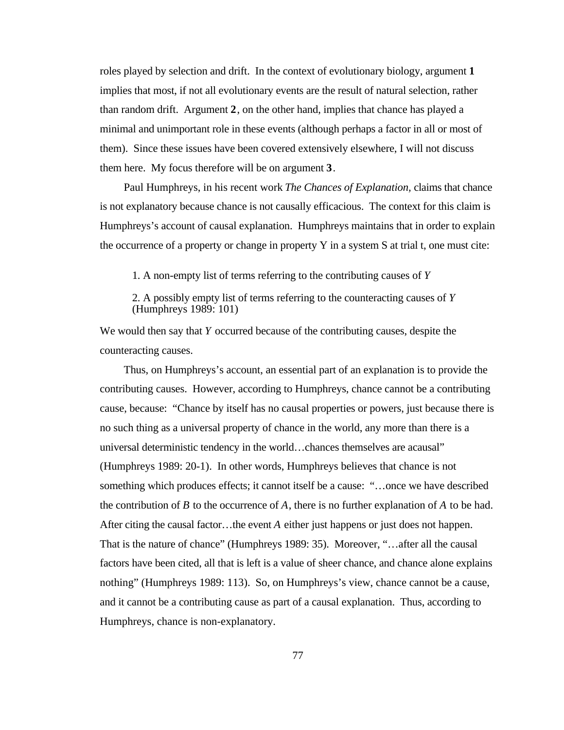roles played by selection and drift. In the context of evolutionary biology, argument **1** implies that most, if not all evolutionary events are the result of natural selection, rather than random drift. Argument **2**, on the other hand, implies that chance has played a minimal and unimportant role in these events (although perhaps a factor in all or most of them). Since these issues have been covered extensively elsewhere, I will not discuss them here. My focus therefore will be on argument **3**.

Paul Humphreys, in his recent work *The Chances of Explanation,* claims that chance is not explanatory because chance is not causally efficacious. The context for this claim is Humphreys's account of causal explanation. Humphreys maintains that in order to explain the occurrence of a property or change in property Y in a system S at trial t, one must cite:

> 1. A non-empty list of terms referring to the contributing causes of *Y*
>
> 2. A possibly empty list of terms referring to the counteracting causes of *Y* (Humphreys 1989: 101)

We would then say that *Y* occurred because of the contributing causes, despite the counteracting causes.

Thus, on Humphreys's account, an essential part of an explanation is to provide the contributing causes. However, according to Humphreys, chance cannot be a contributing cause, because: "Chance by itself has no causal properties or powers, just because there is no such thing as a universal property of chance in the world, any more than there is a universal deterministic tendency in the world…chances themselves are acausal" (Humphreys 1989: 20-1). In other words, Humphreys believes that chance is not something which produces effects; it cannot itself be a cause: "…once we have described the contribution of *B* to the occurrence of *A*, there is no further explanation of *A* to be had. After citing the causal factor…the event *A* either just happens or just does not happen. That is the nature of chance" (Humphreys 1989: 35). Moreover, "…after all the causal factors have been cited, all that is left is a value of sheer chance, and chance alone explains nothing" (Humphreys 1989: 113). So, on Humphreys's view, chance cannot be a cause, and it cannot be a contributing cause as part of a causal explanation. Thus, according to Humphreys, chance is non-explanatory.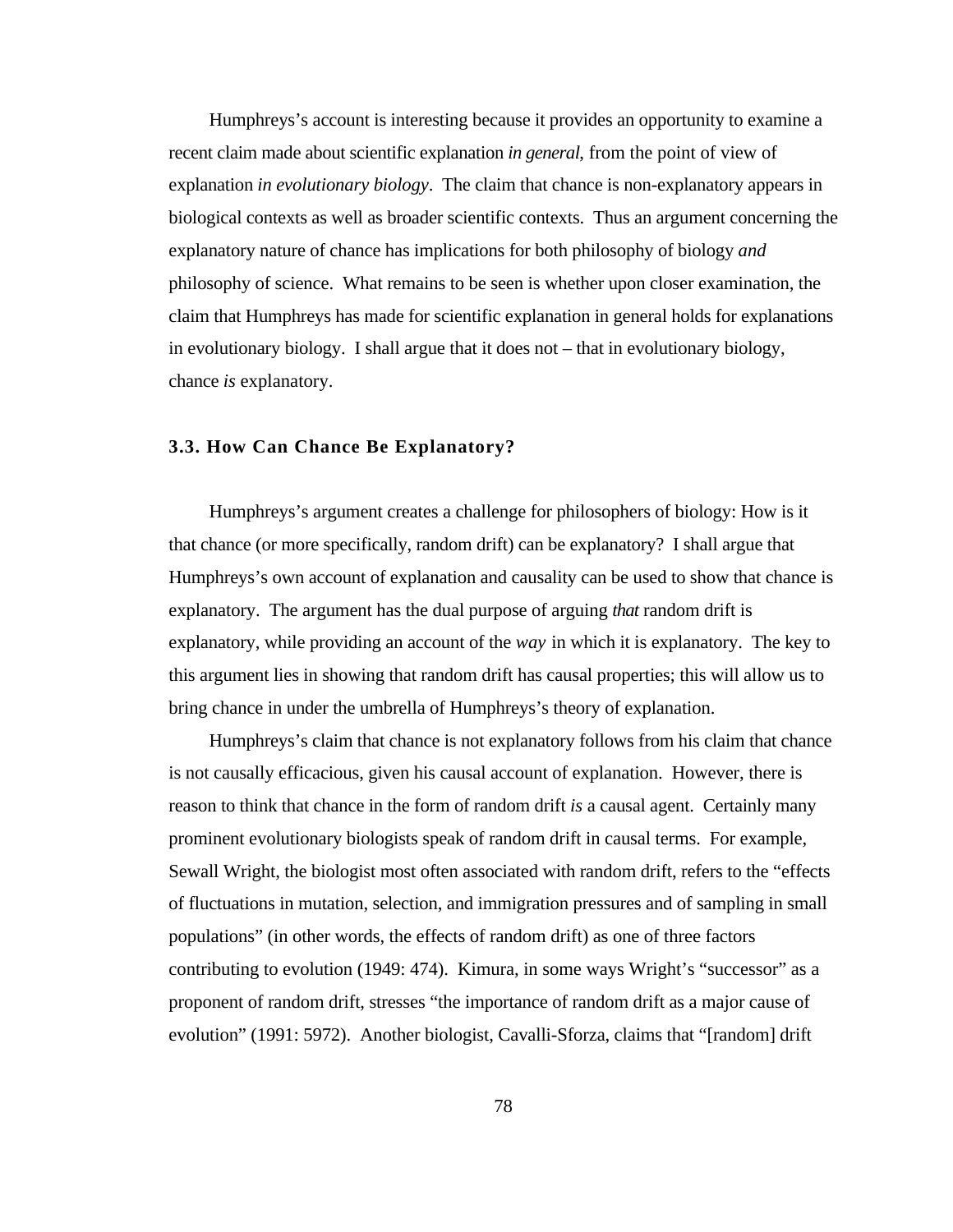Humphreys's account is interesting because it provides an opportunity to examine a recent claim made about scientific explanation *in general*, from the point of view of explanation *in evolutionary biology*. The claim that chance is non-explanatory appears in biological contexts as well as broader scientific contexts. Thus an argument concerning the explanatory nature of chance has implications for both philosophy of biology *and* philosophy of science. What remains to be seen is whether upon closer examination, the claim that Humphreys has made for scientific explanation in general holds for explanations in evolutionary biology. I shall argue that it does not – that in evolutionary biology, chance *is* explanatory.

### 3.3. How Can Chance Be Explanatory?

Humphreys's argument creates a challenge for philosophers of biology: How is it that chance (or more specifically, random drift) can be explanatory? I shall argue that Humphreys's own account of explanation and causality can be used to show that chance is explanatory. The argument has the dual purpose of arguing *that* random drift is explanatory, while providing an account of the *way* in which it is explanatory. The key to this argument lies in showing that random drift has causal properties; this will allow us to bring chance in under the umbrella of Humphreys's theory of explanation.

Humphreys's claim that chance is not explanatory follows from his claim that chance is not causally efficacious, given his causal account of explanation. However, there is reason to think that chance in the form of random drift *is* a causal agent. Certainly many prominent evolutionary biologists speak of random drift in causal terms. For example, Sewall Wright, the biologist most often associated with random drift, refers to the "effects of fluctuations in mutation, selection, and immigration pressures and of sampling in small populations" (in other words, the effects of random drift) as one of three factors contributing to evolution (1949: 474). Kimura, in some ways Wright's "successor" as a proponent of random drift, stresses "the importance of random drift as a major cause of evolution" (1991: 5972). Another biologist, Cavalli-Sforza, claims that "[random] drift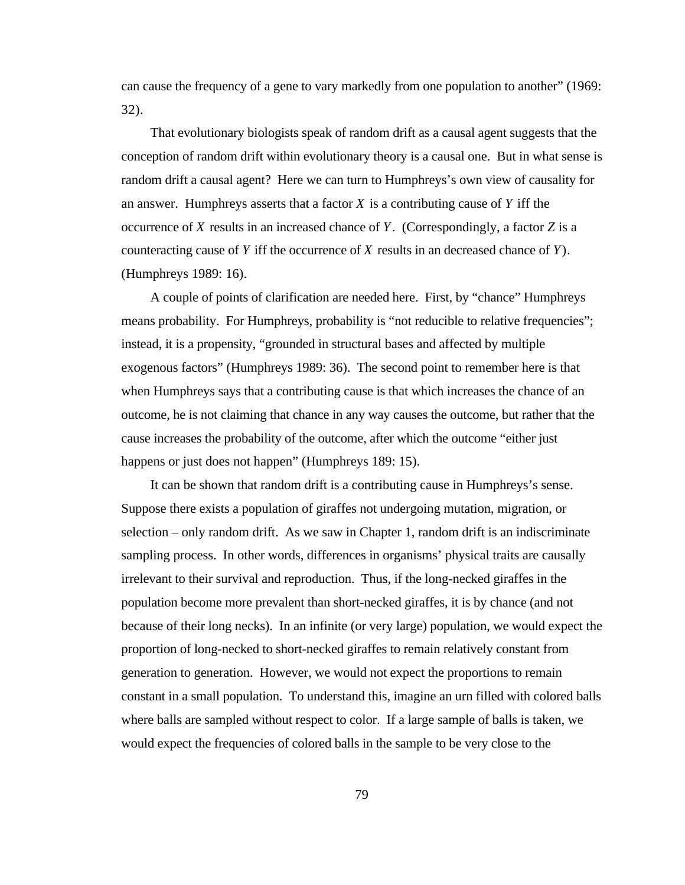can cause the frequency of a gene to vary markedly from one population to another" (1969: 32).

That evolutionary biologists speak of random drift as a causal agent suggests that the conception of random drift within evolutionary theory is a causal one. But in what sense is random drift a causal agent? Here we can turn to Humphreys's own view of causality for an answer. Humphreys asserts that a factor $X$ is a contributing cause of $Y$ iff the occurrence of $X$ results in an increased chance of $Y$. (Correspondingly, a factor $Z$ is a counteracting cause of $Y$ iff the occurrence of $X$ results in an decreased chance of $Y$). (Humphreys 1989: 16).

A couple of points of clarification are needed here. First, by "chance" Humphreys means probability. For Humphreys, probability is "not reducible to relative frequencies"; instead, it is a propensity, "grounded in structural bases and affected by multiple exogenous factors" (Humphreys 1989: 36). The second point to remember here is that when Humphreys says that a contributing cause is that which increases the chance of an outcome, he is not claiming that chance in any way causes the outcome, but rather that the cause increases the probability of the outcome, after which the outcome "either just happens or just does not happen" (Humphreys 189: 15).

It can be shown that random drift is a contributing cause in Humphreys's sense. Suppose there exists a population of giraffes not undergoing mutation, migration, or selection – only random drift. As we saw in Chapter 1, random drift is an indiscriminate sampling process. In other words, differences in organisms' physical traits are causally irrelevant to their survival and reproduction. Thus, if the long-necked giraffes in the population become more prevalent than short-necked giraffes, it is by chance (and not because of their long necks). In an infinite (or very large) population, we would expect the proportion of long-necked to short-necked giraffes to remain relatively constant from generation to generation. However, we would not expect the proportions to remain constant in a small population. To understand this, imagine an urn filled with colored balls where balls are sampled without respect to color. If a large sample of balls is taken, we would expect the frequencies of colored balls in the sample to be very close to the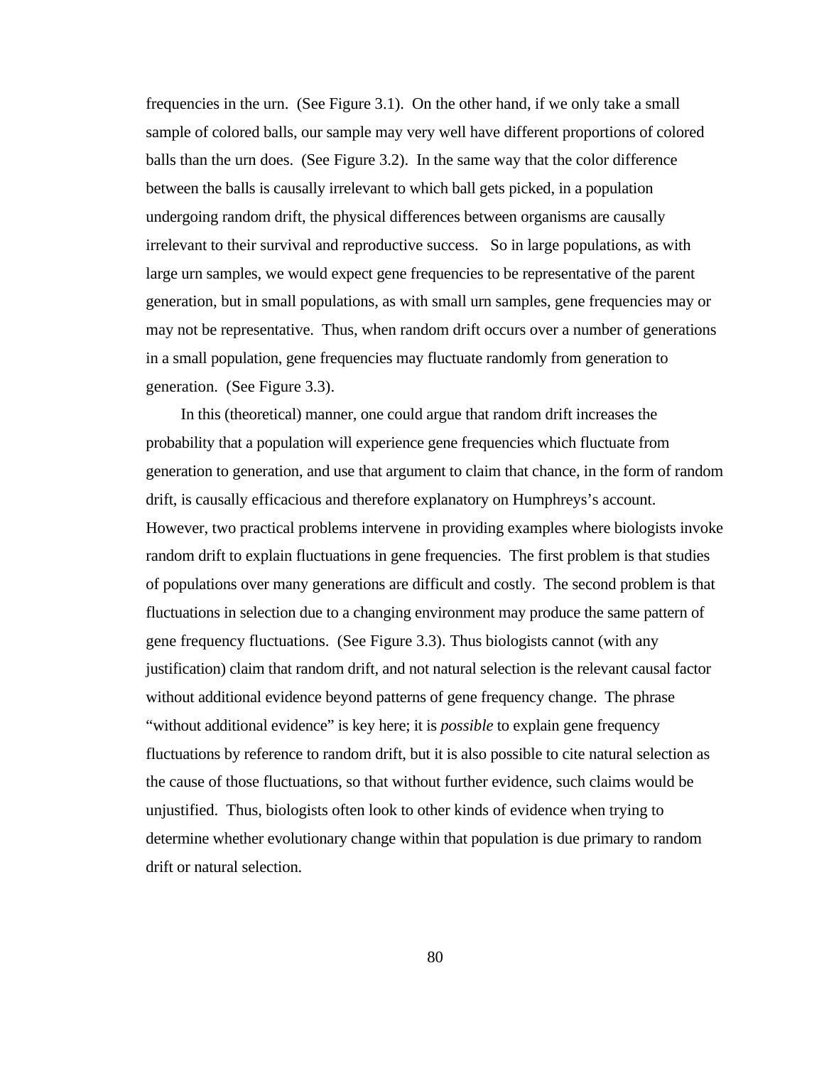frequencies in the urn.  (See Figure 3.1).  On the other hand, if we only take a small sample of colored balls, our sample may very well have different proportions of colored balls than the urn does.  (See Figure 3.2).  In the same way that the color difference between the balls is causally irrelevant to which ball gets picked, in a population undergoing random drift, the physical differences between organisms are causally irrelevant to their survival and reproductive success.   So in large populations, as with large urn samples, we would expect gene frequencies to be representative of the parent generation, but in small populations, as with small urn samples, gene frequencies may or may not be representative.  Thus, when random drift occurs over a number of generations in a small population, gene frequencies may fluctuate randomly from generation to generation.  (See Figure 3.3).

In this (theoretical) manner, one could argue that random drift increases the probability that a population will experience gene frequencies which fluctuate from generation to generation, and use that argument to claim that chance, in the form of random drift, is causally efficacious and therefore explanatory on Humphreys's account.  However, two practical problems intervene in providing examples where biologists invoke random drift to explain fluctuations in gene frequencies.  The first problem is that studies of populations over many generations are difficult and costly.  The second problem is that fluctuations in selection due to a changing environment may produce the same pattern of gene frequency fluctuations.  (See Figure 3.3). Thus biologists cannot (with any justification) claim that random drift, and not natural selection is the relevant causal factor without additional evidence beyond patterns of gene frequency change.  The phrase "without additional evidence" is key here; it is *possible* to explain gene frequency fluctuations by reference to random drift, but it is also possible to cite natural selection as the cause of those fluctuations, so that without further evidence, such claims would be unjustified.  Thus, biologists often look to other kinds of evidence when trying to determine whether evolutionary change within that population is due primary to random drift or natural selection.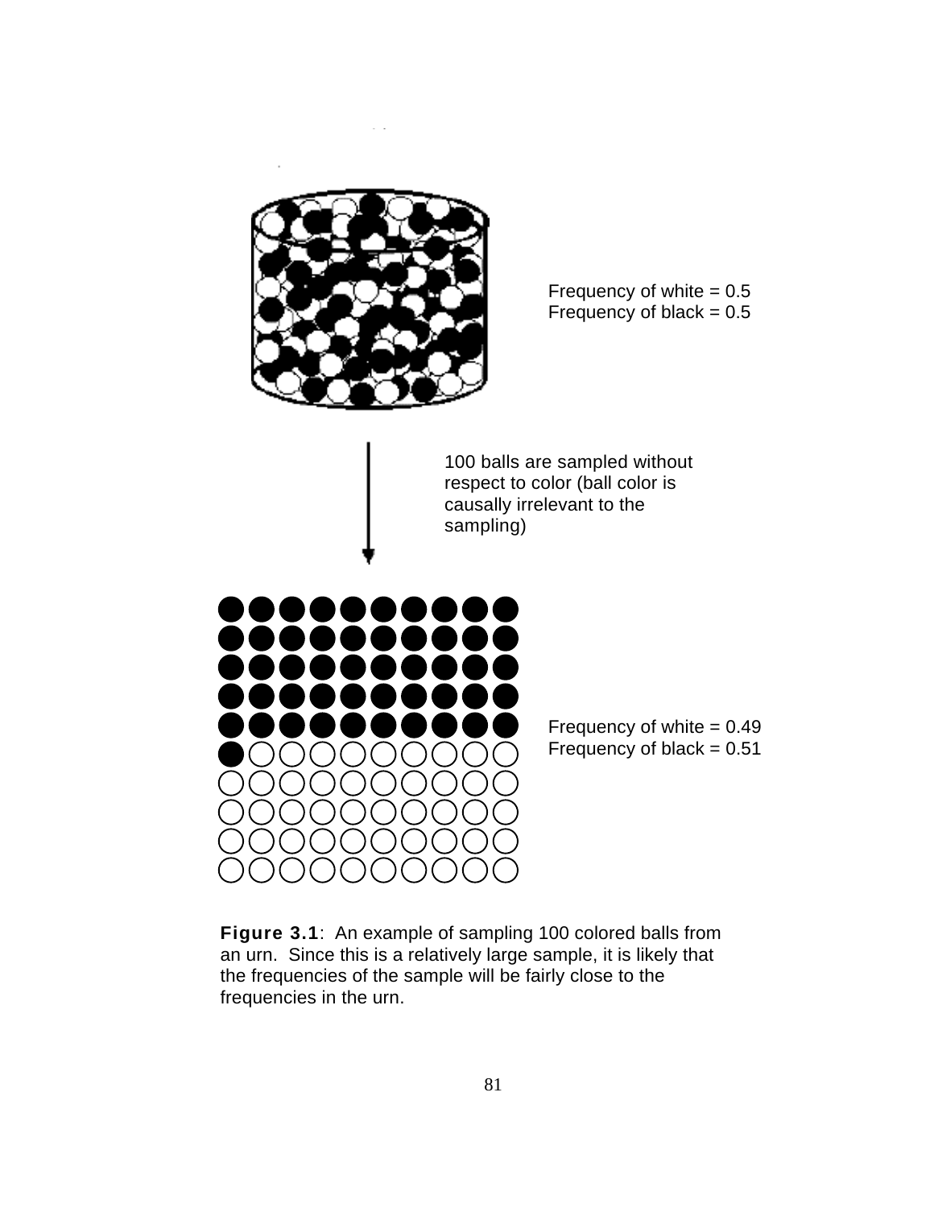Frequency of white = 0.5
Frequency of black = 0.5

100 balls are sampled without respect to color (ball color is causally irrelevant to the sampling)

Frequency of white = 0.49
Frequency of black = 0.51

**Figure 3.1**: An example of sampling 100 colored balls from an urn. Since this is a relatively large sample, it is likely that the frequencies of the sample will be fairly close to the frequencies in the urn.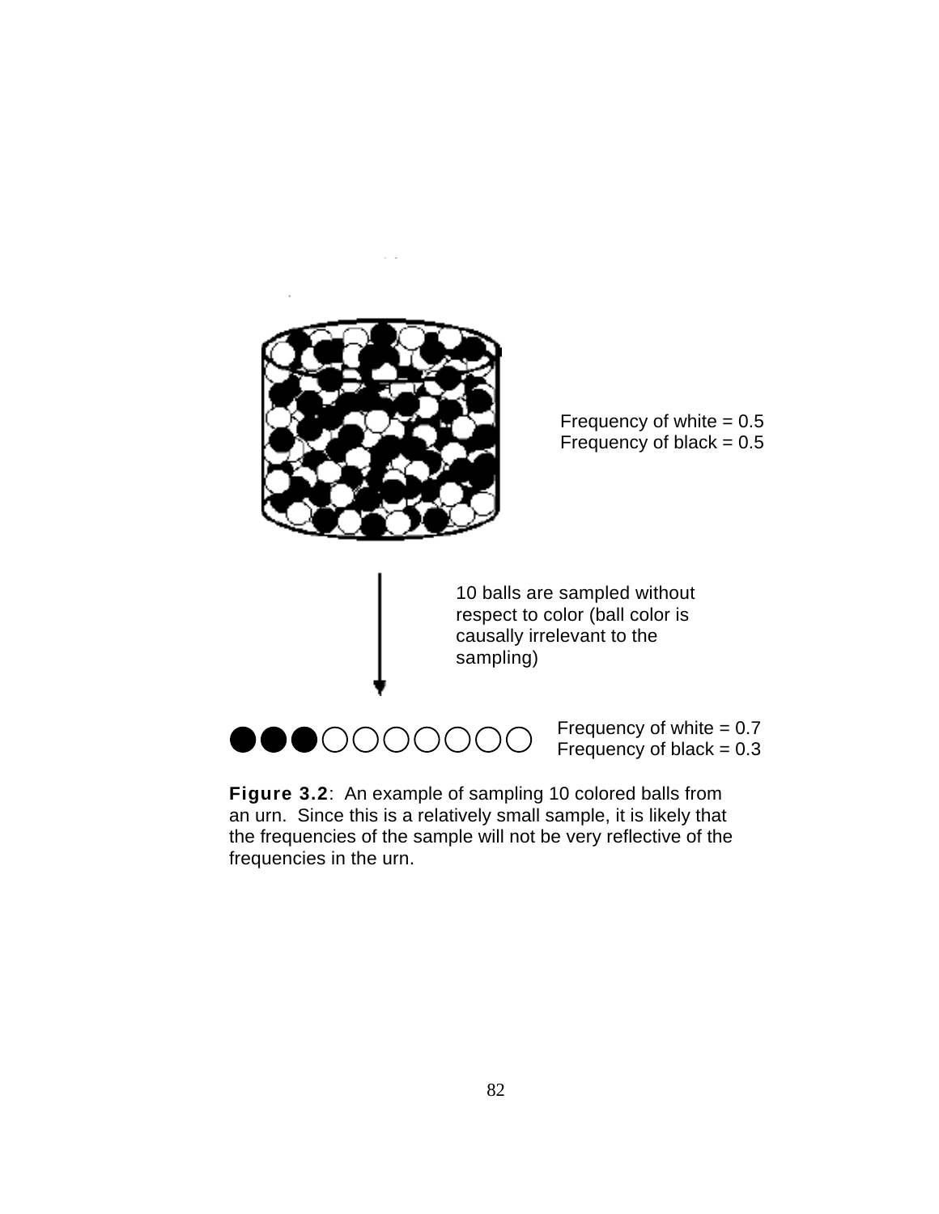Frequency of white = 0.5
Frequency of black = 0.5

10 balls are sampled without respect to color (ball color is causally irrelevant to the sampling)

●●●○○○○○○○

Frequency of white = 0.7
Frequency of black = 0.3

**Figure 3.2**: An example of sampling 10 colored balls from an urn. Since this is a relatively small sample, it is likely that the frequencies of the sample will not be very reflective of the frequencies in the urn.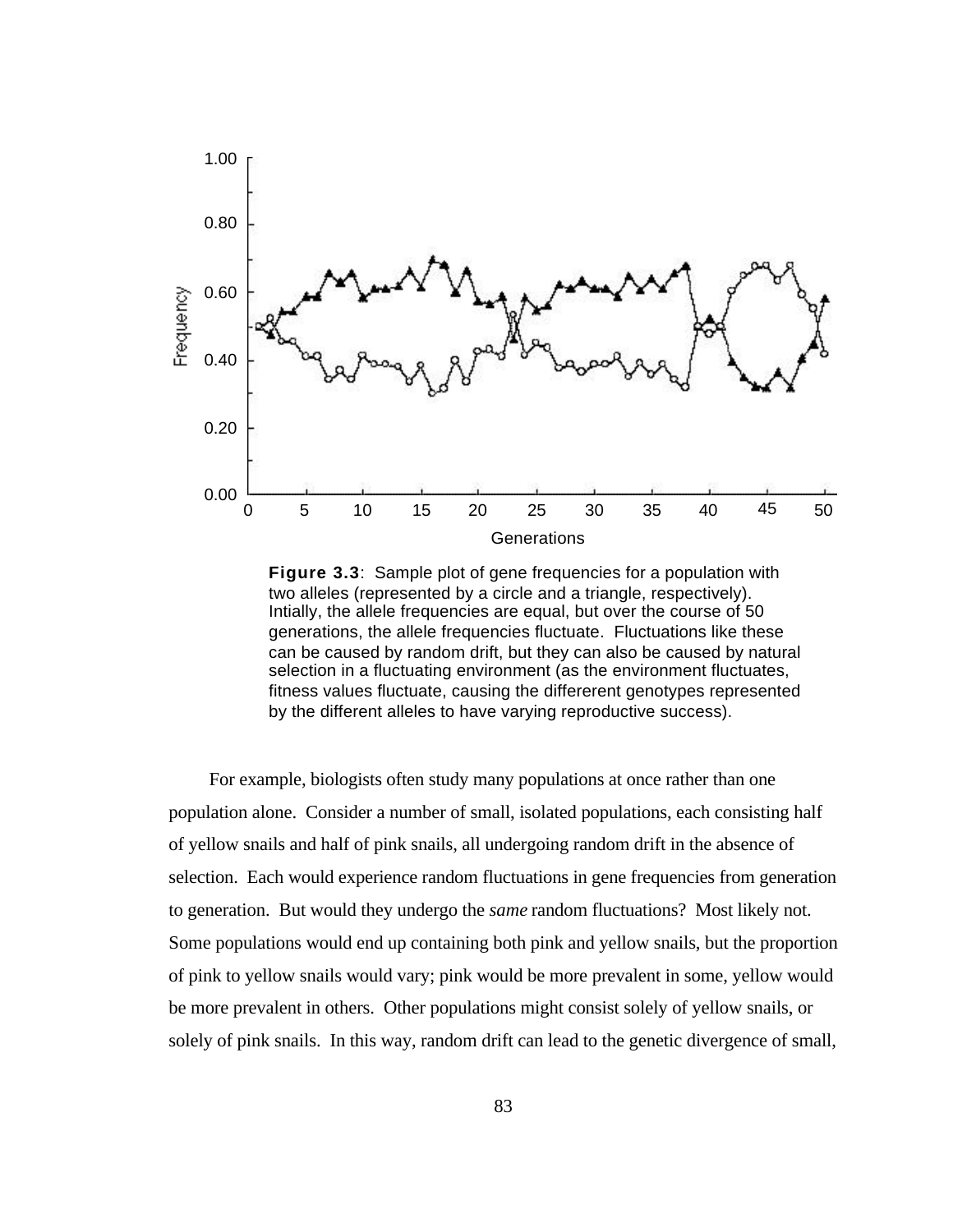**Figure 3.3**: Sample plot of gene frequencies for a population with two alleles (represented by a circle and a triangle, respectively). Intially, the allele frequencies are equal, but over the course of 50 generations, the allele frequencies fluctuate. Fluctuations like these can be caused by random drift, but they can also be caused by natural selection in a fluctuating environment (as the environment fluctuates, fitness values fluctuate, causing the differerent genotypes represented by the different alleles to have varying reproductive success).

For example, biologists often study many populations at once rather than one population alone. Consider a number of small, isolated populations, each consisting half of yellow snails and half of pink snails, all undergoing random drift in the absence of selection. Each would experience random fluctuations in gene frequencies from generation to generation. But would they undergo the *same* random fluctuations? Most likely not. Some populations would end up containing both pink and yellow snails, but the proportion of pink to yellow snails would vary; pink would be more prevalent in some, yellow would be more prevalent in others. Other populations might consist solely of yellow snails, or solely of pink snails. In this way, random drift can lead to the genetic divergence of small,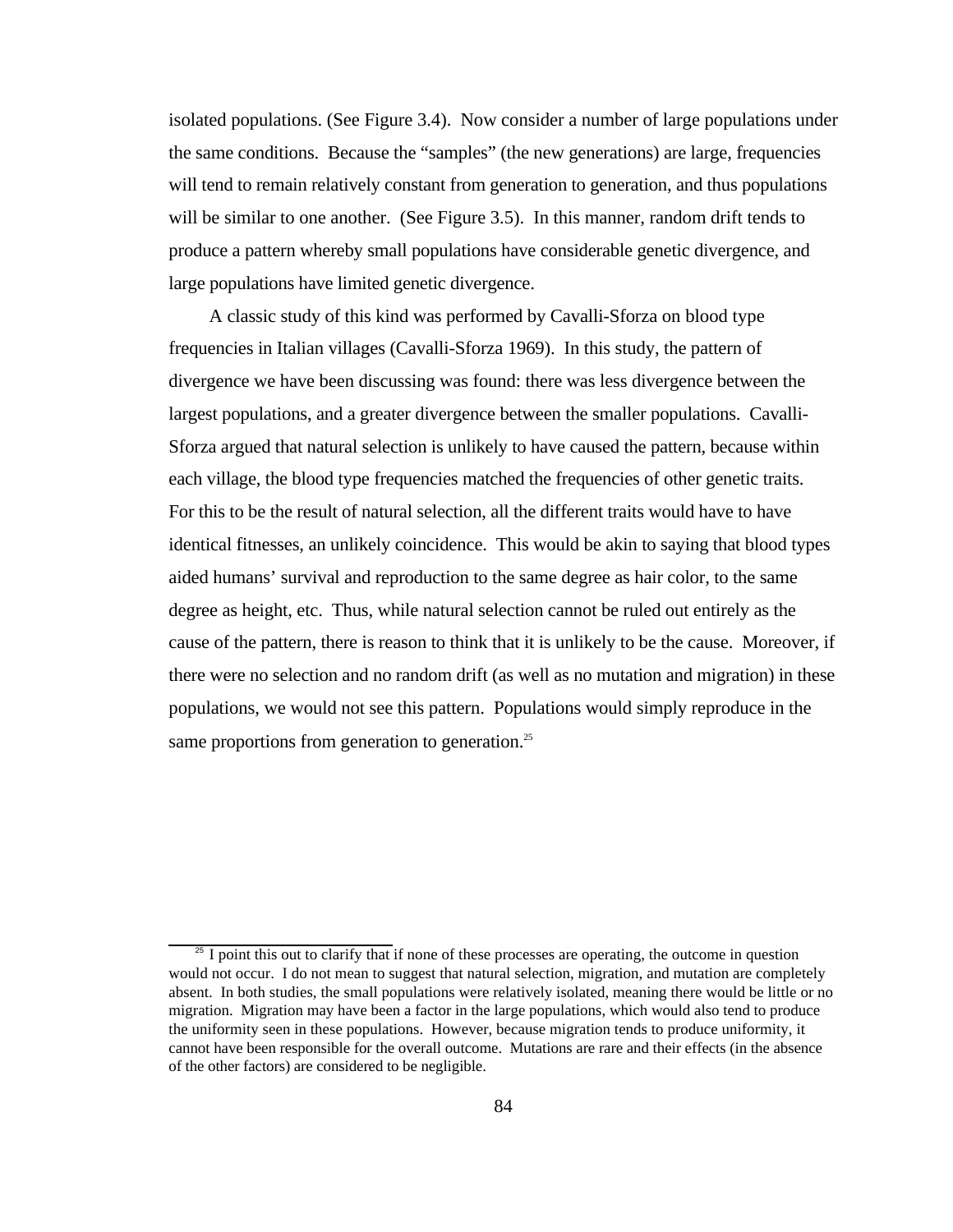isolated populations. (See Figure 3.4). Now consider a number of large populations under the same conditions. Because the "samples" (the new generations) are large, frequencies will tend to remain relatively constant from generation to generation, and thus populations will be similar to one another. (See Figure 3.5). In this manner, random drift tends to produce a pattern whereby small populations have considerable genetic divergence, and large populations have limited genetic divergence.

A classic study of this kind was performed by Cavalli-Sforza on blood type frequencies in Italian villages (Cavalli-Sforza 1969). In this study, the pattern of divergence we have been discussing was found: there was less divergence between the largest populations, and a greater divergence between the smaller populations. Cavalli-Sforza argued that natural selection is unlikely to have caused the pattern, because within each village, the blood type frequencies matched the frequencies of other genetic traits. For this to be the result of natural selection, all the different traits would have to have identical fitnesses, an unlikely coincidence. This would be akin to saying that blood types aided humans' survival and reproduction to the same degree as hair color, to the same degree as height, etc. Thus, while natural selection cannot be ruled out entirely as the cause of the pattern, there is reason to think that it is unlikely to be the cause. Moreover, if there were no selection and no random drift (as well as no mutation and migration) in these populations, we would not see this pattern. Populations would simply reproduce in the same proportions from generation to generation.[25]

---

[25] I point this out to clarify that if none of these processes are operating, the outcome in question would not occur. I do not mean to suggest that natural selection, migration, and mutation are completely absent. In both studies, the small populations were relatively isolated, meaning there would be little or no migration. Migration may have been a factor in the large populations, which would also tend to produce the uniformity seen in these populations. However, because migration tends to produce uniformity, it cannot have been responsible for the overall outcome. Mutations are rare and their effects (in the absence of the other factors) are considered to be negligible.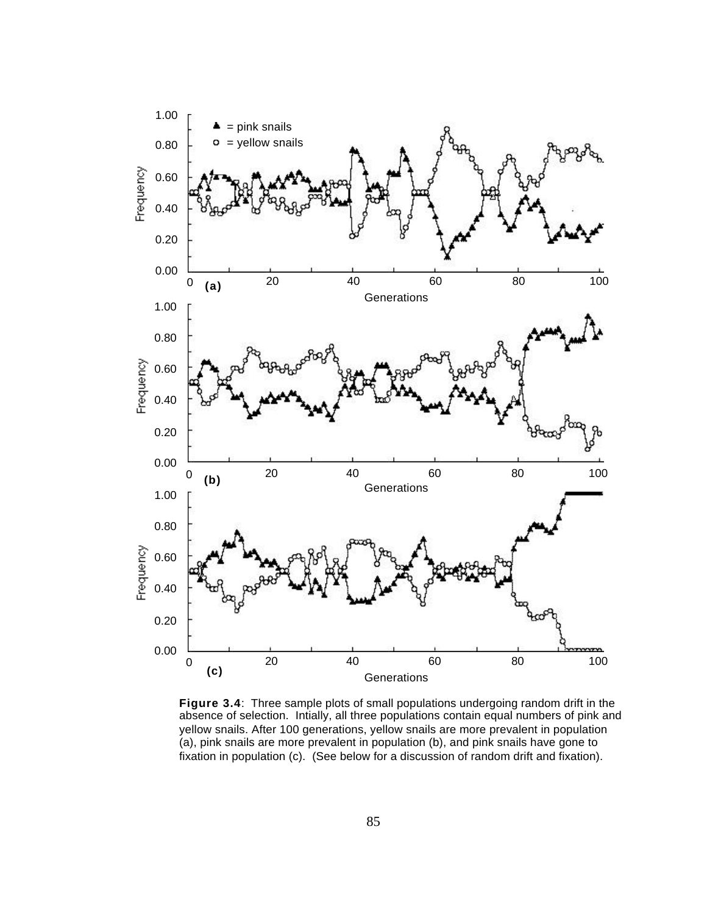**Figure 3.4**: Three sample plots of small populations undergoing random drift in the absence of selection. Intially, all three populations contain equal numbers of pink and yellow snails. After 100 generations, yellow snails are more prevalent in population (a), pink snails are more prevalent in population (b), and pink snails have gone to fixation in population (c). (See below for a discussion of random drift and fixation).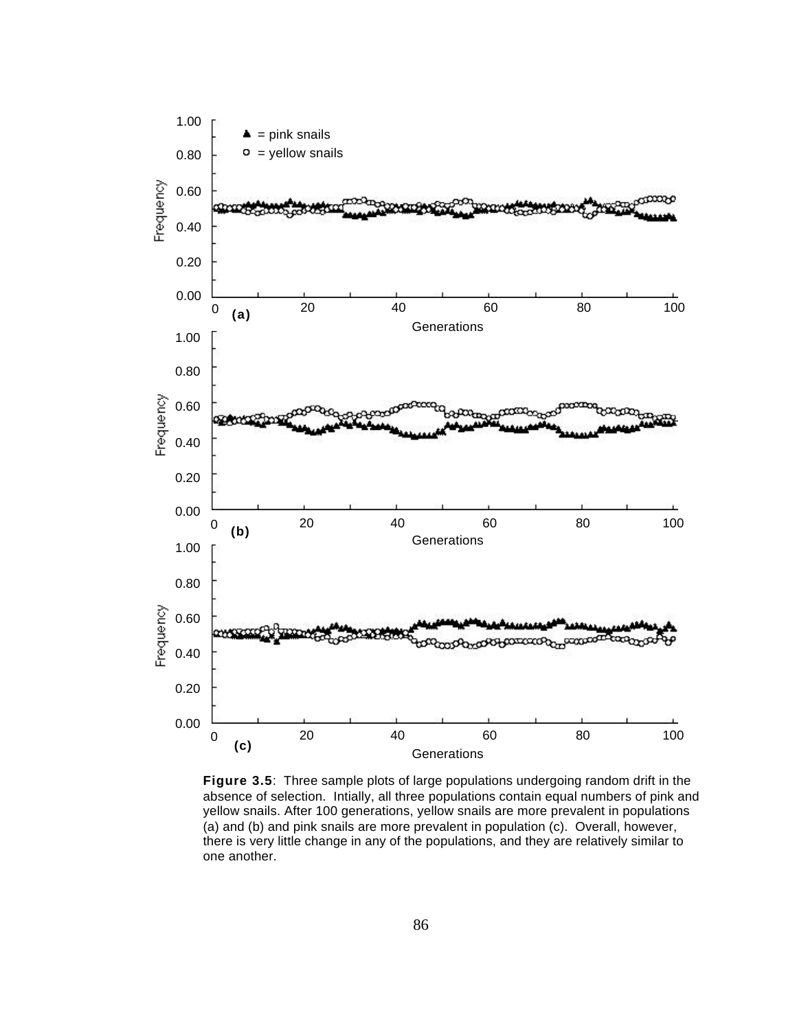**Figure 3.5**: Three sample plots of large populations undergoing random drift in the absence of selection. Intially, all three populations contain equal numbers of pink and yellow snails. After 100 generations, yellow snails are more prevalent in populations (a) and (b) and pink snails are more prevalent in population (c). Overall, however, there is very little change in any of the populations, and they are relatively similar to one another.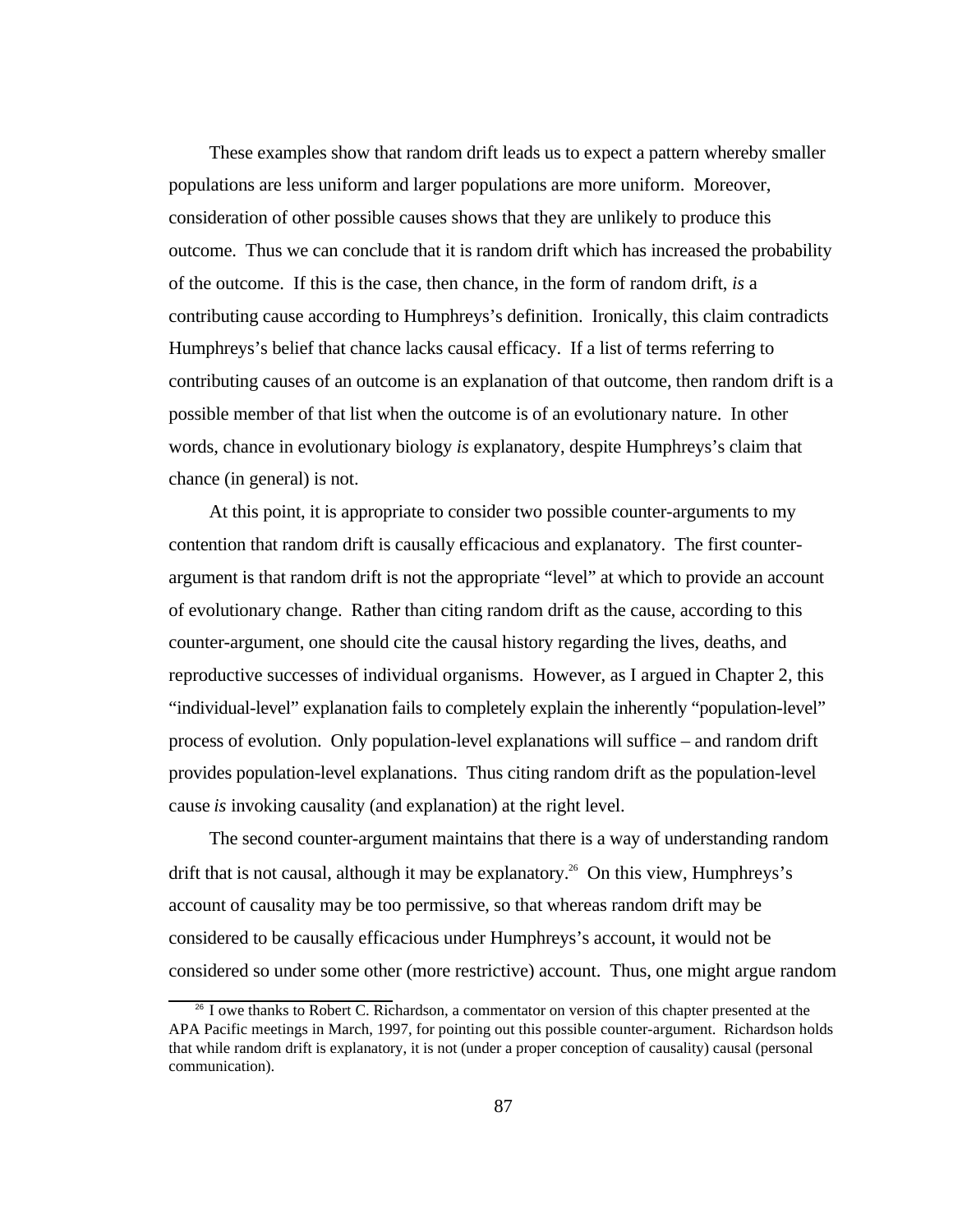These examples show that random drift leads us to expect a pattern whereby smaller populations are less uniform and larger populations are more uniform. Moreover, consideration of other possible causes shows that they are unlikely to produce this outcome. Thus we can conclude that it is random drift which has increased the probability of the outcome. If this is the case, then chance, in the form of random drift, *is* a contributing cause according to Humphreys's definition. Ironically, this claim contradicts Humphreys's belief that chance lacks causal efficacy. If a list of terms referring to contributing causes of an outcome is an explanation of that outcome, then random drift is a possible member of that list when the outcome is of an evolutionary nature. In other words, chance in evolutionary biology *is* explanatory, despite Humphreys's claim that chance (in general) is not.

At this point, it is appropriate to consider two possible counter-arguments to my contention that random drift is causally efficacious and explanatory. The first counter-argument is that random drift is not the appropriate "level" at which to provide an account of evolutionary change. Rather than citing random drift as the cause, according to this counter-argument, one should cite the causal history regarding the lives, deaths, and reproductive successes of individual organisms. However, as I argued in Chapter 2, this "individual-level" explanation fails to completely explain the inherently "population-level" process of evolution. Only population-level explanations will suffice – and random drift provides population-level explanations. Thus citing random drift as the population-level cause *is* invoking causality (and explanation) at the right level.

The second counter-argument maintains that there is a way of understanding random drift that is not causal, although it may be explanatory.[26] On this view, Humphreys's account of causality may be too permissive, so that whereas random drift may be considered to be causally efficacious under Humphreys's account, it would not be considered so under some other (more restrictive) account. Thus, one might argue random

[26] I owe thanks to Robert C. Richardson, a commentator on version of this chapter presented at the APA Pacific meetings in March, 1997, for pointing out this possible counter-argument. Richardson holds that while random drift is explanatory, it is not (under a proper conception of causality) causal (personal communication).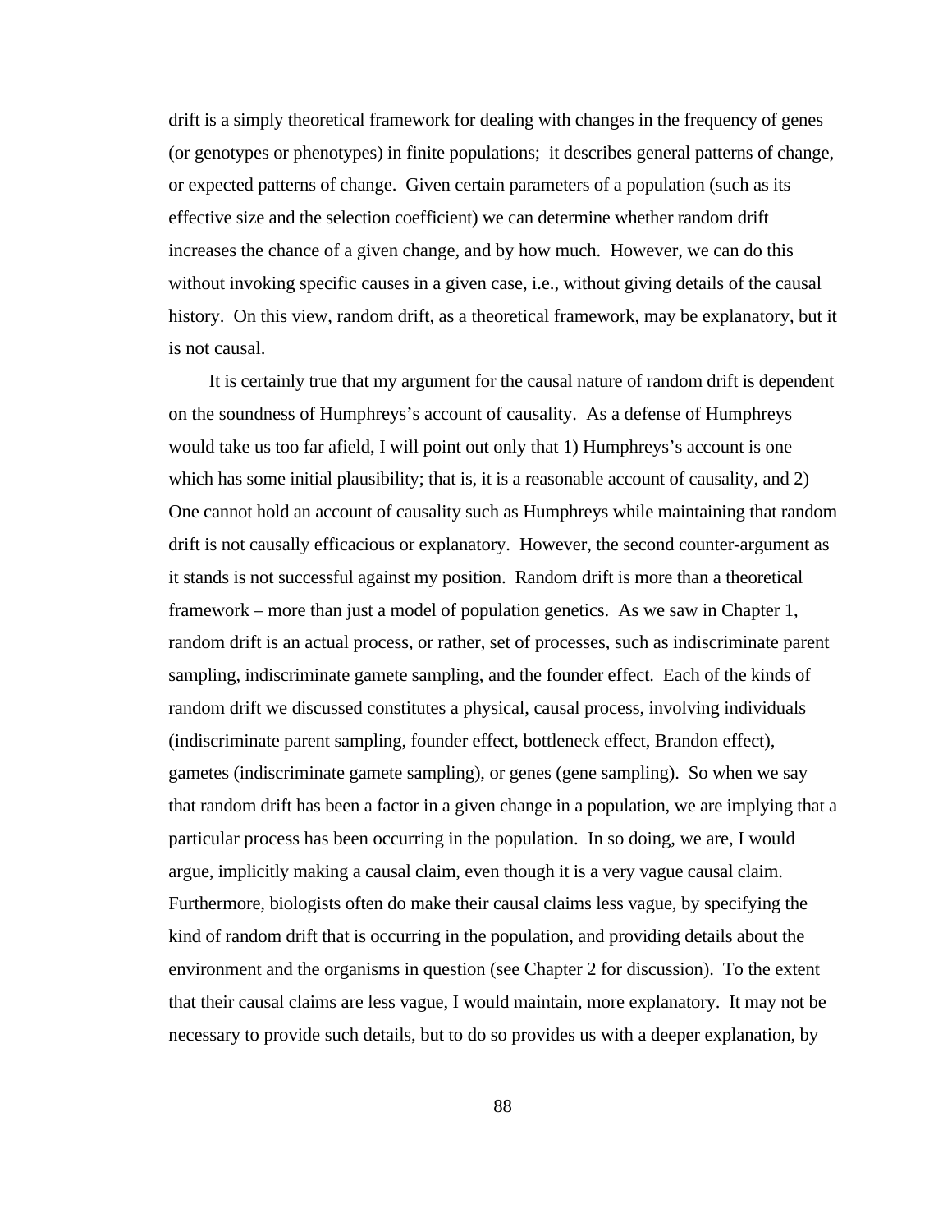drift is a simply theoretical framework for dealing with changes in the frequency of genes (or genotypes or phenotypes) in finite populations; it describes general patterns of change, or expected patterns of change. Given certain parameters of a population (such as its effective size and the selection coefficient) we can determine whether random drift increases the chance of a given change, and by how much. However, we can do this without invoking specific causes in a given case, i.e., without giving details of the causal history. On this view, random drift, as a theoretical framework, may be explanatory, but it is not causal.

It is certainly true that my argument for the causal nature of random drift is dependent on the soundness of Humphreys's account of causality. As a defense of Humphreys would take us too far afield, I will point out only that 1) Humphreys's account is one which has some initial plausibility; that is, it is a reasonable account of causality, and 2) One cannot hold an account of causality such as Humphreys while maintaining that random drift is not causally efficacious or explanatory. However, the second counter-argument as it stands is not successful against my position. Random drift is more than a theoretical framework – more than just a model of population genetics. As we saw in Chapter 1, random drift is an actual process, or rather, set of processes, such as indiscriminate parent sampling, indiscriminate gamete sampling, and the founder effect. Each of the kinds of random drift we discussed constitutes a physical, causal process, involving individuals (indiscriminate parent sampling, founder effect, bottleneck effect, Brandon effect), gametes (indiscriminate gamete sampling), or genes (gene sampling). So when we say that random drift has been a factor in a given change in a population, we are implying that a particular process has been occurring in the population. In so doing, we are, I would argue, implicitly making a causal claim, even though it is a very vague causal claim. Furthermore, biologists often do make their causal claims less vague, by specifying the kind of random drift that is occurring in the population, and providing details about the environment and the organisms in question (see Chapter 2 for discussion). To the extent that their causal claims are less vague, I would maintain, more explanatory. It may not be necessary to provide such details, but to do so provides us with a deeper explanation, by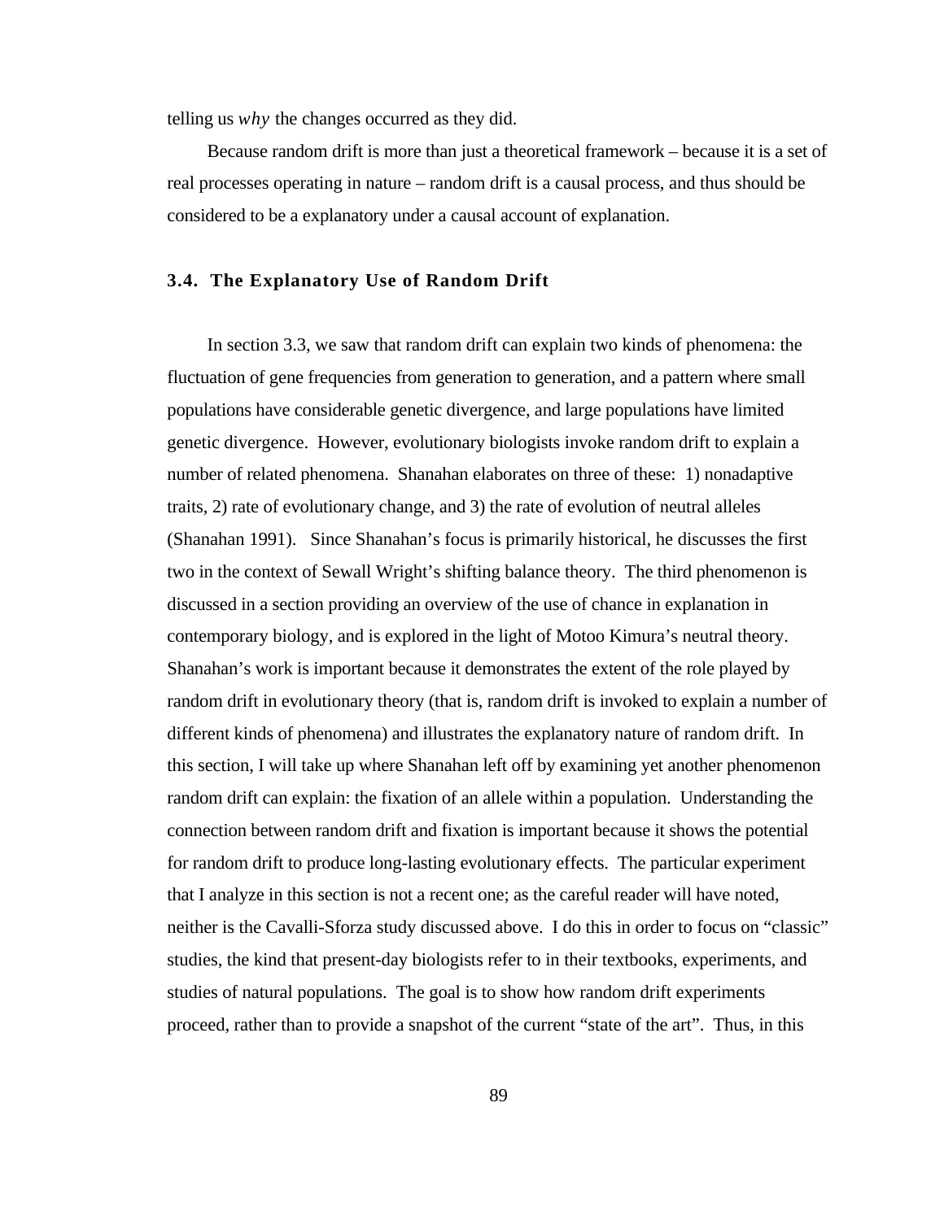telling us *why* the changes occurred as they did.

Because random drift is more than just a theoretical framework – because it is a set of real processes operating in nature – random drift is a causal process, and thus should be considered to be a explanatory under a causal account of explanation.

### 3.4. The Explanatory Use of Random Drift

In section 3.3, we saw that random drift can explain two kinds of phenomena: the fluctuation of gene frequencies from generation to generation, and a pattern where small populations have considerable genetic divergence, and large populations have limited genetic divergence. However, evolutionary biologists invoke random drift to explain a number of related phenomena. Shanahan elaborates on three of these: 1) nonadaptive traits, 2) rate of evolutionary change, and 3) the rate of evolution of neutral alleles (Shanahan 1991). Since Shanahan's focus is primarily historical, he discusses the first two in the context of Sewall Wright's shifting balance theory. The third phenomenon is discussed in a section providing an overview of the use of chance in explanation in contemporary biology, and is explored in the light of Motoo Kimura's neutral theory. Shanahan's work is important because it demonstrates the extent of the role played by random drift in evolutionary theory (that is, random drift is invoked to explain a number of different kinds of phenomena) and illustrates the explanatory nature of random drift. In this section, I will take up where Shanahan left off by examining yet another phenomenon random drift can explain: the fixation of an allele within a population. Understanding the connection between random drift and fixation is important because it shows the potential for random drift to produce long-lasting evolutionary effects. The particular experiment that I analyze in this section is not a recent one; as the careful reader will have noted, neither is the Cavalli-Sforza study discussed above. I do this in order to focus on "classic" studies, the kind that present-day biologists refer to in their textbooks, experiments, and studies of natural populations. The goal is to show how random drift experiments proceed, rather than to provide a snapshot of the current "state of the art". Thus, in this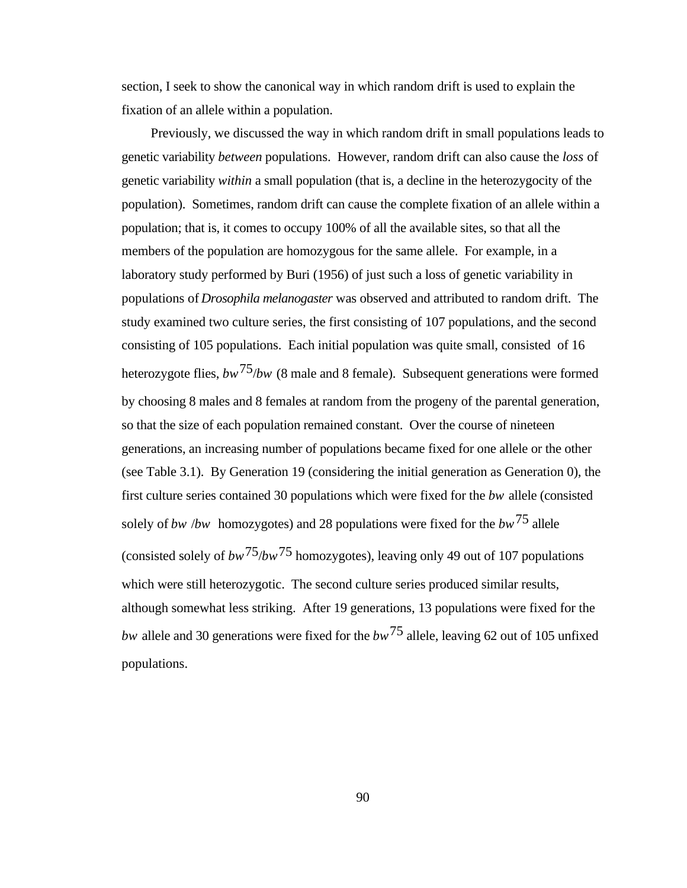section, I seek to show the canonical way in which random drift is used to explain the fixation of an allele within a population.

Previously, we discussed the way in which random drift in small populations leads to genetic variability *between* populations. However, random drift can also cause the *loss* of genetic variability *within* a small population (that is, a decline in the heterozygocity of the population). Sometimes, random drift can cause the complete fixation of an allele within a population; that is, it comes to occupy 100% of all the available sites, so that all the members of the population are homozygous for the same allele. For example, in a laboratory study performed by Buri (1956) of just such a loss of genetic variability in populations of *Drosophila melanogaster* was observed and attributed to random drift. The study examined two culture series, the first consisting of 107 populations, and the second consisting of 105 populations. Each initial population was quite small, consisted of 16 heterozygote flies, $bw^{75}/bw$ (8 male and 8 female). Subsequent generations were formed by choosing 8 males and 8 females at random from the progeny of the parental generation, so that the size of each population remained constant. Over the course of nineteen generations, an increasing number of populations became fixed for one allele or the other (see Table 3.1). By Generation 19 (considering the initial generation as Generation 0), the first culture series contained 30 populations which were fixed for the *bw* allele (consisted solely of *bw* /*bw* homozygotes) and 28 populations were fixed for the $bw^{75}$ allele (consisted solely of $bw^{75}/bw^{75}$ homozygotes), leaving only 49 out of 107 populations which were still heterozygotic. The second culture series produced similar results, although somewhat less striking. After 19 generations, 13 populations were fixed for the *bw* allele and 30 generations were fixed for the $bw^{75}$ allele, leaving 62 out of 105 unfixed populations.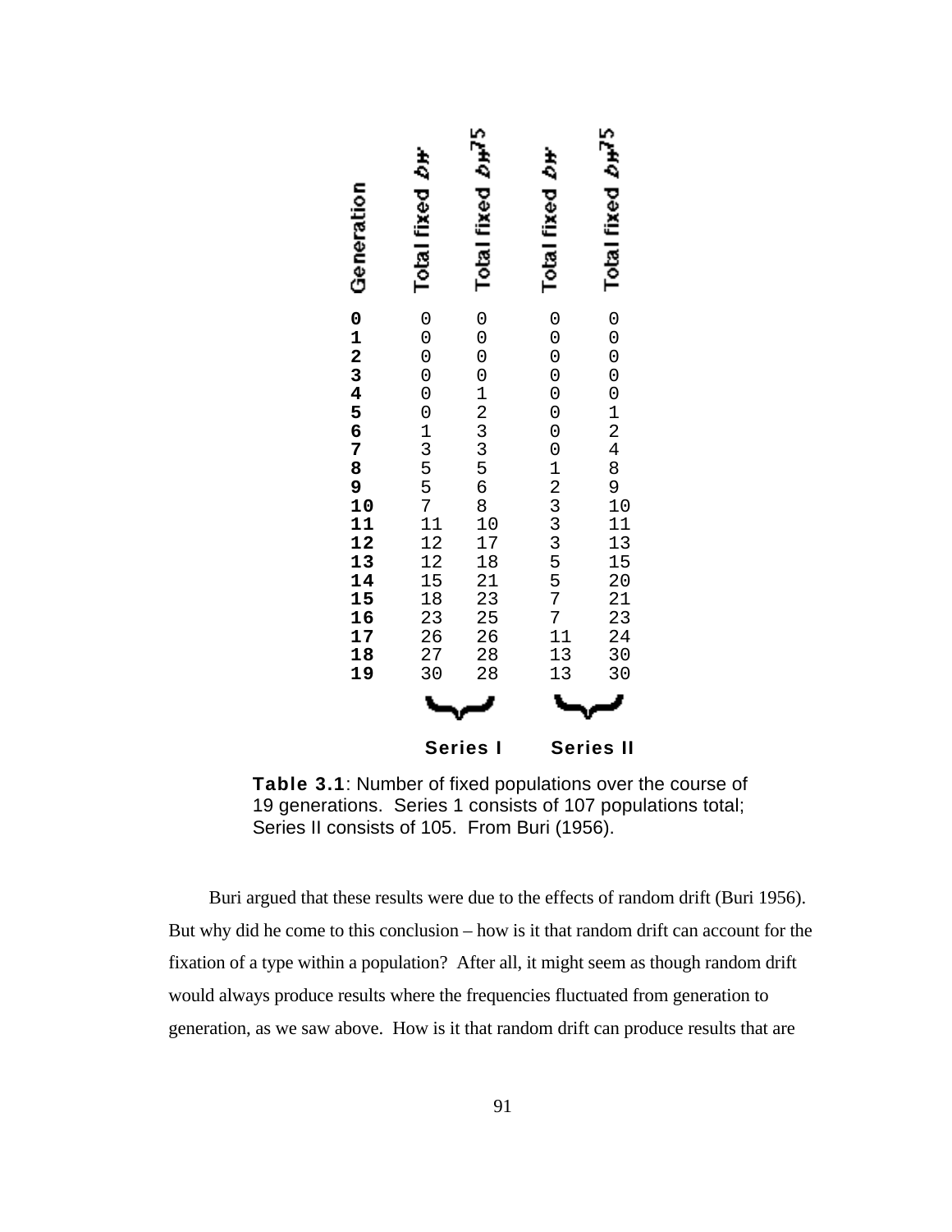| Generation | Series I | | Series II | |
|---|---|---|---|---|
| | Total fixed *bw* | Total fixed $bw^{75}$ | Total fixed *bw* | Total fixed $bw^{75}$ |
| **0** | 0 | 0 | 0 | 0 |
| **1** | 0 | 0 | 0 | 0 |
| **2** | 0 | 0 | 0 | 0 |
| **3** | 0 | 0 | 0 | 0 |
| **4** | 0 | 1 | 0 | 0 |
| **5** | 0 | 2 | 0 | 1 |
| **6** | 1 | 3 | 0 | 2 |
| **7** | 3 | 3 | 0 | 4 |
| **8** | 5 | 5 | 1 | 8 |
| **9** | 5 | 6 | 2 | 9 |
| **10** | 7 | 8 | 3 | 10 |
| **11** | 11 | 10 | 3 | 11 |
| **12** | 12 | 17 | 3 | 13 |
| **13** | 12 | 18 | 5 | 15 |
| **14** | 15 | 21 | 5 | 20 |
| **15** | 18 | 23 | 7 | 21 |
| **16** | 23 | 25 | 7 | 23 |
| **17** | 26 | 26 | 11 | 24 |
| **18** | 27 | 28 | 13 | 30 |
| **19** | 30 | 28 | 13 | 30 |

**Table 3.1**: Number of fixed populations over the course of 19 generations. Series 1 consists of 107 populations total; Series II consists of 105. From Buri (1956).

Buri argued that these results were due to the effects of random drift (Buri 1956). But why did he come to this conclusion – how is it that random drift can account for the fixation of a type within a population? After all, it might seem as though random drift would always produce results where the frequencies fluctuated from generation to generation, as we saw above. How is it that random drift can produce results that are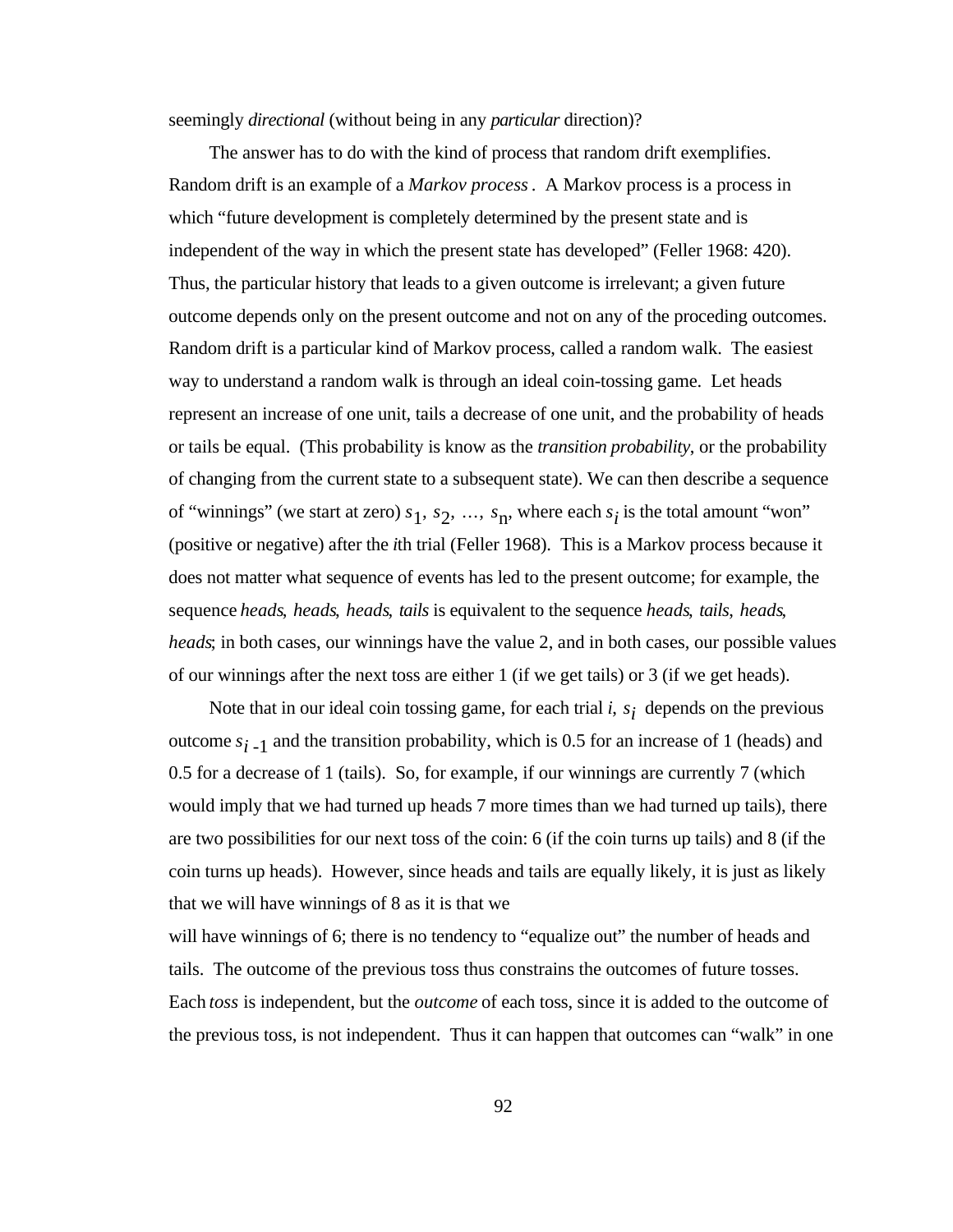seemingly *directional* (without being in any *particular* direction)?

The answer has to do with the kind of process that random drift exemplifies. Random drift is an example of a *Markov process* . A Markov process is a process in which "future development is completely determined by the present state and is independent of the way in which the present state has developed" (Feller 1968: 420). Thus, the particular history that leads to a given outcome is irrelevant; a given future outcome depends only on the present outcome and not on any of the proceding outcomes. Random drift is a particular kind of Markov process, called a random walk. The easiest way to understand a random walk is through an ideal coin-tossing game. Let heads represent an increase of one unit, tails a decrease of one unit, and the probability of heads or tails be equal. (This probability is know as the *transition probability*, or the probability of changing from the current state to a subsequent state). We can then describe a sequence of "winnings" (we start at zero) $s_1, s_2, \ldots, s_n$, where each $s_i$ is the total amount "won" (positive or negative) after the *i*th trial (Feller 1968). This is a Markov process because it does not matter what sequence of events has led to the present outcome; for example, the sequence *heads, heads, heads, tails* is equivalent to the sequence *heads, tails, heads, heads*; in both cases, our winnings have the value 2, and in both cases, our possible values of our winnings after the next toss are either 1 (if we get tails) or 3 (if we get heads).

Note that in our ideal coin tossing game, for each trial *i*, $s_i$ depends on the previous outcome $s_{i-1}$ and the transition probability, which is 0.5 for an increase of 1 (heads) and 0.5 for a decrease of 1 (tails). So, for example, if our winnings are currently 7 (which would imply that we had turned up heads 7 more times than we had turned up tails), there are two possibilities for our next toss of the coin: 6 (if the coin turns up tails) and 8 (if the coin turns up heads). However, since heads and tails are equally likely, it is just as likely that we will have winnings of 8 as it is that we will have winnings of 6; there is no tendency to "equalize out" the number of heads and tails. The outcome of the previous toss thus constrains the outcomes of future tosses. Each *toss* is independent, but the *outcome* of each toss, since it is added to the outcome of the previous toss, is not independent. Thus it can happen that outcomes can "walk" in one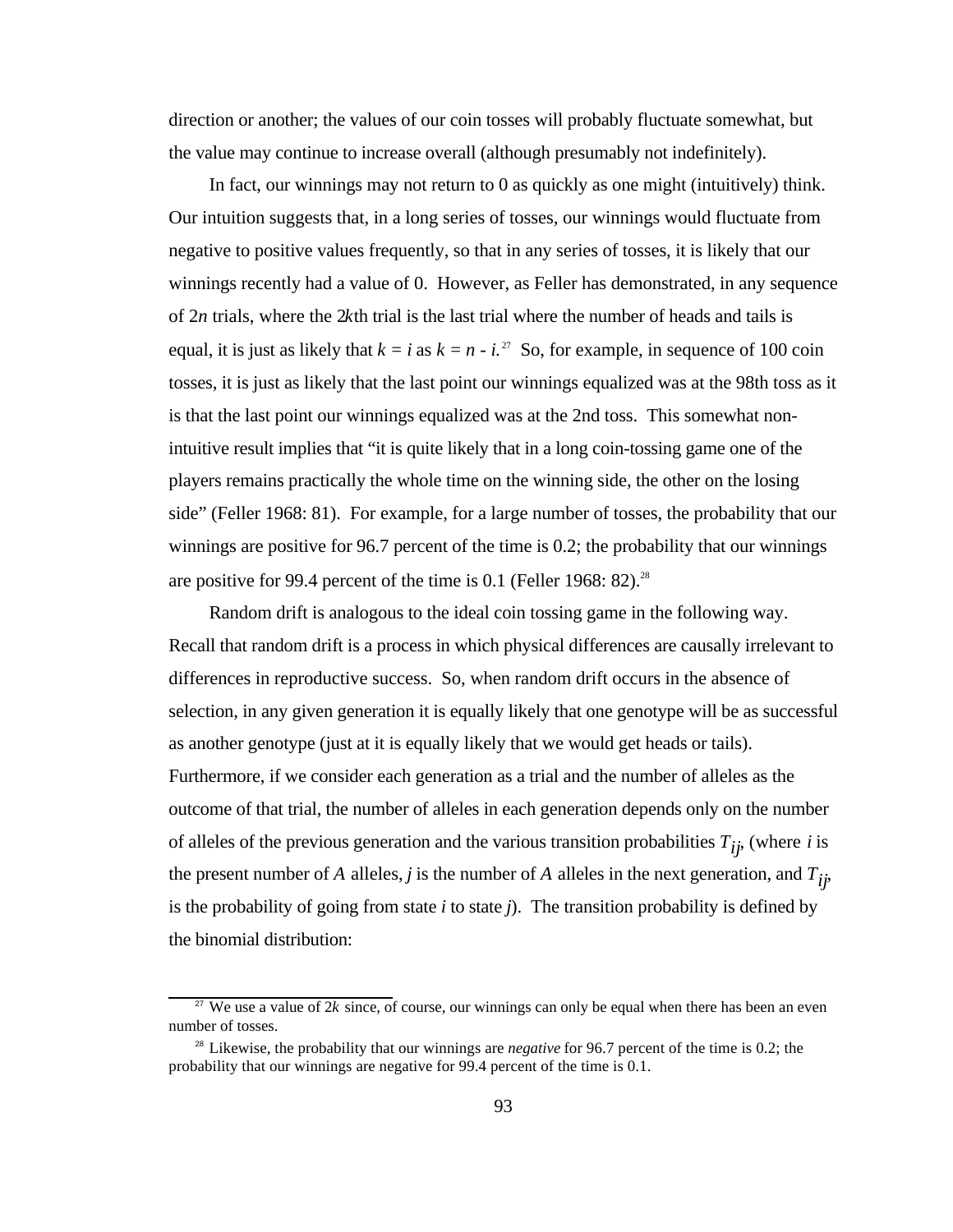direction or another; the values of our coin tosses will probably fluctuate somewhat, but the value may continue to increase overall (although presumably not indefinitely).

In fact, our winnings may not return to 0 as quickly as one might (intuitively) think. Our intuition suggests that, in a long series of tosses, our winnings would fluctuate from negative to positive values frequently, so that in any series of tosses, it is likely that our winnings recently had a value of 0. However, as Feller has demonstrated, in any sequence of $2n$ trials, where the $2k$th trial is the last trial where the number of heads and tails is equal, it is just as likely that $k = i$ as $k = n - i$.[27] So, for example, in sequence of 100 coin tosses, it is just as likely that the last point our winnings equalized was at the 98th toss as it is that the last point our winnings equalized was at the 2nd toss. This somewhat non-intuitive result implies that "it is quite likely that in a long coin-tossing game one of the players remains practically the whole time on the winning side, the other on the losing side" (Feller 1968: 81). For example, for a large number of tosses, the probability that our winnings are positive for 96.7 percent of the time is 0.2; the probability that our winnings are positive for 99.4 percent of the time is 0.1 (Feller 1968: 82).[28]

Random drift is analogous to the ideal coin tossing game in the following way. Recall that random drift is a process in which physical differences are causally irrelevant to differences in reproductive success. So, when random drift occurs in the absence of selection, in any given generation it is equally likely that one genotype will be as successful as another genotype (just at it is equally likely that we would get heads or tails). Furthermore, if we consider each generation as a trial and the number of alleles as the outcome of that trial, the number of alleles in each generation depends only on the number of alleles of the previous generation and the various transition probabilities $T_{ij}$, (where $i$ is the present number of $A$ alleles, $j$ is the number of $A$ alleles in the next generation, and $T_{ij}$, is the probability of going from state $i$ to state $j$). The transition probability is defined by the binomial distribution:

---

[27] We use a value of $2k$ since, of course, our winnings can only be equal when there has been an even number of tosses.

[28] Likewise, the probability that our winnings are *negative* for 96.7 percent of the time is 0.2; the probability that our winnings are negative for 99.4 percent of the time is 0.1.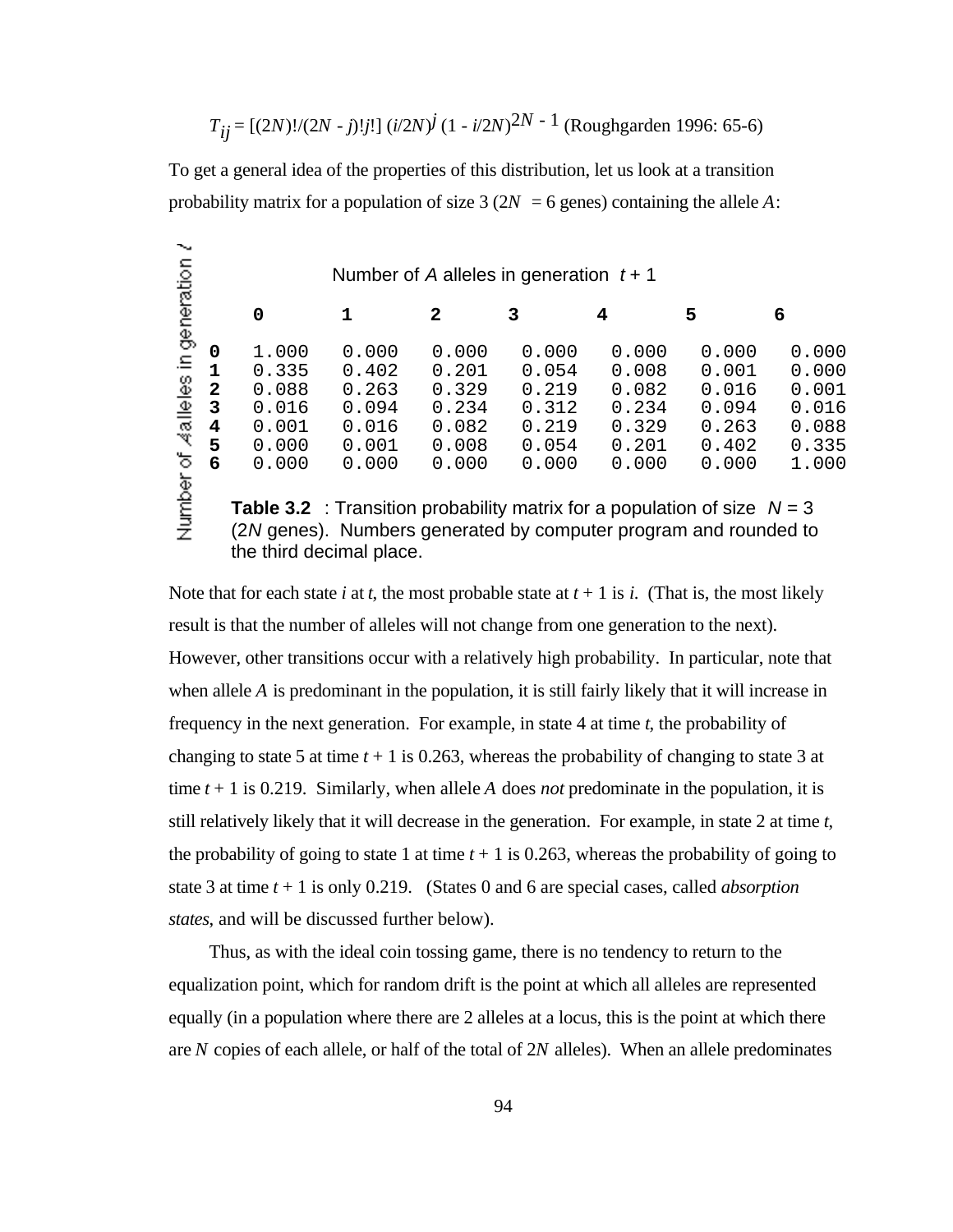$T_{ij} = [(2N)!/(2N - j)!j!] \, (i/2N)^j \, (1 - i/2N)^{2N - 1}$ (Roughgarden 1996: 65-6)

To get a general idea of the properties of this distribution, let us look at a transition probability matrix for a population of size 3 ($2N = 6$ genes) containing the allele *A*:

| Number of *A* alleles in generation *t* | Number of *A* alleles in generation *t* + 1: **0** | **1** | **2** | **3** | **4** | **5** | **6** |
|---|---|---|---|---|---|---|---|
| **0** | 1.000 | 0.000 | 0.000 | 0.000 | 0.000 | 0.000 | 0.000 |
| **1** | 0.335 | 0.402 | 0.201 | 0.054 | 0.008 | 0.001 | 0.000 |
| **2** | 0.088 | 0.263 | 0.329 | 0.219 | 0.082 | 0.016 | 0.001 |
| **3** | 0.016 | 0.094 | 0.234 | 0.312 | 0.234 | 0.094 | 0.016 |
| **4** | 0.001 | 0.016 | 0.082 | 0.219 | 0.329 | 0.263 | 0.088 |
| **5** | 0.000 | 0.001 | 0.008 | 0.054 | 0.201 | 0.402 | 0.335 |
| **6** | 0.000 | 0.000 | 0.000 | 0.000 | 0.000 | 0.000 | 1.000 |

**Table 3.2** : Transition probability matrix for a population of size $N = 3$ ($2N$ genes). Numbers generated by computer program and rounded to the third decimal place.

Note that for each state *i* at *t*, the most probable state at *t* + 1 is *i*. (That is, the most likely result is that the number of alleles will not change from one generation to the next). However, other transitions occur with a relatively high probability. In particular, note that when allele *A* is predominant in the population, it is still fairly likely that it will increase in frequency in the next generation. For example, in state 4 at time *t*, the probability of changing to state 5 at time *t* + 1 is 0.263, whereas the probability of changing to state 3 at time *t* + 1 is 0.219. Similarly, when allele *A* does *not* predominate in the population, it is still relatively likely that it will decrease in the generation. For example, in state 2 at time *t*, the probability of going to state 1 at time *t* + 1 is 0.263, whereas the probability of going to state 3 at time *t* + 1 is only 0.219. (States 0 and 6 are special cases, called *absorption states*, and will be discussed further below).

Thus, as with the ideal coin tossing game, there is no tendency to return to the equalization point, which for random drift is the point at which all alleles are represented equally (in a population where there are 2 alleles at a locus, this is the point at which there are *N* copies of each allele, or half of the total of 2*N* alleles). When an allele predominates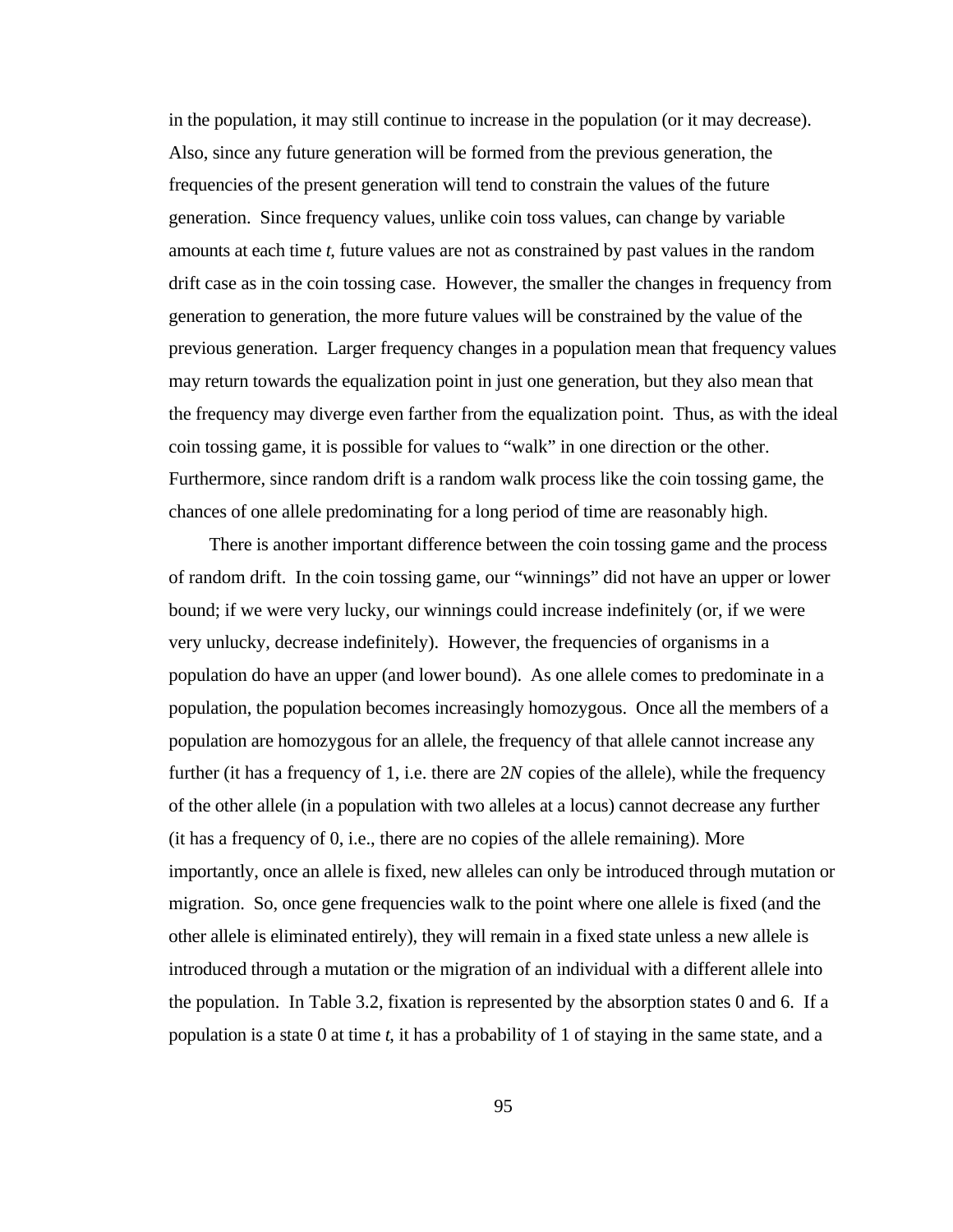in the population, it may still continue to increase in the population (or it may decrease). Also, since any future generation will be formed from the previous generation, the frequencies of the present generation will tend to constrain the values of the future generation. Since frequency values, unlike coin toss values, can change by variable amounts at each time *t*, future values are not as constrained by past values in the random drift case as in the coin tossing case. However, the smaller the changes in frequency from generation to generation, the more future values will be constrained by the value of the previous generation. Larger frequency changes in a population mean that frequency values may return towards the equalization point in just one generation, but they also mean that the frequency may diverge even farther from the equalization point. Thus, as with the ideal coin tossing game, it is possible for values to "walk" in one direction or the other. Furthermore, since random drift is a random walk process like the coin tossing game, the chances of one allele predominating for a long period of time are reasonably high.

There is another important difference between the coin tossing game and the process of random drift. In the coin tossing game, our "winnings" did not have an upper or lower bound; if we were very lucky, our winnings could increase indefinitely (or, if we were very unlucky, decrease indefinitely). However, the frequencies of organisms in a population do have an upper (and lower bound). As one allele comes to predominate in a population, the population becomes increasingly homozygous. Once all the members of a population are homozygous for an allele, the frequency of that allele cannot increase any further (it has a frequency of 1, i.e. there are $2N$ copies of the allele), while the frequency of the other allele (in a population with two alleles at a locus) cannot decrease any further (it has a frequency of 0, i.e., there are no copies of the allele remaining). More importantly, once an allele is fixed, new alleles can only be introduced through mutation or migration. So, once gene frequencies walk to the point where one allele is fixed (and the other allele is eliminated entirely), they will remain in a fixed state unless a new allele is introduced through a mutation or the migration of an individual with a different allele into the population. In Table 3.2, fixation is represented by the absorption states 0 and 6. If a population is a state 0 at time *t*, it has a probability of 1 of staying in the same state, and a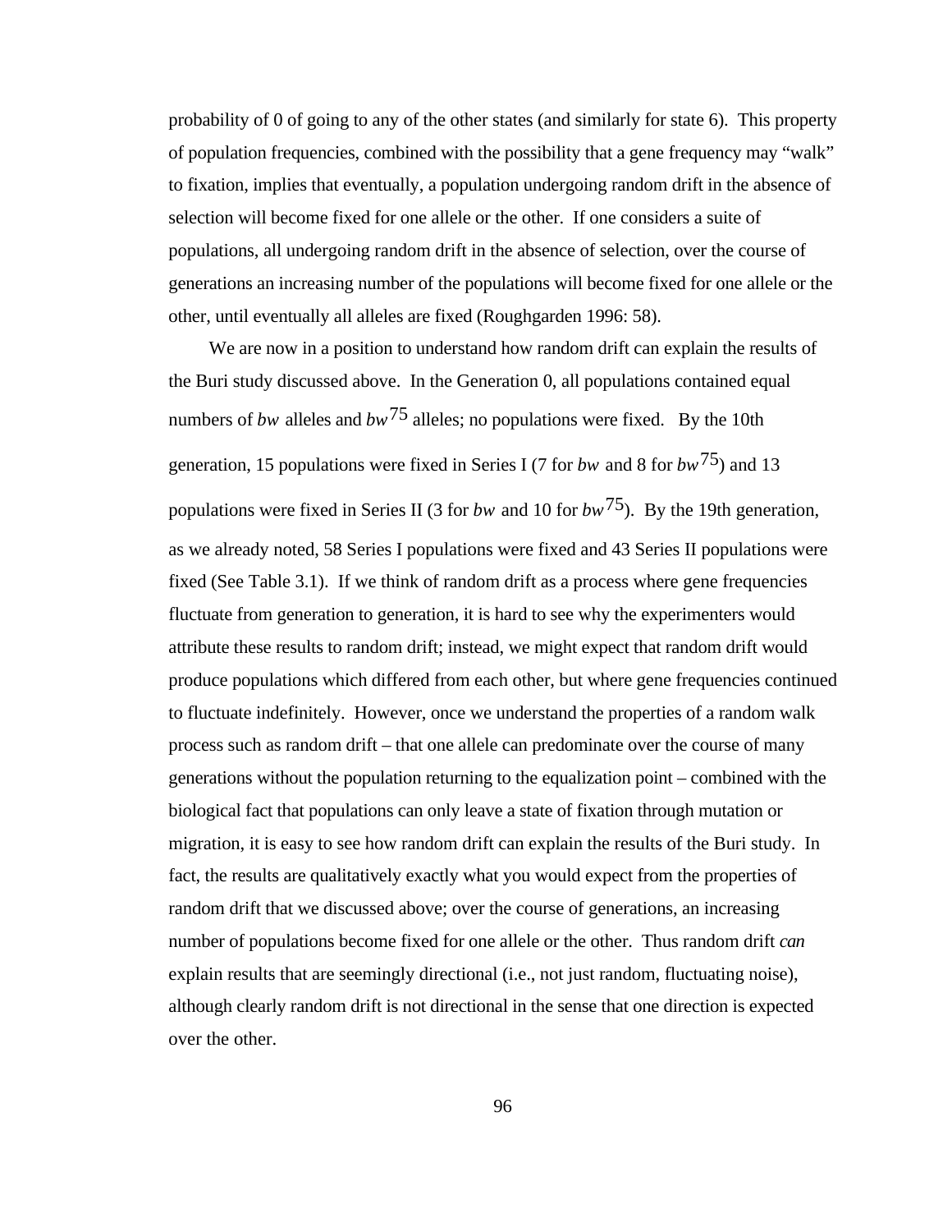probability of 0 of going to any of the other states (and similarly for state 6). This property of population frequencies, combined with the possibility that a gene frequency may "walk" to fixation, implies that eventually, a population undergoing random drift in the absence of selection will become fixed for one allele or the other. If one considers a suite of populations, all undergoing random drift in the absence of selection, over the course of generations an increasing number of the populations will become fixed for one allele or the other, until eventually all alleles are fixed (Roughgarden 1996: 58).

We are now in a position to understand how random drift can explain the results of the Buri study discussed above. In the Generation 0, all populations contained equal numbers of *bw* alleles and $bw^{75}$ alleles; no populations were fixed. By the 10th generation, 15 populations were fixed in Series I (7 for *bw* and 8 for $bw^{75}$) and 13 populations were fixed in Series II (3 for *bw* and 10 for $bw^{75}$). By the 19th generation, as we already noted, 58 Series I populations were fixed and 43 Series II populations were fixed (See Table 3.1). If we think of random drift as a process where gene frequencies fluctuate from generation to generation, it is hard to see why the experimenters would attribute these results to random drift; instead, we might expect that random drift would produce populations which differed from each other, but where gene frequencies continued to fluctuate indefinitely. However, once we understand the properties of a random walk process such as random drift – that one allele can predominate over the course of many generations without the population returning to the equalization point – combined with the biological fact that populations can only leave a state of fixation through mutation or migration, it is easy to see how random drift can explain the results of the Buri study. In fact, the results are qualitatively exactly what you would expect from the properties of random drift that we discussed above; over the course of generations, an increasing number of populations become fixed for one allele or the other. Thus random drift *can* explain results that are seemingly directional (i.e., not just random, fluctuating noise), although clearly random drift is not directional in the sense that one direction is expected over the other.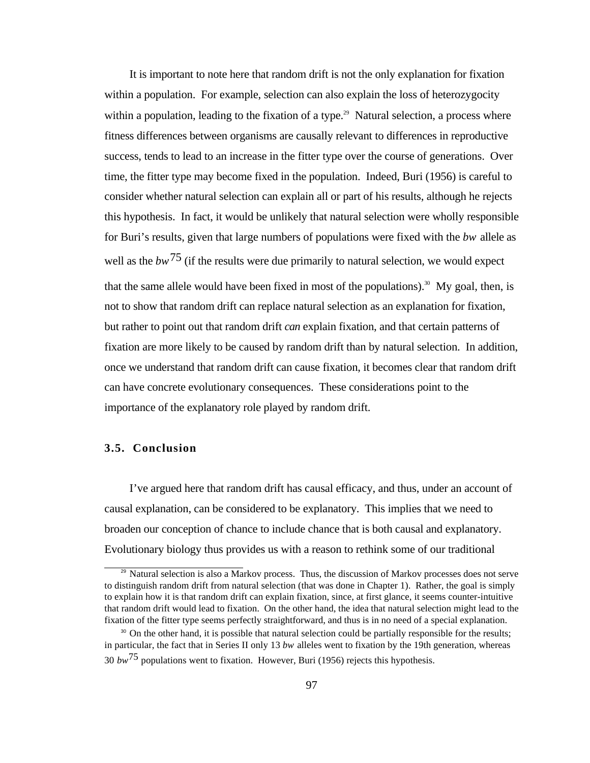It is important to note here that random drift is not the only explanation for fixation within a population. For example, selection can also explain the loss of heterozygocity within a population, leading to the fixation of a type.[29] Natural selection, a process where fitness differences between organisms are causally relevant to differences in reproductive success, tends to lead to an increase in the fitter type over the course of generations. Over time, the fitter type may become fixed in the population. Indeed, Buri (1956) is careful to consider whether natural selection can explain all or part of his results, although he rejects this hypothesis. In fact, it would be unlikely that natural selection were wholly responsible for Buri's results, given that large numbers of populations were fixed with the *bw* allele as well as the $bw^{75}$ (if the results were due primarily to natural selection, we would expect that the same allele would have been fixed in most of the populations).[30] My goal, then, is not to show that random drift can replace natural selection as an explanation for fixation, but rather to point out that random drift *can* explain fixation, and that certain patterns of fixation are more likely to be caused by random drift than by natural selection. In addition, once we understand that random drift can cause fixation, it becomes clear that random drift can have concrete evolutionary consequences. These considerations point to the importance of the explanatory role played by random drift.

### 3.5. Conclusion

I've argued here that random drift has causal efficacy, and thus, under an account of causal explanation, can be considered to be explanatory. This implies that we need to broaden our conception of chance to include chance that is both causal and explanatory. Evolutionary biology thus provides us with a reason to rethink some of our traditional

---

[29] Natural selection is also a Markov process. Thus, the discussion of Markov processes does not serve to distinguish random drift from natural selection (that was done in Chapter 1). Rather, the goal is simply to explain how it is that random drift can explain fixation, since, at first glance, it seems counter-intuitive that random drift would lead to fixation. On the other hand, the idea that natural selection might lead to the fixation of the fitter type seems perfectly straightforward, and thus is in no need of a special explanation.

[30] On the other hand, it is possible that natural selection could be partially responsible for the results; in particular, the fact that in Series II only 13 *bw* alleles went to fixation by the 19th generation, whereas 30 $bw^{75}$ populations went to fixation. However, Buri (1956) rejects this hypothesis.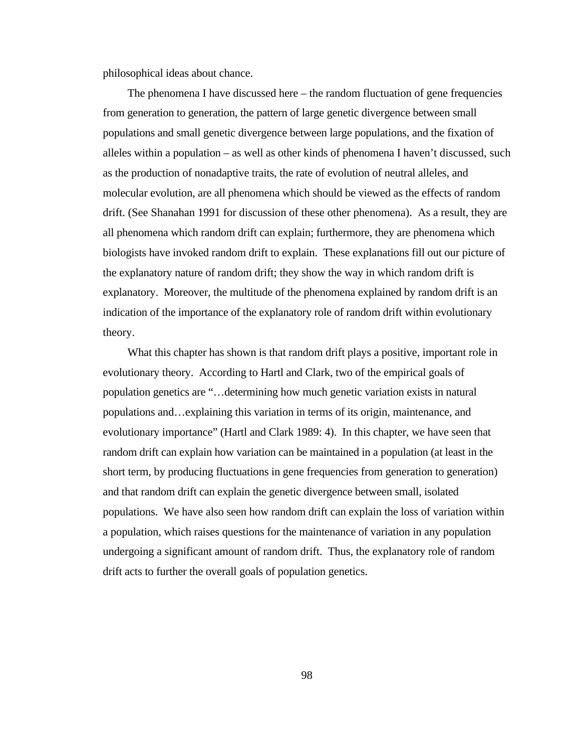philosophical ideas about chance.

The phenomena I have discussed here – the random fluctuation of gene frequencies from generation to generation, the pattern of large genetic divergence between small populations and small genetic divergence between large populations, and the fixation of alleles within a population – as well as other kinds of phenomena I haven't discussed, such as the production of nonadaptive traits, the rate of evolution of neutral alleles, and molecular evolution, are all phenomena which should be viewed as the effects of random drift. (See Shanahan 1991 for discussion of these other phenomena). As a result, they are all phenomena which random drift can explain; furthermore, they are phenomena which biologists have invoked random drift to explain. These explanations fill out our picture of the explanatory nature of random drift; they show the way in which random drift is explanatory. Moreover, the multitude of the phenomena explained by random drift is an indication of the importance of the explanatory role of random drift within evolutionary theory.

What this chapter has shown is that random drift plays a positive, important role in evolutionary theory. According to Hartl and Clark, two of the empirical goals of population genetics are "…determining how much genetic variation exists in natural populations and…explaining this variation in terms of its origin, maintenance, and evolutionary importance" (Hartl and Clark 1989: 4). In this chapter, we have seen that random drift can explain how variation can be maintained in a population (at least in the short term, by producing fluctuations in gene frequencies from generation to generation) and that random drift can explain the genetic divergence between small, isolated populations. We have also seen how random drift can explain the loss of variation within a population, which raises questions for the maintenance of variation in any population undergoing a significant amount of random drift. Thus, the explanatory role of random drift acts to further the overall goals of population genetics.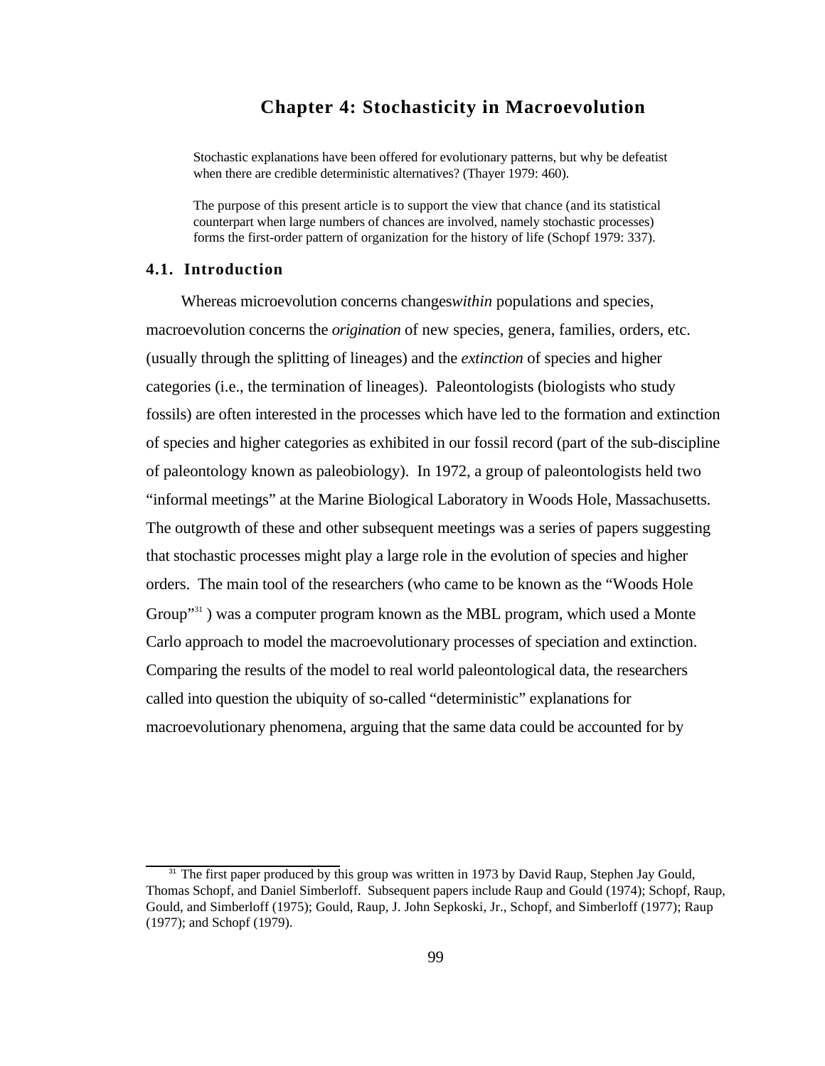# Chapter 4: Stochasticity in Macroevolution

> Stochastic explanations have been offered for evolutionary patterns, but why be defeatist when there are credible deterministic alternatives? (Thayer 1979: 460).

> The purpose of this present article is to support the view that chance (and its statistical counterpart when large numbers of chances are involved, namely stochastic processes) forms the first-order pattern of organization for the history of life (Schopf 1979: 337).

## 4.1. Introduction

Whereas microevolution concerns changes *within* populations and species, macroevolution concerns the *origination* of new species, genera, families, orders, etc. (usually through the splitting of lineages) and the *extinction* of species and higher categories (i.e., the termination of lineages). Paleontologists (biologists who study fossils) are often interested in the processes which have led to the formation and extinction of species and higher categories as exhibited in our fossil record (part of the sub-discipline of paleontology known as paleobiology). In 1972, a group of paleontologists held two "informal meetings" at the Marine Biological Laboratory in Woods Hole, Massachusetts. The outgrowth of these and other subsequent meetings was a series of papers suggesting that stochastic processes might play a large role in the evolution of species and higher orders. The main tool of the researchers (who came to be known as the "Woods Hole Group"[31] ) was a computer program known as the MBL program, which used a Monte Carlo approach to model the macroevolutionary processes of speciation and extinction. Comparing the results of the model to real world paleontological data, the researchers called into question the ubiquity of so-called "deterministic" explanations for macroevolutionary phenomena, arguing that the same data could be accounted for by

---

[31] The first paper produced by this group was written in 1973 by David Raup, Stephen Jay Gould, Thomas Schopf, and Daniel Simberloff. Subsequent papers include Raup and Gould (1974); Schopf, Raup, Gould, and Simberloff (1975); Gould, Raup, J. John Sepkoski, Jr., Schopf, and Simberloff (1977); Raup (1977); and Schopf (1979).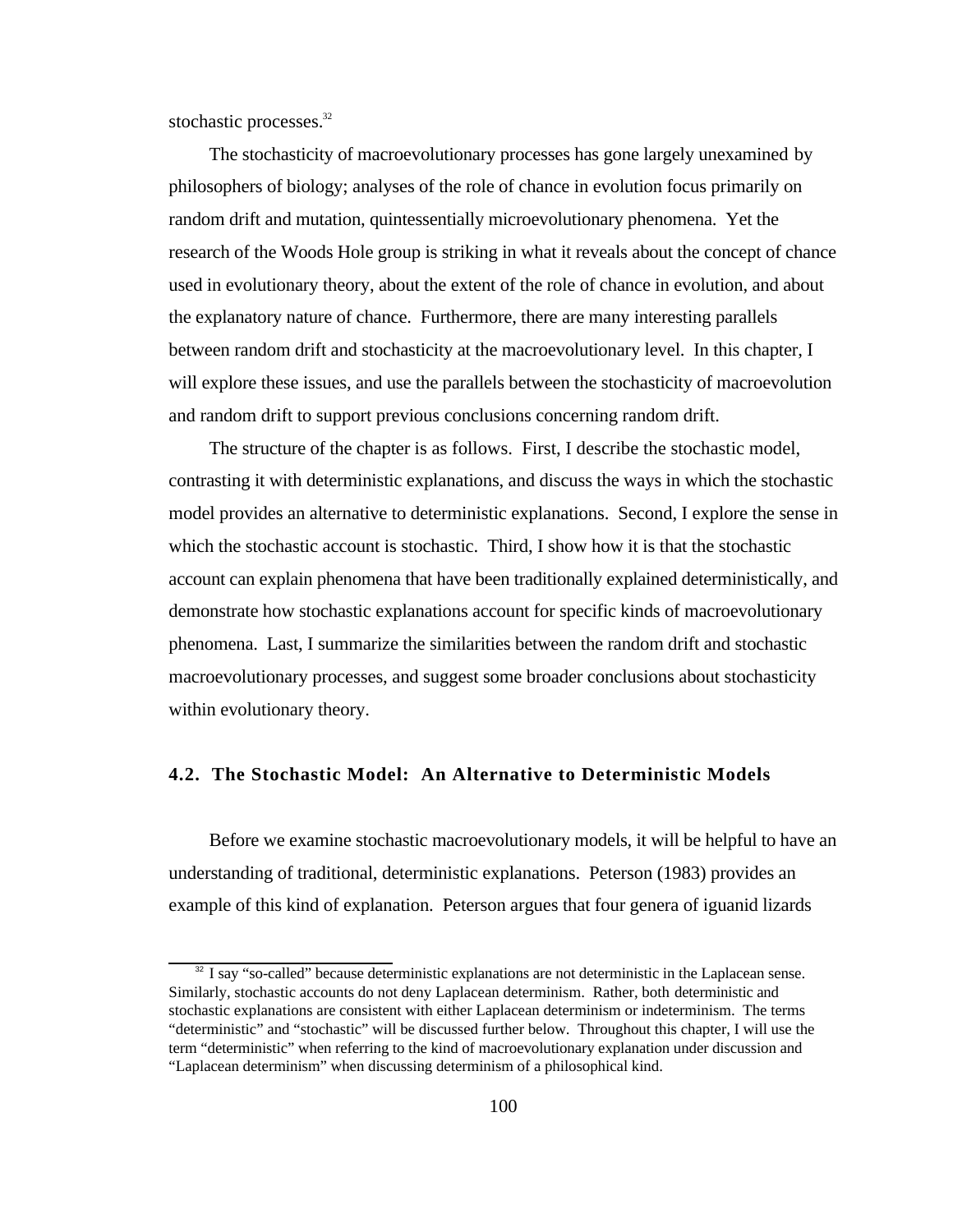stochastic processes.[32]

The stochasticity of macroevolutionary processes has gone largely unexamined by philosophers of biology; analyses of the role of chance in evolution focus primarily on random drift and mutation, quintessentially microevolutionary phenomena. Yet the research of the Woods Hole group is striking in what it reveals about the concept of chance used in evolutionary theory, about the extent of the role of chance in evolution, and about the explanatory nature of chance. Furthermore, there are many interesting parallels between random drift and stochasticity at the macroevolutionary level. In this chapter, I will explore these issues, and use the parallels between the stochasticity of macroevolution and random drift to support previous conclusions concerning random drift.

The structure of the chapter is as follows. First, I describe the stochastic model, contrasting it with deterministic explanations, and discuss the ways in which the stochastic model provides an alternative to deterministic explanations. Second, I explore the sense in which the stochastic account is stochastic. Third, I show how it is that the stochastic account can explain phenomena that have been traditionally explained deterministically, and demonstrate how stochastic explanations account for specific kinds of macroevolutionary phenomena. Last, I summarize the similarities between the random drift and stochastic macroevolutionary processes, and suggest some broader conclusions about stochasticity within evolutionary theory.

## 4.2. The Stochastic Model: An Alternative to Deterministic Models

Before we examine stochastic macroevolutionary models, it will be helpful to have an understanding of traditional, deterministic explanations. Peterson (1983) provides an example of this kind of explanation. Peterson argues that four genera of iguanid lizards

[32] I say "so-called" because deterministic explanations are not deterministic in the Laplacean sense. Similarly, stochastic accounts do not deny Laplacean determinism. Rather, both deterministic and stochastic explanations are consistent with either Laplacean determinism or indeterminism. The terms "deterministic" and "stochastic" will be discussed further below. Throughout this chapter, I will use the term "deterministic" when referring to the kind of macroevolutionary explanation under discussion and "Laplacean determinism" when discussing determinism of a philosophical kind.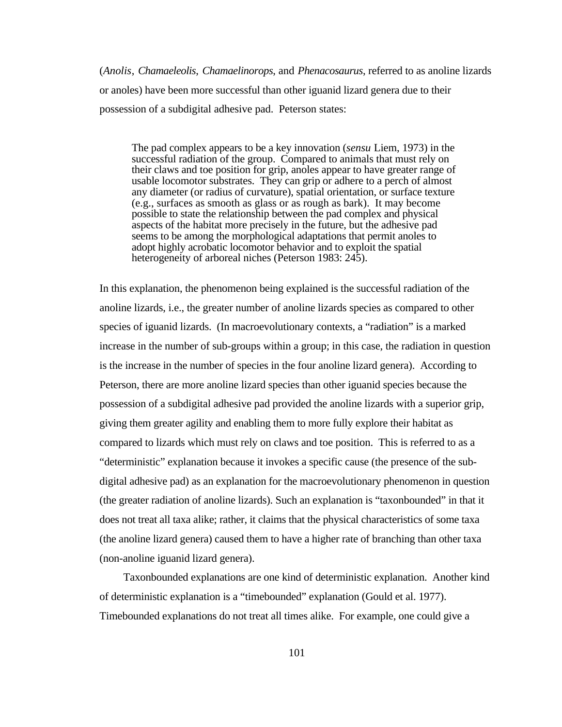(*Anolis*, *Chamaeleolis*, *Chamaelinorops*, and *Phenacosaurus*, referred to as anoline lizards or anoles) have been more successful than other iguanid lizard genera due to their possession of a subdigital adhesive pad. Peterson states:

> The pad complex appears to be a key innovation (*sensu* Liem, 1973) in the successful radiation of the group. Compared to animals that must rely on their claws and toe position for grip, anoles appear to have greater range of usable locomotor substrates. They can grip or adhere to a perch of almost any diameter (or radius of curvature), spatial orientation, or surface texture (e.g., surfaces as smooth as glass or as rough as bark). It may become possible to state the relationship between the pad complex and physical aspects of the habitat more precisely in the future, but the adhesive pad seems to be among the morphological adaptations that permit anoles to adopt highly acrobatic locomotor behavior and to exploit the spatial heterogeneity of arboreal niches (Peterson 1983: 245).

In this explanation, the phenomenon being explained is the successful radiation of the anoline lizards, i.e., the greater number of anoline lizards species as compared to other species of iguanid lizards. (In macroevolutionary contexts, a "radiation" is a marked increase in the number of sub-groups within a group; in this case, the radiation in question is the increase in the number of species in the four anoline lizard genera). According to Peterson, there are more anoline lizard species than other iguanid species because the possession of a subdigital adhesive pad provided the anoline lizards with a superior grip, giving them greater agility and enabling them to more fully explore their habitat as compared to lizards which must rely on claws and toe position. This is referred to as a "deterministic" explanation because it invokes a specific cause (the presence of the sub-digital adhesive pad) as an explanation for the macroevolutionary phenomenon in question (the greater radiation of anoline lizards). Such an explanation is "taxonbounded" in that it does not treat all taxa alike; rather, it claims that the physical characteristics of some taxa (the anoline lizard genera) caused them to have a higher rate of branching than other taxa (non-anoline iguanid lizard genera).

Taxonbounded explanations are one kind of deterministic explanation. Another kind of deterministic explanation is a "timebounded" explanation (Gould et al. 1977). Timebounded explanations do not treat all times alike. For example, one could give a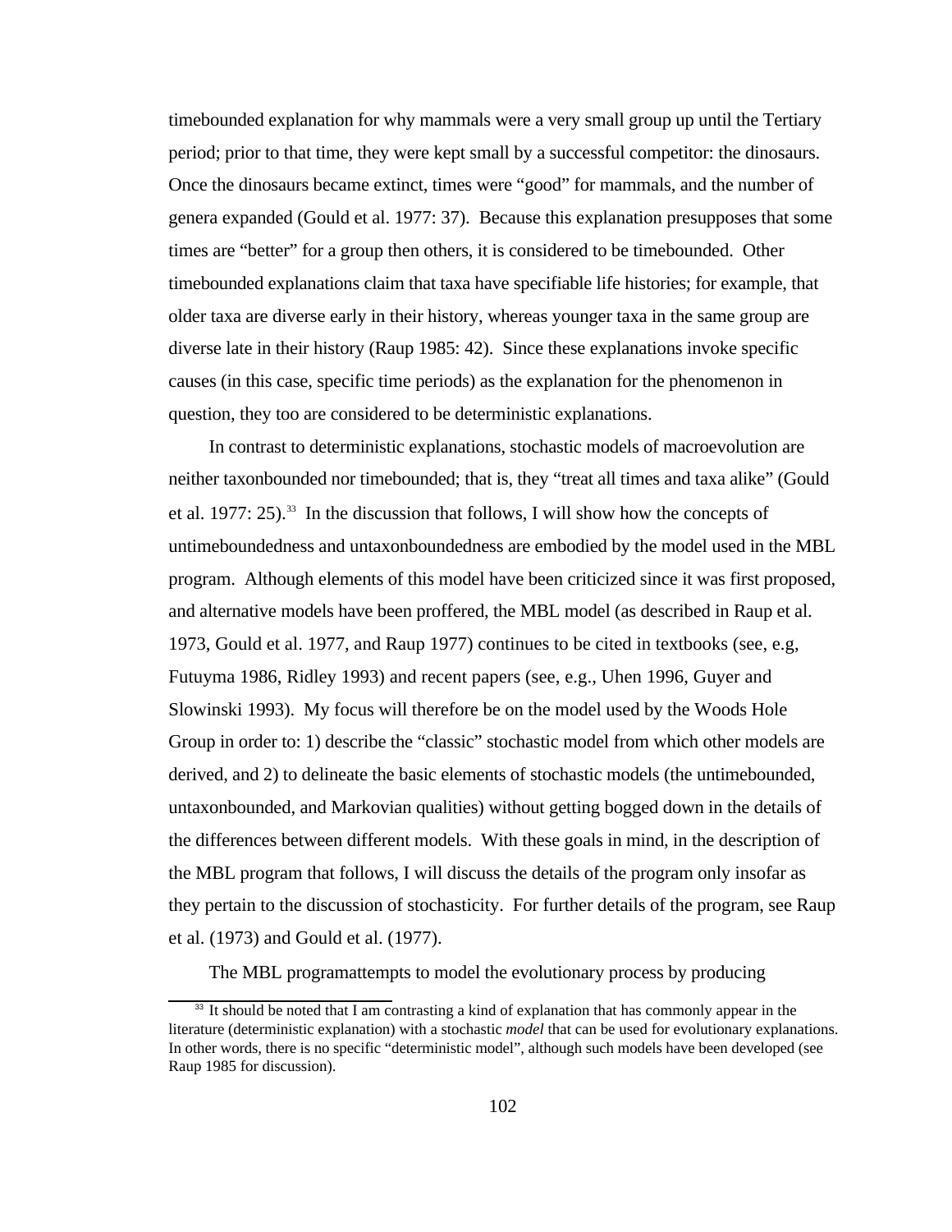timebounded explanation for why mammals were a very small group up until the Tertiary period; prior to that time, they were kept small by a successful competitor: the dinosaurs. Once the dinosaurs became extinct, times were "good" for mammals, and the number of genera expanded (Gould et al. 1977: 37). Because this explanation presupposes that some times are "better" for a group then others, it is considered to be timebounded. Other timebounded explanations claim that taxa have specifiable life histories; for example, that older taxa are diverse early in their history, whereas younger taxa in the same group are diverse late in their history (Raup 1985: 42). Since these explanations invoke specific causes (in this case, specific time periods) as the explanation for the phenomenon in question, they too are considered to be deterministic explanations.

In contrast to deterministic explanations, stochastic models of macroevolution are neither taxonbounded nor timebounded; that is, they "treat all times and taxa alike" (Gould et al. 1977: 25).[33] In the discussion that follows, I will show how the concepts of untimeboundedness and untaxonboundedness are embodied by the model used in the MBL program. Although elements of this model have been criticized since it was first proposed, and alternative models have been proffered, the MBL model (as described in Raup et al. 1973, Gould et al. 1977, and Raup 1977) continues to be cited in textbooks (see, e.g, Futuyma 1986, Ridley 1993) and recent papers (see, e.g., Uhen 1996, Guyer and Slowinski 1993). My focus will therefore be on the model used by the Woods Hole Group in order to: 1) describe the "classic" stochastic model from which other models are derived, and 2) to delineate the basic elements of stochastic models (the untimebounded, untaxonbounded, and Markovian qualities) without getting bogged down in the details of the differences between different models. With these goals in mind, in the description of the MBL program that follows, I will discuss the details of the program only insofar as they pertain to the discussion of stochasticity. For further details of the program, see Raup et al. (1973) and Gould et al. (1977).

The MBL programattempts to model the evolutionary process by producing

[33] It should be noted that I am contrasting a kind of explanation that has commonly appear in the literature (deterministic explanation) with a stochastic *model* that can be used for evolutionary explanations. In other words, there is no specific "deterministic model", although such models have been developed (see Raup 1985 for discussion).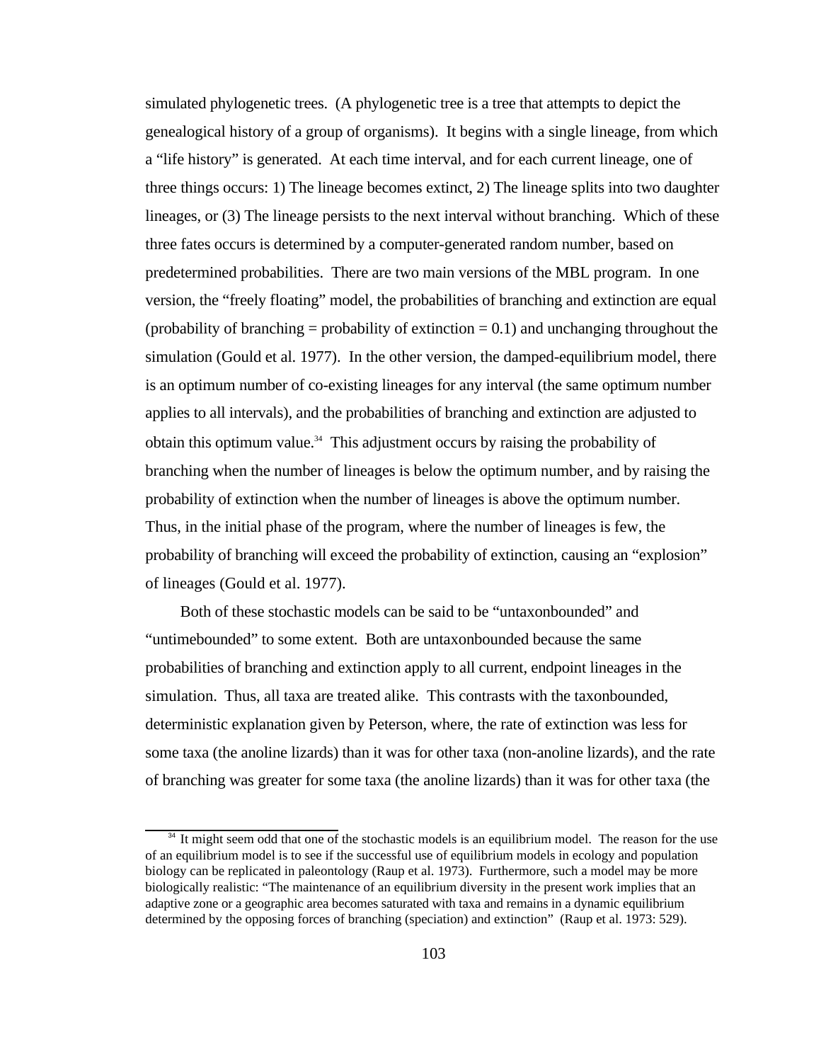simulated phylogenetic trees. (A phylogenetic tree is a tree that attempts to depict the genealogical history of a group of organisms). It begins with a single lineage, from which a "life history" is generated. At each time interval, and for each current lineage, one of three things occurs: 1) The lineage becomes extinct, 2) The lineage splits into two daughter lineages, or (3) The lineage persists to the next interval without branching. Which of these three fates occurs is determined by a computer-generated random number, based on predetermined probabilities. There are two main versions of the MBL program. In one version, the "freely floating" model, the probabilities of branching and extinction are equal (probability of branching = probability of extinction = 0.1) and unchanging throughout the simulation (Gould et al. 1977). In the other version, the damped-equilibrium model, there is an optimum number of co-existing lineages for any interval (the same optimum number applies to all intervals), and the probabilities of branching and extinction are adjusted to obtain this optimum value.[34] This adjustment occurs by raising the probability of branching when the number of lineages is below the optimum number, and by raising the probability of extinction when the number of lineages is above the optimum number. Thus, in the initial phase of the program, where the number of lineages is few, the probability of branching will exceed the probability of extinction, causing an "explosion" of lineages (Gould et al. 1977).

Both of these stochastic models can be said to be "untaxonbounded" and "untimebounded" to some extent. Both are untaxonbounded because the same probabilities of branching and extinction apply to all current, endpoint lineages in the simulation. Thus, all taxa are treated alike. This contrasts with the taxonbounded, deterministic explanation given by Peterson, where, the rate of extinction was less for some taxa (the anoline lizards) than it was for other taxa (non-anoline lizards), and the rate of branching was greater for some taxa (the anoline lizards) than it was for other taxa (the

[34] It might seem odd that one of the stochastic models is an equilibrium model. The reason for the use of an equilibrium model is to see if the successful use of equilibrium models in ecology and population biology can be replicated in paleontology (Raup et al. 1973). Furthermore, such a model may be more biologically realistic: "The maintenance of an equilibrium diversity in the present work implies that an adaptive zone or a geographic area becomes saturated with taxa and remains in a dynamic equilibrium determined by the opposing forces of branching (speciation) and extinction" (Raup et al. 1973: 529).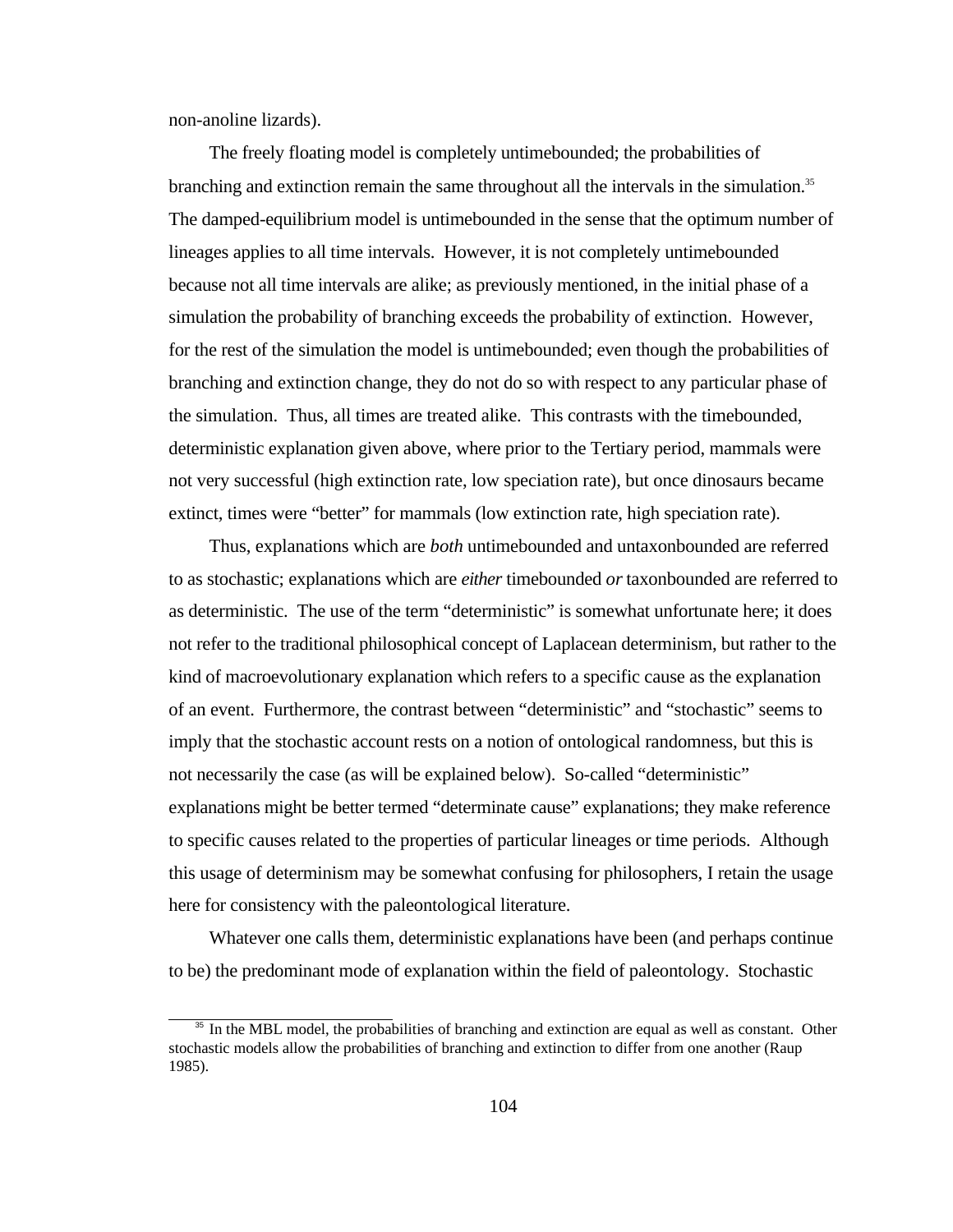non-anoline lizards).

The freely floating model is completely untimebounded; the probabilities of branching and extinction remain the same throughout all the intervals in the simulation.[35] The damped-equilibrium model is untimebounded in the sense that the optimum number of lineages applies to all time intervals. However, it is not completely untimebounded because not all time intervals are alike; as previously mentioned, in the initial phase of a simulation the probability of branching exceeds the probability of extinction. However, for the rest of the simulation the model is untimebounded; even though the probabilities of branching and extinction change, they do not do so with respect to any particular phase of the simulation. Thus, all times are treated alike. This contrasts with the timebounded, deterministic explanation given above, where prior to the Tertiary period, mammals were not very successful (high extinction rate, low speciation rate), but once dinosaurs became extinct, times were "better" for mammals (low extinction rate, high speciation rate).

Thus, explanations which are *both* untimebounded and untaxonbounded are referred to as stochastic; explanations which are *either* timebounded *or* taxonbounded are referred to as deterministic. The use of the term "deterministic" is somewhat unfortunate here; it does not refer to the traditional philosophical concept of Laplacean determinism, but rather to the kind of macroevolutionary explanation which refers to a specific cause as the explanation of an event. Furthermore, the contrast between "deterministic" and "stochastic" seems to imply that the stochastic account rests on a notion of ontological randomness, but this is not necessarily the case (as will be explained below). So-called "deterministic" explanations might be better termed "determinate cause" explanations; they make reference to specific causes related to the properties of particular lineages or time periods. Although this usage of determinism may be somewhat confusing for philosophers, I retain the usage here for consistency with the paleontological literature.

Whatever one calls them, deterministic explanations have been (and perhaps continue to be) the predominant mode of explanation within the field of paleontology. Stochastic

[35] In the MBL model, the probabilities of branching and extinction are equal as well as constant. Other stochastic models allow the probabilities of branching and extinction to differ from one another (Raup 1985).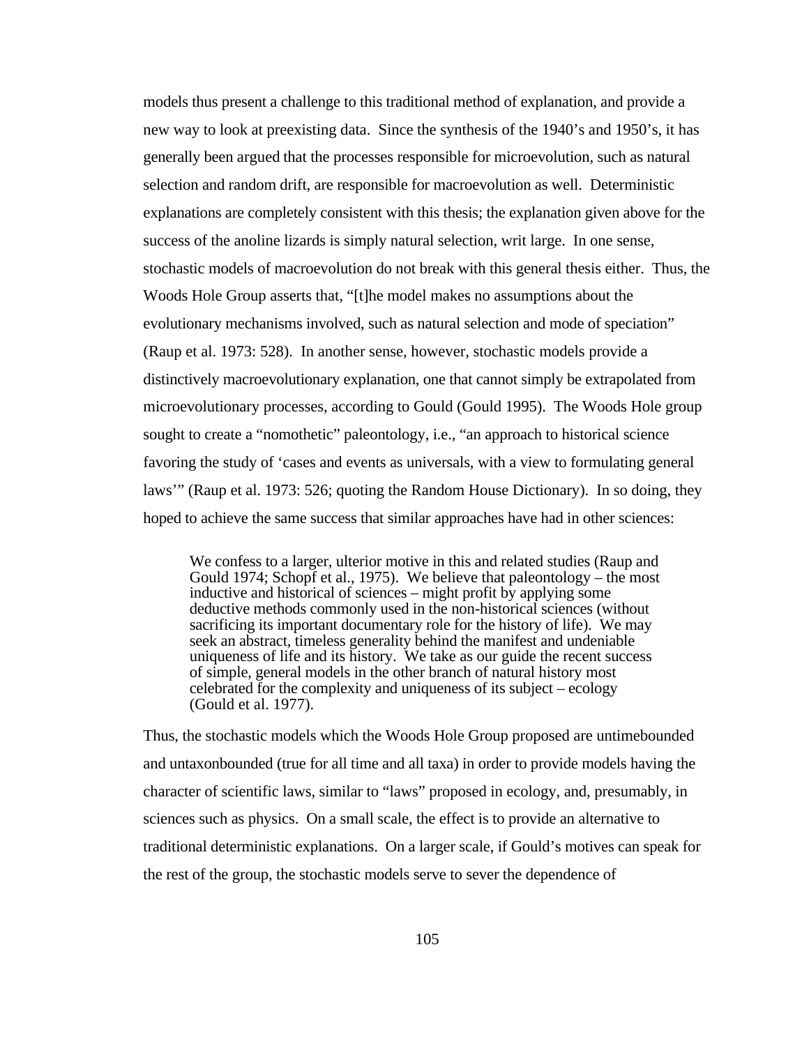models thus present a challenge to this traditional method of explanation, and provide a new way to look at preexisting data. Since the synthesis of the 1940's and 1950's, it has generally been argued that the processes responsible for microevolution, such as natural selection and random drift, are responsible for macroevolution as well. Deterministic explanations are completely consistent with this thesis; the explanation given above for the success of the anoline lizards is simply natural selection, writ large. In one sense, stochastic models of macroevolution do not break with this general thesis either. Thus, the Woods Hole Group asserts that, "[t]he model makes no assumptions about the evolutionary mechanisms involved, such as natural selection and mode of speciation" (Raup et al. 1973: 528). In another sense, however, stochastic models provide a distinctively macroevolutionary explanation, one that cannot simply be extrapolated from microevolutionary processes, according to Gould (Gould 1995). The Woods Hole group sought to create a "nomothetic" paleontology, i.e., "an approach to historical science favoring the study of 'cases and events as universals, with a view to formulating general laws'" (Raup et al. 1973: 526; quoting the Random House Dictionary). In so doing, they hoped to achieve the same success that similar approaches have had in other sciences:

> We confess to a larger, ulterior motive in this and related studies (Raup and Gould 1974; Schopf et al., 1975). We believe that paleontology – the most inductive and historical of sciences – might profit by applying some deductive methods commonly used in the non-historical sciences (without sacrificing its important documentary role for the history of life). We may seek an abstract, timeless generality behind the manifest and undeniable uniqueness of life and its history. We take as our guide the recent success of simple, general models in the other branch of natural history most celebrated for the complexity and uniqueness of its subject – ecology (Gould et al. 1977).

Thus, the stochastic models which the Woods Hole Group proposed are untimebounded and untaxonbounded (true for all time and all taxa) in order to provide models having the character of scientific laws, similar to "laws" proposed in ecology, and, presumably, in sciences such as physics. On a small scale, the effect is to provide an alternative to traditional deterministic explanations. On a larger scale, if Gould's motives can speak for the rest of the group, the stochastic models serve to sever the dependence of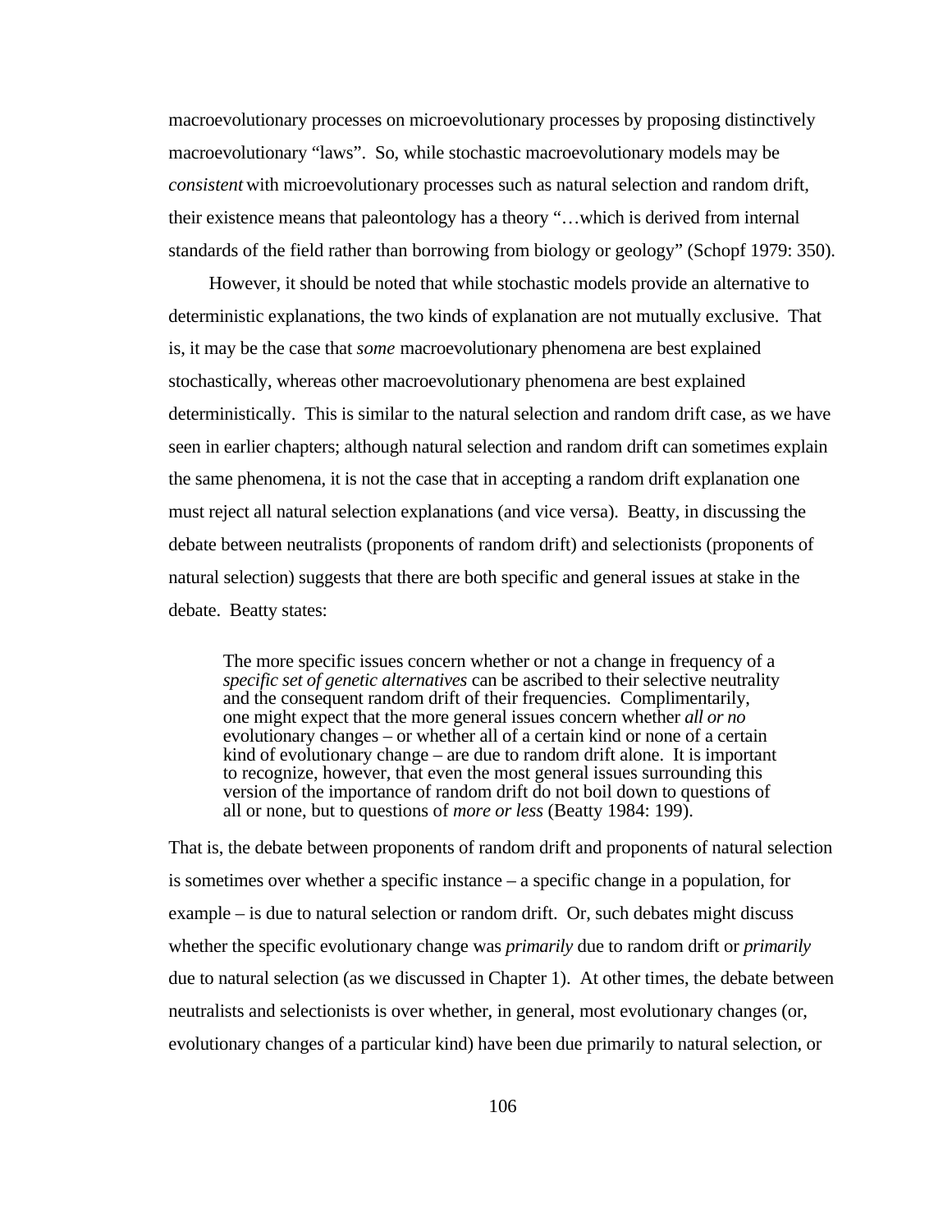macroevolutionary processes on microevolutionary processes by proposing distinctively macroevolutionary "laws". So, while stochastic macroevolutionary models may be *consistent* with microevolutionary processes such as natural selection and random drift, their existence means that paleontology has a theory "…which is derived from internal standards of the field rather than borrowing from biology or geology" (Schopf 1979: 350).

However, it should be noted that while stochastic models provide an alternative to deterministic explanations, the two kinds of explanation are not mutually exclusive. That is, it may be the case that *some* macroevolutionary phenomena are best explained stochastically, whereas other macroevolutionary phenomena are best explained deterministically. This is similar to the natural selection and random drift case, as we have seen in earlier chapters; although natural selection and random drift can sometimes explain the same phenomena, it is not the case that in accepting a random drift explanation one must reject all natural selection explanations (and vice versa). Beatty, in discussing the debate between neutralists (proponents of random drift) and selectionists (proponents of natural selection) suggests that there are both specific and general issues at stake in the debate. Beatty states:

> The more specific issues concern whether or not a change in frequency of a *specific set of genetic alternatives* can be ascribed to their selective neutrality and the consequent random drift of their frequencies. Complimentarily, one might expect that the more general issues concern whether *all or no* evolutionary changes – or whether all of a certain kind or none of a certain kind of evolutionary change – are due to random drift alone. It is important to recognize, however, that even the most general issues surrounding this version of the importance of random drift do not boil down to questions of all or none, but to questions of *more or less* (Beatty 1984: 199).

That is, the debate between proponents of random drift and proponents of natural selection is sometimes over whether a specific instance – a specific change in a population, for example – is due to natural selection or random drift. Or, such debates might discuss whether the specific evolutionary change was *primarily* due to random drift or *primarily* due to natural selection (as we discussed in Chapter 1). At other times, the debate between neutralists and selectionists is over whether, in general, most evolutionary changes (or, evolutionary changes of a particular kind) have been due primarily to natural selection, or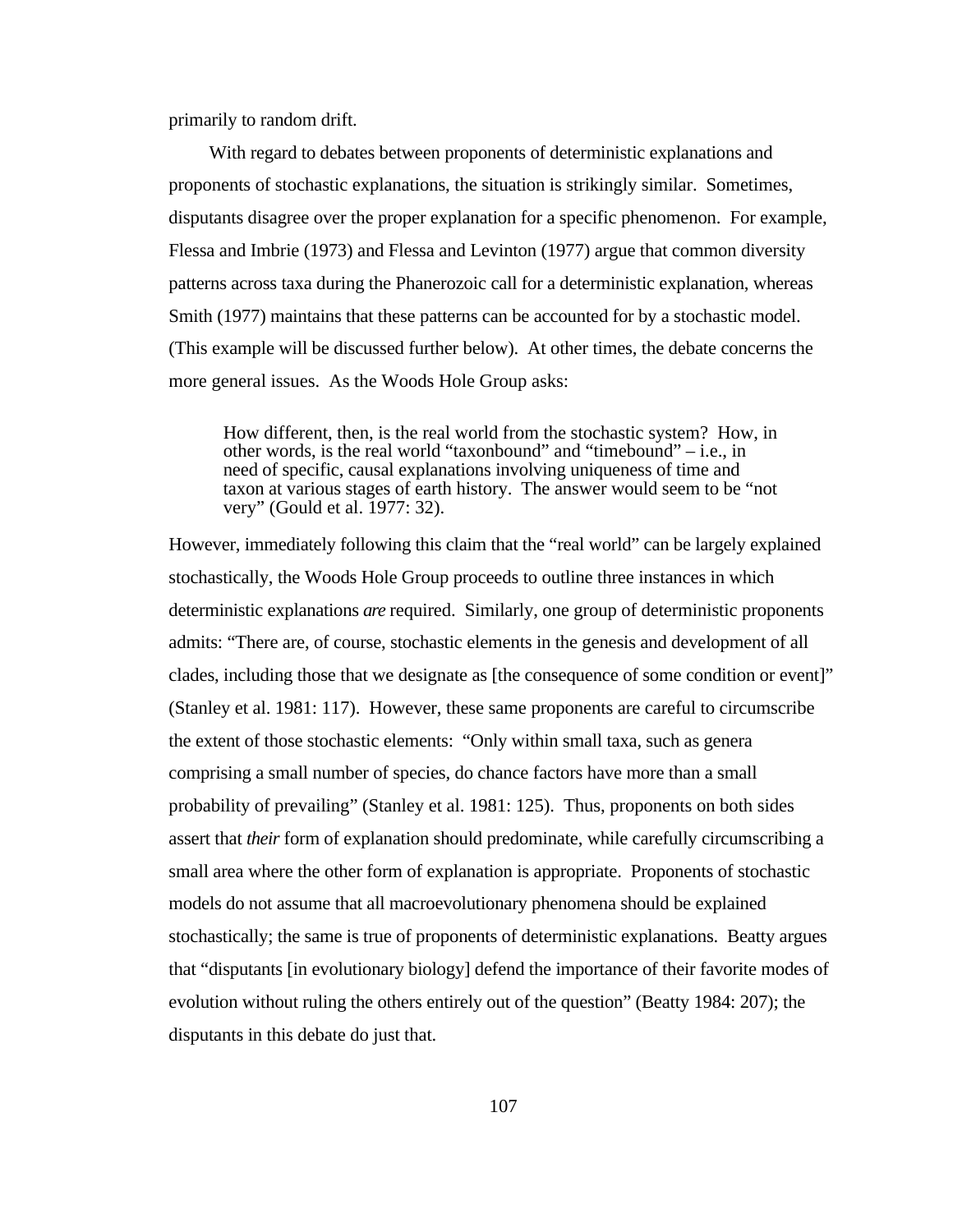primarily to random drift.

With regard to debates between proponents of deterministic explanations and proponents of stochastic explanations, the situation is strikingly similar. Sometimes, disputants disagree over the proper explanation for a specific phenomenon. For example, Flessa and Imbrie (1973) and Flessa and Levinton (1977) argue that common diversity patterns across taxa during the Phanerozoic call for a deterministic explanation, whereas Smith (1977) maintains that these patterns can be accounted for by a stochastic model. (This example will be discussed further below). At other times, the debate concerns the more general issues. As the Woods Hole Group asks:

> How different, then, is the real world from the stochastic system? How, in other words, is the real world "taxonbound" and "timebound" – i.e., in need of specific, causal explanations involving uniqueness of time and taxon at various stages of earth history. The answer would seem to be "not very" (Gould et al. 1977: 32).

However, immediately following this claim that the "real world" can be largely explained stochastically, the Woods Hole Group proceeds to outline three instances in which deterministic explanations *are* required. Similarly, one group of deterministic proponents admits: "There are, of course, stochastic elements in the genesis and development of all clades, including those that we designate as [the consequence of some condition or event]" (Stanley et al. 1981: 117). However, these same proponents are careful to circumscribe the extent of those stochastic elements: "Only within small taxa, such as genera comprising a small number of species, do chance factors have more than a small probability of prevailing" (Stanley et al. 1981: 125). Thus, proponents on both sides assert that *their* form of explanation should predominate, while carefully circumscribing a small area where the other form of explanation is appropriate. Proponents of stochastic models do not assume that all macroevolutionary phenomena should be explained stochastically; the same is true of proponents of deterministic explanations. Beatty argues that "disputants [in evolutionary biology] defend the importance of their favorite modes of evolution without ruling the others entirely out of the question" (Beatty 1984: 207); the disputants in this debate do just that.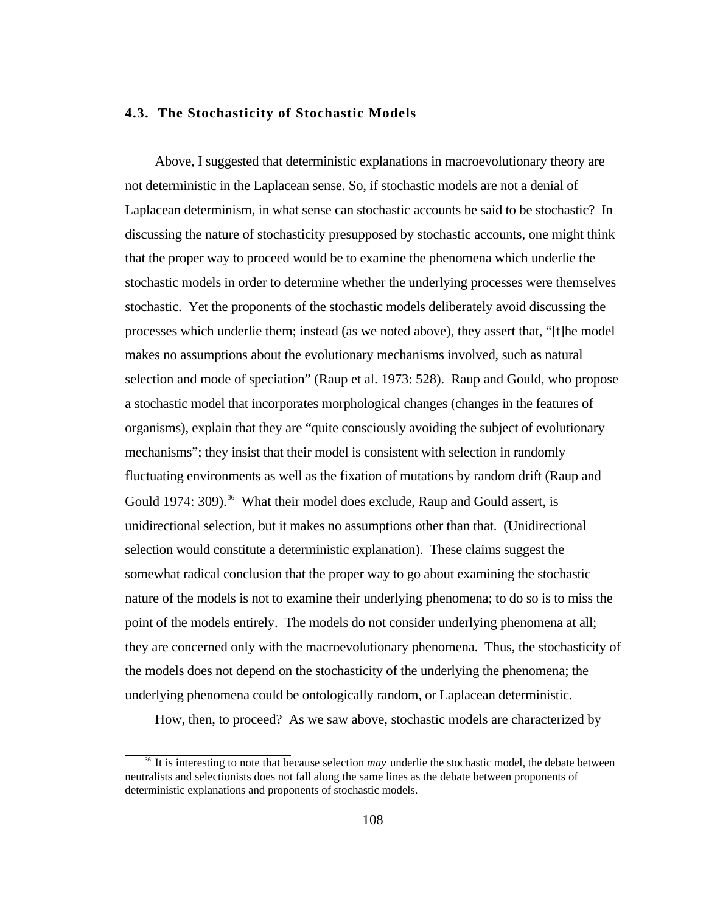### 4.3. The Stochasticity of Stochastic Models

Above, I suggested that deterministic explanations in macroevolutionary theory are not deterministic in the Laplacean sense. So, if stochastic models are not a denial of Laplacean determinism, in what sense can stochastic accounts be said to be stochastic? In discussing the nature of stochasticity presupposed by stochastic accounts, one might think that the proper way to proceed would be to examine the phenomena which underlie the stochastic models in order to determine whether the underlying processes were themselves stochastic. Yet the proponents of the stochastic models deliberately avoid discussing the processes which underlie them; instead (as we noted above), they assert that, "[t]he model makes no assumptions about the evolutionary mechanisms involved, such as natural selection and mode of speciation" (Raup et al. 1973: 528). Raup and Gould, who propose a stochastic model that incorporates morphological changes (changes in the features of organisms), explain that they are "quite consciously avoiding the subject of evolutionary mechanisms"; they insist that their model is consistent with selection in randomly fluctuating environments as well as the fixation of mutations by random drift (Raup and Gould 1974: 309).[36] What their model does exclude, Raup and Gould assert, is unidirectional selection, but it makes no assumptions other than that. (Unidirectional selection would constitute a deterministic explanation). These claims suggest the somewhat radical conclusion that the proper way to go about examining the stochastic nature of the models is not to examine their underlying phenomena; to do so is to miss the point of the models entirely. The models do not consider underlying phenomena at all; they are concerned only with the macroevolutionary phenomena. Thus, the stochasticity of the models does not depend on the stochasticity of the underlying the phenomena; the underlying phenomena could be ontologically random, or Laplacean deterministic.

How, then, to proceed? As we saw above, stochastic models are characterized by

[36] It is interesting to note that because selection *may* underlie the stochastic model, the debate between neutralists and selectionists does not fall along the same lines as the debate between proponents of deterministic explanations and proponents of stochastic models.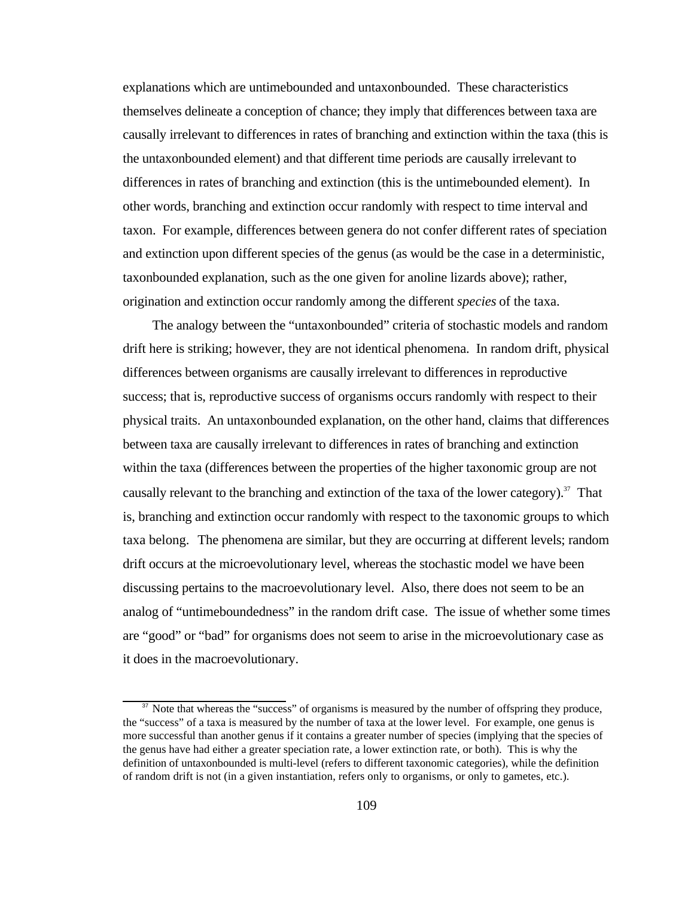explanations which are untimebounded and untaxonbounded. These characteristics themselves delineate a conception of chance; they imply that differences between taxa are causally irrelevant to differences in rates of branching and extinction within the taxa (this is the untaxonbounded element) and that different time periods are causally irrelevant to differences in rates of branching and extinction (this is the untimebounded element). In other words, branching and extinction occur randomly with respect to time interval and taxon. For example, differences between genera do not confer different rates of speciation and extinction upon different species of the genus (as would be the case in a deterministic, taxonbounded explanation, such as the one given for anoline lizards above); rather, origination and extinction occur randomly among the different *species* of the taxa.

The analogy between the "untaxonbounded" criteria of stochastic models and random drift here is striking; however, they are not identical phenomena. In random drift, physical differences between organisms are causally irrelevant to differences in reproductive success; that is, reproductive success of organisms occurs randomly with respect to their physical traits. An untaxonbounded explanation, on the other hand, claims that differences between taxa are causally irrelevant to differences in rates of branching and extinction within the taxa (differences between the properties of the higher taxonomic group are not causally relevant to the branching and extinction of the taxa of the lower category).[37] That is, branching and extinction occur randomly with respect to the taxonomic groups to which taxa belong. The phenomena are similar, but they are occurring at different levels; random drift occurs at the microevolutionary level, whereas the stochastic model we have been discussing pertains to the macroevolutionary level. Also, there does not seem to be an analog of "untimeboundedness" in the random drift case. The issue of whether some times are "good" or "bad" for organisms does not seem to arise in the microevolutionary case as it does in the macroevolutionary.

---

[37] Note that whereas the "success" of organisms is measured by the number of offspring they produce, the "success" of a taxa is measured by the number of taxa at the lower level. For example, one genus is more successful than another genus if it contains a greater number of species (implying that the species of the genus have had either a greater speciation rate, a lower extinction rate, or both). This is why the definition of untaxonbounded is multi-level (refers to different taxonomic categories), while the definition of random drift is not (in a given instantiation, refers only to organisms, or only to gametes, etc.).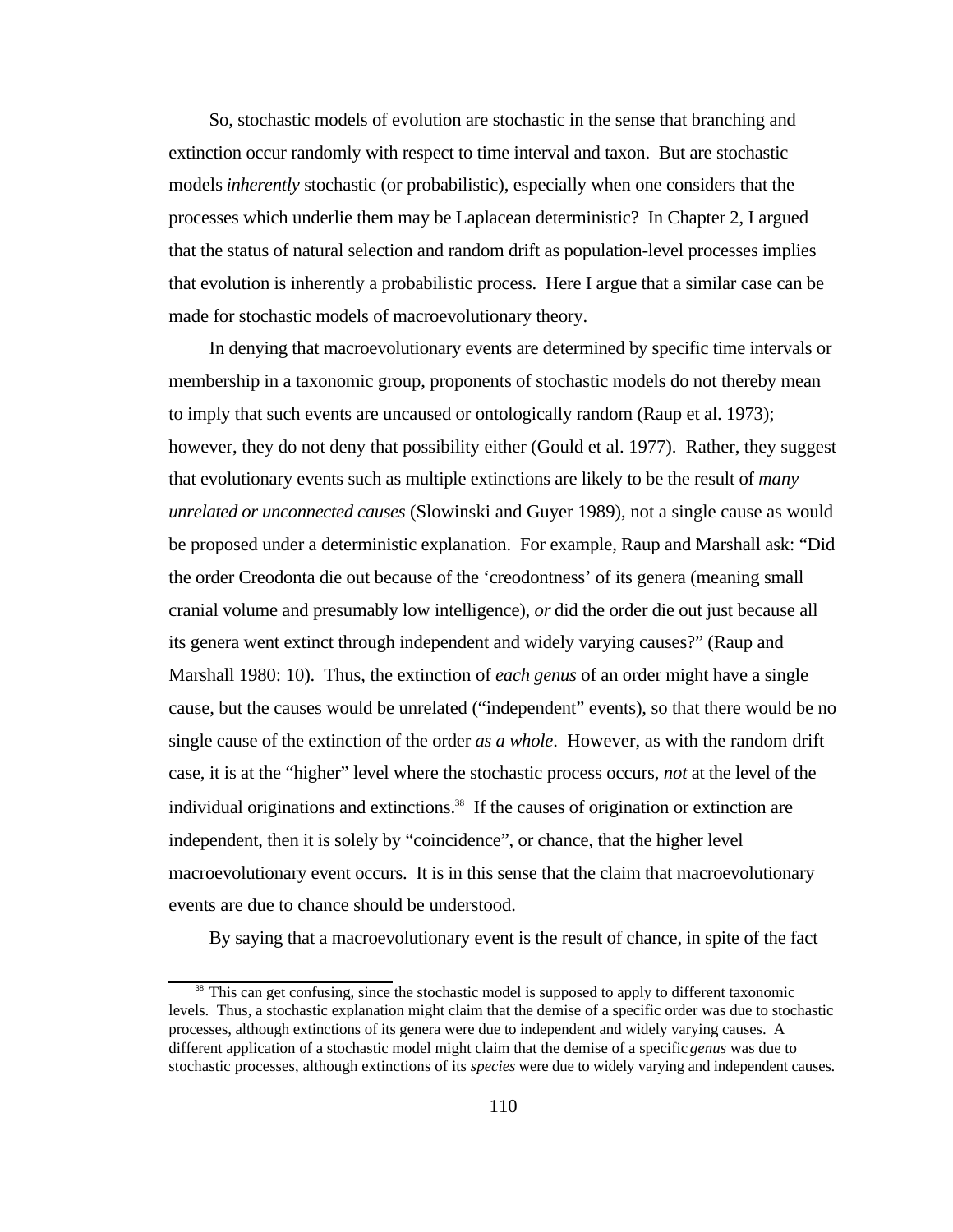So, stochastic models of evolution are stochastic in the sense that branching and extinction occur randomly with respect to time interval and taxon. But are stochastic models *inherently* stochastic (or probabilistic), especially when one considers that the processes which underlie them may be Laplacean deterministic? In Chapter 2, I argued that the status of natural selection and random drift as population-level processes implies that evolution is inherently a probabilistic process. Here I argue that a similar case can be made for stochastic models of macroevolutionary theory.

In denying that macroevolutionary events are determined by specific time intervals or membership in a taxonomic group, proponents of stochastic models do not thereby mean to imply that such events are uncaused or ontologically random (Raup et al. 1973); however, they do not deny that possibility either (Gould et al. 1977). Rather, they suggest that evolutionary events such as multiple extinctions are likely to be the result of *many unrelated or unconnected causes* (Slowinski and Guyer 1989), not a single cause as would be proposed under a deterministic explanation. For example, Raup and Marshall ask: "Did the order Creodonta die out because of the 'creodontness' of its genera (meaning small cranial volume and presumably low intelligence), *or* did the order die out just because all its genera went extinct through independent and widely varying causes?" (Raup and Marshall 1980: 10). Thus, the extinction of *each genus* of an order might have a single cause, but the causes would be unrelated ("independent" events), so that there would be no single cause of the extinction of the order *as a whole*. However, as with the random drift case, it is at the "higher" level where the stochastic process occurs, *not* at the level of the individual originations and extinctions.[38] If the causes of origination or extinction are independent, then it is solely by "coincidence", or chance, that the higher level macroevolutionary event occurs. It is in this sense that the claim that macroevolutionary events are due to chance should be understood.

By saying that a macroevolutionary event is the result of chance, in spite of the fact

[38] This can get confusing, since the stochastic model is supposed to apply to different taxonomic levels. Thus, a stochastic explanation might claim that the demise of a specific order was due to stochastic processes, although extinctions of its genera were due to independent and widely varying causes. A different application of a stochastic model might claim that the demise of a specific *genus* was due to stochastic processes, although extinctions of its *species* were due to widely varying and independent causes.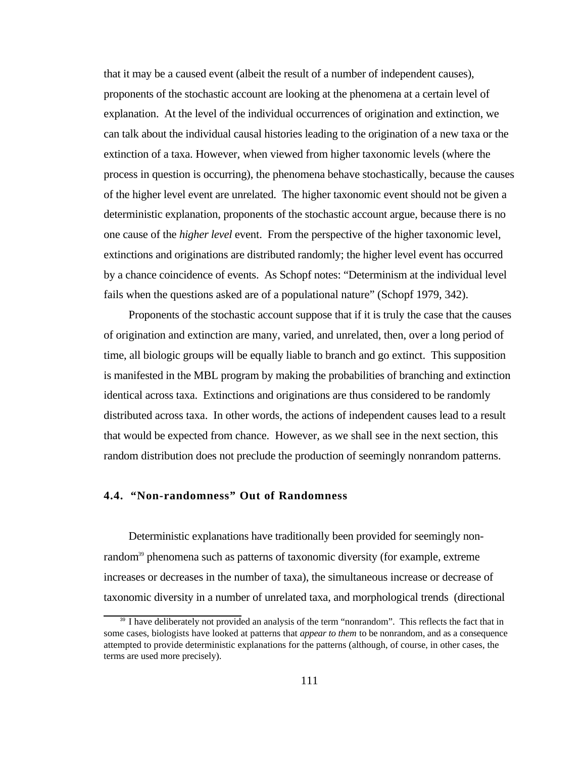that it may be a caused event (albeit the result of a number of independent causes), proponents of the stochastic account are looking at the phenomena at a certain level of explanation. At the level of the individual occurrences of origination and extinction, we can talk about the individual causal histories leading to the origination of a new taxa or the extinction of a taxa. However, when viewed from higher taxonomic levels (where the process in question is occurring), the phenomena behave stochastically, because the causes of the higher level event are unrelated. The higher taxonomic event should not be given a deterministic explanation, proponents of the stochastic account argue, because there is no one cause of the *higher level* event. From the perspective of the higher taxonomic level, extinctions and originations are distributed randomly; the higher level event has occurred by a chance coincidence of events. As Schopf notes: "Determinism at the individual level fails when the questions asked are of a populational nature" (Schopf 1979, 342).

Proponents of the stochastic account suppose that if it is truly the case that the causes of origination and extinction are many, varied, and unrelated, then, over a long period of time, all biologic groups will be equally liable to branch and go extinct. This supposition is manifested in the MBL program by making the probabilities of branching and extinction identical across taxa. Extinctions and originations are thus considered to be randomly distributed across taxa. In other words, the actions of independent causes lead to a result that would be expected from chance. However, as we shall see in the next section, this random distribution does not preclude the production of seemingly nonrandom patterns.

### 4.4. "Non-randomness" Out of Randomness

Deterministic explanations have traditionally been provided for seemingly non-random[39] phenomena such as patterns of taxonomic diversity (for example, extreme increases or decreases in the number of taxa), the simultaneous increase or decrease of taxonomic diversity in a number of unrelated taxa, and morphological trends (directional

---

[39] I have deliberately not provided an analysis of the term "nonrandom". This reflects the fact that in some cases, biologists have looked at patterns that *appear to them* to be nonrandom, and as a consequence attempted to provide deterministic explanations for the patterns (although, of course, in other cases, the terms are used more precisely).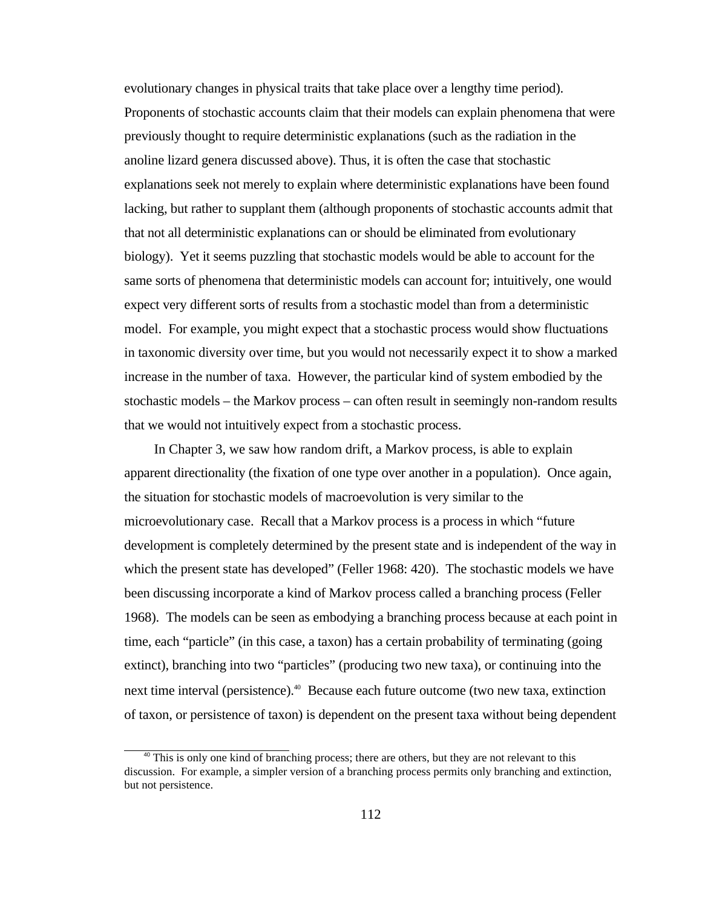evolutionary changes in physical traits that take place over a lengthy time period). Proponents of stochastic accounts claim that their models can explain phenomena that were previously thought to require deterministic explanations (such as the radiation in the anoline lizard genera discussed above). Thus, it is often the case that stochastic explanations seek not merely to explain where deterministic explanations have been found lacking, but rather to supplant them (although proponents of stochastic accounts admit that that not all deterministic explanations can or should be eliminated from evolutionary biology). Yet it seems puzzling that stochastic models would be able to account for the same sorts of phenomena that deterministic models can account for; intuitively, one would expect very different sorts of results from a stochastic model than from a deterministic model. For example, you might expect that a stochastic process would show fluctuations in taxonomic diversity over time, but you would not necessarily expect it to show a marked increase in the number of taxa. However, the particular kind of system embodied by the stochastic models – the Markov process – can often result in seemingly non-random results that we would not intuitively expect from a stochastic process.

In Chapter 3, we saw how random drift, a Markov process, is able to explain apparent directionality (the fixation of one type over another in a population). Once again, the situation for stochastic models of macroevolution is very similar to the microevolutionary case. Recall that a Markov process is a process in which "future development is completely determined by the present state and is independent of the way in which the present state has developed" (Feller 1968: 420). The stochastic models we have been discussing incorporate a kind of Markov process called a branching process (Feller 1968). The models can be seen as embodying a branching process because at each point in time, each "particle" (in this case, a taxon) has a certain probability of terminating (going extinct), branching into two "particles" (producing two new taxa), or continuing into the next time interval (persistence).[40] Because each future outcome (two new taxa, extinction of taxon, or persistence of taxon) is dependent on the present taxa without being dependent

[40] This is only one kind of branching process; there are others, but they are not relevant to this discussion. For example, a simpler version of a branching process permits only branching and extinction, but not persistence.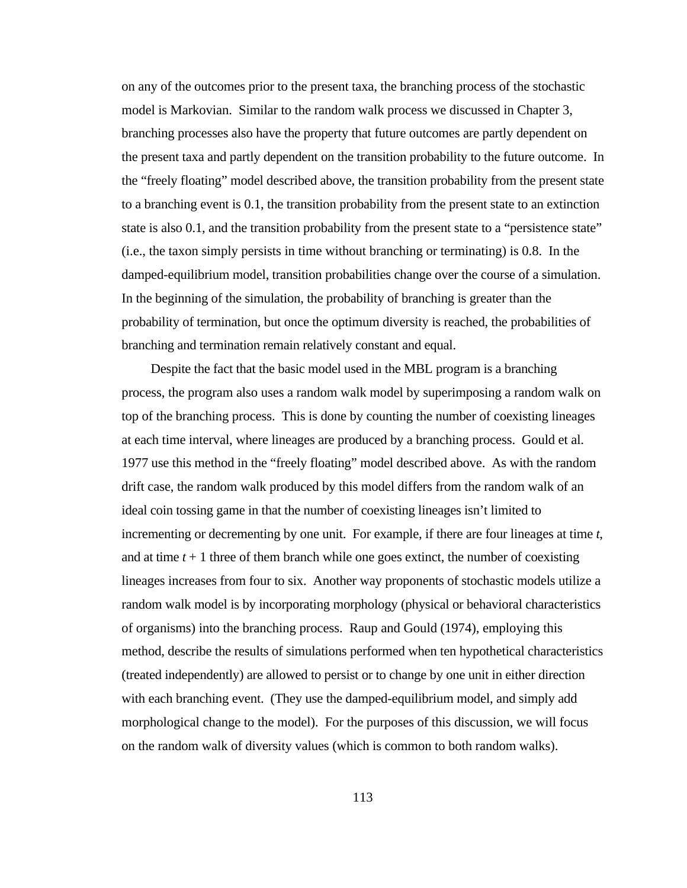on any of the outcomes prior to the present taxa, the branching process of the stochastic model is Markovian. Similar to the random walk process we discussed in Chapter 3, branching processes also have the property that future outcomes are partly dependent on the present taxa and partly dependent on the transition probability to the future outcome. In the "freely floating" model described above, the transition probability from the present state to a branching event is 0.1, the transition probability from the present state to an extinction state is also 0.1, and the transition probability from the present state to a "persistence state" (i.e., the taxon simply persists in time without branching or terminating) is 0.8. In the damped-equilibrium model, transition probabilities change over the course of a simulation. In the beginning of the simulation, the probability of branching is greater than the probability of termination, but once the optimum diversity is reached, the probabilities of branching and termination remain relatively constant and equal.

Despite the fact that the basic model used in the MBL program is a branching process, the program also uses a random walk model by superimposing a random walk on top of the branching process. This is done by counting the number of coexisting lineages at each time interval, where lineages are produced by a branching process. Gould et al. 1977 use this method in the "freely floating" model described above. As with the random drift case, the random walk produced by this model differs from the random walk of an ideal coin tossing game in that the number of coexisting lineages isn't limited to incrementing or decrementing by one unit. For example, if there are four lineages at time $t$, and at time $t + 1$ three of them branch while one goes extinct, the number of coexisting lineages increases from four to six. Another way proponents of stochastic models utilize a random walk model is by incorporating morphology (physical or behavioral characteristics of organisms) into the branching process. Raup and Gould (1974), employing this method, describe the results of simulations performed when ten hypothetical characteristics (treated independently) are allowed to persist or to change by one unit in either direction with each branching event. (They use the damped-equilibrium model, and simply add morphological change to the model). For the purposes of this discussion, we will focus on the random walk of diversity values (which is common to both random walks).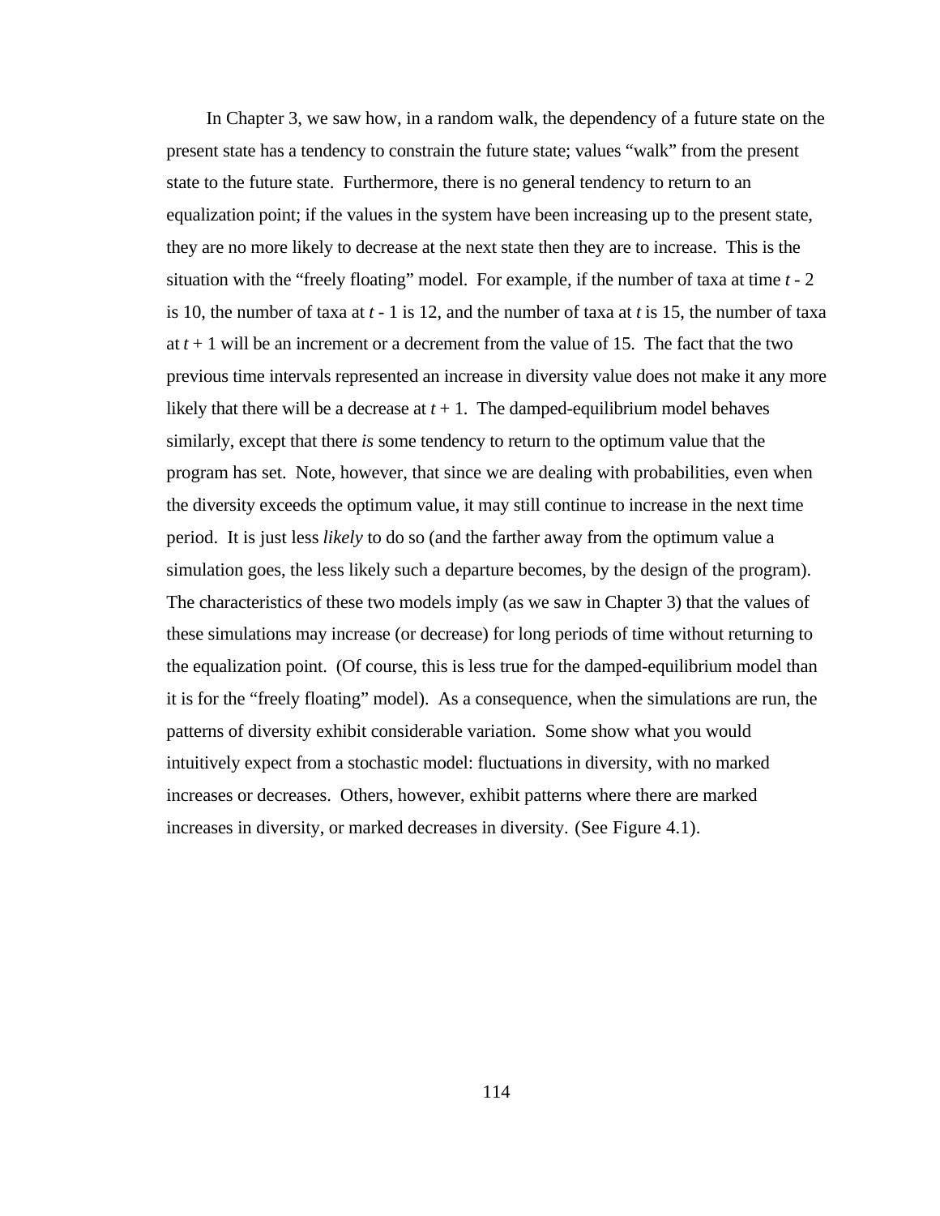In Chapter 3, we saw how, in a random walk, the dependency of a future state on the present state has a tendency to constrain the future state; values "walk" from the present state to the future state. Furthermore, there is no general tendency to return to an equalization point; if the values in the system have been increasing up to the present state, they are no more likely to decrease at the next state then they are to increase. This is the situation with the "freely floating" model. For example, if the number of taxa at time $t$ - 2 is 10, the number of taxa at $t$ - 1 is 12, and the number of taxa at $t$ is 15, the number of taxa at $t$ + 1 will be an increment or a decrement from the value of 15. The fact that the two previous time intervals represented an increase in diversity value does not make it any more likely that there will be a decrease at $t$ + 1. The damped-equilibrium model behaves similarly, except that there *is* some tendency to return to the optimum value that the program has set. Note, however, that since we are dealing with probabilities, even when the diversity exceeds the optimum value, it may still continue to increase in the next time period. It is just less *likely* to do so (and the farther away from the optimum value a simulation goes, the less likely such a departure becomes, by the design of the program). The characteristics of these two models imply (as we saw in Chapter 3) that the values of these simulations may increase (or decrease) for long periods of time without returning to the equalization point. (Of course, this is less true for the damped-equilibrium model than it is for the "freely floating" model). As a consequence, when the simulations are run, the patterns of diversity exhibit considerable variation. Some show what you would intuitively expect from a stochastic model: fluctuations in diversity, with no marked increases or decreases. Others, however, exhibit patterns where there are marked increases in diversity, or marked decreases in diversity. (See Figure 4.1).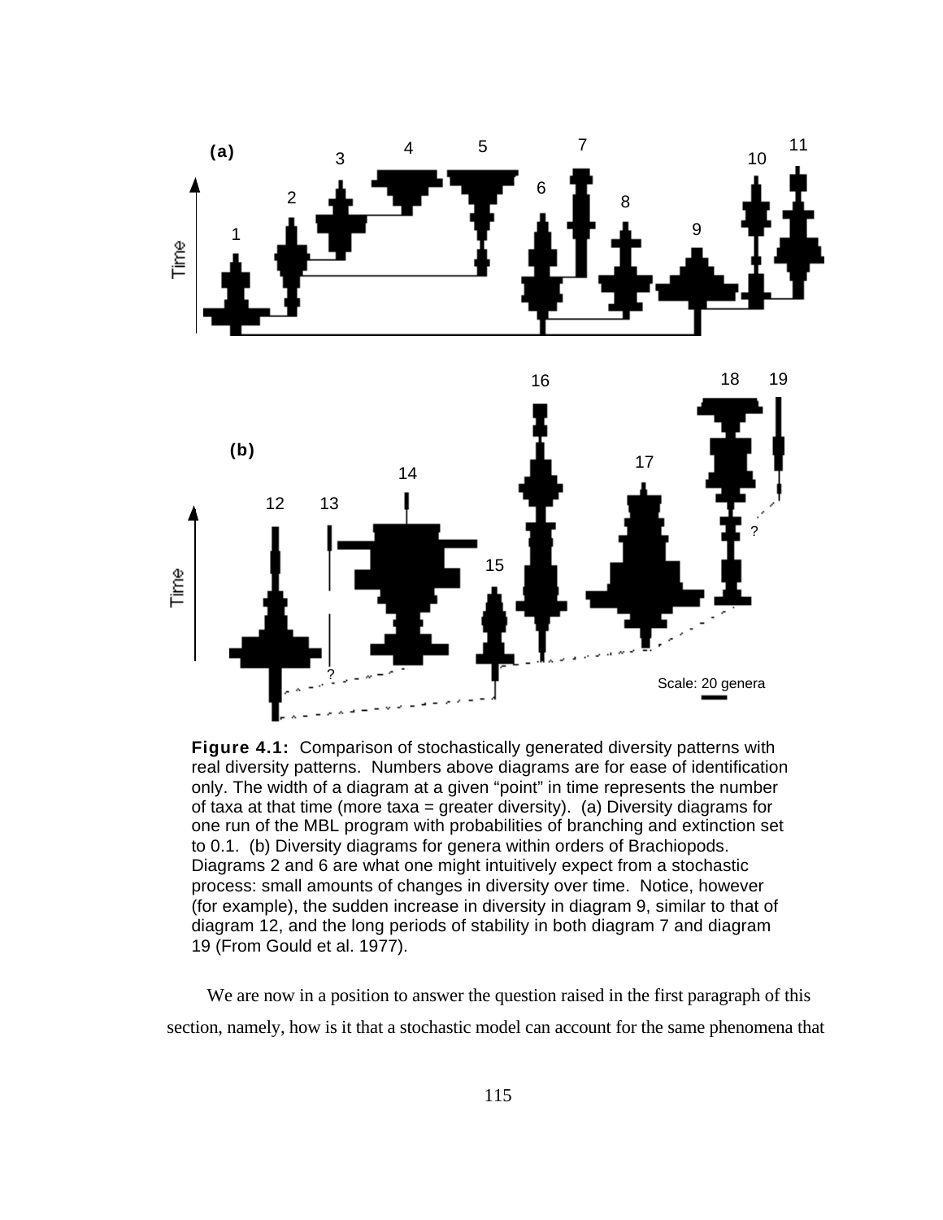**Figure 4.1:** Comparison of stochastically generated diversity patterns with real diversity patterns. Numbers above diagrams are for ease of identification only. The width of a diagram at a given "point" in time represents the number of taxa at that time (more taxa = greater diversity). (a) Diversity diagrams for one run of the MBL program with probabilities of branching and extinction set to 0.1. (b) Diversity diagrams for genera within orders of Brachiopods. Diagrams 2 and 6 are what one might intuitively expect from a stochastic process: small amounts of changes in diversity over time. Notice, however (for example), the sudden increase in diversity in diagram 9, similar to that of diagram 12, and the long periods of stability in both diagram 7 and diagram 19 (From Gould et al. 1977).

We are now in a position to answer the question raised in the first paragraph of this section, namely, how is it that a stochastic model can account for the same phenomena that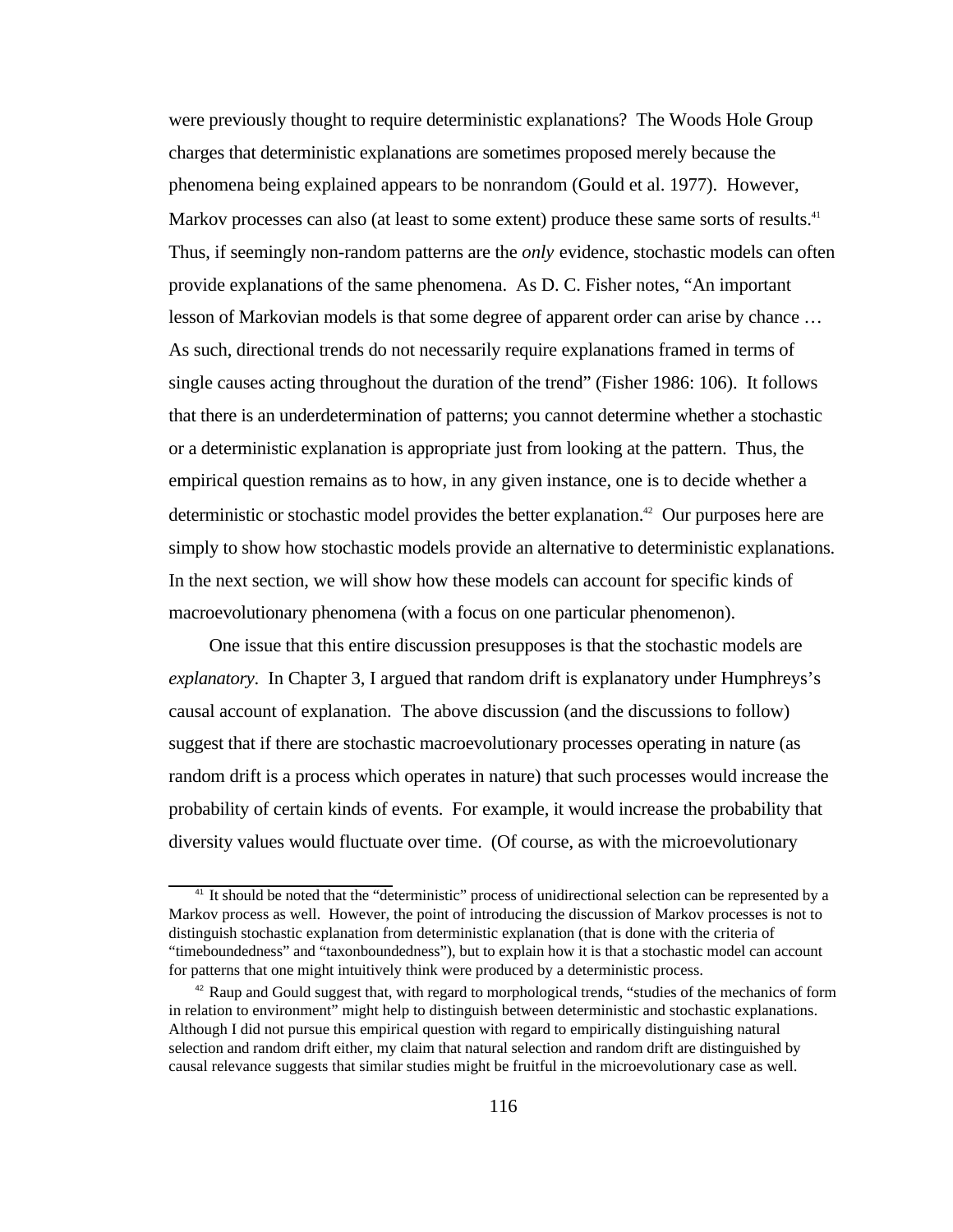were previously thought to require deterministic explanations? The Woods Hole Group charges that deterministic explanations are sometimes proposed merely because the phenomena being explained appears to be nonrandom (Gould et al. 1977). However, Markov processes can also (at least to some extent) produce these same sorts of results.[41] Thus, if seemingly non-random patterns are the *only* evidence, stochastic models can often provide explanations of the same phenomena. As D. C. Fisher notes, "An important lesson of Markovian models is that some degree of apparent order can arise by chance … As such, directional trends do not necessarily require explanations framed in terms of single causes acting throughout the duration of the trend" (Fisher 1986: 106). It follows that there is an underdetermination of patterns; you cannot determine whether a stochastic or a deterministic explanation is appropriate just from looking at the pattern. Thus, the empirical question remains as to how, in any given instance, one is to decide whether a deterministic or stochastic model provides the better explanation.[42] Our purposes here are simply to show how stochastic models provide an alternative to deterministic explanations. In the next section, we will show how these models can account for specific kinds of macroevolutionary phenomena (with a focus on one particular phenomenon).

One issue that this entire discussion presupposes is that the stochastic models are *explanatory*. In Chapter 3, I argued that random drift is explanatory under Humphreys's causal account of explanation. The above discussion (and the discussions to follow) suggest that if there are stochastic macroevolutionary processes operating in nature (as random drift is a process which operates in nature) that such processes would increase the probability of certain kinds of events. For example, it would increase the probability that diversity values would fluctuate over time. (Of course, as with the microevolutionary

[41] It should be noted that the "deterministic" process of unidirectional selection can be represented by a Markov process as well. However, the point of introducing the discussion of Markov processes is not to distinguish stochastic explanation from deterministic explanation (that is done with the criteria of "timeboundedness" and "taxonboundedness"), but to explain how it is that a stochastic model can account for patterns that one might intuitively think were produced by a deterministic process.

[42] Raup and Gould suggest that, with regard to morphological trends, "studies of the mechanics of form in relation to environment" might help to distinguish between deterministic and stochastic explanations. Although I did not pursue this empirical question with regard to empirically distinguishing natural selection and random drift either, my claim that natural selection and random drift are distinguished by causal relevance suggests that similar studies might be fruitful in the microevolutionary case as well.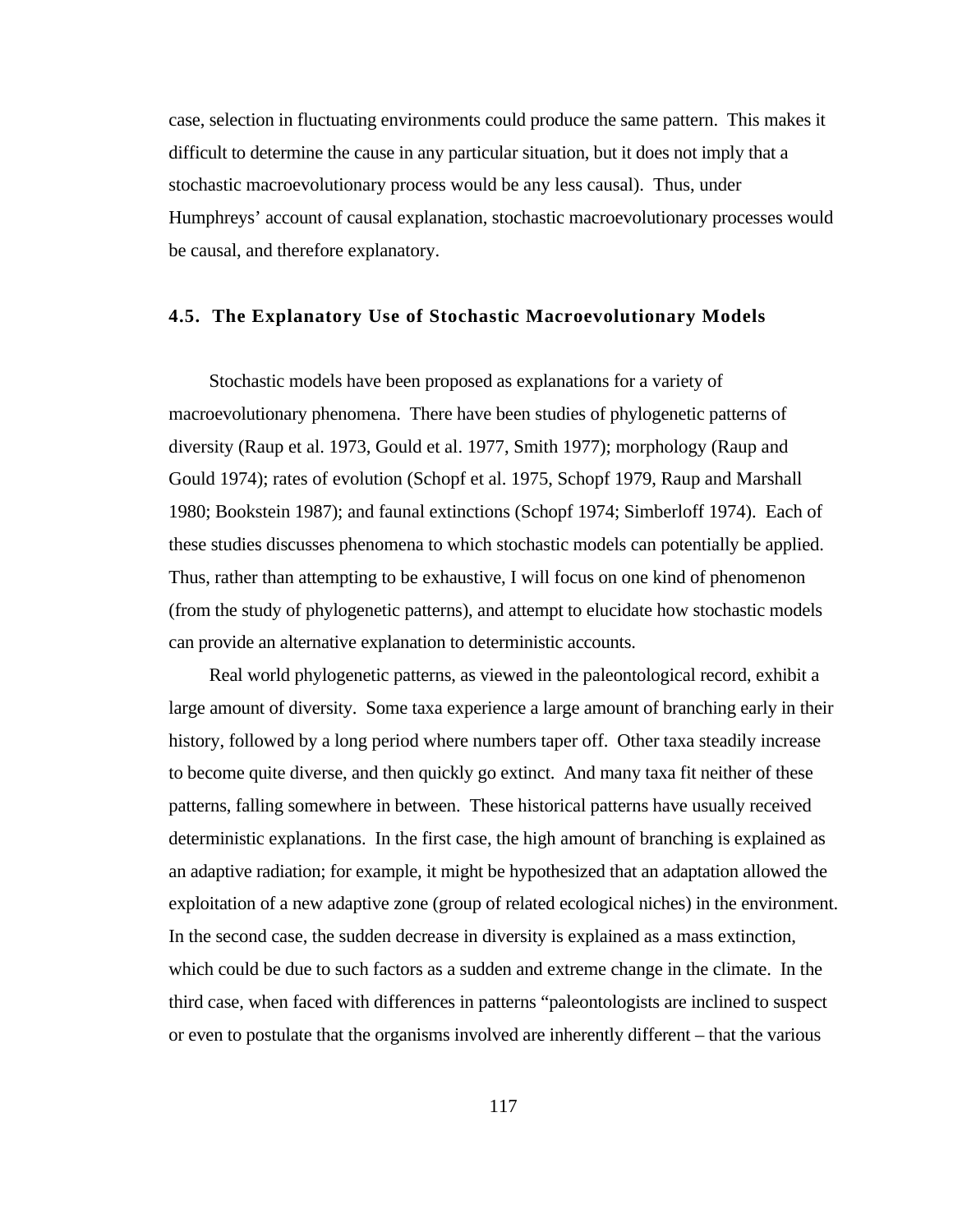case, selection in fluctuating environments could produce the same pattern. This makes it difficult to determine the cause in any particular situation, but it does not imply that a stochastic macroevolutionary process would be any less causal). Thus, under Humphreys' account of causal explanation, stochastic macroevolutionary processes would be causal, and therefore explanatory.

### 4.5. The Explanatory Use of Stochastic Macroevolutionary Models

Stochastic models have been proposed as explanations for a variety of macroevolutionary phenomena. There have been studies of phylogenetic patterns of diversity (Raup et al. 1973, Gould et al. 1977, Smith 1977); morphology (Raup and Gould 1974); rates of evolution (Schopf et al. 1975, Schopf 1979, Raup and Marshall 1980; Bookstein 1987); and faunal extinctions (Schopf 1974; Simberloff 1974). Each of these studies discusses phenomena to which stochastic models can potentially be applied. Thus, rather than attempting to be exhaustive, I will focus on one kind of phenomenon (from the study of phylogenetic patterns), and attempt to elucidate how stochastic models can provide an alternative explanation to deterministic accounts.

Real world phylogenetic patterns, as viewed in the paleontological record, exhibit a large amount of diversity. Some taxa experience a large amount of branching early in their history, followed by a long period where numbers taper off. Other taxa steadily increase to become quite diverse, and then quickly go extinct. And many taxa fit neither of these patterns, falling somewhere in between. These historical patterns have usually received deterministic explanations. In the first case, the high amount of branching is explained as an adaptive radiation; for example, it might be hypothesized that an adaptation allowed the exploitation of a new adaptive zone (group of related ecological niches) in the environment. In the second case, the sudden decrease in diversity is explained as a mass extinction, which could be due to such factors as a sudden and extreme change in the climate. In the third case, when faced with differences in patterns "paleontologists are inclined to suspect or even to postulate that the organisms involved are inherently different – that the various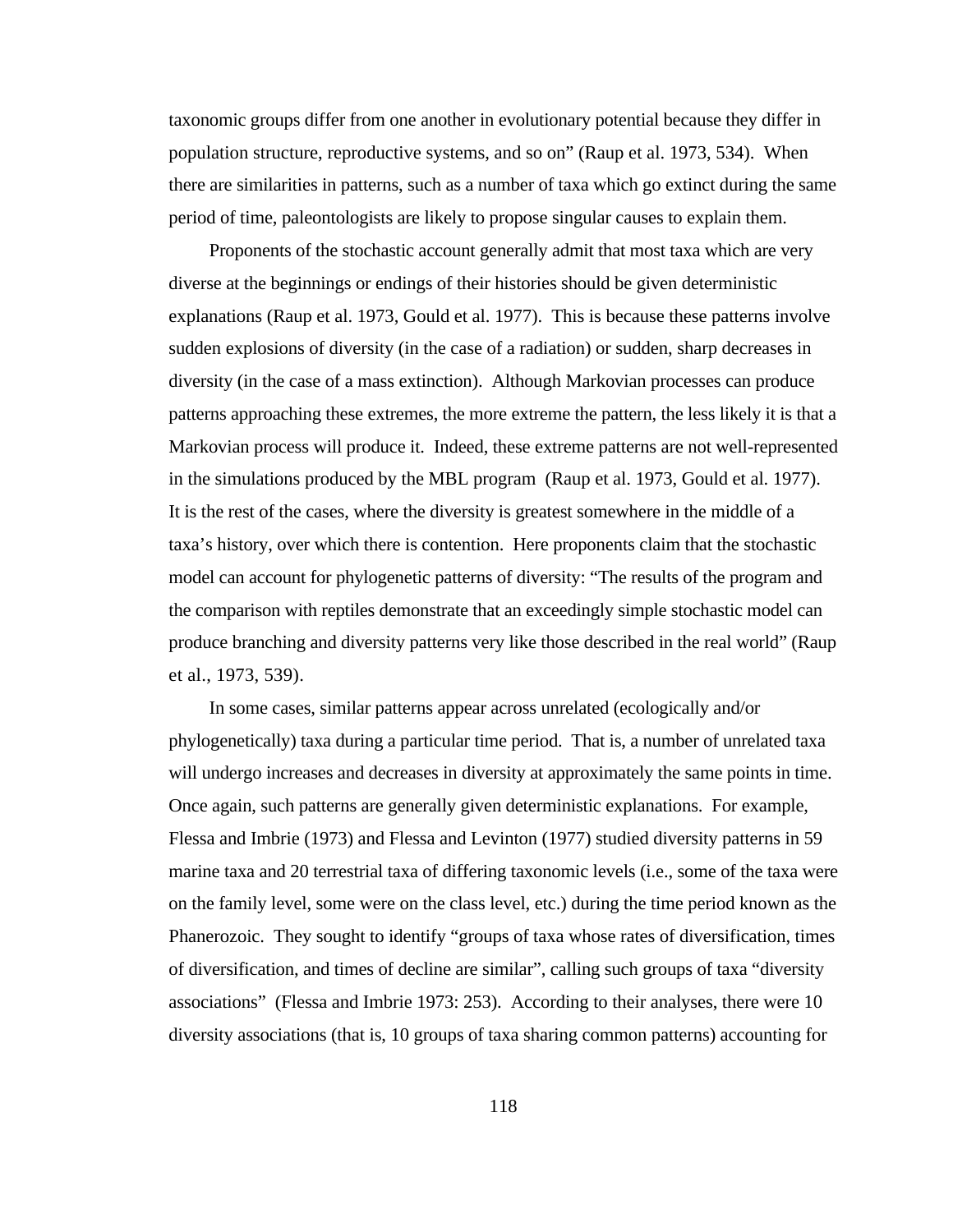taxonomic groups differ from one another in evolutionary potential because they differ in population structure, reproductive systems, and so on" (Raup et al. 1973, 534). When there are similarities in patterns, such as a number of taxa which go extinct during the same period of time, paleontologists are likely to propose singular causes to explain them.

Proponents of the stochastic account generally admit that most taxa which are very diverse at the beginnings or endings of their histories should be given deterministic explanations (Raup et al. 1973, Gould et al. 1977). This is because these patterns involve sudden explosions of diversity (in the case of a radiation) or sudden, sharp decreases in diversity (in the case of a mass extinction). Although Markovian processes can produce patterns approaching these extremes, the more extreme the pattern, the less likely it is that a Markovian process will produce it. Indeed, these extreme patterns are not well-represented in the simulations produced by the MBL program (Raup et al. 1973, Gould et al. 1977). It is the rest of the cases, where the diversity is greatest somewhere in the middle of a taxa's history, over which there is contention. Here proponents claim that the stochastic model can account for phylogenetic patterns of diversity: "The results of the program and the comparison with reptiles demonstrate that an exceedingly simple stochastic model can produce branching and diversity patterns very like those described in the real world" (Raup et al., 1973, 539).

In some cases, similar patterns appear across unrelated (ecologically and/or phylogenetically) taxa during a particular time period. That is, a number of unrelated taxa will undergo increases and decreases in diversity at approximately the same points in time. Once again, such patterns are generally given deterministic explanations. For example, Flessa and Imbrie (1973) and Flessa and Levinton (1977) studied diversity patterns in 59 marine taxa and 20 terrestrial taxa of differing taxonomic levels (i.e., some of the taxa were on the family level, some were on the class level, etc.) during the time period known as the Phanerozoic. They sought to identify "groups of taxa whose rates of diversification, times of diversification, and times of decline are similar", calling such groups of taxa "diversity associations" (Flessa and Imbrie 1973: 253). According to their analyses, there were 10 diversity associations (that is, 10 groups of taxa sharing common patterns) accounting for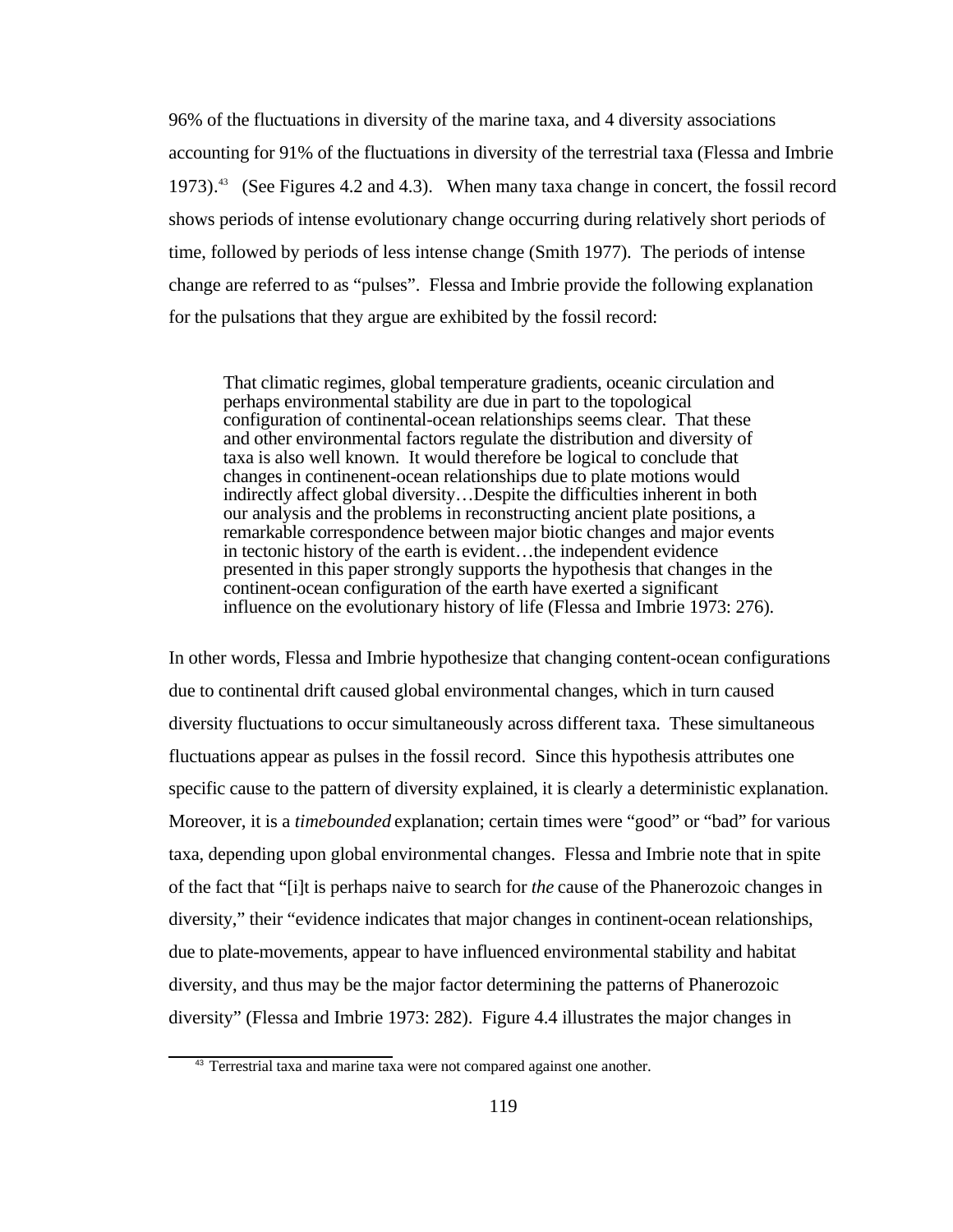96% of the fluctuations in diversity of the marine taxa, and 4 diversity associations accounting for 91% of the fluctuations in diversity of the terrestrial taxa (Flessa and Imbrie 1973).[43] (See Figures 4.2 and 4.3). When many taxa change in concert, the fossil record shows periods of intense evolutionary change occurring during relatively short periods of time, followed by periods of less intense change (Smith 1977). The periods of intense change are referred to as "pulses". Flessa and Imbrie provide the following explanation for the pulsations that they argue are exhibited by the fossil record:

> That climatic regimes, global temperature gradients, oceanic circulation and perhaps environmental stability are due in part to the topological configuration of continental-ocean relationships seems clear. That these and other environmental factors regulate the distribution and diversity of taxa is also well known. It would therefore be logical to conclude that changes in continenent-ocean relationships due to plate motions would indirectly affect global diversity…Despite the difficulties inherent in both our analysis and the problems in reconstructing ancient plate positions, a remarkable correspondence between major biotic changes and major events in tectonic history of the earth is evident…the independent evidence presented in this paper strongly supports the hypothesis that changes in the continent-ocean configuration of the earth have exerted a significant influence on the evolutionary history of life (Flessa and Imbrie 1973: 276).

In other words, Flessa and Imbrie hypothesize that changing content-ocean configurations due to continental drift caused global environmental changes, which in turn caused diversity fluctuations to occur simultaneously across different taxa. These simultaneous fluctuations appear as pulses in the fossil record. Since this hypothesis attributes one specific cause to the pattern of diversity explained, it is clearly a deterministic explanation. Moreover, it is a *timebounded* explanation; certain times were "good" or "bad" for various taxa, depending upon global environmental changes. Flessa and Imbrie note that in spite of the fact that "[i]t is perhaps naive to search for *the* cause of the Phanerozoic changes in diversity," their "evidence indicates that major changes in continent-ocean relationships, due to plate-movements, appear to have influenced environmental stability and habitat diversity, and thus may be the major factor determining the patterns of Phanerozoic diversity" (Flessa and Imbrie 1973: 282). Figure 4.4 illustrates the major changes in

---

[43] Terrestrial taxa and marine taxa were not compared against one another.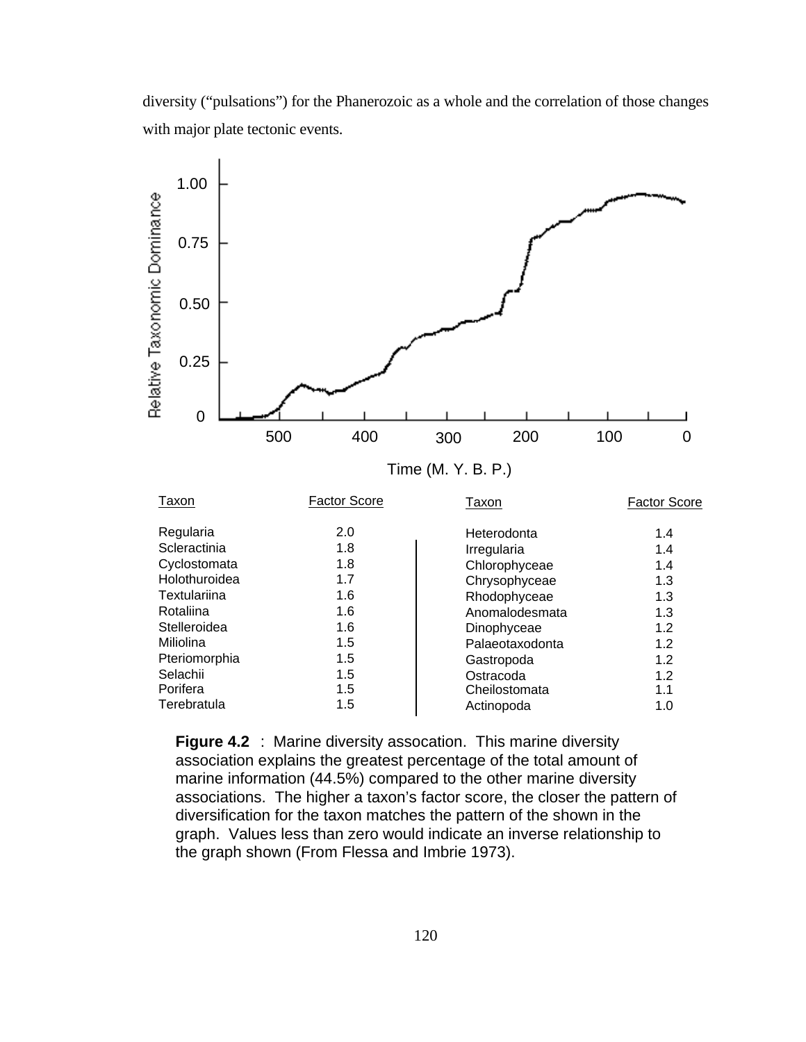diversity (“pulsations”) for the Phanerozoic as a whole and the correlation of those changes with major plate tectonic events.

| Taxon | Factor Score | Taxon | Factor Score |
|---|---|---|---|
| Regularia | 2.0 | Heterodonta | 1.4 |
| Scleractinia | 1.8 | Irregularia | 1.4 |
| Cyclostomata | 1.8 | Chlorophyceae | 1.4 |
| Holothuroidea | 1.7 | Chrysophyceae | 1.3 |
| Textulariina | 1.6 | Rhodophyceae | 1.3 |
| Rotaliina | 1.6 | Anomalodesmata | 1.3 |
| Stelleroidea | 1.6 | Dinophyceae | 1.2 |
| Miliolina | 1.5 | Palaeotaxodonta | 1.2 |
| Pteriomorphia | 1.5 | Gastropoda | 1.2 |
| Selachii | 1.5 | Ostracoda | 1.2 |
| Porifera | 1.5 | Cheilostomata | 1.1 |
| Terebratula | 1.5 | Actinopoda | 1.0 |

**Figure 4.2** : Marine diversity assocation. This marine diversity association explains the greatest percentage of the total amount of marine information (44.5%) compared to the other marine diversity associations. The higher a taxon’s factor score, the closer the pattern of diversification for the taxon matches the pattern of the shown in the graph. Values less than zero would indicate an inverse relationship to the graph shown (From Flessa and Imbrie 1973).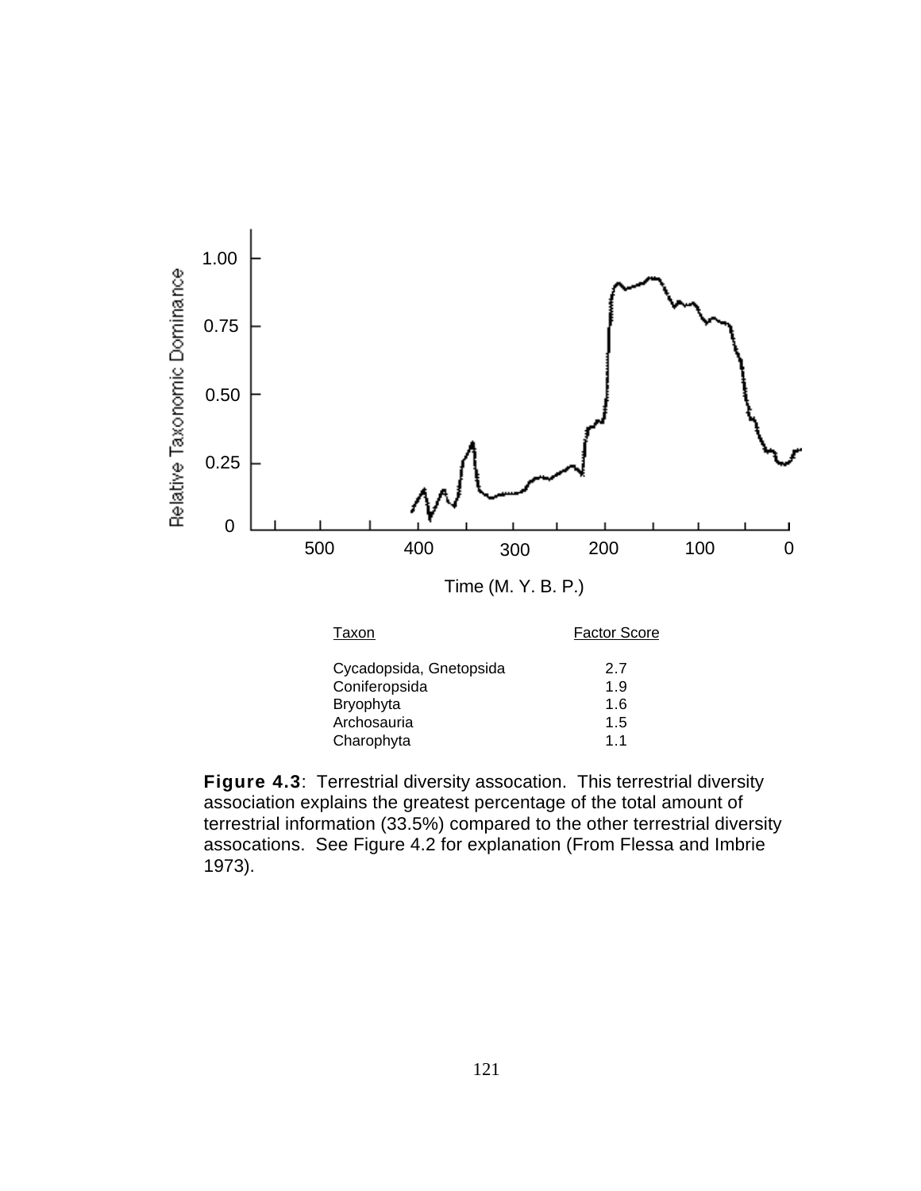| Taxon | Factor Score |
|---|---|
| Cycadopsida, Gnetopsida | 2.7 |
| Coniferopsida | 1.9 |
| Bryophyta | 1.6 |
| Archosauria | 1.5 |
| Charophyta | 1.1 |

**Figure 4.3**: Terrestrial diversity assocation. This terrestrial diversity association explains the greatest percentage of the total amount of terrestrial information (33.5%) compared to the other terrestrial diversity assocations. See Figure 4.2 for explanation (From Flessa and Imbrie 1973).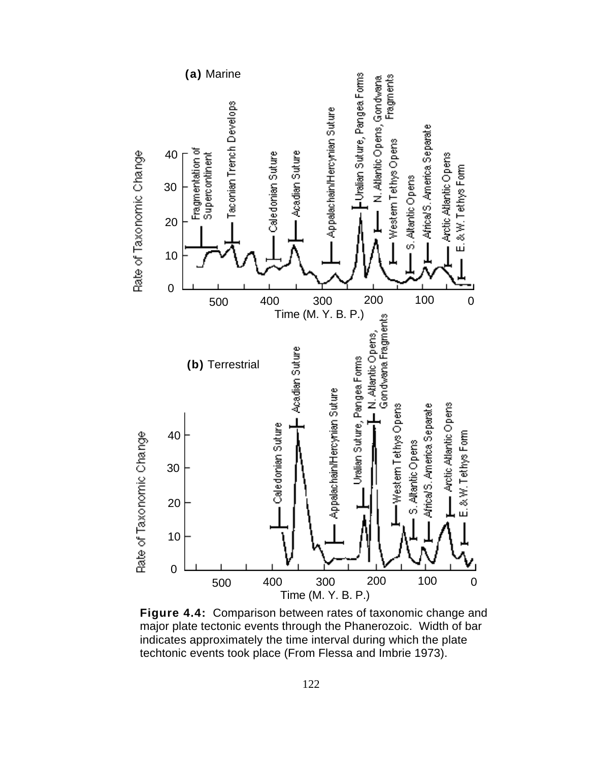**Figure 4.4:** Comparison between rates of taxonomic change and major plate tectonic events through the Phanerozoic. Width of bar indicates approximately the time interval during which the plate techtonic events took place (From Flessa and Imbrie 1973).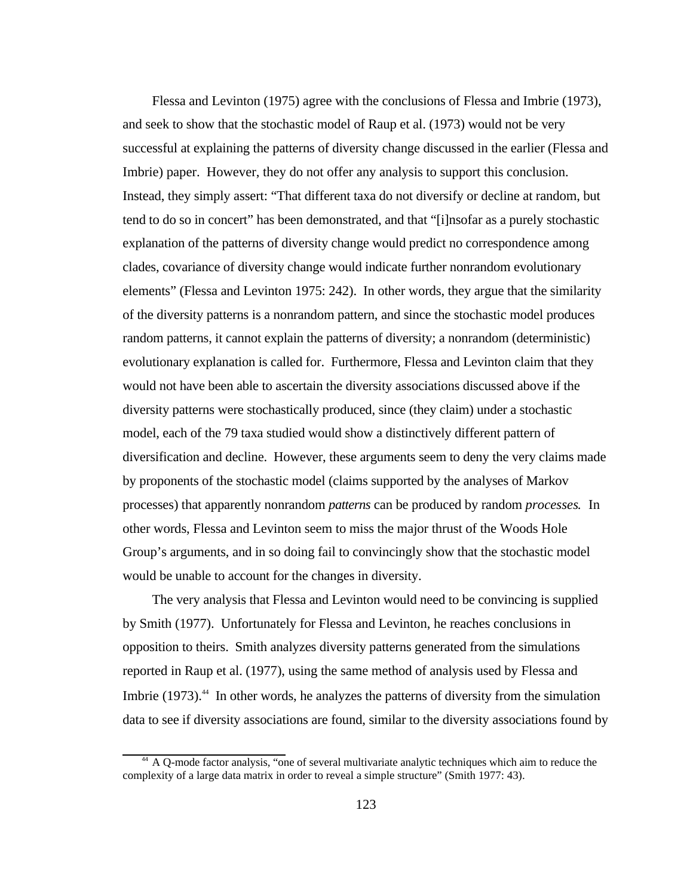Flessa and Levinton (1975) agree with the conclusions of Flessa and Imbrie (1973), and seek to show that the stochastic model of Raup et al. (1973) would not be very successful at explaining the patterns of diversity change discussed in the earlier (Flessa and Imbrie) paper. However, they do not offer any analysis to support this conclusion. Instead, they simply assert: "That different taxa do not diversify or decline at random, but tend to do so in concert" has been demonstrated, and that "[i]nsofar as a purely stochastic explanation of the patterns of diversity change would predict no correspondence among clades, covariance of diversity change would indicate further nonrandom evolutionary elements" (Flessa and Levinton 1975: 242). In other words, they argue that the similarity of the diversity patterns is a nonrandom pattern, and since the stochastic model produces random patterns, it cannot explain the patterns of diversity; a nonrandom (deterministic) evolutionary explanation is called for. Furthermore, Flessa and Levinton claim that they would not have been able to ascertain the diversity associations discussed above if the diversity patterns were stochastically produced, since (they claim) under a stochastic model, each of the 79 taxa studied would show a distinctively different pattern of diversification and decline. However, these arguments seem to deny the very claims made by proponents of the stochastic model (claims supported by the analyses of Markov processes) that apparently nonrandom *patterns* can be produced by random *processes.* In other words, Flessa and Levinton seem to miss the major thrust of the Woods Hole Group's arguments, and in so doing fail to convincingly show that the stochastic model would be unable to account for the changes in diversity.

The very analysis that Flessa and Levinton would need to be convincing is supplied by Smith (1977). Unfortunately for Flessa and Levinton, he reaches conclusions in opposition to theirs. Smith analyzes diversity patterns generated from the simulations reported in Raup et al. (1977), using the same method of analysis used by Flessa and Imbrie (1973).[44] In other words, he analyzes the patterns of diversity from the simulation data to see if diversity associations are found, similar to the diversity associations found by

[44] A Q-mode factor analysis, "one of several multivariate analytic techniques which aim to reduce the complexity of a large data matrix in order to reveal a simple structure" (Smith 1977: 43).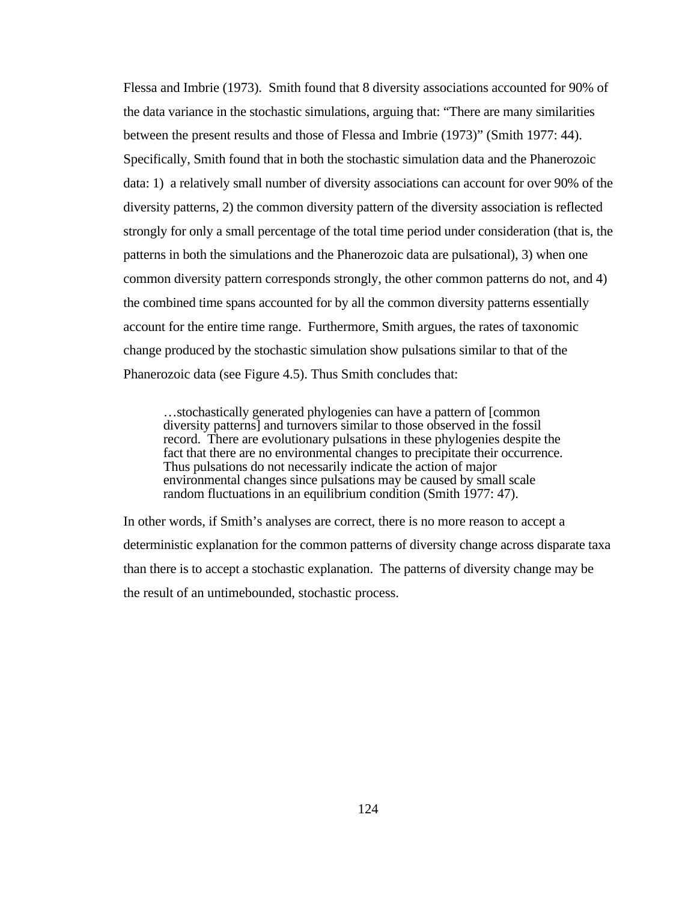Flessa and Imbrie (1973). Smith found that 8 diversity associations accounted for 90% of the data variance in the stochastic simulations, arguing that: “There are many similarities between the present results and those of Flessa and Imbrie (1973)” (Smith 1977: 44). Specifically, Smith found that in both the stochastic simulation data and the Phanerozoic data: 1) a relatively small number of diversity associations can account for over 90% of the diversity patterns, 2) the common diversity pattern of the diversity association is reflected strongly for only a small percentage of the total time period under consideration (that is, the patterns in both the simulations and the Phanerozoic data are pulsational), 3) when one common diversity pattern corresponds strongly, the other common patterns do not, and 4) the combined time spans accounted for by all the common diversity patterns essentially account for the entire time range. Furthermore, Smith argues, the rates of taxonomic change produced by the stochastic simulation show pulsations similar to that of the Phanerozoic data (see Figure 4.5). Thus Smith concludes that:

> …stochastically generated phylogenies can have a pattern of [common diversity patterns] and turnovers similar to those observed in the fossil record. There are evolutionary pulsations in these phylogenies despite the fact that there are no environmental changes to precipitate their occurrence. Thus pulsations do not necessarily indicate the action of major environmental changes since pulsations may be caused by small scale random fluctuations in an equilibrium condition (Smith 1977: 47).

In other words, if Smith’s analyses are correct, there is no more reason to accept a deterministic explanation for the common patterns of diversity change across disparate taxa than there is to accept a stochastic explanation. The patterns of diversity change may be the result of an untimebounded, stochastic process.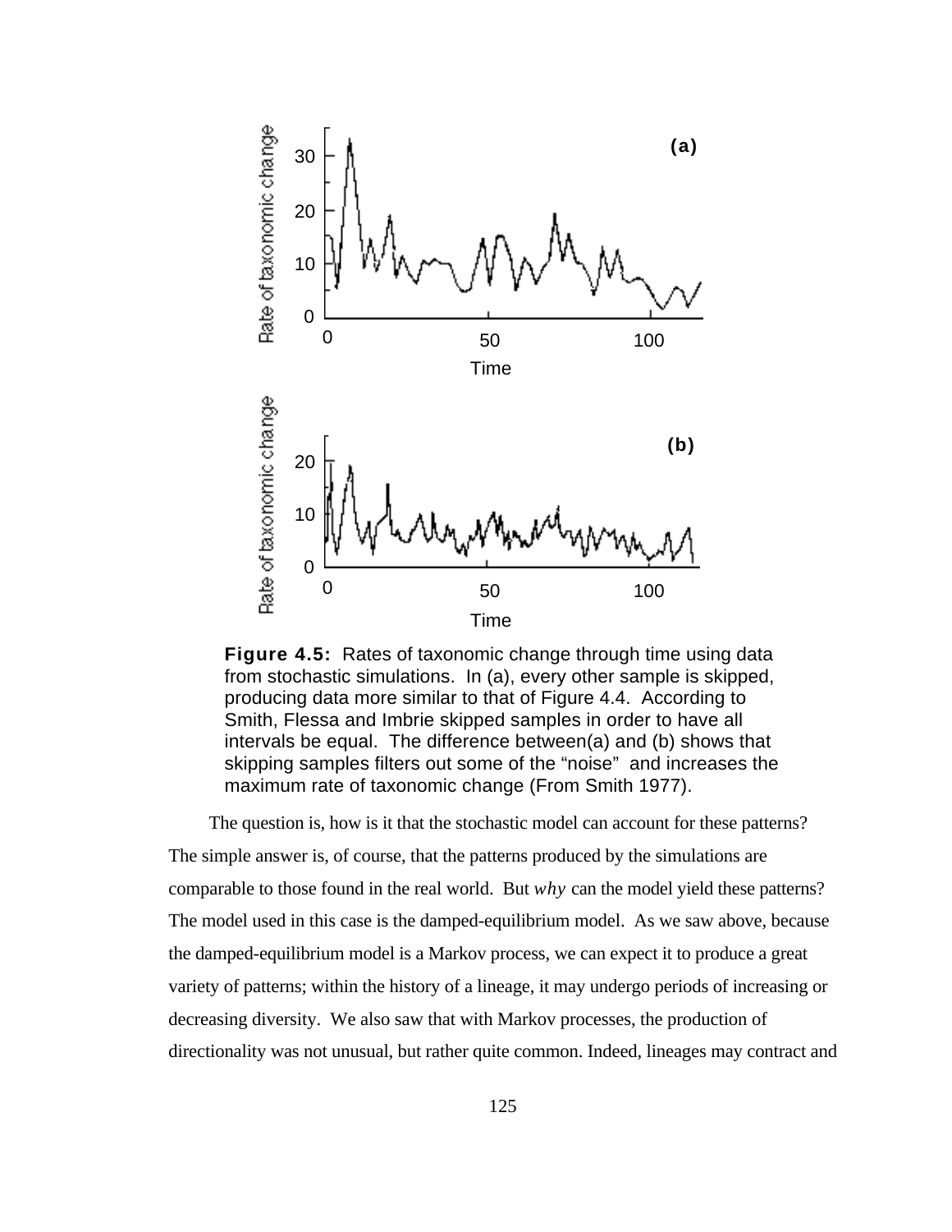Figure 4.5: Rates of taxonomic change through time using data from stochastic simulations. In (a), every other sample is skipped, producing data more similar to that of Figure 4.4. According to Smith, Flessa and Imbrie skipped samples in order to have all intervals be equal. The difference between(a) and (b) shows that skipping samples filters out some of the "noise" and increases the maximum rate of taxonomic change (From Smith 1977).

The question is, how is it that the stochastic model can account for these patterns? The simple answer is, of course, that the patterns produced by the simulations are comparable to those found in the real world. But *why* can the model yield these patterns? The model used in this case is the damped-equilibrium model. As we saw above, because the damped-equilibrium model is a Markov process, we can expect it to produce a great variety of patterns; within the history of a lineage, it may undergo periods of increasing or decreasing diversity. We also saw that with Markov processes, the production of directionality was not unusual, but rather quite common. Indeed, lineages may contract and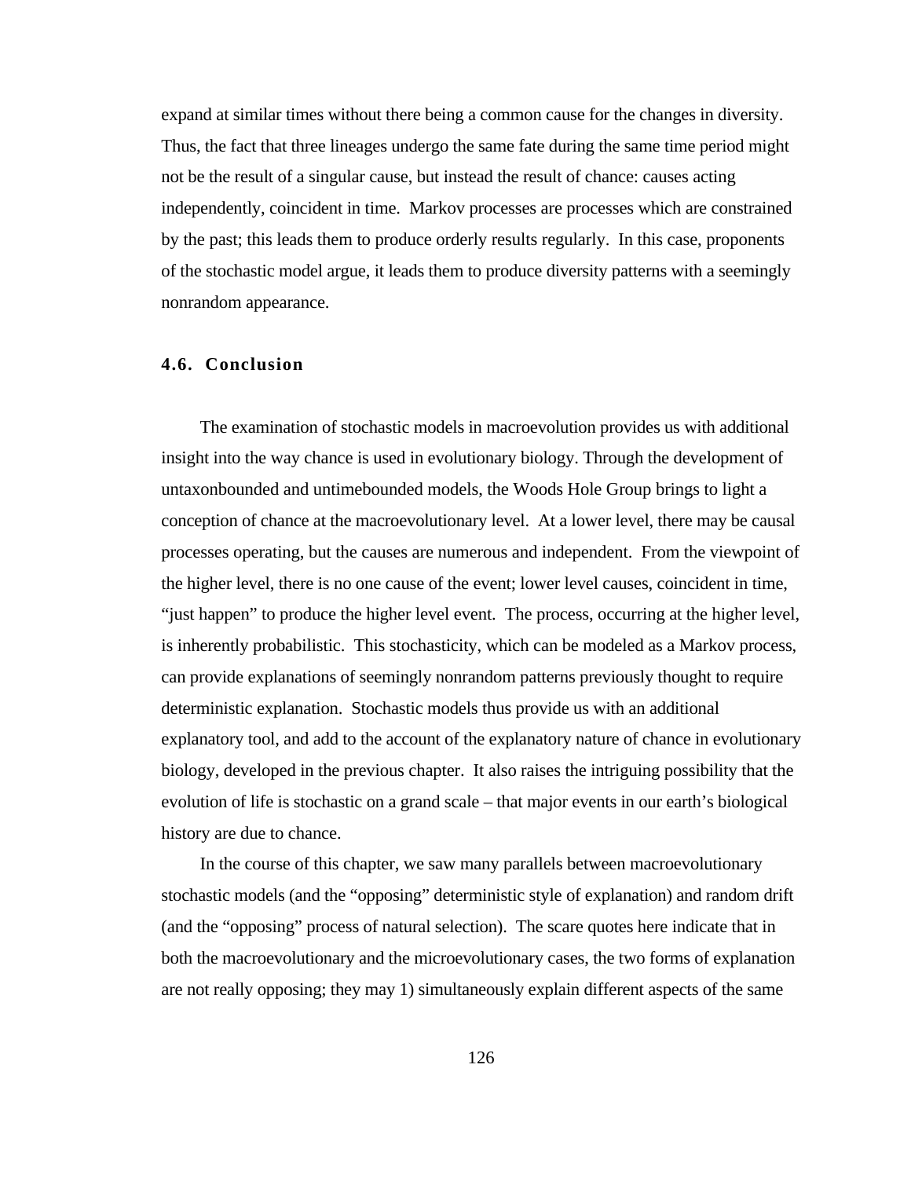expand at similar times without there being a common cause for the changes in diversity. Thus, the fact that three lineages undergo the same fate during the same time period might not be the result of a singular cause, but instead the result of chance: causes acting independently, coincident in time. Markov processes are processes which are constrained by the past; this leads them to produce orderly results regularly. In this case, proponents of the stochastic model argue, it leads them to produce diversity patterns with a seemingly nonrandom appearance.

## 4.6. Conclusion

The examination of stochastic models in macroevolution provides us with additional insight into the way chance is used in evolutionary biology. Through the development of untaxonbounded and untimebounded models, the Woods Hole Group brings to light a conception of chance at the macroevolutionary level. At a lower level, there may be causal processes operating, but the causes are numerous and independent. From the viewpoint of the higher level, there is no one cause of the event; lower level causes, coincident in time, "just happen" to produce the higher level event. The process, occurring at the higher level, is inherently probabilistic. This stochasticity, which can be modeled as a Markov process, can provide explanations of seemingly nonrandom patterns previously thought to require deterministic explanation. Stochastic models thus provide us with an additional explanatory tool, and add to the account of the explanatory nature of chance in evolutionary biology, developed in the previous chapter. It also raises the intriguing possibility that the evolution of life is stochastic on a grand scale – that major events in our earth's biological history are due to chance.

In the course of this chapter, we saw many parallels between macroevolutionary stochastic models (and the "opposing" deterministic style of explanation) and random drift (and the "opposing" process of natural selection). The scare quotes here indicate that in both the macroevolutionary and the microevolutionary cases, the two forms of explanation are not really opposing; they may 1) simultaneously explain different aspects of the same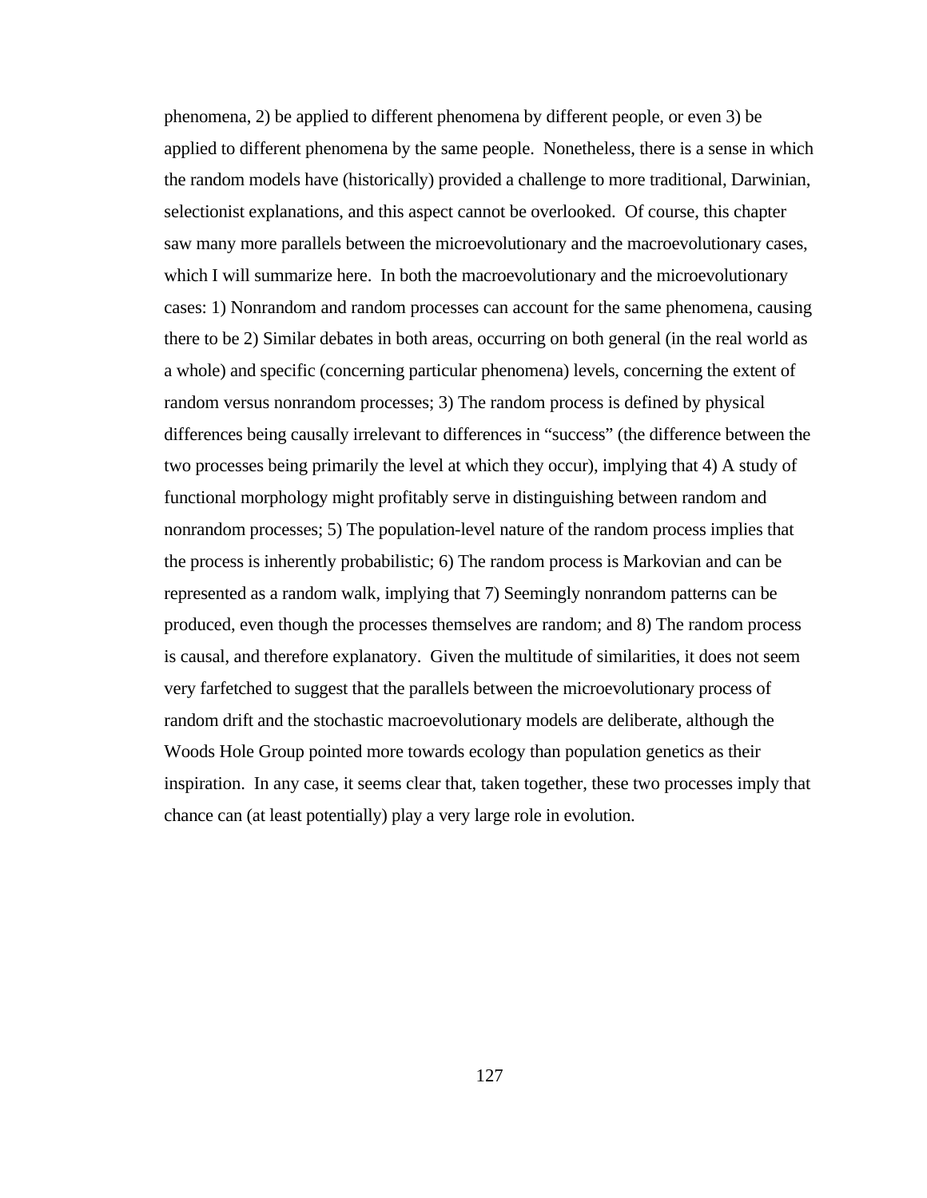phenomena, 2) be applied to different phenomena by different people, or even 3) be applied to different phenomena by the same people. Nonetheless, there is a sense in which the random models have (historically) provided a challenge to more traditional, Darwinian, selectionist explanations, and this aspect cannot be overlooked. Of course, this chapter saw many more parallels between the microevolutionary and the macroevolutionary cases, which I will summarize here. In both the macroevolutionary and the microevolutionary cases: 1) Nonrandom and random processes can account for the same phenomena, causing there to be 2) Similar debates in both areas, occurring on both general (in the real world as a whole) and specific (concerning particular phenomena) levels, concerning the extent of random versus nonrandom processes; 3) The random process is defined by physical differences being causally irrelevant to differences in "success" (the difference between the two processes being primarily the level at which they occur), implying that 4) A study of functional morphology might profitably serve in distinguishing between random and nonrandom processes; 5) The population-level nature of the random process implies that the process is inherently probabilistic; 6) The random process is Markovian and can be represented as a random walk, implying that 7) Seemingly nonrandom patterns can be produced, even though the processes themselves are random; and 8) The random process is causal, and therefore explanatory. Given the multitude of similarities, it does not seem very farfetched to suggest that the parallels between the microevolutionary process of random drift and the stochastic macroevolutionary models are deliberate, although the Woods Hole Group pointed more towards ecology than population genetics as their inspiration. In any case, it seems clear that, taken together, these two processes imply that chance can (at least potentially) play a very large role in evolution.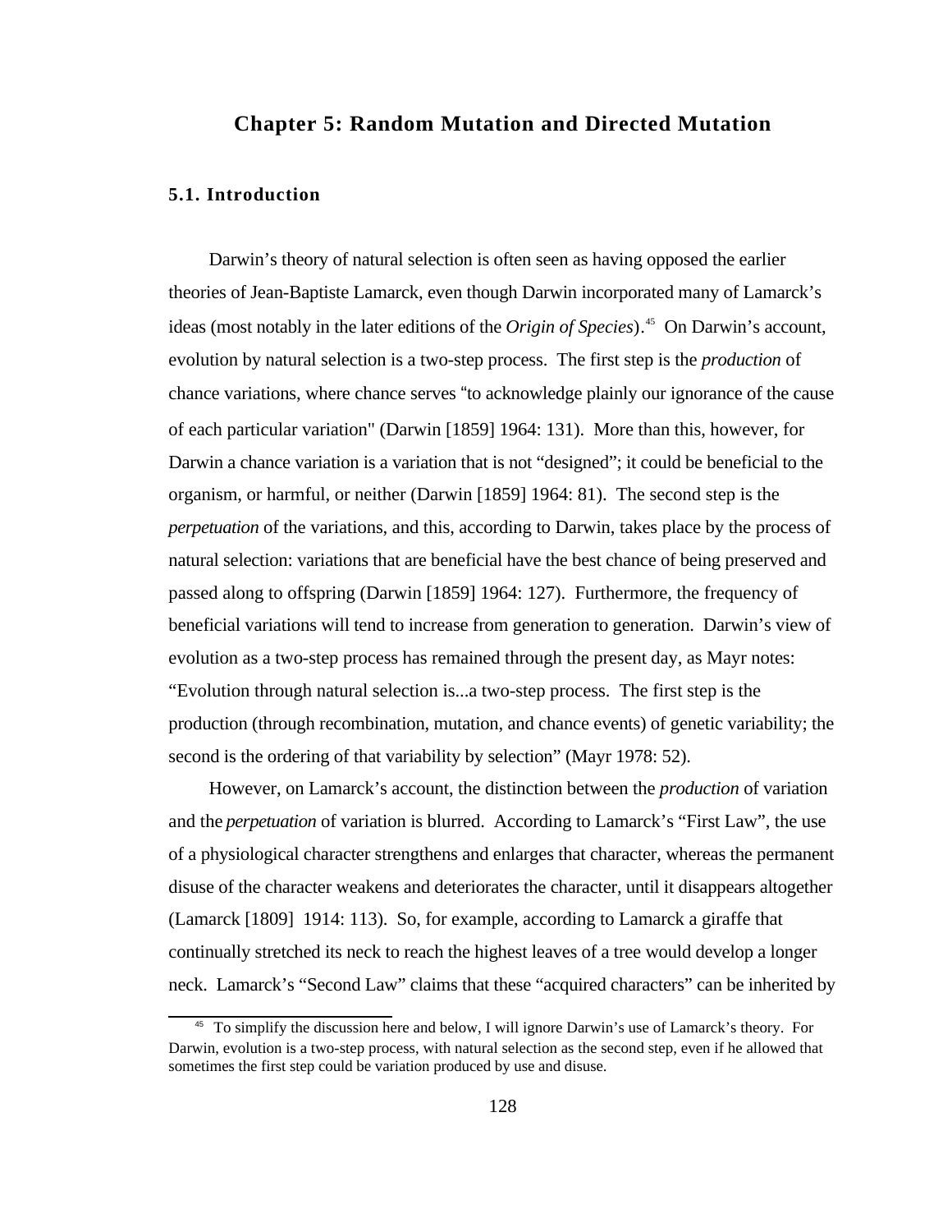# Chapter 5: Random Mutation and Directed Mutation

## 5.1. Introduction

Darwin's theory of natural selection is often seen as having opposed the earlier theories of Jean-Baptiste Lamarck, even though Darwin incorporated many of Lamarck's ideas (most notably in the later editions of the *Origin of Species*).[45] On Darwin's account, evolution by natural selection is a two-step process. The first step is the *production* of chance variations, where chance serves "to acknowledge plainly our ignorance of the cause of each particular variation" (Darwin [1859] 1964: 131). More than this, however, for Darwin a chance variation is a variation that is not "designed"; it could be beneficial to the organism, or harmful, or neither (Darwin [1859] 1964: 81). The second step is the *perpetuation* of the variations, and this, according to Darwin, takes place by the process of natural selection: variations that are beneficial have the best chance of being preserved and passed along to offspring (Darwin [1859] 1964: 127). Furthermore, the frequency of beneficial variations will tend to increase from generation to generation. Darwin's view of evolution as a two-step process has remained through the present day, as Mayr notes: "Evolution through natural selection is...a two-step process. The first step is the production (through recombination, mutation, and chance events) of genetic variability; the second is the ordering of that variability by selection" (Mayr 1978: 52).

However, on Lamarck's account, the distinction between the *production* of variation and the *perpetuation* of variation is blurred. According to Lamarck's "First Law", the use of a physiological character strengthens and enlarges that character, whereas the permanent disuse of the character weakens and deteriorates the character, until it disappears altogether (Lamarck [1809] 1914: 113). So, for example, according to Lamarck a giraffe that continually stretched its neck to reach the highest leaves of a tree would develop a longer neck. Lamarck's "Second Law" claims that these "acquired characters" can be inherited by

[45] To simplify the discussion here and below, I will ignore Darwin's use of Lamarck's theory. For Darwin, evolution is a two-step process, with natural selection as the second step, even if he allowed that sometimes the first step could be variation produced by use and disuse.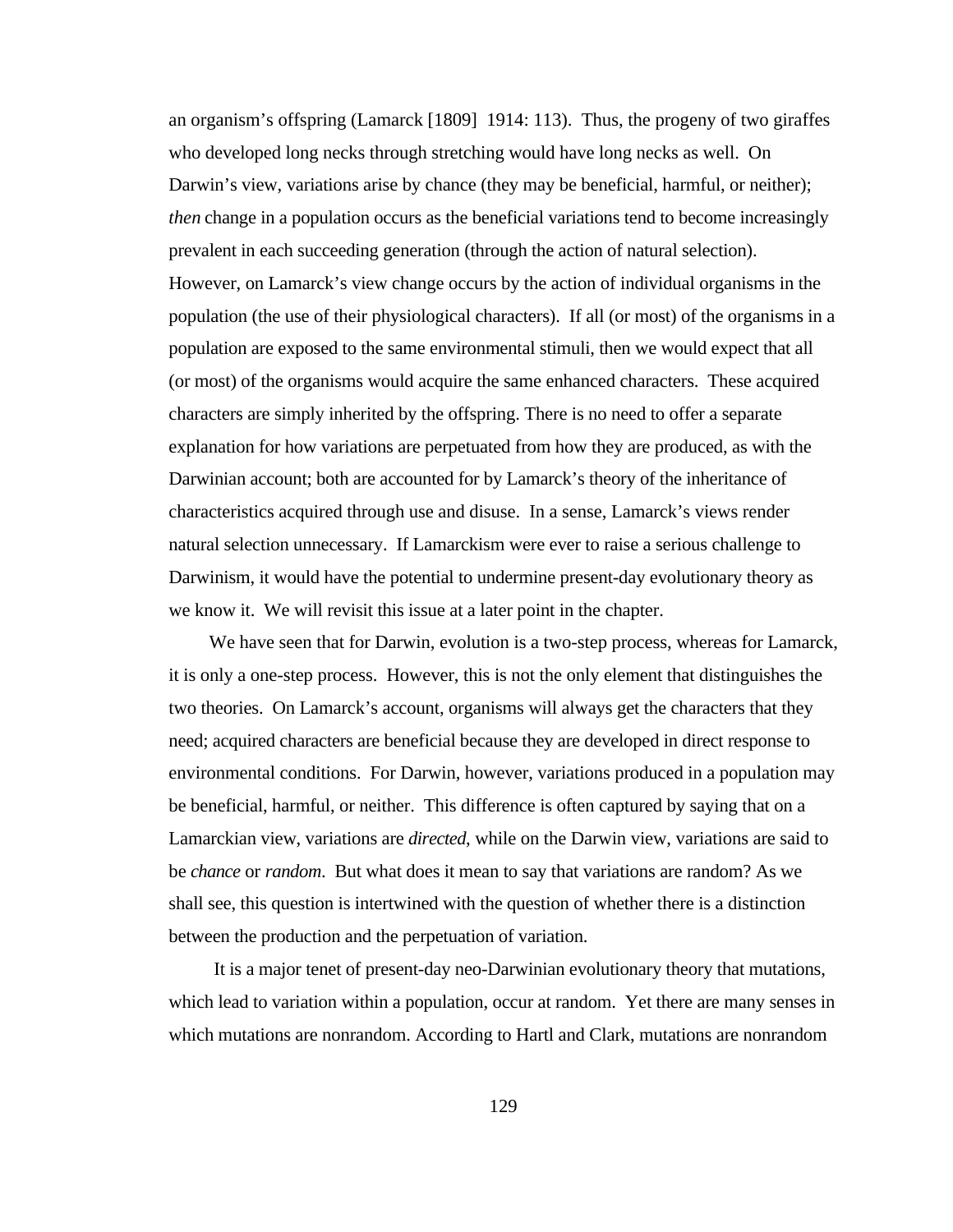an organism's offspring (Lamarck [1809] 1914: 113). Thus, the progeny of two giraffes who developed long necks through stretching would have long necks as well. On Darwin's view, variations arise by chance (they may be beneficial, harmful, or neither); *then* change in a population occurs as the beneficial variations tend to become increasingly prevalent in each succeeding generation (through the action of natural selection). However, on Lamarck's view change occurs by the action of individual organisms in the population (the use of their physiological characters). If all (or most) of the organisms in a population are exposed to the same environmental stimuli, then we would expect that all (or most) of the organisms would acquire the same enhanced characters. These acquired characters are simply inherited by the offspring. There is no need to offer a separate explanation for how variations are perpetuated from how they are produced, as with the Darwinian account; both are accounted for by Lamarck's theory of the inheritance of characteristics acquired through use and disuse. In a sense, Lamarck's views render natural selection unnecessary. If Lamarckism were ever to raise a serious challenge to Darwinism, it would have the potential to undermine present-day evolutionary theory as we know it. We will revisit this issue at a later point in the chapter.

We have seen that for Darwin, evolution is a two-step process, whereas for Lamarck, it is only a one-step process. However, this is not the only element that distinguishes the two theories. On Lamarck's account, organisms will always get the characters that they need; acquired characters are beneficial because they are developed in direct response to environmental conditions. For Darwin, however, variations produced in a population may be beneficial, harmful, or neither. This difference is often captured by saying that on a Lamarckian view, variations are *directed*, while on the Darwin view, variations are said to be *chance* or *random*. But what does it mean to say that variations are random? As we shall see, this question is intertwined with the question of whether there is a distinction between the production and the perpetuation of variation.

It is a major tenet of present-day neo-Darwinian evolutionary theory that mutations, which lead to variation within a population, occur at random. Yet there are many senses in which mutations are nonrandom. According to Hartl and Clark, mutations are nonrandom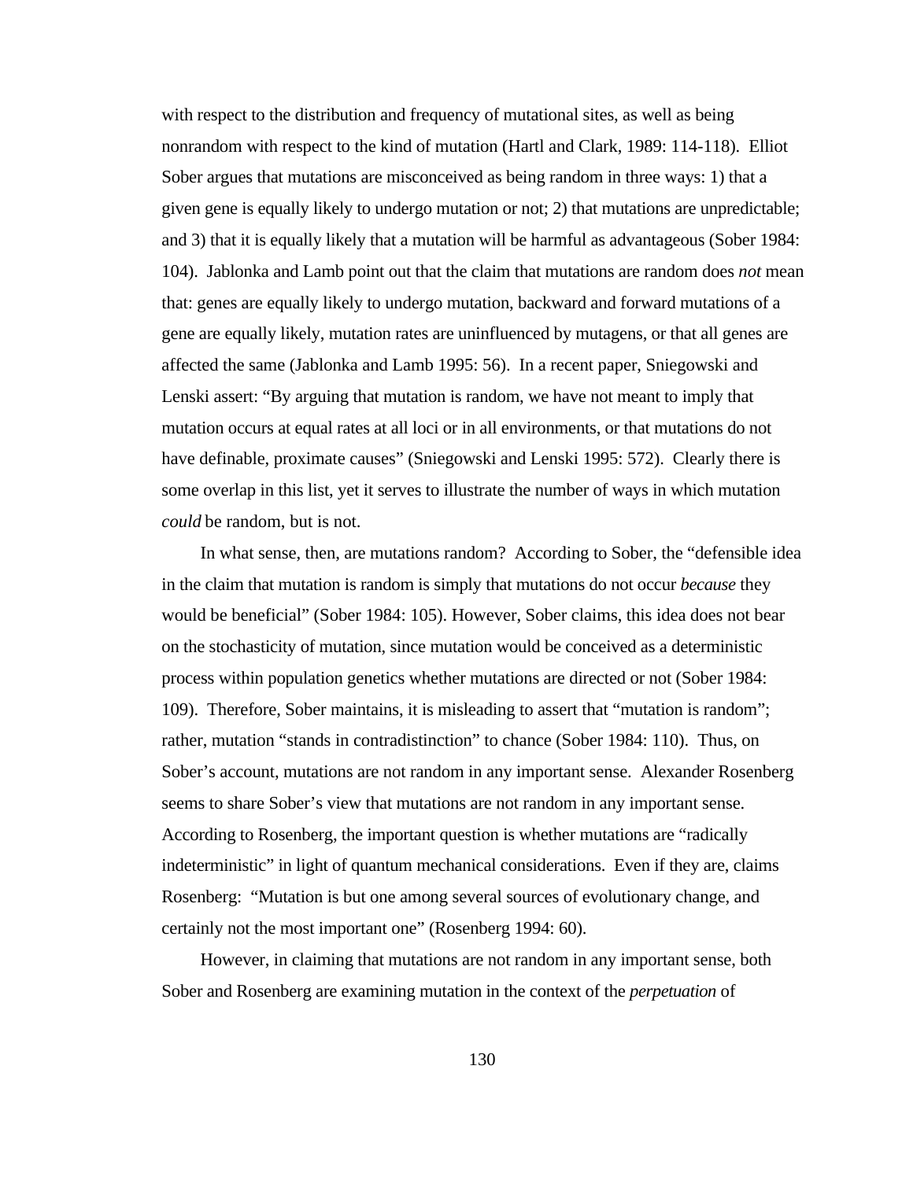with respect to the distribution and frequency of mutational sites, as well as being nonrandom with respect to the kind of mutation (Hartl and Clark, 1989: 114-118). Elliot Sober argues that mutations are misconceived as being random in three ways: 1) that a given gene is equally likely to undergo mutation or not; 2) that mutations are unpredictable; and 3) that it is equally likely that a mutation will be harmful as advantageous (Sober 1984: 104). Jablonka and Lamb point out that the claim that mutations are random does *not* mean that: genes are equally likely to undergo mutation, backward and forward mutations of a gene are equally likely, mutation rates are uninfluenced by mutagens, or that all genes are affected the same (Jablonka and Lamb 1995: 56). In a recent paper, Sniegowski and Lenski assert: "By arguing that mutation is random, we have not meant to imply that mutation occurs at equal rates at all loci or in all environments, or that mutations do not have definable, proximate causes" (Sniegowski and Lenski 1995: 572). Clearly there is some overlap in this list, yet it serves to illustrate the number of ways in which mutation *could* be random, but is not.

In what sense, then, are mutations random? According to Sober, the "defensible idea in the claim that mutation is random is simply that mutations do not occur *because* they would be beneficial" (Sober 1984: 105). However, Sober claims, this idea does not bear on the stochasticity of mutation, since mutation would be conceived as a deterministic process within population genetics whether mutations are directed or not (Sober 1984: 109). Therefore, Sober maintains, it is misleading to assert that "mutation is random"; rather, mutation "stands in contradistinction" to chance (Sober 1984: 110). Thus, on Sober's account, mutations are not random in any important sense. Alexander Rosenberg seems to share Sober's view that mutations are not random in any important sense. According to Rosenberg, the important question is whether mutations are "radically indeterministic" in light of quantum mechanical considerations. Even if they are, claims Rosenberg: "Mutation is but one among several sources of evolutionary change, and certainly not the most important one" (Rosenberg 1994: 60).

However, in claiming that mutations are not random in any important sense, both Sober and Rosenberg are examining mutation in the context of the *perpetuation* of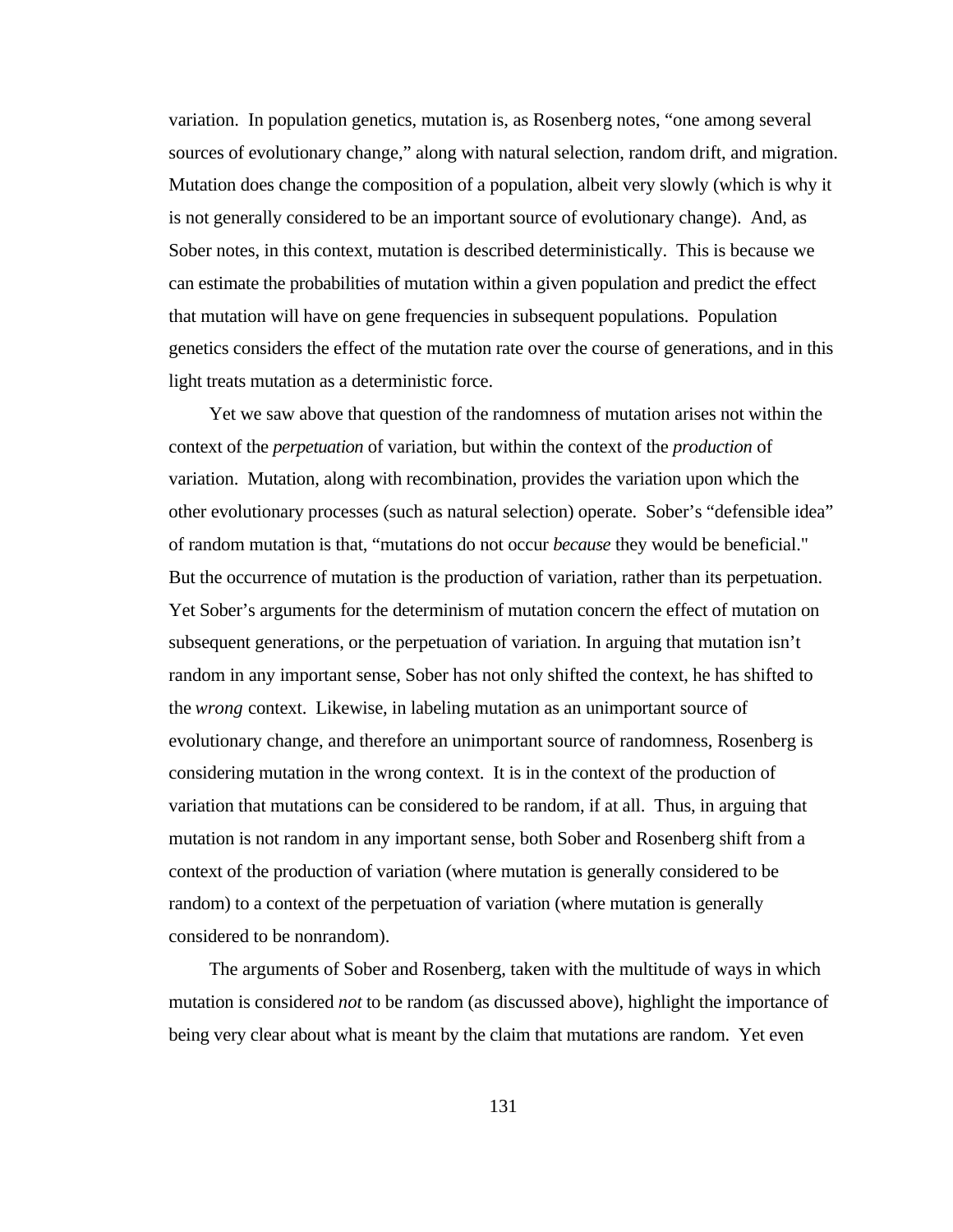variation. In population genetics, mutation is, as Rosenberg notes, "one among several sources of evolutionary change," along with natural selection, random drift, and migration. Mutation does change the composition of a population, albeit very slowly (which is why it is not generally considered to be an important source of evolutionary change). And, as Sober notes, in this context, mutation is described deterministically. This is because we can estimate the probabilities of mutation within a given population and predict the effect that mutation will have on gene frequencies in subsequent populations. Population genetics considers the effect of the mutation rate over the course of generations, and in this light treats mutation as a deterministic force.

Yet we saw above that question of the randomness of mutation arises not within the context of the *perpetuation* of variation, but within the context of the *production* of variation. Mutation, along with recombination, provides the variation upon which the other evolutionary processes (such as natural selection) operate. Sober's "defensible idea" of random mutation is that, "mutations do not occur *because* they would be beneficial." But the occurrence of mutation is the production of variation, rather than its perpetuation. Yet Sober's arguments for the determinism of mutation concern the effect of mutation on subsequent generations, or the perpetuation of variation. In arguing that mutation isn't random in any important sense, Sober has not only shifted the context, he has shifted to the *wrong* context. Likewise, in labeling mutation as an unimportant source of evolutionary change, and therefore an unimportant source of randomness, Rosenberg is considering mutation in the wrong context. It is in the context of the production of variation that mutations can be considered to be random, if at all. Thus, in arguing that mutation is not random in any important sense, both Sober and Rosenberg shift from a context of the production of variation (where mutation is generally considered to be random) to a context of the perpetuation of variation (where mutation is generally considered to be nonrandom).

The arguments of Sober and Rosenberg, taken with the multitude of ways in which mutation is considered *not* to be random (as discussed above), highlight the importance of being very clear about what is meant by the claim that mutations are random. Yet even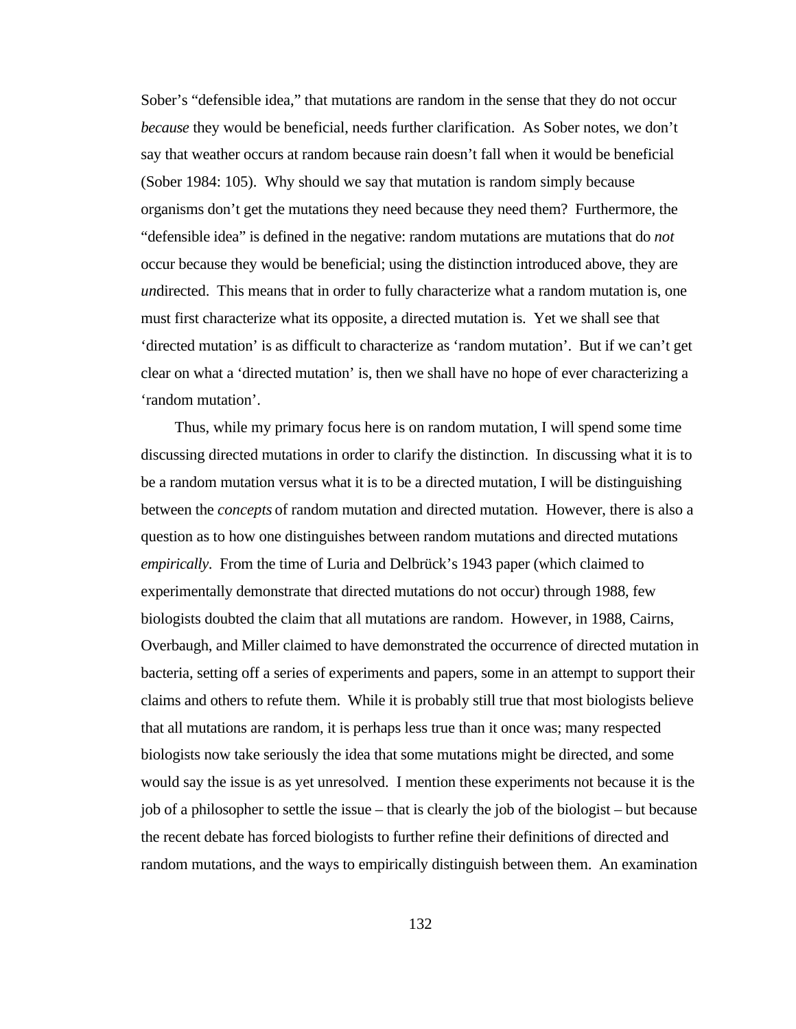Sober's "defensible idea," that mutations are random in the sense that they do not occur *because* they would be beneficial, needs further clarification. As Sober notes, we don't say that weather occurs at random because rain doesn't fall when it would be beneficial (Sober 1984: 105). Why should we say that mutation is random simply because organisms don't get the mutations they need because they need them? Furthermore, the "defensible idea" is defined in the negative: random mutations are mutations that do *not* occur because they would be beneficial; using the distinction introduced above, they are *un*directed. This means that in order to fully characterize what a random mutation is, one must first characterize what its opposite, a directed mutation is. Yet we shall see that 'directed mutation' is as difficult to characterize as 'random mutation'. But if we can't get clear on what a 'directed mutation' is, then we shall have no hope of ever characterizing a 'random mutation'.

Thus, while my primary focus here is on random mutation, I will spend some time discussing directed mutations in order to clarify the distinction. In discussing what it is to be a random mutation versus what it is to be a directed mutation, I will be distinguishing between the *concepts* of random mutation and directed mutation. However, there is also a question as to how one distinguishes between random mutations and directed mutations *empirically*. From the time of Luria and Delbrück's 1943 paper (which claimed to experimentally demonstrate that directed mutations do not occur) through 1988, few biologists doubted the claim that all mutations are random. However, in 1988, Cairns, Overbaugh, and Miller claimed to have demonstrated the occurrence of directed mutation in bacteria, setting off a series of experiments and papers, some in an attempt to support their claims and others to refute them. While it is probably still true that most biologists believe that all mutations are random, it is perhaps less true than it once was; many respected biologists now take seriously the idea that some mutations might be directed, and some would say the issue is as yet unresolved. I mention these experiments not because it is the job of a philosopher to settle the issue – that is clearly the job of the biologist – but because the recent debate has forced biologists to further refine their definitions of directed and random mutations, and the ways to empirically distinguish between them. An examination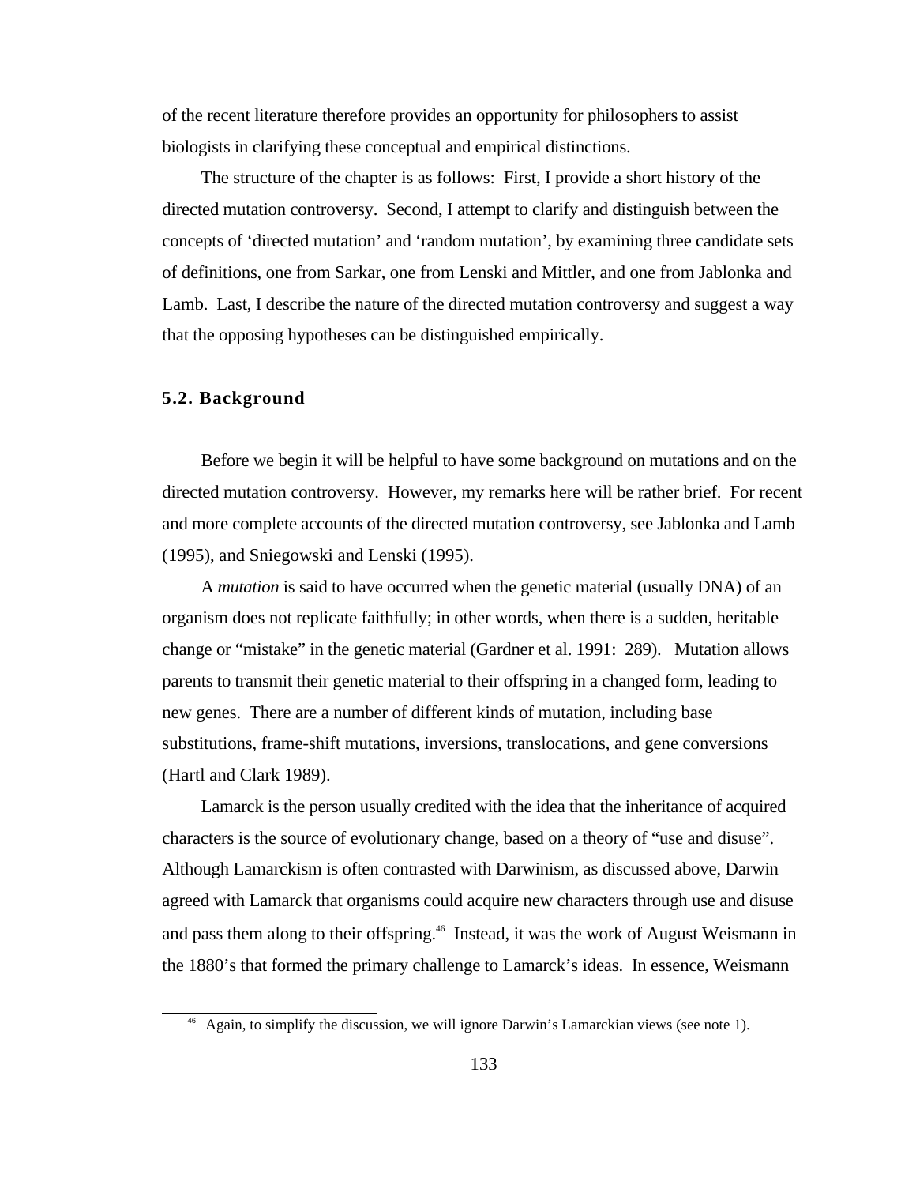of the recent literature therefore provides an opportunity for philosophers to assist biologists in clarifying these conceptual and empirical distinctions.

The structure of the chapter is as follows: First, I provide a short history of the directed mutation controversy. Second, I attempt to clarify and distinguish between the concepts of 'directed mutation' and 'random mutation', by examining three candidate sets of definitions, one from Sarkar, one from Lenski and Mittler, and one from Jablonka and Lamb. Last, I describe the nature of the directed mutation controversy and suggest a way that the opposing hypotheses can be distinguished empirically.

## 5.2. Background

Before we begin it will be helpful to have some background on mutations and on the directed mutation controversy. However, my remarks here will be rather brief. For recent and more complete accounts of the directed mutation controversy, see Jablonka and Lamb (1995), and Sniegowski and Lenski (1995).

A *mutation* is said to have occurred when the genetic material (usually DNA) of an organism does not replicate faithfully; in other words, when there is a sudden, heritable change or "mistake" in the genetic material (Gardner et al. 1991: 289). Mutation allows parents to transmit their genetic material to their offspring in a changed form, leading to new genes. There are a number of different kinds of mutation, including base substitutions, frame-shift mutations, inversions, translocations, and gene conversions (Hartl and Clark 1989).

Lamarck is the person usually credited with the idea that the inheritance of acquired characters is the source of evolutionary change, based on a theory of "use and disuse". Although Lamarckism is often contrasted with Darwinism, as discussed above, Darwin agreed with Lamarck that organisms could acquire new characters through use and disuse and pass them along to their offspring.[46] Instead, it was the work of August Weismann in the 1880's that formed the primary challenge to Lamarck's ideas. In essence, Weismann

[46] Again, to simplify the discussion, we will ignore Darwin's Lamarckian views (see note 1).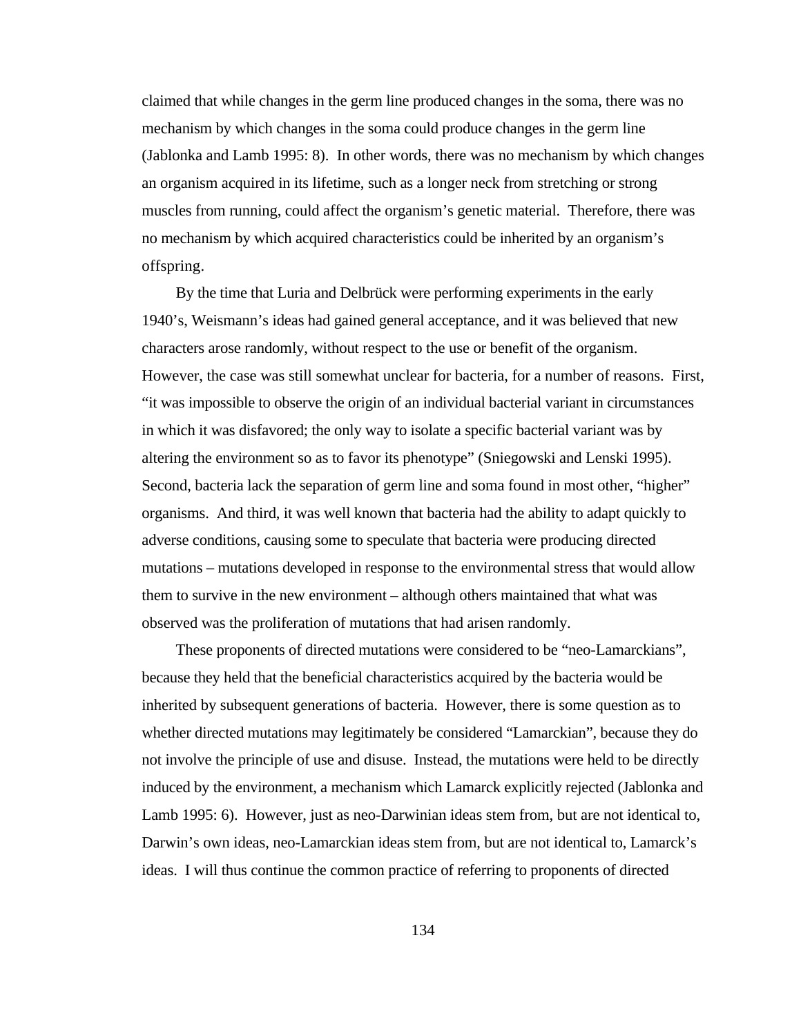claimed that while changes in the germ line produced changes in the soma, there was no mechanism by which changes in the soma could produce changes in the germ line (Jablonka and Lamb 1995: 8). In other words, there was no mechanism by which changes an organism acquired in its lifetime, such as a longer neck from stretching or strong muscles from running, could affect the organism's genetic material. Therefore, there was no mechanism by which acquired characteristics could be inherited by an organism's offspring.

By the time that Luria and Delbrück were performing experiments in the early 1940's, Weismann's ideas had gained general acceptance, and it was believed that new characters arose randomly, without respect to the use or benefit of the organism. However, the case was still somewhat unclear for bacteria, for a number of reasons. First, "it was impossible to observe the origin of an individual bacterial variant in circumstances in which it was disfavored; the only way to isolate a specific bacterial variant was by altering the environment so as to favor its phenotype" (Sniegowski and Lenski 1995). Second, bacteria lack the separation of germ line and soma found in most other, "higher" organisms. And third, it was well known that bacteria had the ability to adapt quickly to adverse conditions, causing some to speculate that bacteria were producing directed mutations – mutations developed in response to the environmental stress that would allow them to survive in the new environment – although others maintained that what was observed was the proliferation of mutations that had arisen randomly.

These proponents of directed mutations were considered to be "neo-Lamarckians", because they held that the beneficial characteristics acquired by the bacteria would be inherited by subsequent generations of bacteria. However, there is some question as to whether directed mutations may legitimately be considered "Lamarckian", because they do not involve the principle of use and disuse. Instead, the mutations were held to be directly induced by the environment, a mechanism which Lamarck explicitly rejected (Jablonka and Lamb 1995: 6). However, just as neo-Darwinian ideas stem from, but are not identical to, Darwin's own ideas, neo-Lamarckian ideas stem from, but are not identical to, Lamarck's ideas. I will thus continue the common practice of referring to proponents of directed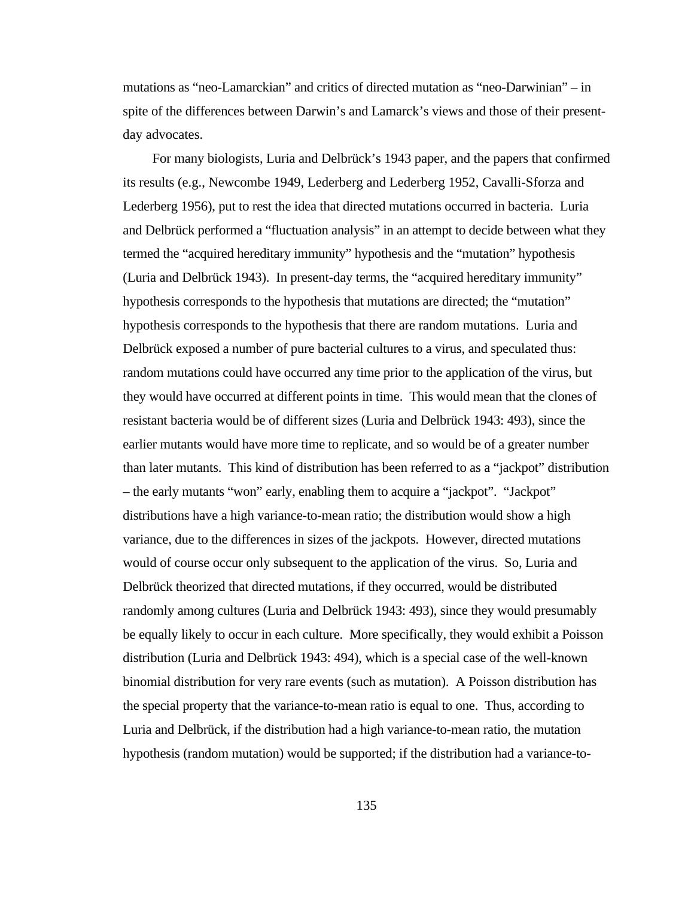mutations as “neo-Lamarckian” and critics of directed mutation as “neo-Darwinian” – in spite of the differences between Darwin’s and Lamarck’s views and those of their present-day advocates.

For many biologists, Luria and Delbrück’s 1943 paper, and the papers that confirmed its results (e.g., Newcombe 1949, Lederberg and Lederberg 1952, Cavalli-Sforza and Lederberg 1956), put to rest the idea that directed mutations occurred in bacteria. Luria and Delbrück performed a “fluctuation analysis” in an attempt to decide between what they termed the “acquired hereditary immunity” hypothesis and the “mutation” hypothesis (Luria and Delbrück 1943). In present-day terms, the “acquired hereditary immunity” hypothesis corresponds to the hypothesis that mutations are directed; the “mutation” hypothesis corresponds to the hypothesis that there are random mutations. Luria and Delbrück exposed a number of pure bacterial cultures to a virus, and speculated thus: random mutations could have occurred any time prior to the application of the virus, but they would have occurred at different points in time. This would mean that the clones of resistant bacteria would be of different sizes (Luria and Delbrück 1943: 493), since the earlier mutants would have more time to replicate, and so would be of a greater number than later mutants. This kind of distribution has been referred to as a “jackpot” distribution – the early mutants “won” early, enabling them to acquire a “jackpot”. “Jackpot” distributions have a high variance-to-mean ratio; the distribution would show a high variance, due to the differences in sizes of the jackpots. However, directed mutations would of course occur only subsequent to the application of the virus. So, Luria and Delbrück theorized that directed mutations, if they occurred, would be distributed randomly among cultures (Luria and Delbrück 1943: 493), since they would presumably be equally likely to occur in each culture. More specifically, they would exhibit a Poisson distribution (Luria and Delbrück 1943: 494), which is a special case of the well-known binomial distribution for very rare events (such as mutation). A Poisson distribution has the special property that the variance-to-mean ratio is equal to one. Thus, according to Luria and Delbrück, if the distribution had a high variance-to-mean ratio, the mutation hypothesis (random mutation) would be supported; if the distribution had a variance-to-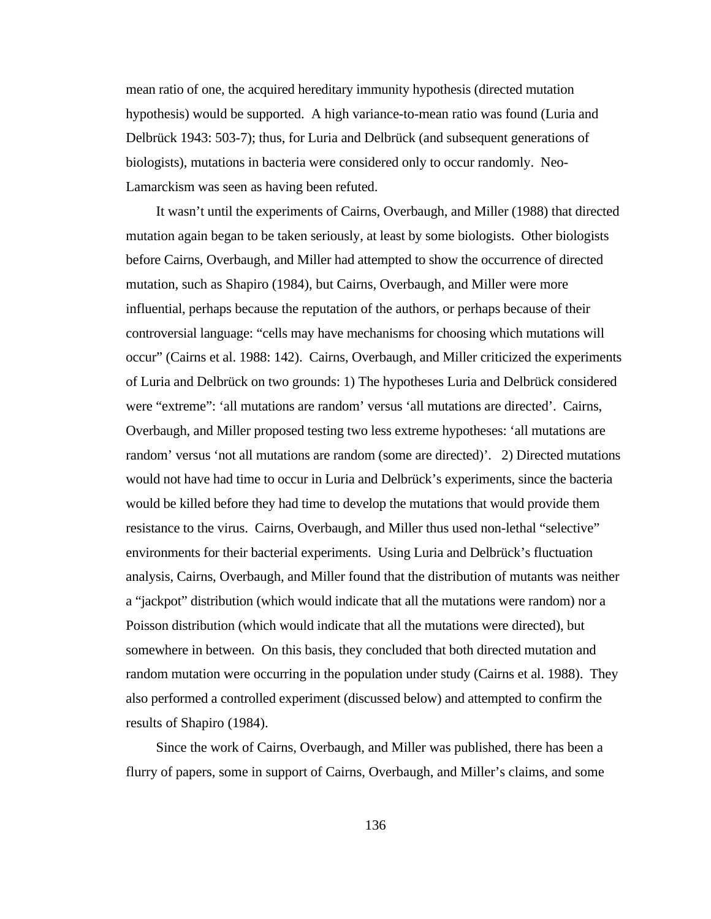mean ratio of one, the acquired hereditary immunity hypothesis (directed mutation hypothesis) would be supported. A high variance-to-mean ratio was found (Luria and Delbrück 1943: 503-7); thus, for Luria and Delbrück (and subsequent generations of biologists), mutations in bacteria were considered only to occur randomly. Neo-Lamarckism was seen as having been refuted.

It wasn't until the experiments of Cairns, Overbaugh, and Miller (1988) that directed mutation again began to be taken seriously, at least by some biologists. Other biologists before Cairns, Overbaugh, and Miller had attempted to show the occurrence of directed mutation, such as Shapiro (1984), but Cairns, Overbaugh, and Miller were more influential, perhaps because the reputation of the authors, or perhaps because of their controversial language: "cells may have mechanisms for choosing which mutations will occur" (Cairns et al. 1988: 142). Cairns, Overbaugh, and Miller criticized the experiments of Luria and Delbrück on two grounds: 1) The hypotheses Luria and Delbrück considered were "extreme": 'all mutations are random' versus 'all mutations are directed'. Cairns, Overbaugh, and Miller proposed testing two less extreme hypotheses: 'all mutations are random' versus 'not all mutations are random (some are directed)'. 2) Directed mutations would not have had time to occur in Luria and Delbrück's experiments, since the bacteria would be killed before they had time to develop the mutations that would provide them resistance to the virus. Cairns, Overbaugh, and Miller thus used non-lethal "selective" environments for their bacterial experiments. Using Luria and Delbrück's fluctuation analysis, Cairns, Overbaugh, and Miller found that the distribution of mutants was neither a "jackpot" distribution (which would indicate that all the mutations were random) nor a Poisson distribution (which would indicate that all the mutations were directed), but somewhere in between. On this basis, they concluded that both directed mutation and random mutation were occurring in the population under study (Cairns et al. 1988). They also performed a controlled experiment (discussed below) and attempted to confirm the results of Shapiro (1984).

Since the work of Cairns, Overbaugh, and Miller was published, there has been a flurry of papers, some in support of Cairns, Overbaugh, and Miller's claims, and some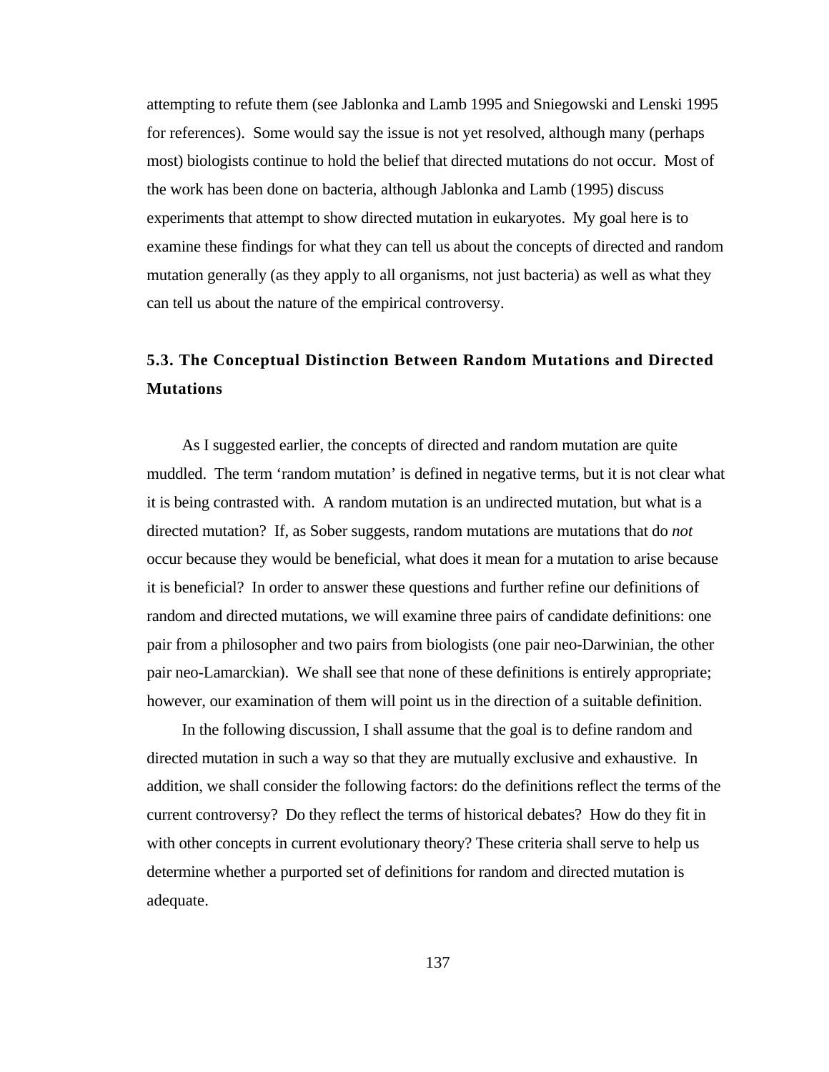attempting to refute them (see Jablonka and Lamb 1995 and Sniegowski and Lenski 1995 for references). Some would say the issue is not yet resolved, although many (perhaps most) biologists continue to hold the belief that directed mutations do not occur. Most of the work has been done on bacteria, although Jablonka and Lamb (1995) discuss experiments that attempt to show directed mutation in eukaryotes. My goal here is to examine these findings for what they can tell us about the concepts of directed and random mutation generally (as they apply to all organisms, not just bacteria) as well as what they can tell us about the nature of the empirical controversy.

## 5.3. The Conceptual Distinction Between Random Mutations and Directed Mutations

As I suggested earlier, the concepts of directed and random mutation are quite muddled. The term 'random mutation' is defined in negative terms, but it is not clear what it is being contrasted with. A random mutation is an undirected mutation, but what is a directed mutation? If, as Sober suggests, random mutations are mutations that do *not* occur because they would be beneficial, what does it mean for a mutation to arise because it is beneficial? In order to answer these questions and further refine our definitions of random and directed mutations, we will examine three pairs of candidate definitions: one pair from a philosopher and two pairs from biologists (one pair neo-Darwinian, the other pair neo-Lamarckian). We shall see that none of these definitions is entirely appropriate; however, our examination of them will point us in the direction of a suitable definition.

In the following discussion, I shall assume that the goal is to define random and directed mutation in such a way so that they are mutually exclusive and exhaustive. In addition, we shall consider the following factors: do the definitions reflect the terms of the current controversy? Do they reflect the terms of historical debates? How do they fit in with other concepts in current evolutionary theory? These criteria shall serve to help us determine whether a purported set of definitions for random and directed mutation is adequate.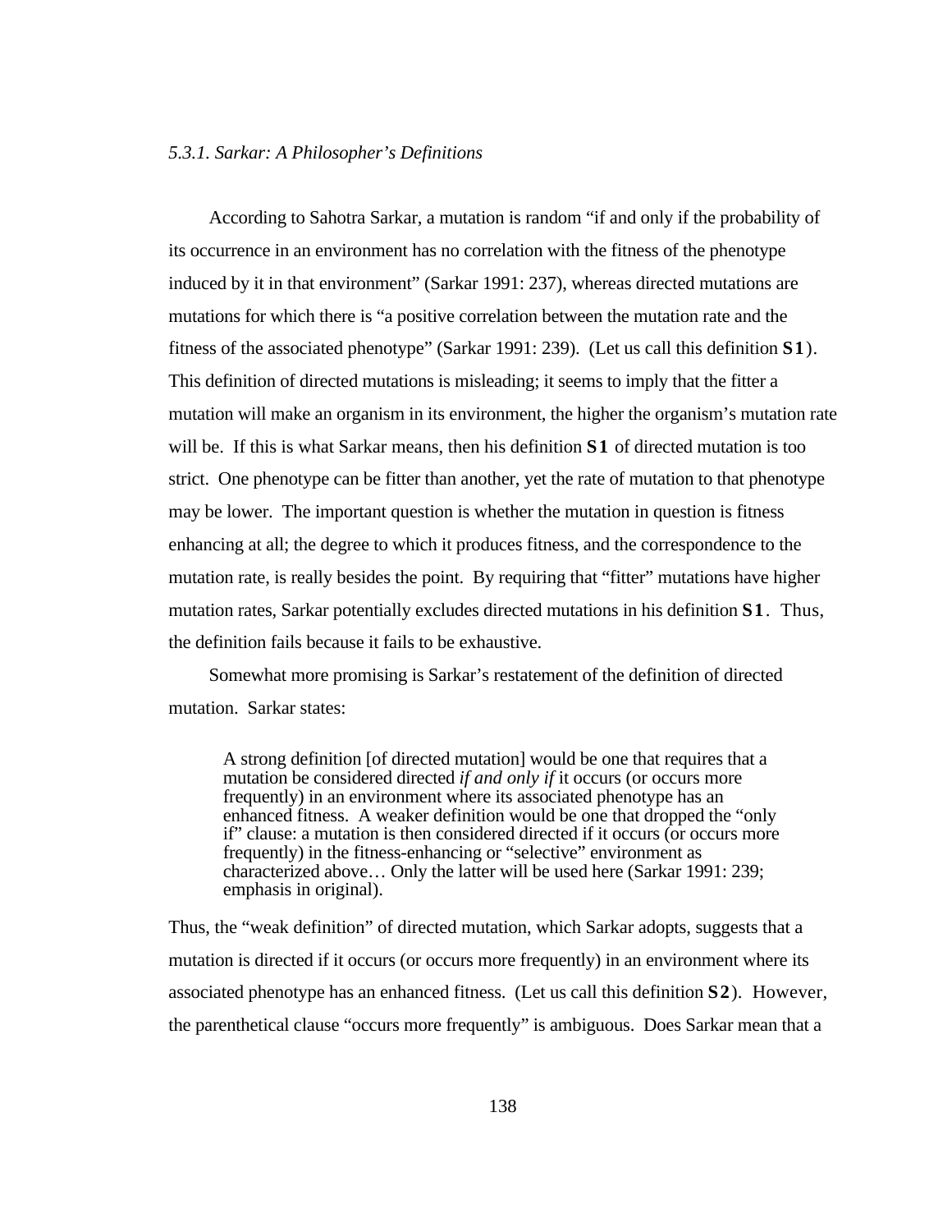*5.3.1. Sarkar: A Philosopher's Definitions*

According to Sahotra Sarkar, a mutation is random "if and only if the probability of its occurrence in an environment has no correlation with the fitness of the phenotype induced by it in that environment" (Sarkar 1991: 237), whereas directed mutations are mutations for which there is "a positive correlation between the mutation rate and the fitness of the associated phenotype" (Sarkar 1991: 239). (Let us call this definition **S1**). This definition of directed mutations is misleading; it seems to imply that the fitter a mutation will make an organism in its environment, the higher the organism's mutation rate will be. If this is what Sarkar means, then his definition **S1** of directed mutation is too strict. One phenotype can be fitter than another, yet the rate of mutation to that phenotype may be lower. The important question is whether the mutation in question is fitness enhancing at all; the degree to which it produces fitness, and the correspondence to the mutation rate, is really besides the point. By requiring that "fitter" mutations have higher mutation rates, Sarkar potentially excludes directed mutations in his definition **S1**. Thus, the definition fails because it fails to be exhaustive.

Somewhat more promising is Sarkar's restatement of the definition of directed mutation. Sarkar states:

> A strong definition [of directed mutation] would be one that requires that a mutation be considered directed *if and only if* it occurs (or occurs more frequently) in an environment where its associated phenotype has an enhanced fitness. A weaker definition would be one that dropped the "only if" clause: a mutation is then considered directed if it occurs (or occurs more frequently) in the fitness-enhancing or "selective" environment as characterized above… Only the latter will be used here (Sarkar 1991: 239; emphasis in original).

Thus, the "weak definition" of directed mutation, which Sarkar adopts, suggests that a mutation is directed if it occurs (or occurs more frequently) in an environment where its associated phenotype has an enhanced fitness. (Let us call this definition **S2**). However, the parenthetical clause "occurs more frequently" is ambiguous. Does Sarkar mean that a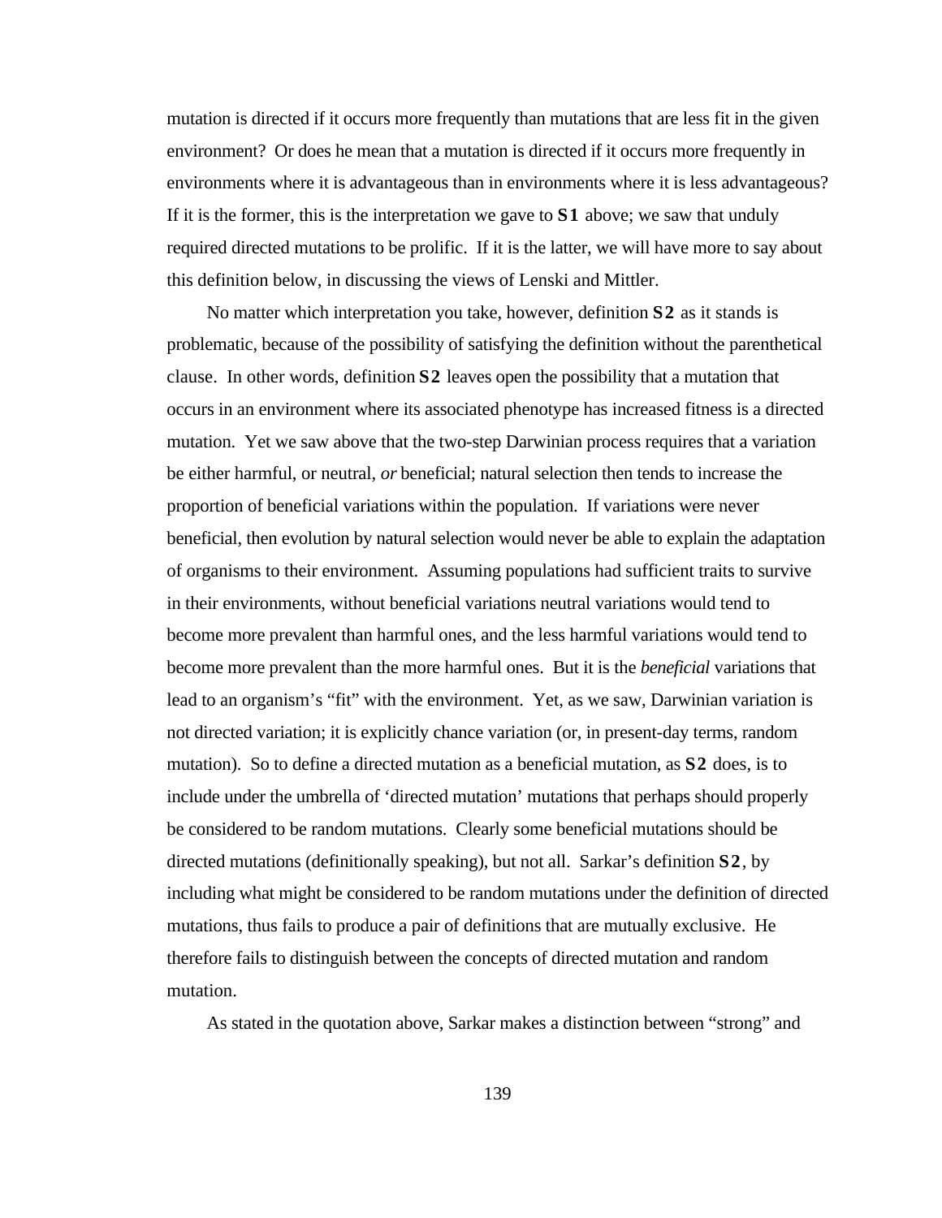mutation is directed if it occurs more frequently than mutations that are less fit in the given environment? Or does he mean that a mutation is directed if it occurs more frequently in environments where it is advantageous than in environments where it is less advantageous? If it is the former, this is the interpretation we gave to **S1** above; we saw that unduly required directed mutations to be prolific. If it is the latter, we will have more to say about this definition below, in discussing the views of Lenski and Mittler.

No matter which interpretation you take, however, definition **S2** as it stands is problematic, because of the possibility of satisfying the definition without the parenthetical clause. In other words, definition **S2** leaves open the possibility that a mutation that occurs in an environment where its associated phenotype has increased fitness is a directed mutation. Yet we saw above that the two-step Darwinian process requires that a variation be either harmful, or neutral, *or* beneficial; natural selection then tends to increase the proportion of beneficial variations within the population. If variations were never beneficial, then evolution by natural selection would never be able to explain the adaptation of organisms to their environment. Assuming populations had sufficient traits to survive in their environments, without beneficial variations neutral variations would tend to become more prevalent than harmful ones, and the less harmful variations would tend to become more prevalent than the more harmful ones. But it is the *beneficial* variations that lead to an organism's "fit" with the environment. Yet, as we saw, Darwinian variation is not directed variation; it is explicitly chance variation (or, in present-day terms, random mutation). So to define a directed mutation as a beneficial mutation, as **S2** does, is to include under the umbrella of 'directed mutation' mutations that perhaps should properly be considered to be random mutations. Clearly some beneficial mutations should be directed mutations (definitionally speaking), but not all. Sarkar's definition **S2**, by including what might be considered to be random mutations under the definition of directed mutations, thus fails to produce a pair of definitions that are mutually exclusive. He therefore fails to distinguish between the concepts of directed mutation and random mutation.

As stated in the quotation above, Sarkar makes a distinction between "strong" and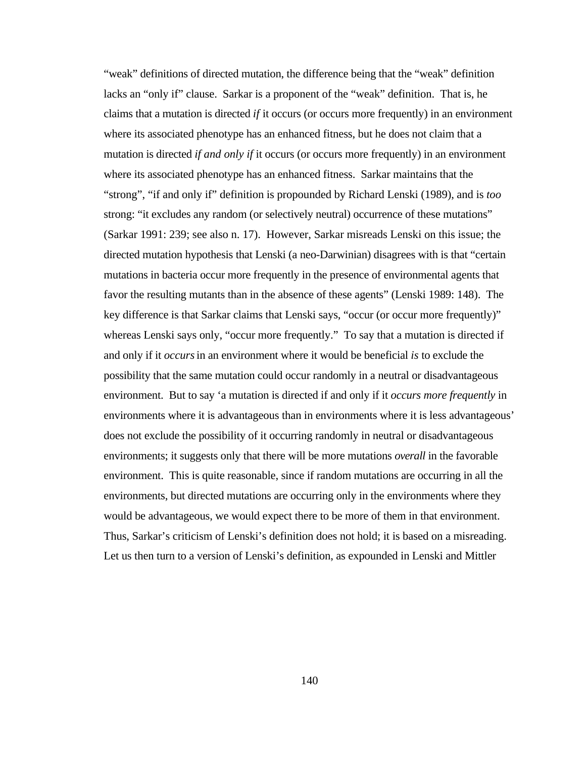"weak" definitions of directed mutation, the difference being that the "weak" definition lacks an "only if" clause. Sarkar is a proponent of the "weak" definition. That is, he claims that a mutation is directed *if* it occurs (or occurs more frequently) in an environment where its associated phenotype has an enhanced fitness, but he does not claim that a mutation is directed *if and only if* it occurs (or occurs more frequently) in an environment where its associated phenotype has an enhanced fitness. Sarkar maintains that the "strong", "if and only if" definition is propounded by Richard Lenski (1989), and is *too* strong: "it excludes any random (or selectively neutral) occurrence of these mutations" (Sarkar 1991: 239; see also n. 17). However, Sarkar misreads Lenski on this issue; the directed mutation hypothesis that Lenski (a neo-Darwinian) disagrees with is that "certain mutations in bacteria occur more frequently in the presence of environmental agents that favor the resulting mutants than in the absence of these agents" (Lenski 1989: 148). The key difference is that Sarkar claims that Lenski says, "occur (or occur more frequently)" whereas Lenski says only, "occur more frequently." To say that a mutation is directed if and only if it *occurs* in an environment where it would be beneficial *is* to exclude the possibility that the same mutation could occur randomly in a neutral or disadvantageous environment. But to say 'a mutation is directed if and only if it *occurs more frequently* in environments where it is advantageous than in environments where it is less advantageous' does not exclude the possibility of it occurring randomly in neutral or disadvantageous environments; it suggests only that there will be more mutations *overall* in the favorable environment. This is quite reasonable, since if random mutations are occurring in all the environments, but directed mutations are occurring only in the environments where they would be advantageous, we would expect there to be more of them in that environment. Thus, Sarkar's criticism of Lenski's definition does not hold; it is based on a misreading. Let us then turn to a version of Lenski's definition, as expounded in Lenski and Mittler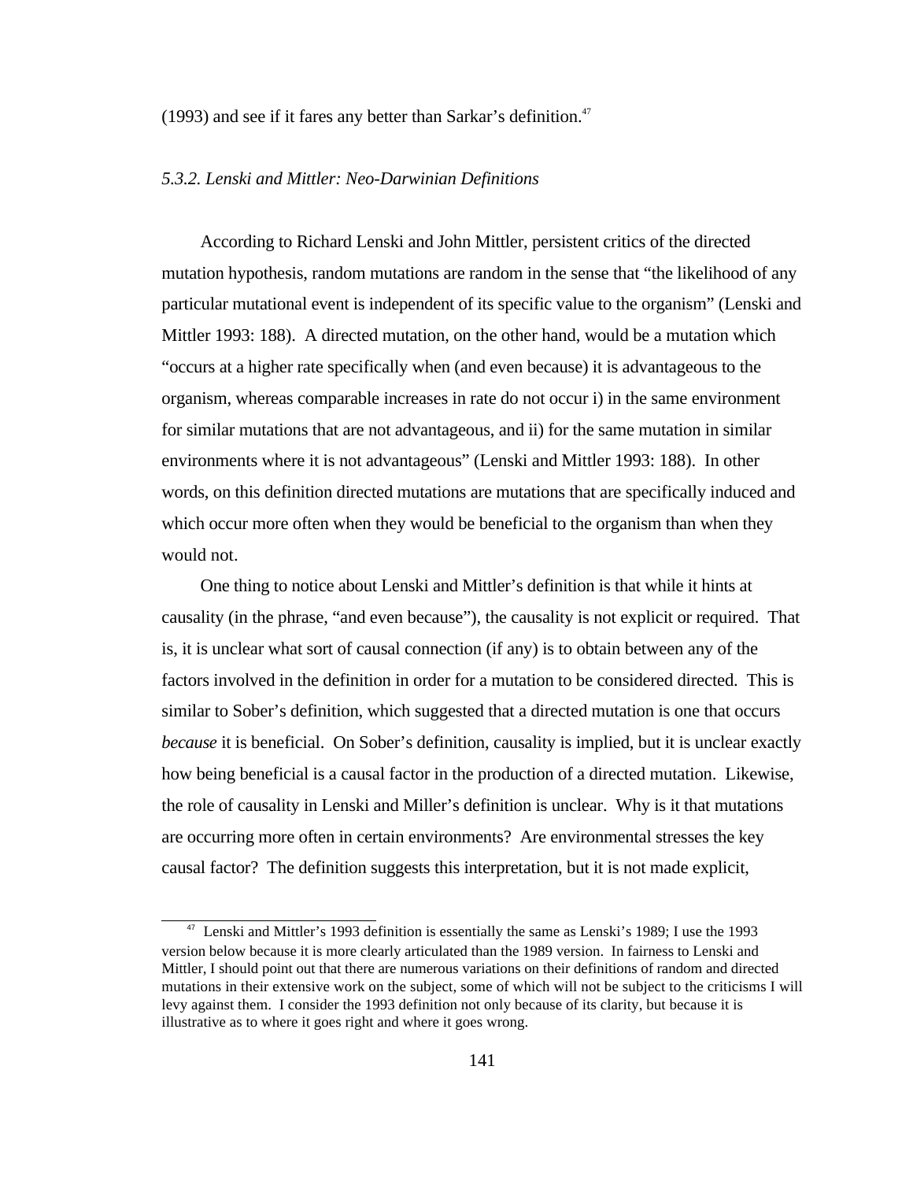(1993) and see if it fares any better than Sarkar's definition.[47]

*5.3.2. Lenski and Mittler: Neo-Darwinian Definitions*

According to Richard Lenski and John Mittler, persistent critics of the directed mutation hypothesis, random mutations are random in the sense that "the likelihood of any particular mutational event is independent of its specific value to the organism" (Lenski and Mittler 1993: 188). A directed mutation, on the other hand, would be a mutation which "occurs at a higher rate specifically when (and even because) it is advantageous to the organism, whereas comparable increases in rate do not occur i) in the same environment for similar mutations that are not advantageous, and ii) for the same mutation in similar environments where it is not advantageous" (Lenski and Mittler 1993: 188). In other words, on this definition directed mutations are mutations that are specifically induced and which occur more often when they would be beneficial to the organism than when they would not.

One thing to notice about Lenski and Mittler's definition is that while it hints at causality (in the phrase, "and even because"), the causality is not explicit or required. That is, it is unclear what sort of causal connection (if any) is to obtain between any of the factors involved in the definition in order for a mutation to be considered directed. This is similar to Sober's definition, which suggested that a directed mutation is one that occurs *because* it is beneficial. On Sober's definition, causality is implied, but it is unclear exactly how being beneficial is a causal factor in the production of a directed mutation. Likewise, the role of causality in Lenski and Miller's definition is unclear. Why is it that mutations are occurring more often in certain environments? Are environmental stresses the key causal factor? The definition suggests this interpretation, but it is not made explicit,

[47] Lenski and Mittler's 1993 definition is essentially the same as Lenski's 1989; I use the 1993 version below because it is more clearly articulated than the 1989 version. In fairness to Lenski and Mittler, I should point out that there are numerous variations on their definitions of random and directed mutations in their extensive work on the subject, some of which will not be subject to the criticisms I will levy against them. I consider the 1993 definition not only because of its clarity, but because it is illustrative as to where it goes right and where it goes wrong.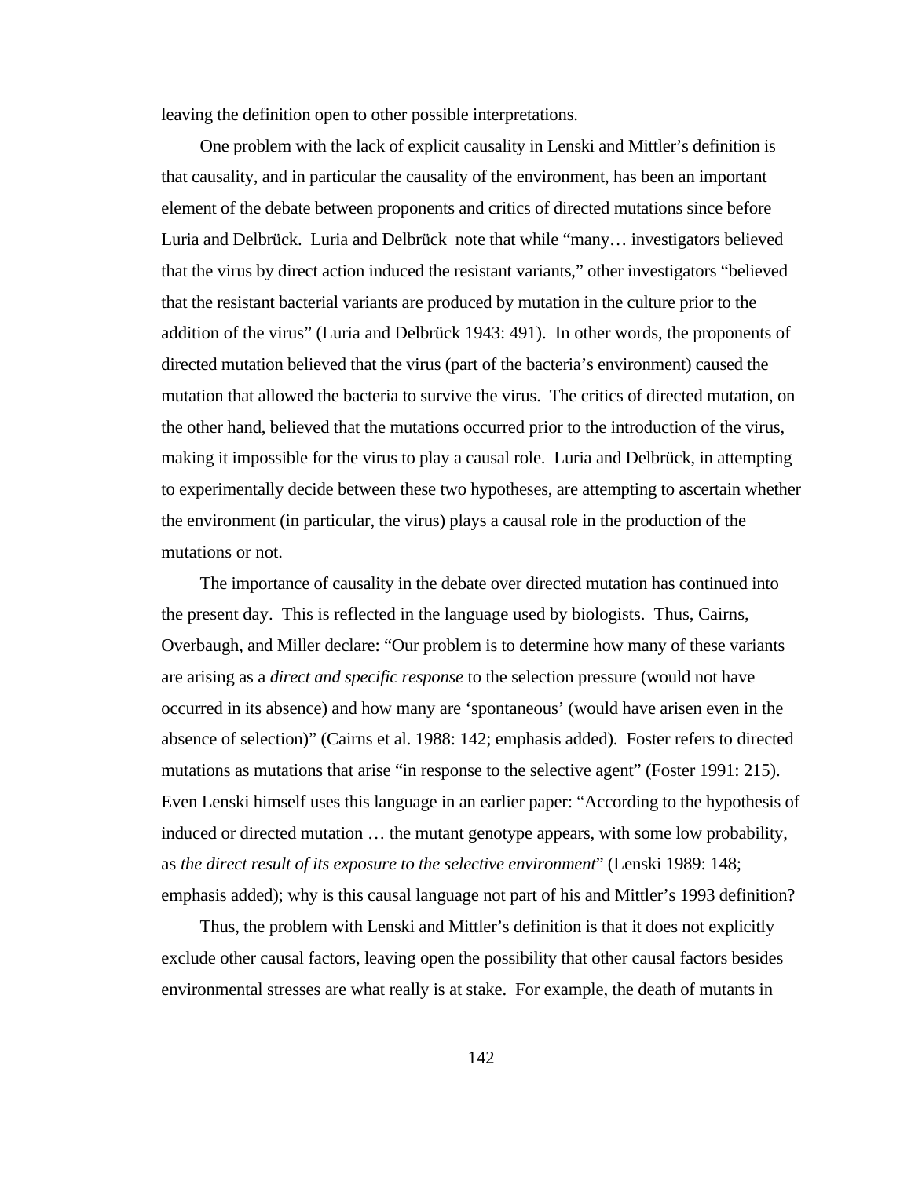leaving the definition open to other possible interpretations.

One problem with the lack of explicit causality in Lenski and Mittler's definition is that causality, and in particular the causality of the environment, has been an important element of the debate between proponents and critics of directed mutations since before Luria and Delbrück. Luria and Delbrück note that while "many… investigators believed that the virus by direct action induced the resistant variants," other investigators "believed that the resistant bacterial variants are produced by mutation in the culture prior to the addition of the virus" (Luria and Delbrück 1943: 491). In other words, the proponents of directed mutation believed that the virus (part of the bacteria's environment) caused the mutation that allowed the bacteria to survive the virus. The critics of directed mutation, on the other hand, believed that the mutations occurred prior to the introduction of the virus, making it impossible for the virus to play a causal role. Luria and Delbrück, in attempting to experimentally decide between these two hypotheses, are attempting to ascertain whether the environment (in particular, the virus) plays a causal role in the production of the mutations or not.

The importance of causality in the debate over directed mutation has continued into the present day. This is reflected in the language used by biologists. Thus, Cairns, Overbaugh, and Miller declare: "Our problem is to determine how many of these variants are arising as a *direct and specific response* to the selection pressure (would not have occurred in its absence) and how many are 'spontaneous' (would have arisen even in the absence of selection)" (Cairns et al. 1988: 142; emphasis added). Foster refers to directed mutations as mutations that arise "in response to the selective agent" (Foster 1991: 215). Even Lenski himself uses this language in an earlier paper: "According to the hypothesis of induced or directed mutation … the mutant genotype appears, with some low probability, as *the direct result of its exposure to the selective environment*" (Lenski 1989: 148; emphasis added); why is this causal language not part of his and Mittler's 1993 definition?

Thus, the problem with Lenski and Mittler's definition is that it does not explicitly exclude other causal factors, leaving open the possibility that other causal factors besides environmental stresses are what really is at stake. For example, the death of mutants in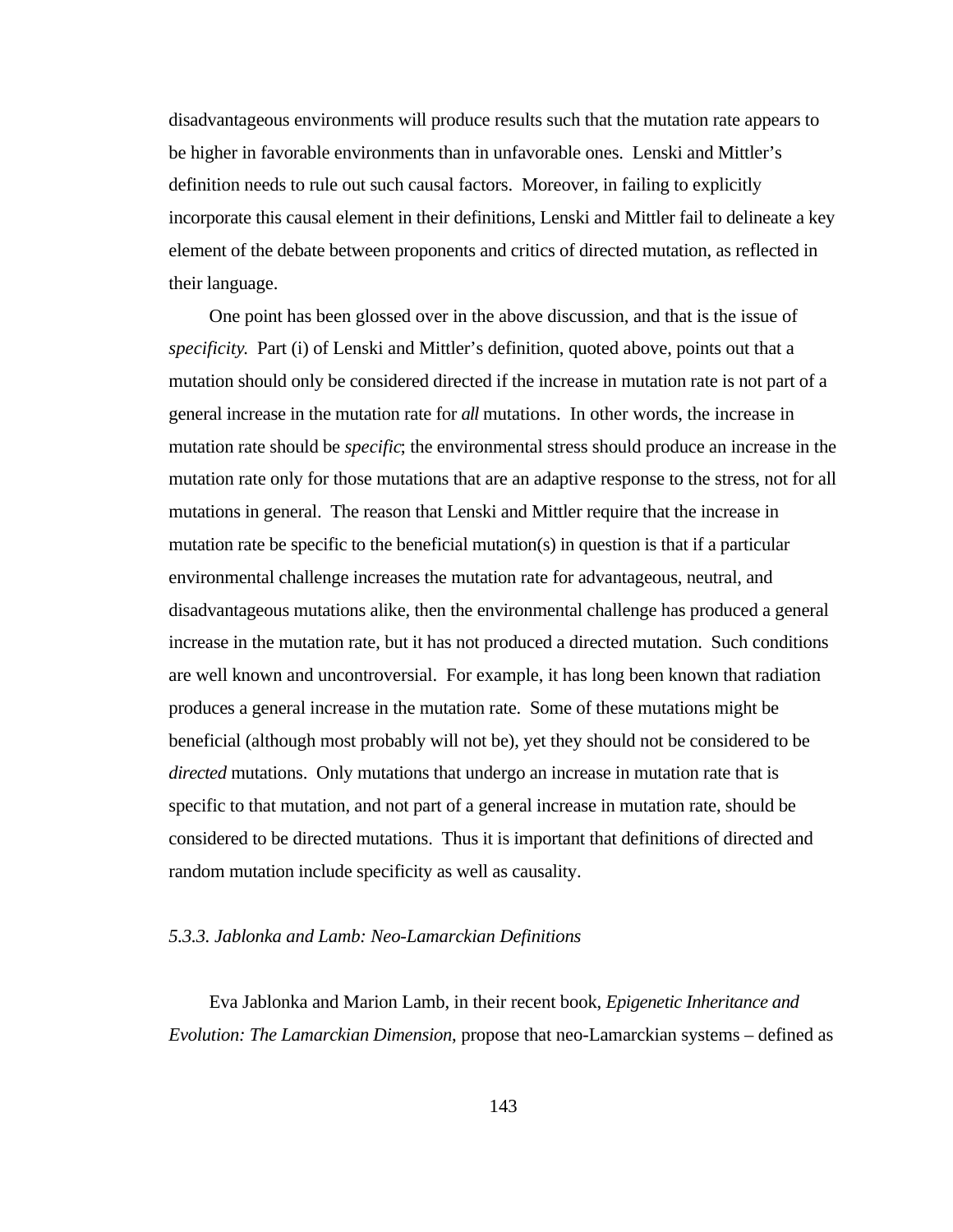disadvantageous environments will produce results such that the mutation rate appears to be higher in favorable environments than in unfavorable ones. Lenski and Mittler's definition needs to rule out such causal factors. Moreover, in failing to explicitly incorporate this causal element in their definitions, Lenski and Mittler fail to delineate a key element of the debate between proponents and critics of directed mutation, as reflected in their language.

One point has been glossed over in the above discussion, and that is the issue of *specificity*. Part (i) of Lenski and Mittler's definition, quoted above, points out that a mutation should only be considered directed if the increase in mutation rate is not part of a general increase in the mutation rate for *all* mutations. In other words, the increase in mutation rate should be *specific*; the environmental stress should produce an increase in the mutation rate only for those mutations that are an adaptive response to the stress, not for all mutations in general. The reason that Lenski and Mittler require that the increase in mutation rate be specific to the beneficial mutation(s) in question is that if a particular environmental challenge increases the mutation rate for advantageous, neutral, and disadvantageous mutations alike, then the environmental challenge has produced a general increase in the mutation rate, but it has not produced a directed mutation. Such conditions are well known and uncontroversial. For example, it has long been known that radiation produces a general increase in the mutation rate. Some of these mutations might be beneficial (although most probably will not be), yet they should not be considered to be *directed* mutations. Only mutations that undergo an increase in mutation rate that is specific to that mutation, and not part of a general increase in mutation rate, should be considered to be directed mutations. Thus it is important that definitions of directed and random mutation include specificity as well as causality.

### *5.3.3. Jablonka and Lamb: Neo-Lamarckian Definitions*

Eva Jablonka and Marion Lamb, in their recent book, *Epigenetic Inheritance and Evolution: The Lamarckian Dimension*, propose that neo-Lamarckian systems – defined as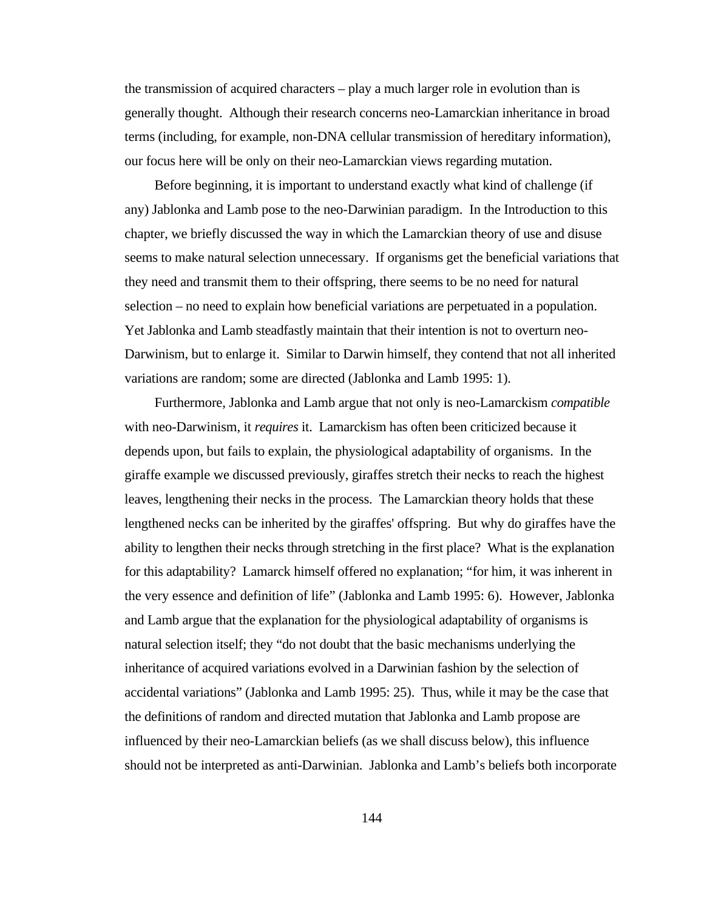the transmission of acquired characters – play a much larger role in evolution than is generally thought. Although their research concerns neo-Lamarckian inheritance in broad terms (including, for example, non-DNA cellular transmission of hereditary information), our focus here will be only on their neo-Lamarckian views regarding mutation.

Before beginning, it is important to understand exactly what kind of challenge (if any) Jablonka and Lamb pose to the neo-Darwinian paradigm. In the Introduction to this chapter, we briefly discussed the way in which the Lamarckian theory of use and disuse seems to make natural selection unnecessary. If organisms get the beneficial variations that they need and transmit them to their offspring, there seems to be no need for natural selection – no need to explain how beneficial variations are perpetuated in a population. Yet Jablonka and Lamb steadfastly maintain that their intention is not to overturn neo-Darwinism, but to enlarge it. Similar to Darwin himself, they contend that not all inherited variations are random; some are directed (Jablonka and Lamb 1995: 1).

Furthermore, Jablonka and Lamb argue that not only is neo-Lamarckism *compatible* with neo-Darwinism, it *requires* it. Lamarckism has often been criticized because it depends upon, but fails to explain, the physiological adaptability of organisms. In the giraffe example we discussed previously, giraffes stretch their necks to reach the highest leaves, lengthening their necks in the process. The Lamarckian theory holds that these lengthened necks can be inherited by the giraffes' offspring. But why do giraffes have the ability to lengthen their necks through stretching in the first place? What is the explanation for this adaptability? Lamarck himself offered no explanation; "for him, it was inherent in the very essence and definition of life" (Jablonka and Lamb 1995: 6). However, Jablonka and Lamb argue that the explanation for the physiological adaptability of organisms is natural selection itself; they "do not doubt that the basic mechanisms underlying the inheritance of acquired variations evolved in a Darwinian fashion by the selection of accidental variations" (Jablonka and Lamb 1995: 25). Thus, while it may be the case that the definitions of random and directed mutation that Jablonka and Lamb propose are influenced by their neo-Lamarckian beliefs (as we shall discuss below), this influence should not be interpreted as anti-Darwinian. Jablonka and Lamb's beliefs both incorporate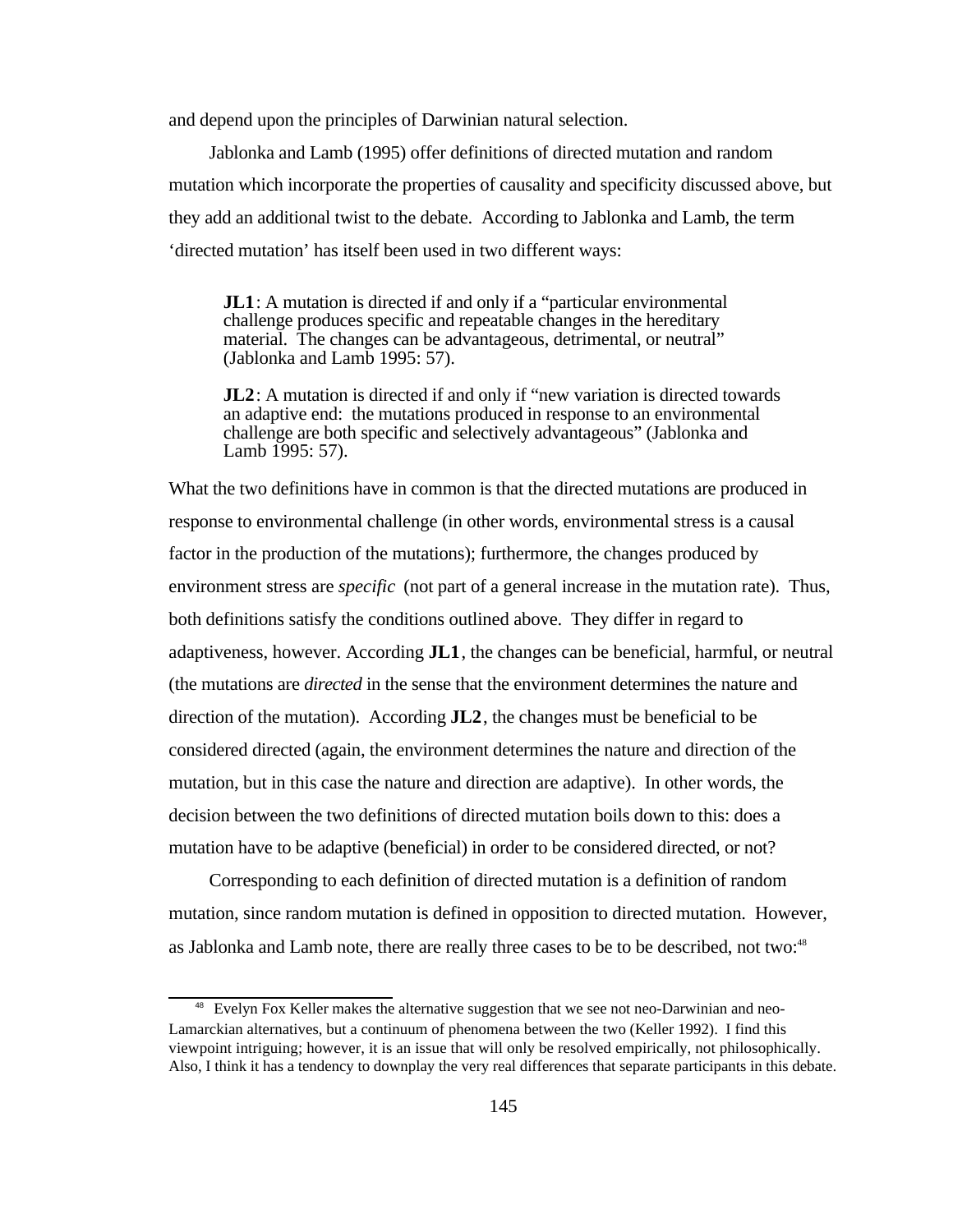and depend upon the principles of Darwinian natural selection.

Jablonka and Lamb (1995) offer definitions of directed mutation and random mutation which incorporate the properties of causality and specificity discussed above, but they add an additional twist to the debate. According to Jablonka and Lamb, the term 'directed mutation' has itself been used in two different ways:

> **JL1**: A mutation is directed if and only if a "particular environmental challenge produces specific and repeatable changes in the hereditary material. The changes can be advantageous, detrimental, or neutral" (Jablonka and Lamb 1995: 57).
>
> **JL2**: A mutation is directed if and only if "new variation is directed towards an adaptive end: the mutations produced in response to an environmental challenge are both specific and selectively advantageous" (Jablonka and Lamb 1995: 57).

What the two definitions have in common is that the directed mutations are produced in response to environmental challenge (in other words, environmental stress is a causal factor in the production of the mutations); furthermore, the changes produced by environment stress are *specific* (not part of a general increase in the mutation rate). Thus, both definitions satisfy the conditions outlined above. They differ in regard to adaptiveness, however. According **JL1**, the changes can be beneficial, harmful, or neutral (the mutations are *directed* in the sense that the environment determines the nature and direction of the mutation). According **JL2**, the changes must be beneficial to be considered directed (again, the environment determines the nature and direction of the mutation, but in this case the nature and direction are adaptive). In other words, the decision between the two definitions of directed mutation boils down to this: does a mutation have to be adaptive (beneficial) in order to be considered directed, or not?

Corresponding to each definition of directed mutation is a definition of random mutation, since random mutation is defined in opposition to directed mutation. However, as Jablonka and Lamb note, there are really three cases to be to be described, not two:[48]

[48] Evelyn Fox Keller makes the alternative suggestion that we see not neo-Darwinian and neo-Lamarckian alternatives, but a continuum of phenomena between the two (Keller 1992). I find this viewpoint intriguing; however, it is an issue that will only be resolved empirically, not philosophically. Also, I think it has a tendency to downplay the very real differences that separate participants in this debate.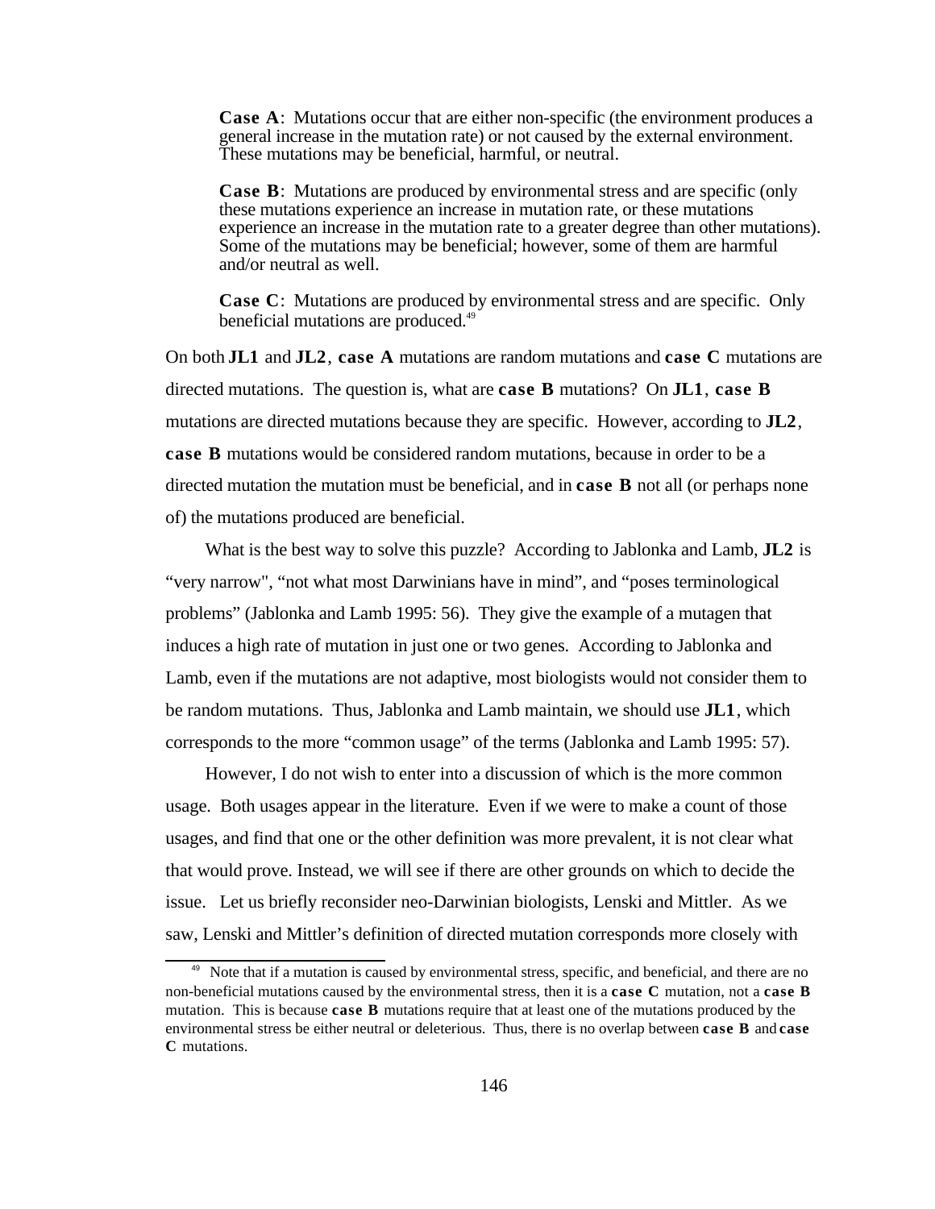> **Case A**: Mutations occur that are either non-specific (the environment produces a general increase in the mutation rate) or not caused by the external environment. These mutations may be beneficial, harmful, or neutral.
>
> **Case B**: Mutations are produced by environmental stress and are specific (only these mutations experience an increase in mutation rate, or these mutations experience an increase in the mutation rate to a greater degree than other mutations). Some of the mutations may be beneficial; however, some of them are harmful and/or neutral as well.
>
> **Case C**: Mutations are produced by environmental stress and are specific. Only beneficial mutations are produced.[49]

On both **JL1** and **JL2**, **case A** mutations are random mutations and **case C** mutations are directed mutations. The question is, what are **case B** mutations? On **JL1**, **case B** mutations are directed mutations because they are specific. However, according to **JL2**, **case B** mutations would be considered random mutations, because in order to be a directed mutation the mutation must be beneficial, and in **case B** not all (or perhaps none of) the mutations produced are beneficial.

What is the best way to solve this puzzle? According to Jablonka and Lamb, **JL2** is "very narrow", "not what most Darwinians have in mind", and "poses terminological problems" (Jablonka and Lamb 1995: 56). They give the example of a mutagen that induces a high rate of mutation in just one or two genes. According to Jablonka and Lamb, even if the mutations are not adaptive, most biologists would not consider them to be random mutations. Thus, Jablonka and Lamb maintain, we should use **JL1**, which corresponds to the more "common usage" of the terms (Jablonka and Lamb 1995: 57).

However, I do not wish to enter into a discussion of which is the more common usage. Both usages appear in the literature. Even if we were to make a count of those usages, and find that one or the other definition was more prevalent, it is not clear what that would prove. Instead, we will see if there are other grounds on which to decide the issue. Let us briefly reconsider neo-Darwinian biologists, Lenski and Mittler. As we saw, Lenski and Mittler's definition of directed mutation corresponds more closely with

---

[49] Note that if a mutation is caused by environmental stress, specific, and beneficial, and there are no non-beneficial mutations caused by the environmental stress, then it is a **case C** mutation, not a **case B** mutation. This is because **case B** mutations require that at least one of the mutations produced by the environmental stress be either neutral or deleterious. Thus, there is no overlap between **case B** and **case C** mutations.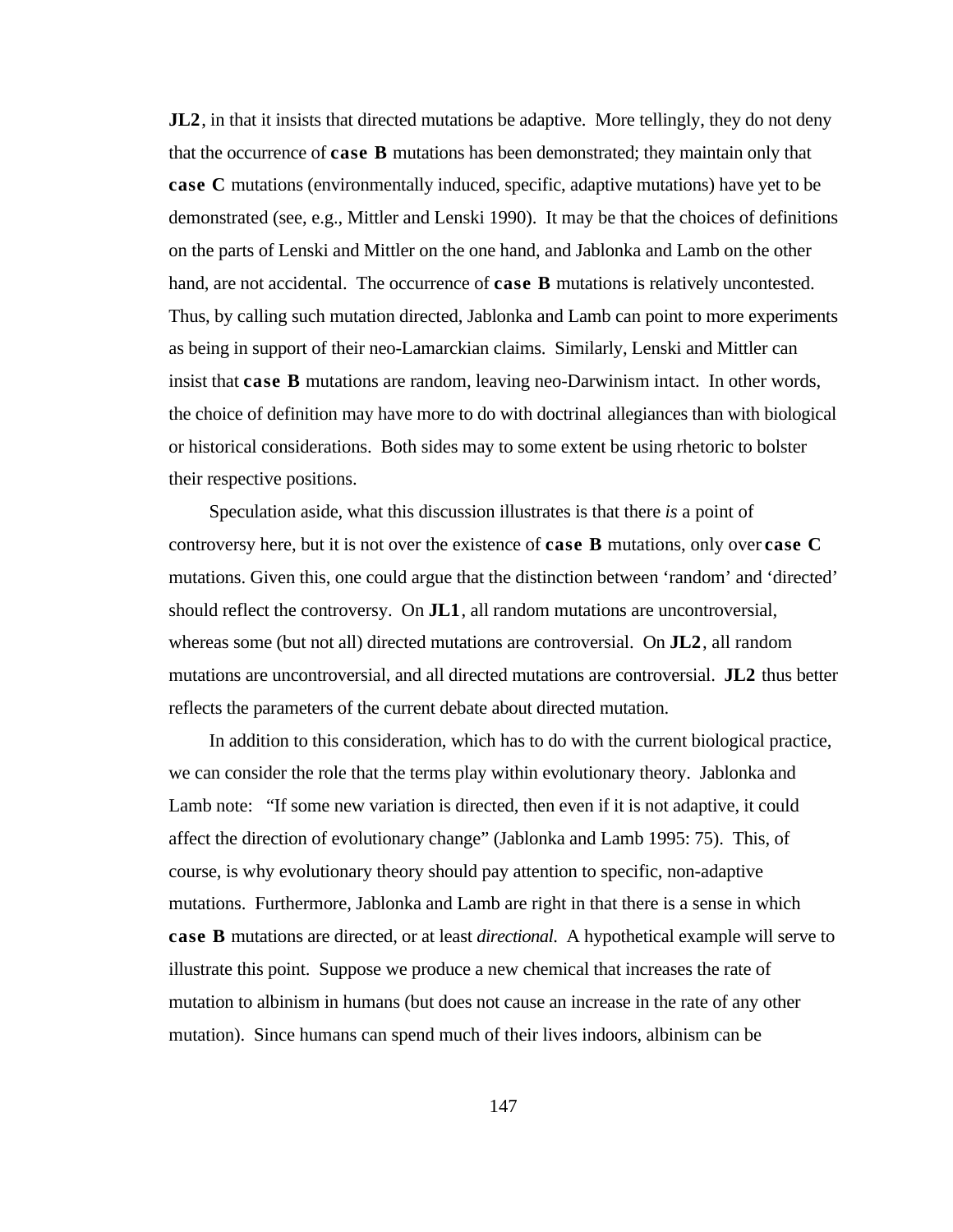**JL2**, in that it insists that directed mutations be adaptive. More tellingly, they do not deny that the occurrence of **case B** mutations has been demonstrated; they maintain only that **case C** mutations (environmentally induced, specific, adaptive mutations) have yet to be demonstrated (see, e.g., Mittler and Lenski 1990). It may be that the choices of definitions on the parts of Lenski and Mittler on the one hand, and Jablonka and Lamb on the other hand, are not accidental. The occurrence of **case B** mutations is relatively uncontested. Thus, by calling such mutation directed, Jablonka and Lamb can point to more experiments as being in support of their neo-Lamarckian claims. Similarly, Lenski and Mittler can insist that **case B** mutations are random, leaving neo-Darwinism intact. In other words, the choice of definition may have more to do with doctrinal allegiances than with biological or historical considerations. Both sides may to some extent be using rhetoric to bolster their respective positions.

Speculation aside, what this discussion illustrates is that there *is* a point of controversy here, but it is not over the existence of **case B** mutations, only over **case C** mutations. Given this, one could argue that the distinction between 'random' and 'directed' should reflect the controversy. On **JL1**, all random mutations are uncontroversial, whereas some (but not all) directed mutations are controversial. On **JL2**, all random mutations are uncontroversial, and all directed mutations are controversial. **JL2** thus better reflects the parameters of the current debate about directed mutation.

In addition to this consideration, which has to do with the current biological practice, we can consider the role that the terms play within evolutionary theory. Jablonka and Lamb note: "If some new variation is directed, then even if it is not adaptive, it could affect the direction of evolutionary change" (Jablonka and Lamb 1995: 75). This, of course, is why evolutionary theory should pay attention to specific, non-adaptive mutations. Furthermore, Jablonka and Lamb are right in that there is a sense in which **case B** mutations are directed, or at least *directional.* A hypothetical example will serve to illustrate this point. Suppose we produce a new chemical that increases the rate of mutation to albinism in humans (but does not cause an increase in the rate of any other mutation). Since humans can spend much of their lives indoors, albinism can be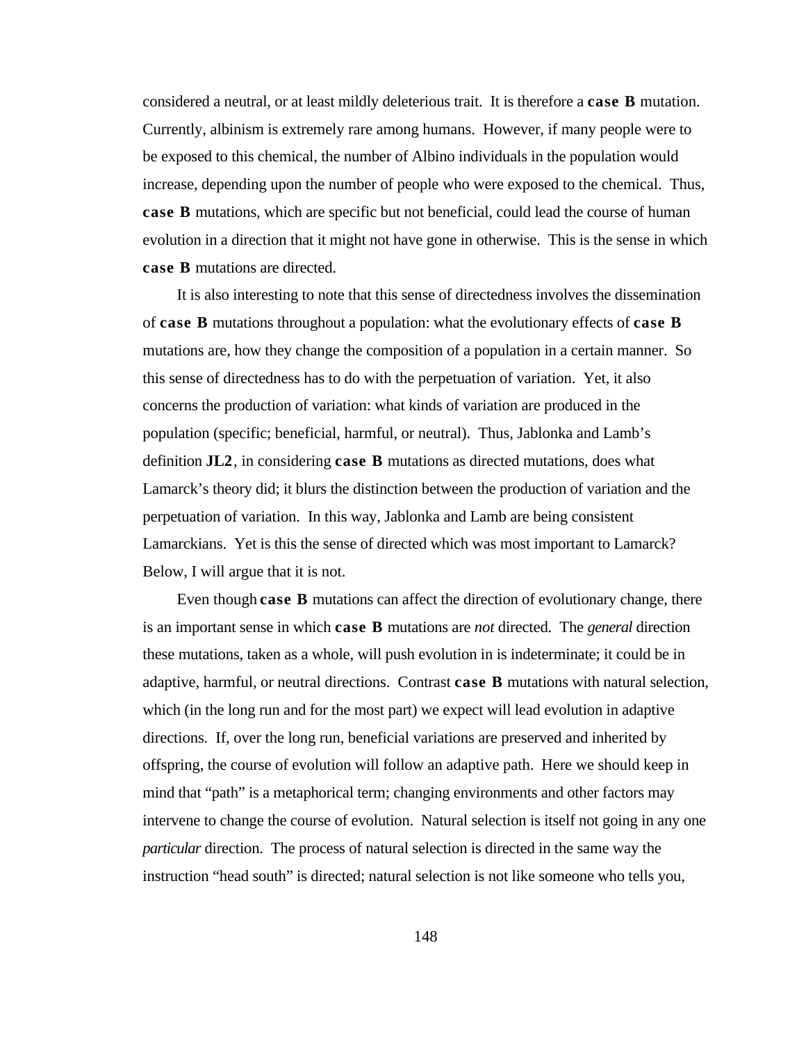considered a neutral, or at least mildly deleterious trait. It is therefore a **case B** mutation. Currently, albinism is extremely rare among humans. However, if many people were to be exposed to this chemical, the number of Albino individuals in the population would increase, depending upon the number of people who were exposed to the chemical. Thus, **case B** mutations, which are specific but not beneficial, could lead the course of human evolution in a direction that it might not have gone in otherwise. This is the sense in which **case B** mutations are directed.

It is also interesting to note that this sense of directedness involves the dissemination of **case B** mutations throughout a population: what the evolutionary effects of **case B** mutations are, how they change the composition of a population in a certain manner. So this sense of directedness has to do with the perpetuation of variation. Yet, it also concerns the production of variation: what kinds of variation are produced in the population (specific; beneficial, harmful, or neutral). Thus, Jablonka and Lamb's definition **JL2**, in considering **case B** mutations as directed mutations, does what Lamarck's theory did; it blurs the distinction between the production of variation and the perpetuation of variation. In this way, Jablonka and Lamb are being consistent Lamarckians. Yet is this the sense of directed which was most important to Lamarck? Below, I will argue that it is not.

Even though **case B** mutations can affect the direction of evolutionary change, there is an important sense in which **case B** mutations are *not* directed. The *general* direction these mutations, taken as a whole, will push evolution in is indeterminate; it could be in adaptive, harmful, or neutral directions. Contrast **case B** mutations with natural selection, which (in the long run and for the most part) we expect will lead evolution in adaptive directions. If, over the long run, beneficial variations are preserved and inherited by offspring, the course of evolution will follow an adaptive path. Here we should keep in mind that "path" is a metaphorical term; changing environments and other factors may intervene to change the course of evolution. Natural selection is itself not going in any one *particular* direction. The process of natural selection is directed in the same way the instruction "head south" is directed; natural selection is not like someone who tells you,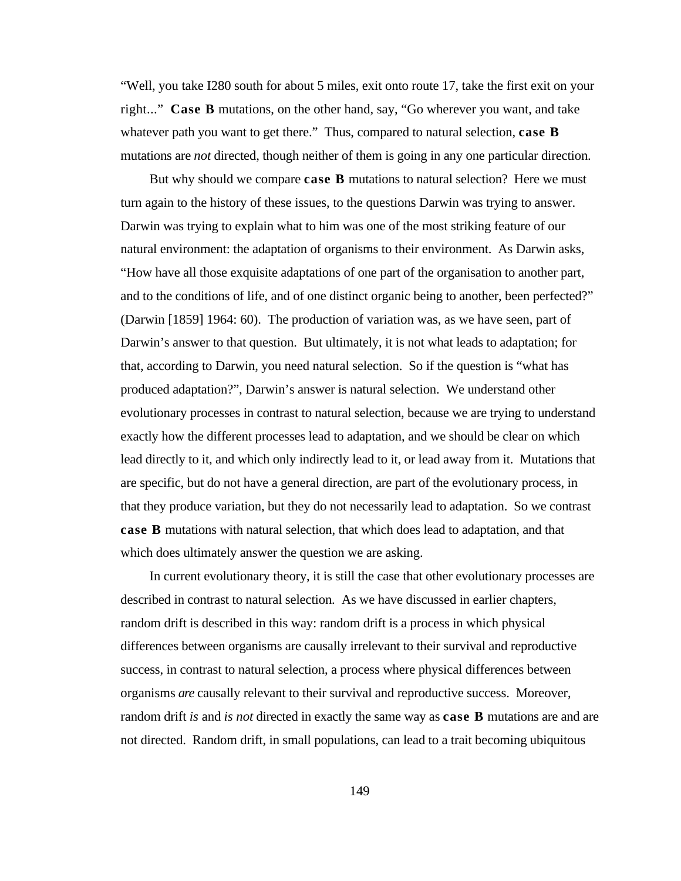"Well, you take I280 south for about 5 miles, exit onto route 17, take the first exit on your right..." **Case B** mutations, on the other hand, say, "Go wherever you want, and take whatever path you want to get there." Thus, compared to natural selection, **case B** mutations are *not* directed, though neither of them is going in any one particular direction.

But why should we compare **case B** mutations to natural selection? Here we must turn again to the history of these issues, to the questions Darwin was trying to answer. Darwin was trying to explain what to him was one of the most striking feature of our natural environment: the adaptation of organisms to their environment. As Darwin asks, "How have all those exquisite adaptations of one part of the organisation to another part, and to the conditions of life, and of one distinct organic being to another, been perfected?" (Darwin [1859] 1964: 60). The production of variation was, as we have seen, part of Darwin's answer to that question. But ultimately, it is not what leads to adaptation; for that, according to Darwin, you need natural selection. So if the question is "what has produced adaptation?", Darwin's answer is natural selection. We understand other evolutionary processes in contrast to natural selection, because we are trying to understand exactly how the different processes lead to adaptation, and we should be clear on which lead directly to it, and which only indirectly lead to it, or lead away from it. Mutations that are specific, but do not have a general direction, are part of the evolutionary process, in that they produce variation, but they do not necessarily lead to adaptation. So we contrast **case B** mutations with natural selection, that which does lead to adaptation, and that which does ultimately answer the question we are asking.

In current evolutionary theory, it is still the case that other evolutionary processes are described in contrast to natural selection. As we have discussed in earlier chapters, random drift is described in this way: random drift is a process in which physical differences between organisms are causally irrelevant to their survival and reproductive success, in contrast to natural selection, a process where physical differences between organisms *are* causally relevant to their survival and reproductive success. Moreover, random drift *is* and *is not* directed in exactly the same way as **case B** mutations are and are not directed. Random drift, in small populations, can lead to a trait becoming ubiquitous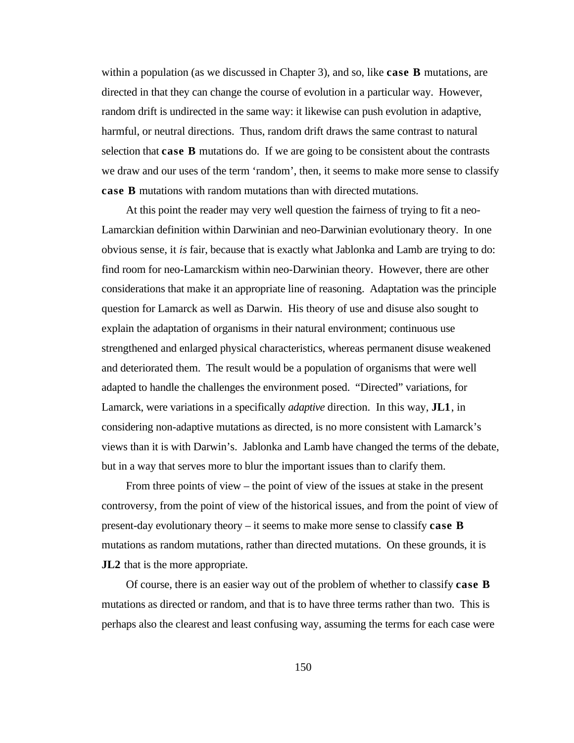within a population (as we discussed in Chapter 3), and so, like **case B** mutations, are directed in that they can change the course of evolution in a particular way. However, random drift is undirected in the same way: it likewise can push evolution in adaptive, harmful, or neutral directions. Thus, random drift draws the same contrast to natural selection that **case B** mutations do. If we are going to be consistent about the contrasts we draw and our uses of the term ‘random’, then, it seems to make more sense to classify **case B** mutations with random mutations than with directed mutations.

At this point the reader may very well question the fairness of trying to fit a neo-Lamarckian definition within Darwinian and neo-Darwinian evolutionary theory. In one obvious sense, it *is* fair, because that is exactly what Jablonka and Lamb are trying to do: find room for neo-Lamarckism within neo-Darwinian theory. However, there are other considerations that make it an appropriate line of reasoning. Adaptation was the principle question for Lamarck as well as Darwin. His theory of use and disuse also sought to explain the adaptation of organisms in their natural environment; continuous use strengthened and enlarged physical characteristics, whereas permanent disuse weakened and deteriorated them. The result would be a population of organisms that were well adapted to handle the challenges the environment posed. “Directed” variations, for Lamarck, were variations in a specifically *adaptive* direction. In this way, **JL1**, in considering non-adaptive mutations as directed, is no more consistent with Lamarck’s views than it is with Darwin’s. Jablonka and Lamb have changed the terms of the debate, but in a way that serves more to blur the important issues than to clarify them.

From three points of view – the point of view of the issues at stake in the present controversy, from the point of view of the historical issues, and from the point of view of present-day evolutionary theory – it seems to make more sense to classify **case B** mutations as random mutations, rather than directed mutations. On these grounds, it is **JL2** that is the more appropriate.

Of course, there is an easier way out of the problem of whether to classify **case B** mutations as directed or random, and that is to have three terms rather than two. This is perhaps also the clearest and least confusing way, assuming the terms for each case were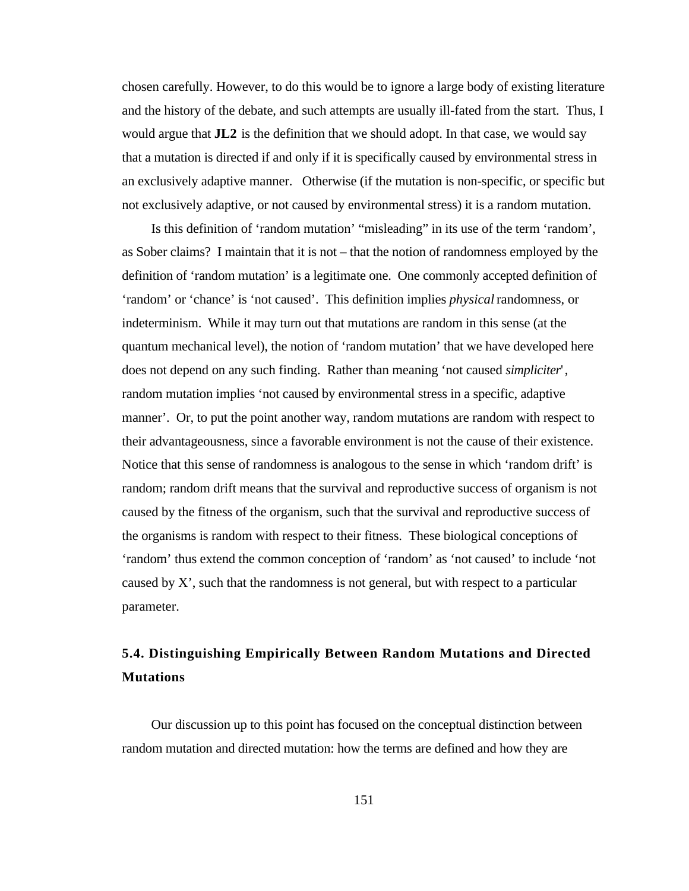chosen carefully. However, to do this would be to ignore a large body of existing literature and the history of the debate, and such attempts are usually ill-fated from the start. Thus, I would argue that **JL2** is the definition that we should adopt. In that case, we would say that a mutation is directed if and only if it is specifically caused by environmental stress in an exclusively adaptive manner. Otherwise (if the mutation is non-specific, or specific but not exclusively adaptive, or not caused by environmental stress) it is a random mutation.

Is this definition of 'random mutation' "misleading" in its use of the term 'random', as Sober claims? I maintain that it is not – that the notion of randomness employed by the definition of 'random mutation' is a legitimate one. One commonly accepted definition of 'random' or 'chance' is 'not caused'. This definition implies *physical* randomness, or indeterminism. While it may turn out that mutations are random in this sense (at the quantum mechanical level), the notion of 'random mutation' that we have developed here does not depend on any such finding. Rather than meaning 'not caused *simpliciter*', random mutation implies 'not caused by environmental stress in a specific, adaptive manner'. Or, to put the point another way, random mutations are random with respect to their advantageousness, since a favorable environment is not the cause of their existence. Notice that this sense of randomness is analogous to the sense in which 'random drift' is random; random drift means that the survival and reproductive success of organism is not caused by the fitness of the organism, such that the survival and reproductive success of the organisms is random with respect to their fitness. These biological conceptions of 'random' thus extend the common conception of 'random' as 'not caused' to include 'not caused by X', such that the randomness is not general, but with respect to a particular parameter.

## 5.4. Distinguishing Empirically Between Random Mutations and Directed Mutations

Our discussion up to this point has focused on the conceptual distinction between random mutation and directed mutation: how the terms are defined and how they are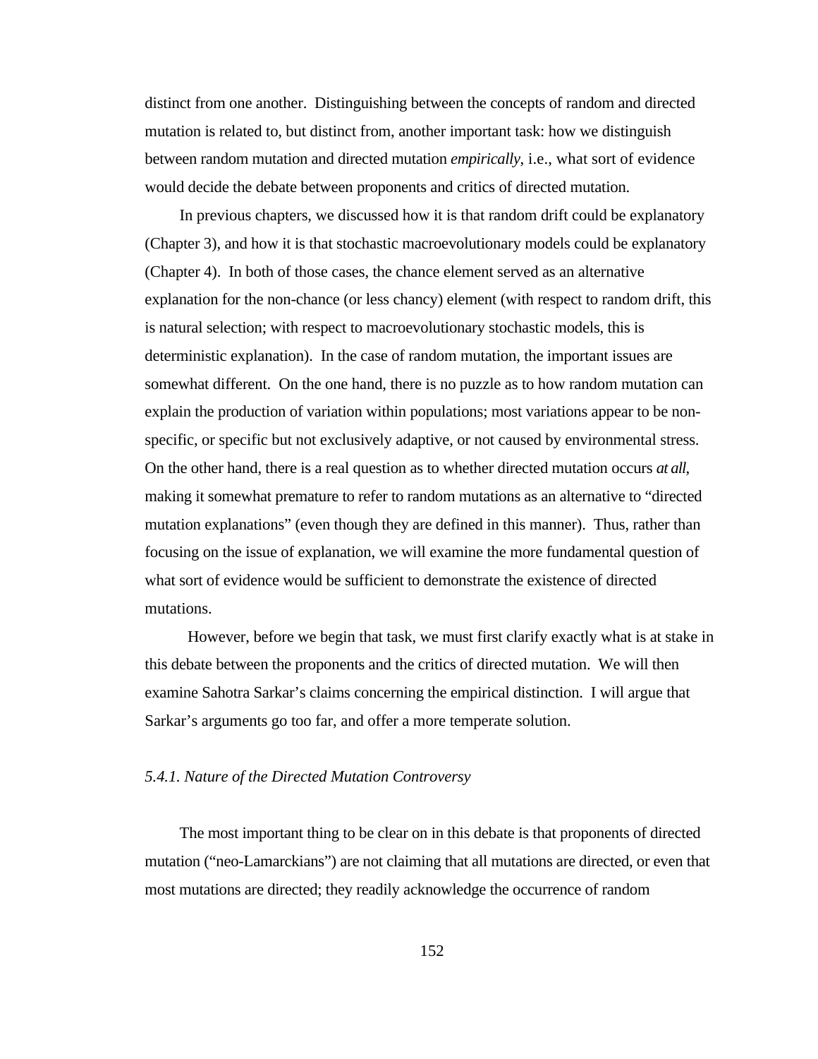distinct from one another. Distinguishing between the concepts of random and directed mutation is related to, but distinct from, another important task: how we distinguish between random mutation and directed mutation *empirically*, i.e., what sort of evidence would decide the debate between proponents and critics of directed mutation.

In previous chapters, we discussed how it is that random drift could be explanatory (Chapter 3), and how it is that stochastic macroevolutionary models could be explanatory (Chapter 4). In both of those cases, the chance element served as an alternative explanation for the non-chance (or less chancy) element (with respect to random drift, this is natural selection; with respect to macroevolutionary stochastic models, this is deterministic explanation). In the case of random mutation, the important issues are somewhat different. On the one hand, there is no puzzle as to how random mutation can explain the production of variation within populations; most variations appear to be non-specific, or specific but not exclusively adaptive, or not caused by environmental stress. On the other hand, there is a real question as to whether directed mutation occurs *at all*, making it somewhat premature to refer to random mutations as an alternative to "directed mutation explanations" (even though they are defined in this manner). Thus, rather than focusing on the issue of explanation, we will examine the more fundamental question of what sort of evidence would be sufficient to demonstrate the existence of directed mutations.

However, before we begin that task, we must first clarify exactly what is at stake in this debate between the proponents and the critics of directed mutation. We will then examine Sahotra Sarkar's claims concerning the empirical distinction. I will argue that Sarkar's arguments go too far, and offer a more temperate solution.

### *5.4.1. Nature of the Directed Mutation Controversy*

The most important thing to be clear on in this debate is that proponents of directed mutation ("neo-Lamarckians") are not claiming that all mutations are directed, or even that most mutations are directed; they readily acknowledge the occurrence of random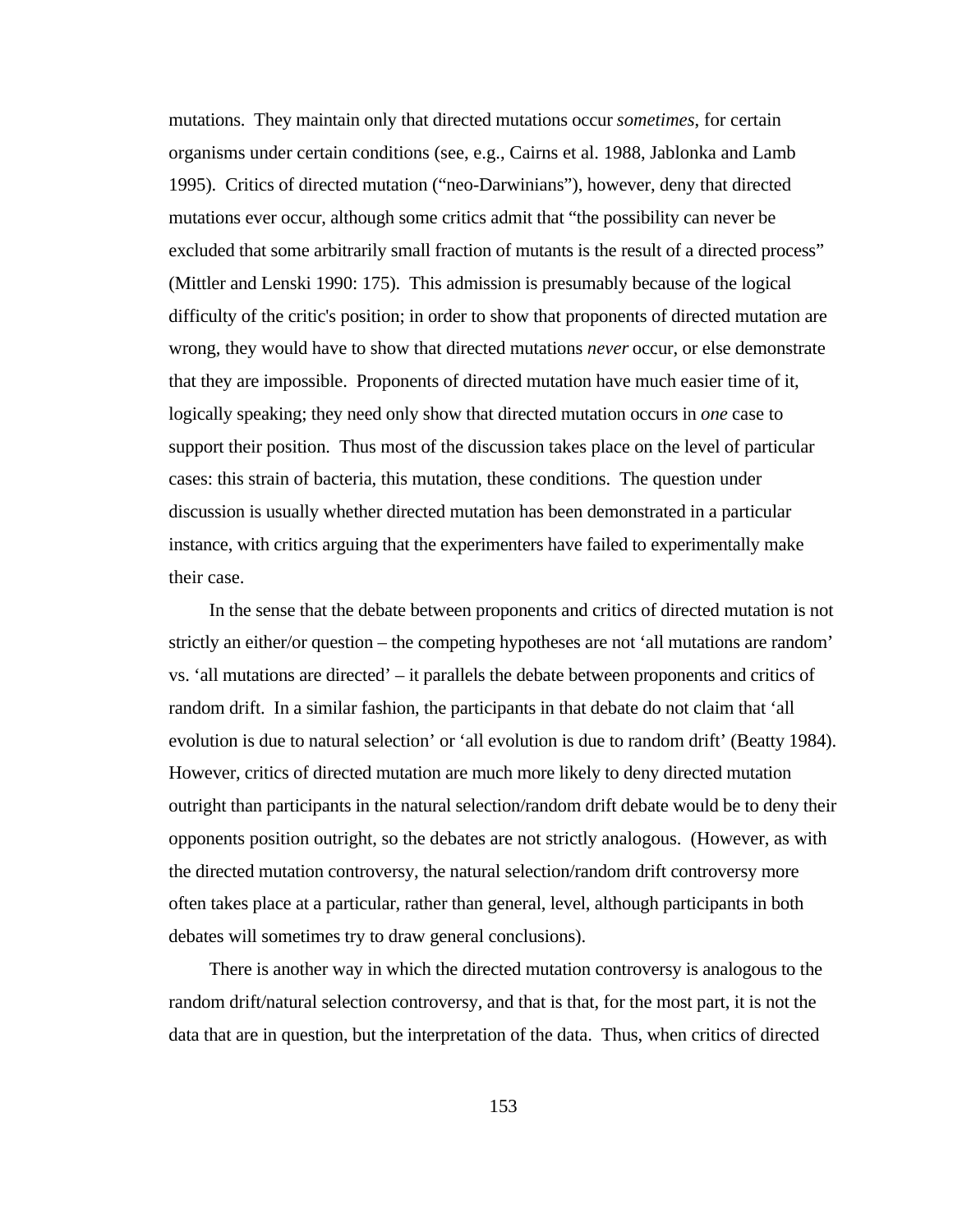mutations. They maintain only that directed mutations occur *sometimes*, for certain organisms under certain conditions (see, e.g., Cairns et al. 1988, Jablonka and Lamb 1995). Critics of directed mutation ("neo-Darwinians"), however, deny that directed mutations ever occur, although some critics admit that "the possibility can never be excluded that some arbitrarily small fraction of mutants is the result of a directed process" (Mittler and Lenski 1990: 175). This admission is presumably because of the logical difficulty of the critic's position; in order to show that proponents of directed mutation are wrong, they would have to show that directed mutations *never* occur, or else demonstrate that they are impossible. Proponents of directed mutation have much easier time of it, logically speaking; they need only show that directed mutation occurs in *one* case to support their position. Thus most of the discussion takes place on the level of particular cases: this strain of bacteria, this mutation, these conditions. The question under discussion is usually whether directed mutation has been demonstrated in a particular instance, with critics arguing that the experimenters have failed to experimentally make their case.

In the sense that the debate between proponents and critics of directed mutation is not strictly an either/or question – the competing hypotheses are not 'all mutations are random' vs. 'all mutations are directed' – it parallels the debate between proponents and critics of random drift. In a similar fashion, the participants in that debate do not claim that 'all evolution is due to natural selection' or 'all evolution is due to random drift' (Beatty 1984). However, critics of directed mutation are much more likely to deny directed mutation outright than participants in the natural selection/random drift debate would be to deny their opponents position outright, so the debates are not strictly analogous. (However, as with the directed mutation controversy, the natural selection/random drift controversy more often takes place at a particular, rather than general, level, although participants in both debates will sometimes try to draw general conclusions).

There is another way in which the directed mutation controversy is analogous to the random drift/natural selection controversy, and that is that, for the most part, it is not the data that are in question, but the interpretation of the data. Thus, when critics of directed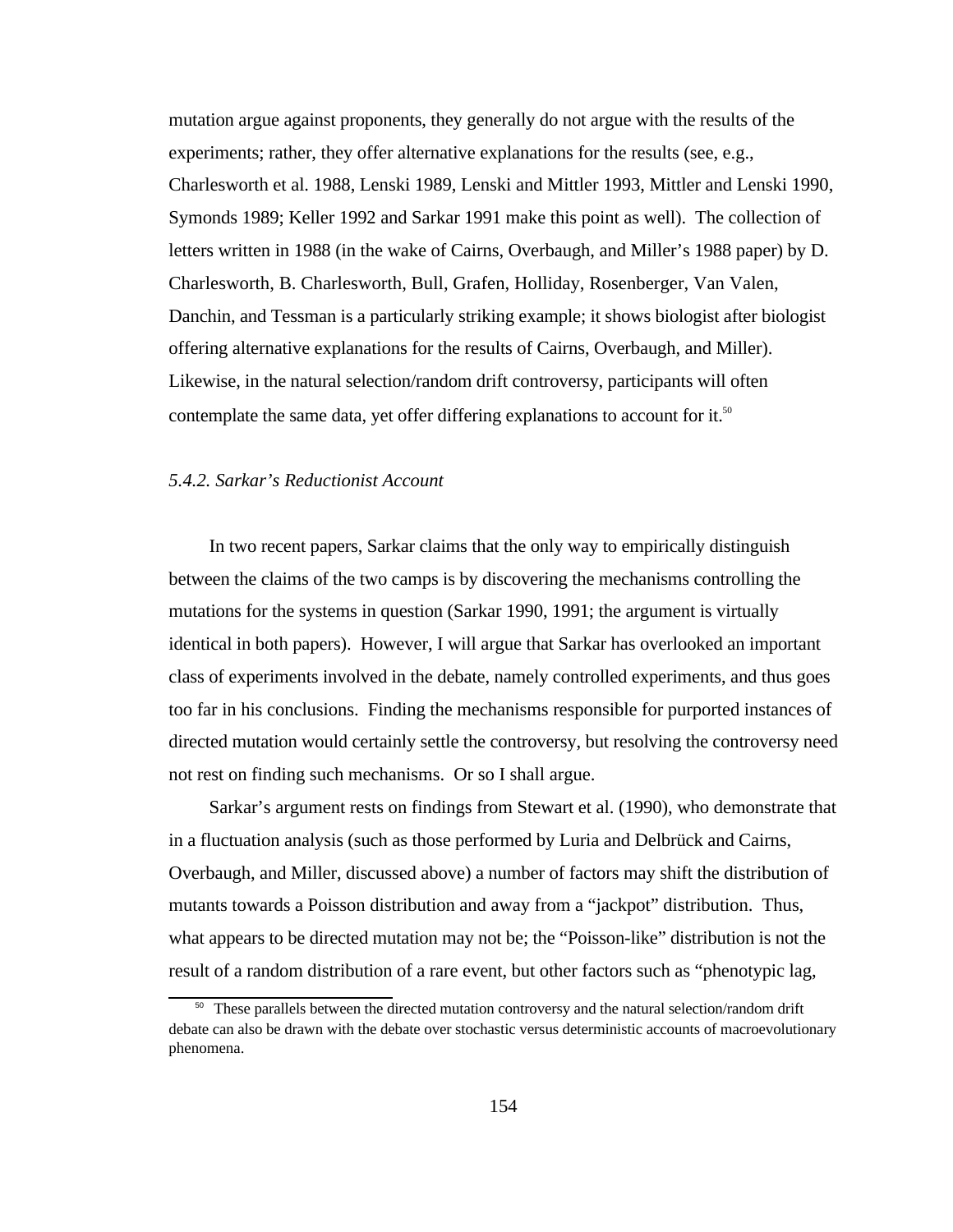mutation argue against proponents, they generally do not argue with the results of the experiments; rather, they offer alternative explanations for the results (see, e.g., Charlesworth et al. 1988, Lenski 1989, Lenski and Mittler 1993, Mittler and Lenski 1990, Symonds 1989; Keller 1992 and Sarkar 1991 make this point as well). The collection of letters written in 1988 (in the wake of Cairns, Overbaugh, and Miller's 1988 paper) by D. Charlesworth, B. Charlesworth, Bull, Grafen, Holliday, Rosenberger, Van Valen, Danchin, and Tessman is a particularly striking example; it shows biologist after biologist offering alternative explanations for the results of Cairns, Overbaugh, and Miller). Likewise, in the natural selection/random drift controversy, participants will often contemplate the same data, yet offer differing explanations to account for it.[50]

### *5.4.2. Sarkar's Reductionist Account*

In two recent papers, Sarkar claims that the only way to empirically distinguish between the claims of the two camps is by discovering the mechanisms controlling the mutations for the systems in question (Sarkar 1990, 1991; the argument is virtually identical in both papers). However, I will argue that Sarkar has overlooked an important class of experiments involved in the debate, namely controlled experiments, and thus goes too far in his conclusions. Finding the mechanisms responsible for purported instances of directed mutation would certainly settle the controversy, but resolving the controversy need not rest on finding such mechanisms. Or so I shall argue.

Sarkar's argument rests on findings from Stewart et al. (1990), who demonstrate that in a fluctuation analysis (such as those performed by Luria and Delbrück and Cairns, Overbaugh, and Miller, discussed above) a number of factors may shift the distribution of mutants towards a Poisson distribution and away from a "jackpot" distribution. Thus, what appears to be directed mutation may not be; the "Poisson-like" distribution is not the result of a random distribution of a rare event, but other factors such as "phenotypic lag,

[50] These parallels between the directed mutation controversy and the natural selection/random drift debate can also be drawn with the debate over stochastic versus deterministic accounts of macroevolutionary phenomena.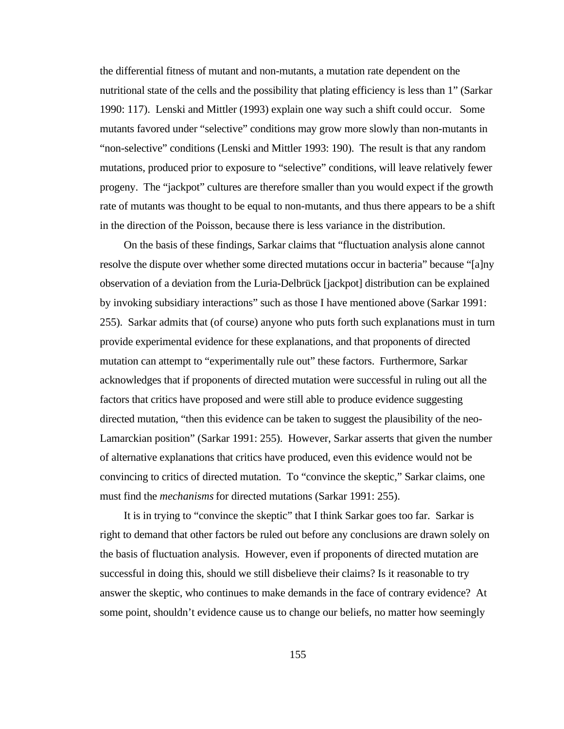the differential fitness of mutant and non-mutants, a mutation rate dependent on the nutritional state of the cells and the possibility that plating efficiency is less than 1" (Sarkar 1990: 117). Lenski and Mittler (1993) explain one way such a shift could occur. Some mutants favored under "selective" conditions may grow more slowly than non-mutants in "non-selective" conditions (Lenski and Mittler 1993: 190). The result is that any random mutations, produced prior to exposure to "selective" conditions, will leave relatively fewer progeny. The "jackpot" cultures are therefore smaller than you would expect if the growth rate of mutants was thought to be equal to non-mutants, and thus there appears to be a shift in the direction of the Poisson, because there is less variance in the distribution.

On the basis of these findings, Sarkar claims that "fluctuation analysis alone cannot resolve the dispute over whether some directed mutations occur in bacteria" because "[a]ny observation of a deviation from the Luria-Delbrück [jackpot] distribution can be explained by invoking subsidiary interactions" such as those I have mentioned above (Sarkar 1991: 255). Sarkar admits that (of course) anyone who puts forth such explanations must in turn provide experimental evidence for these explanations, and that proponents of directed mutation can attempt to "experimentally rule out" these factors. Furthermore, Sarkar acknowledges that if proponents of directed mutation were successful in ruling out all the factors that critics have proposed and were still able to produce evidence suggesting directed mutation, "then this evidence can be taken to suggest the plausibility of the neo-Lamarckian position" (Sarkar 1991: 255). However, Sarkar asserts that given the number of alternative explanations that critics have produced, even this evidence would not be convincing to critics of directed mutation. To "convince the skeptic," Sarkar claims, one must find the *mechanisms* for directed mutations (Sarkar 1991: 255).

It is in trying to "convince the skeptic" that I think Sarkar goes too far. Sarkar is right to demand that other factors be ruled out before any conclusions are drawn solely on the basis of fluctuation analysis. However, even if proponents of directed mutation are successful in doing this, should we still disbelieve their claims? Is it reasonable to try answer the skeptic, who continues to make demands in the face of contrary evidence? At some point, shouldn't evidence cause us to change our beliefs, no matter how seemingly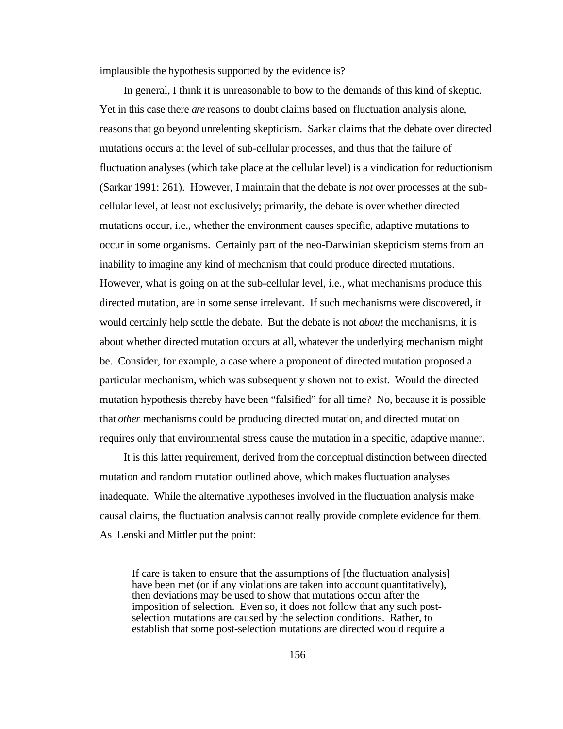implausible the hypothesis supported by the evidence is?

In general, I think it is unreasonable to bow to the demands of this kind of skeptic. Yet in this case there *are* reasons to doubt claims based on fluctuation analysis alone, reasons that go beyond unrelenting skepticism. Sarkar claims that the debate over directed mutations occurs at the level of sub-cellular processes, and thus that the failure of fluctuation analyses (which take place at the cellular level) is a vindication for reductionism (Sarkar 1991: 261). However, I maintain that the debate is *not* over processes at the sub-cellular level, at least not exclusively; primarily, the debate is over whether directed mutations occur, i.e., whether the environment causes specific, adaptive mutations to occur in some organisms. Certainly part of the neo-Darwinian skepticism stems from an inability to imagine any kind of mechanism that could produce directed mutations. However, what is going on at the sub-cellular level, i.e., what mechanisms produce this directed mutation, are in some sense irrelevant. If such mechanisms were discovered, it would certainly help settle the debate. But the debate is not *about* the mechanisms, it is about whether directed mutation occurs at all, whatever the underlying mechanism might be. Consider, for example, a case where a proponent of directed mutation proposed a particular mechanism, which was subsequently shown not to exist. Would the directed mutation hypothesis thereby have been "falsified" for all time? No, because it is possible that *other* mechanisms could be producing directed mutation, and directed mutation requires only that environmental stress cause the mutation in a specific, adaptive manner.

It is this latter requirement, derived from the conceptual distinction between directed mutation and random mutation outlined above, which makes fluctuation analyses inadequate. While the alternative hypotheses involved in the fluctuation analysis make causal claims, the fluctuation analysis cannot really provide complete evidence for them. As Lenski and Mittler put the point:

> If care is taken to ensure that the assumptions of [the fluctuation analysis] have been met (or if any violations are taken into account quantitatively), then deviations may be used to show that mutations occur after the imposition of selection. Even so, it does not follow that any such post-selection mutations are caused by the selection conditions. Rather, to establish that some post-selection mutations are directed would require a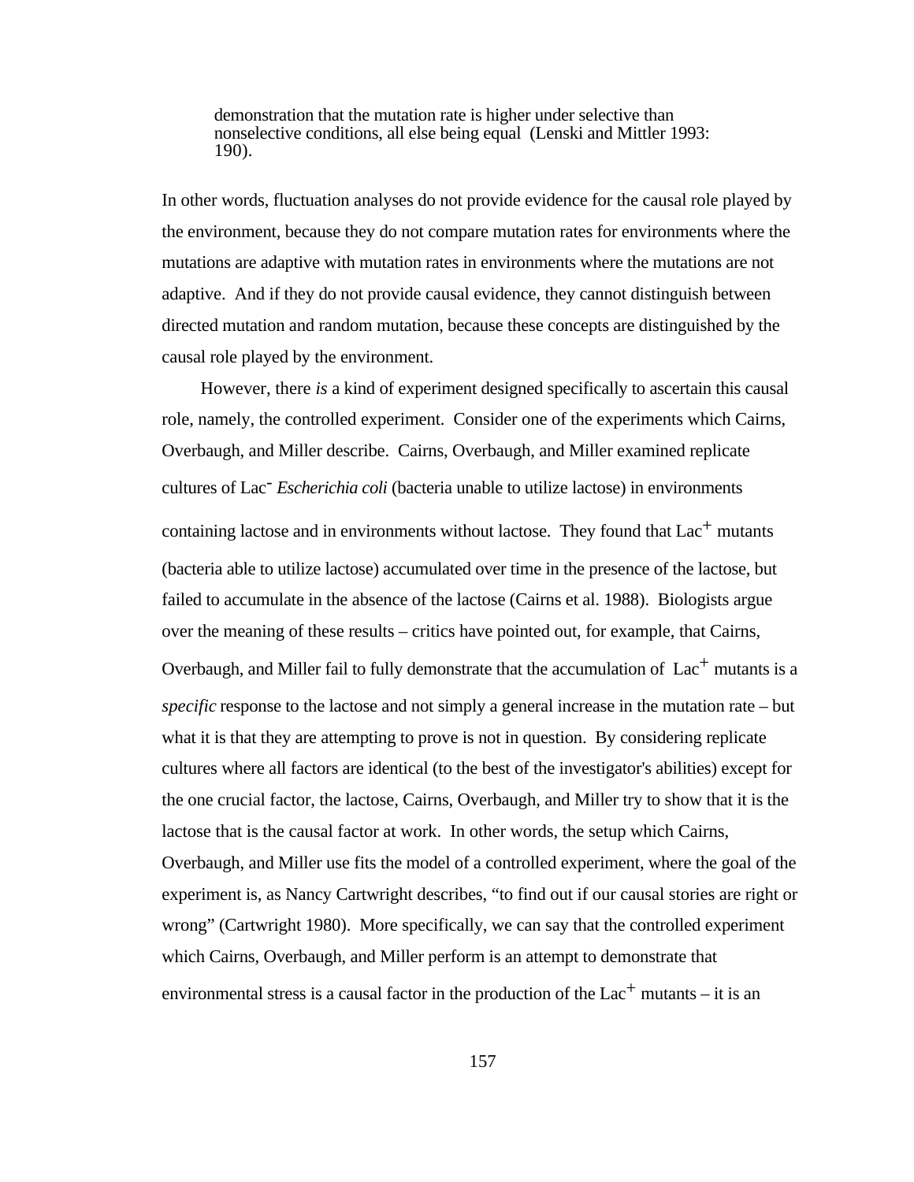> demonstration that the mutation rate is higher under selective than nonselective conditions, all else being equal (Lenski and Mittler 1993: 190).

In other words, fluctuation analyses do not provide evidence for the causal role played by the environment, because they do not compare mutation rates for environments where the mutations are adaptive with mutation rates in environments where the mutations are not adaptive. And if they do not provide causal evidence, they cannot distinguish between directed mutation and random mutation, because these concepts are distinguished by the causal role played by the environment.

However, there *is* a kind of experiment designed specifically to ascertain this causal role, namely, the controlled experiment. Consider one of the experiments which Cairns, Overbaugh, and Miller describe. Cairns, Overbaugh, and Miller examined replicate cultures of $Lac^-$ *Escherichia coli* (bacteria unable to utilize lactose) in environments containing lactose and in environments without lactose. They found that $Lac^+$ mutants (bacteria able to utilize lactose) accumulated over time in the presence of the lactose, but failed to accumulate in the absence of the lactose (Cairns et al. 1988). Biologists argue over the meaning of these results – critics have pointed out, for example, that Cairns, Overbaugh, and Miller fail to fully demonstrate that the accumulation of $Lac^+$ mutants is a *specific* response to the lactose and not simply a general increase in the mutation rate – but what it is that they are attempting to prove is not in question. By considering replicate cultures where all factors are identical (to the best of the investigator's abilities) except for the one crucial factor, the lactose, Cairns, Overbaugh, and Miller try to show that it is the lactose that is the causal factor at work. In other words, the setup which Cairns, Overbaugh, and Miller use fits the model of a controlled experiment, where the goal of the experiment is, as Nancy Cartwright describes, "to find out if our causal stories are right or wrong" (Cartwright 1980). More specifically, we can say that the controlled experiment which Cairns, Overbaugh, and Miller perform is an attempt to demonstrate that environmental stress is a causal factor in the production of the $Lac^+$ mutants – it is an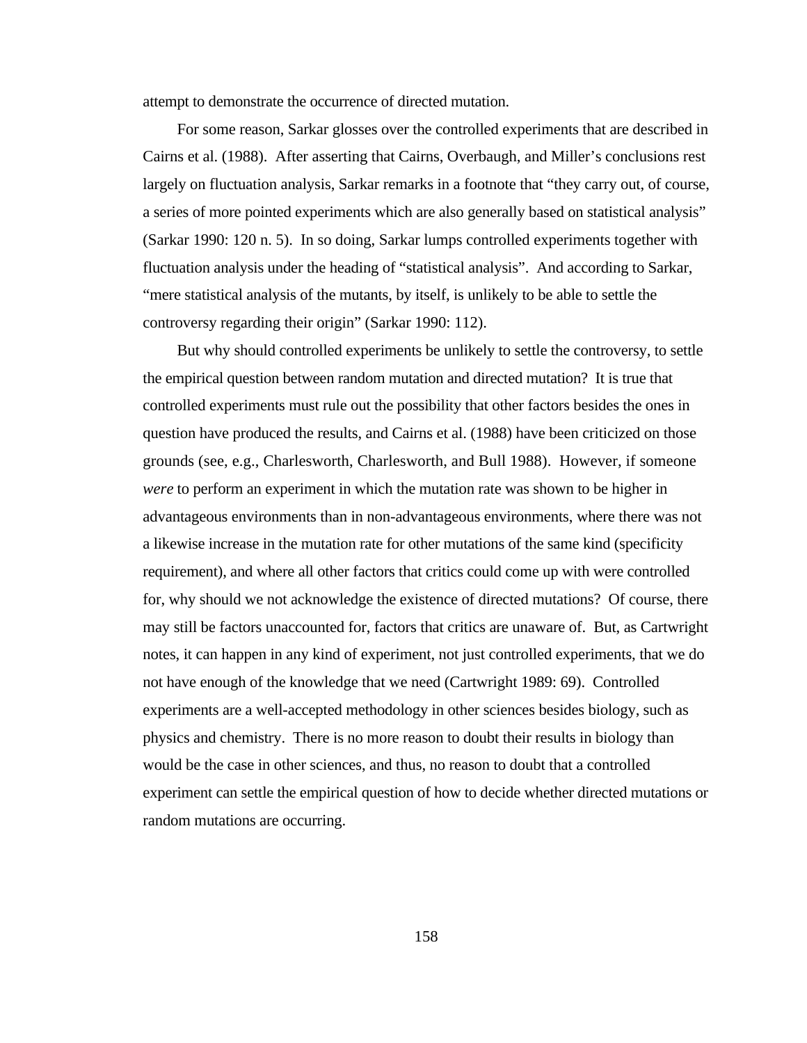attempt to demonstrate the occurrence of directed mutation.

For some reason, Sarkar glosses over the controlled experiments that are described in Cairns et al. (1988). After asserting that Cairns, Overbaugh, and Miller's conclusions rest largely on fluctuation analysis, Sarkar remarks in a footnote that "they carry out, of course, a series of more pointed experiments which are also generally based on statistical analysis" (Sarkar 1990: 120 n. 5). In so doing, Sarkar lumps controlled experiments together with fluctuation analysis under the heading of "statistical analysis". And according to Sarkar, "mere statistical analysis of the mutants, by itself, is unlikely to be able to settle the controversy regarding their origin" (Sarkar 1990: 112).

But why should controlled experiments be unlikely to settle the controversy, to settle the empirical question between random mutation and directed mutation? It is true that controlled experiments must rule out the possibility that other factors besides the ones in question have produced the results, and Cairns et al. (1988) have been criticized on those grounds (see, e.g., Charlesworth, Charlesworth, and Bull 1988). However, if someone *were* to perform an experiment in which the mutation rate was shown to be higher in advantageous environments than in non-advantageous environments, where there was not a likewise increase in the mutation rate for other mutations of the same kind (specificity requirement), and where all other factors that critics could come up with were controlled for, why should we not acknowledge the existence of directed mutations? Of course, there may still be factors unaccounted for, factors that critics are unaware of. But, as Cartwright notes, it can happen in any kind of experiment, not just controlled experiments, that we do not have enough of the knowledge that we need (Cartwright 1989: 69). Controlled experiments are a well-accepted methodology in other sciences besides biology, such as physics and chemistry. There is no more reason to doubt their results in biology than would be the case in other sciences, and thus, no reason to doubt that a controlled experiment can settle the empirical question of how to decide whether directed mutations or random mutations are occurring.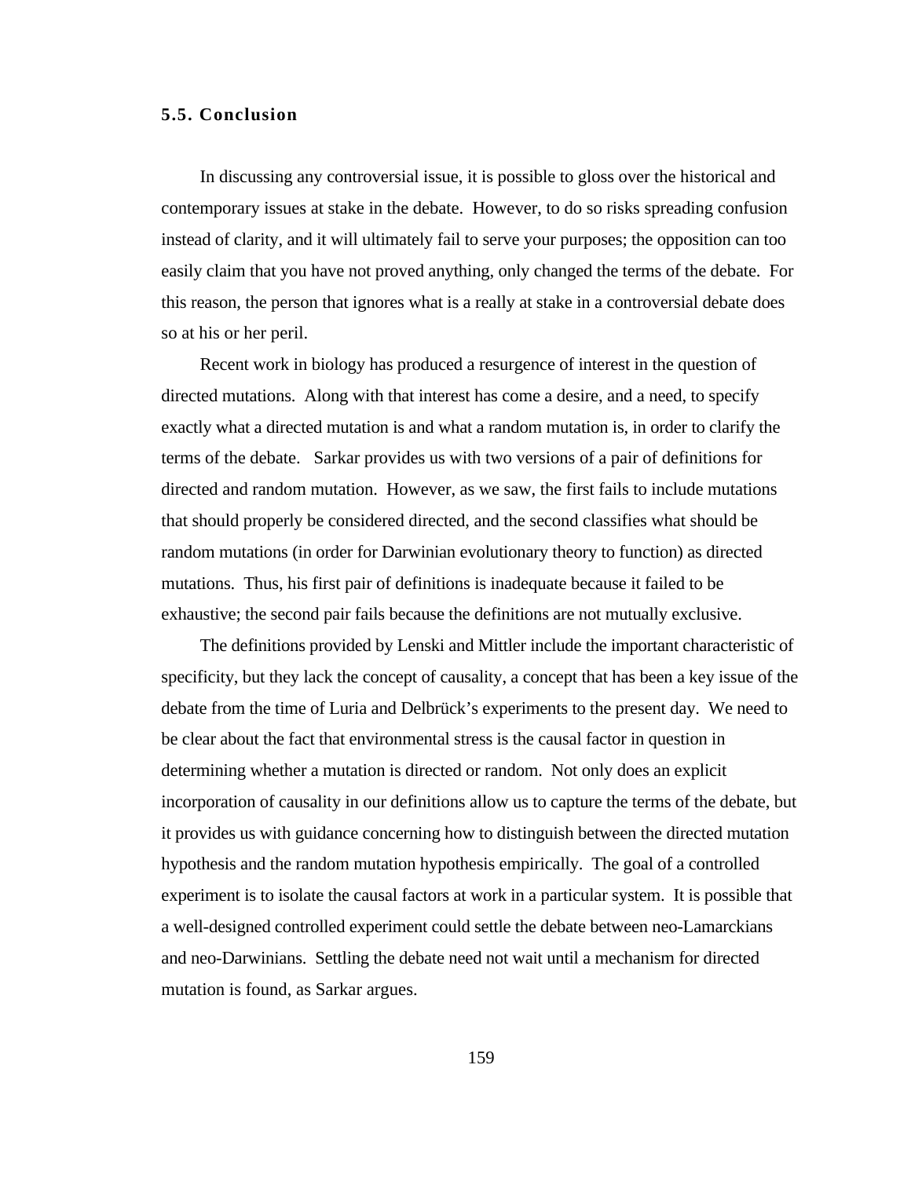### 5.5. Conclusion

In discussing any controversial issue, it is possible to gloss over the historical and contemporary issues at stake in the debate. However, to do so risks spreading confusion instead of clarity, and it will ultimately fail to serve your purposes; the opposition can too easily claim that you have not proved anything, only changed the terms of the debate. For this reason, the person that ignores what is a really at stake in a controversial debate does so at his or her peril.

Recent work in biology has produced a resurgence of interest in the question of directed mutations. Along with that interest has come a desire, and a need, to specify exactly what a directed mutation is and what a random mutation is, in order to clarify the terms of the debate. Sarkar provides us with two versions of a pair of definitions for directed and random mutation. However, as we saw, the first fails to include mutations that should properly be considered directed, and the second classifies what should be random mutations (in order for Darwinian evolutionary theory to function) as directed mutations. Thus, his first pair of definitions is inadequate because it failed to be exhaustive; the second pair fails because the definitions are not mutually exclusive.

The definitions provided by Lenski and Mittler include the important characteristic of specificity, but they lack the concept of causality, a concept that has been a key issue of the debate from the time of Luria and Delbrück's experiments to the present day. We need to be clear about the fact that environmental stress is the causal factor in question in determining whether a mutation is directed or random. Not only does an explicit incorporation of causality in our definitions allow us to capture the terms of the debate, but it provides us with guidance concerning how to distinguish between the directed mutation hypothesis and the random mutation hypothesis empirically. The goal of a controlled experiment is to isolate the causal factors at work in a particular system. It is possible that a well-designed controlled experiment could settle the debate between neo-Lamarckians and neo-Darwinians. Settling the debate need not wait until a mechanism for directed mutation is found, as Sarkar argues.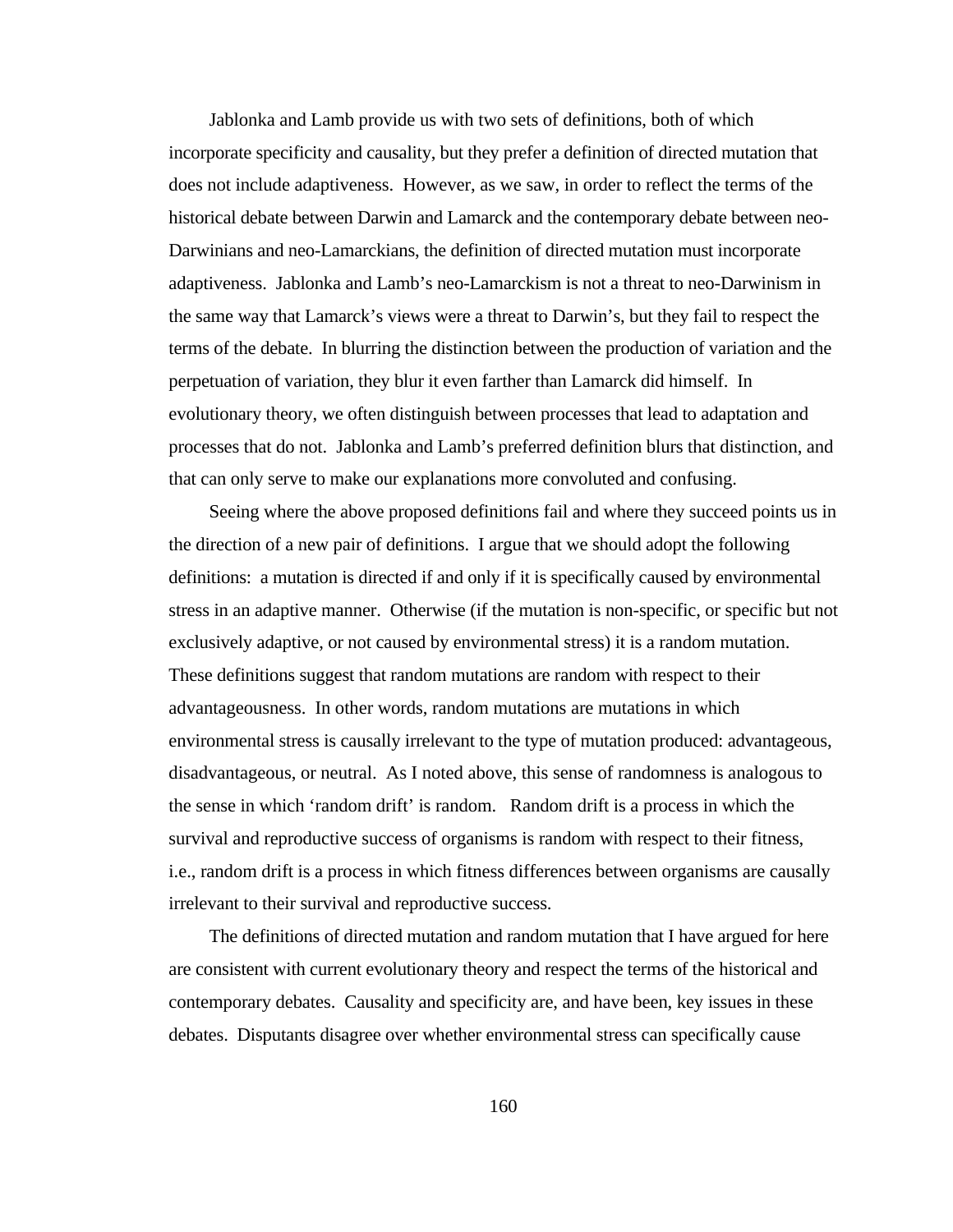Jablonka and Lamb provide us with two sets of definitions, both of which incorporate specificity and causality, but they prefer a definition of directed mutation that does not include adaptiveness. However, as we saw, in order to reflect the terms of the historical debate between Darwin and Lamarck and the contemporary debate between neo-Darwinians and neo-Lamarckians, the definition of directed mutation must incorporate adaptiveness. Jablonka and Lamb's neo-Lamarckism is not a threat to neo-Darwinism in the same way that Lamarck's views were a threat to Darwin's, but they fail to respect the terms of the debate. In blurring the distinction between the production of variation and the perpetuation of variation, they blur it even farther than Lamarck did himself. In evolutionary theory, we often distinguish between processes that lead to adaptation and processes that do not. Jablonka and Lamb's preferred definition blurs that distinction, and that can only serve to make our explanations more convoluted and confusing.

Seeing where the above proposed definitions fail and where they succeed points us in the direction of a new pair of definitions. I argue that we should adopt the following definitions: a mutation is directed if and only if it is specifically caused by environmental stress in an adaptive manner. Otherwise (if the mutation is non-specific, or specific but not exclusively adaptive, or not caused by environmental stress) it is a random mutation. These definitions suggest that random mutations are random with respect to their advantageousness. In other words, random mutations are mutations in which environmental stress is causally irrelevant to the type of mutation produced: advantageous, disadvantageous, or neutral. As I noted above, this sense of randomness is analogous to the sense in which 'random drift' is random. Random drift is a process in which the survival and reproductive success of organisms is random with respect to their fitness, i.e., random drift is a process in which fitness differences between organisms are causally irrelevant to their survival and reproductive success.

The definitions of directed mutation and random mutation that I have argued for here are consistent with current evolutionary theory and respect the terms of the historical and contemporary debates. Causality and specificity are, and have been, key issues in these debates. Disputants disagree over whether environmental stress can specifically cause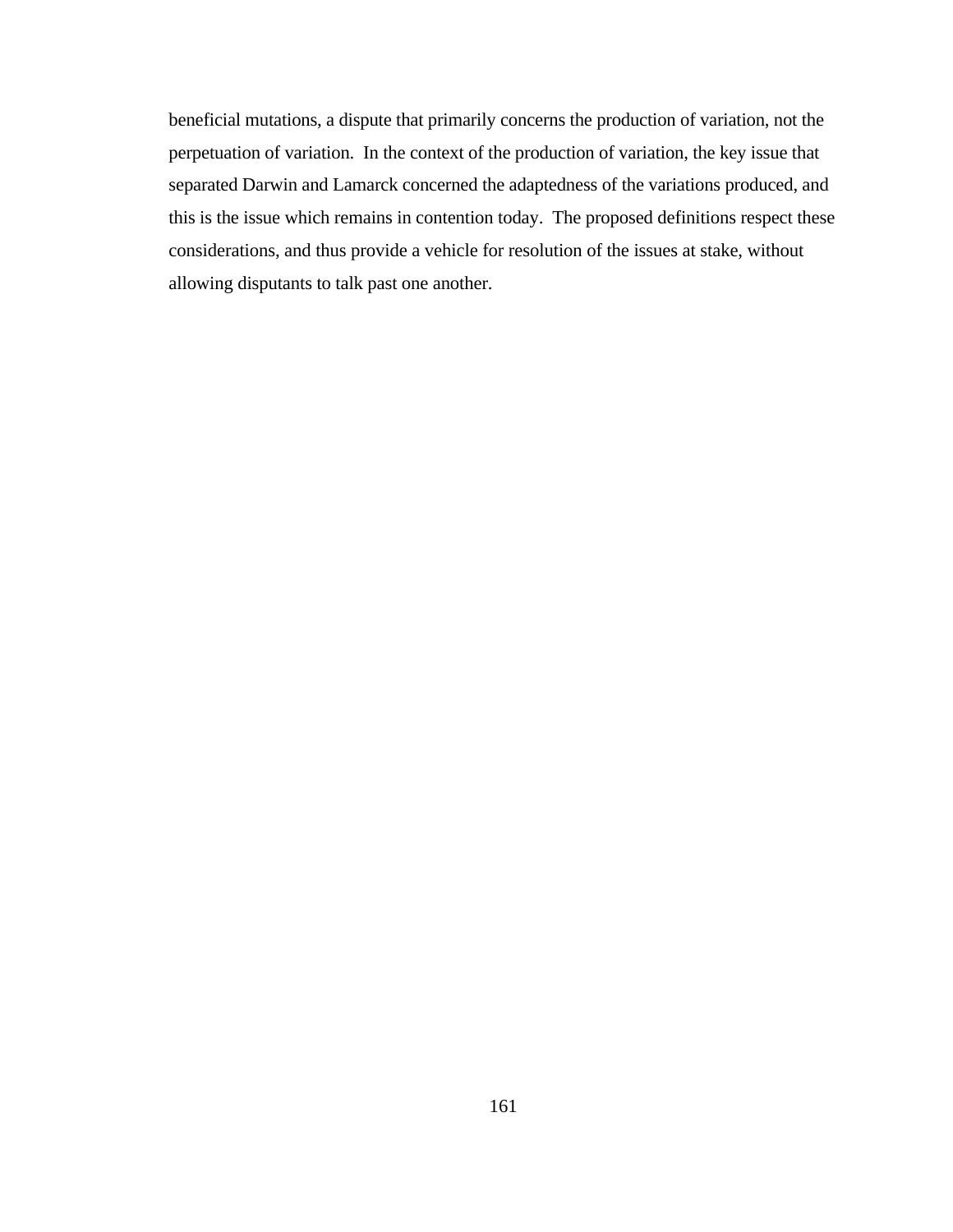beneficial mutations, a dispute that primarily concerns the production of variation, not the perpetuation of variation. In the context of the production of variation, the key issue that separated Darwin and Lamarck concerned the adaptedness of the variations produced, and this is the issue which remains in contention today. The proposed definitions respect these considerations, and thus provide a vehicle for resolution of the issues at stake, without allowing disputants to talk past one another.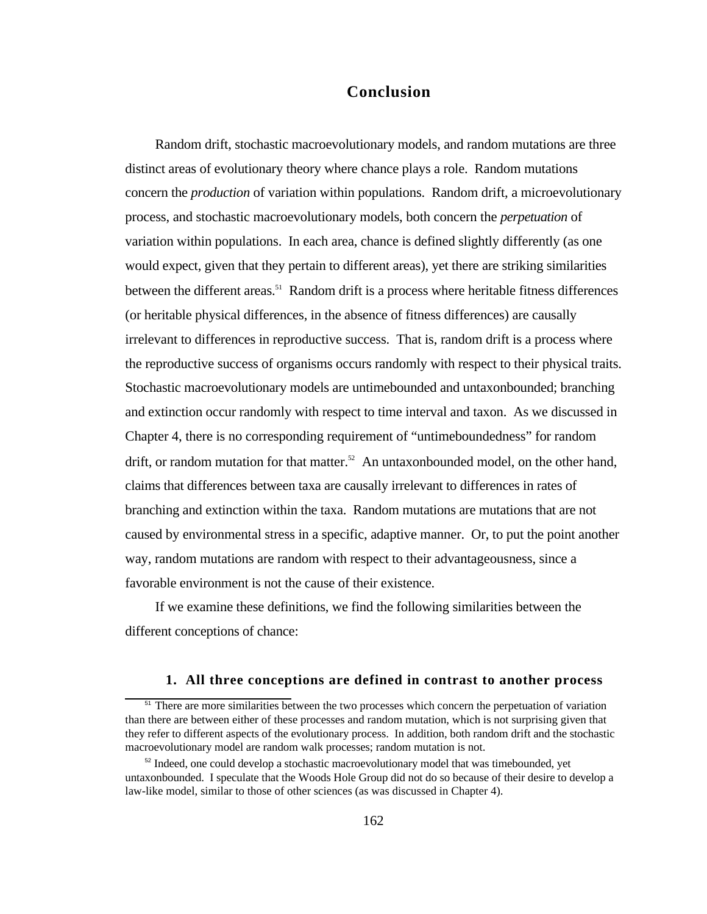# Conclusion

Random drift, stochastic macroevolutionary models, and random mutations are three distinct areas of evolutionary theory where chance plays a role. Random mutations concern the *production* of variation within populations. Random drift, a microevolutionary process, and stochastic macroevolutionary models, both concern the *perpetuation* of variation within populations. In each area, chance is defined slightly differently (as one would expect, given that they pertain to different areas), yet there are striking similarities between the different areas.[51] Random drift is a process where heritable fitness differences (or heritable physical differences, in the absence of fitness differences) are causally irrelevant to differences in reproductive success. That is, random drift is a process where the reproductive success of organisms occurs randomly with respect to their physical traits. Stochastic macroevolutionary models are untimebounded and untaxonbounded; branching and extinction occur randomly with respect to time interval and taxon. As we discussed in Chapter 4, there is no corresponding requirement of "untimeboundedness" for random drift, or random mutation for that matter.[52] An untaxonbounded model, on the other hand, claims that differences between taxa are causally irrelevant to differences in rates of branching and extinction within the taxa. Random mutations are mutations that are not caused by environmental stress in a specific, adaptive manner. Or, to put the point another way, random mutations are random with respect to their advantageousness, since a favorable environment is not the cause of their existence.

If we examine these definitions, we find the following similarities between the different conceptions of chance:

### 1. All three conceptions are defined in contrast to another process

[51] There are more similarities between the two processes which concern the perpetuation of variation than there are between either of these processes and random mutation, which is not surprising given that they refer to different aspects of the evolutionary process. In addition, both random drift and the stochastic macroevolutionary model are random walk processes; random mutation is not.

[52] Indeed, one could develop a stochastic macroevolutionary model that was timebounded, yet untaxonbounded. I speculate that the Woods Hole Group did not do so because of their desire to develop a law-like model, similar to those of other sciences (as was discussed in Chapter 4).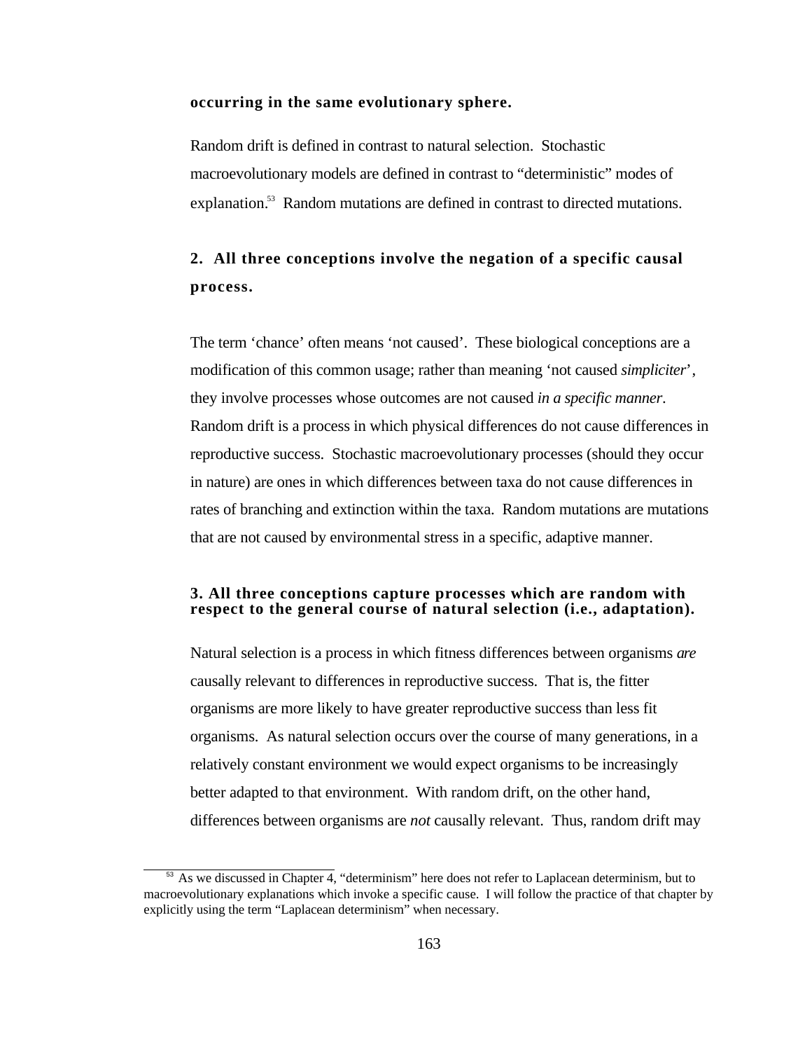**occurring in the same evolutionary sphere.**

Random drift is defined in contrast to natural selection. Stochastic macroevolutionary models are defined in contrast to "deterministic" modes of explanation.[53] Random mutations are defined in contrast to directed mutations.

**2. All three conceptions involve the negation of a specific causal process.**

The term 'chance' often means 'not caused'. These biological conceptions are a modification of this common usage; rather than meaning 'not caused *simpliciter*', they involve processes whose outcomes are not caused *in a specific manner*. Random drift is a process in which physical differences do not cause differences in reproductive success. Stochastic macroevolutionary processes (should they occur in nature) are ones in which differences between taxa do not cause differences in rates of branching and extinction within the taxa. Random mutations are mutations that are not caused by environmental stress in a specific, adaptive manner.

**3. All three conceptions capture processes which are random with respect to the general course of natural selection (i.e., adaptation).**

Natural selection is a process in which fitness differences between organisms *are* causally relevant to differences in reproductive success. That is, the fitter organisms are more likely to have greater reproductive success than less fit organisms. As natural selection occurs over the course of many generations, in a relatively constant environment we would expect organisms to be increasingly better adapted to that environment. With random drift, on the other hand, differences between organisms are *not* causally relevant. Thus, random drift may

[53] As we discussed in Chapter 4, "determinism" here does not refer to Laplacean determinism, but to macroevolutionary explanations which invoke a specific cause. I will follow the practice of that chapter by explicitly using the term "Laplacean determinism" when necessary.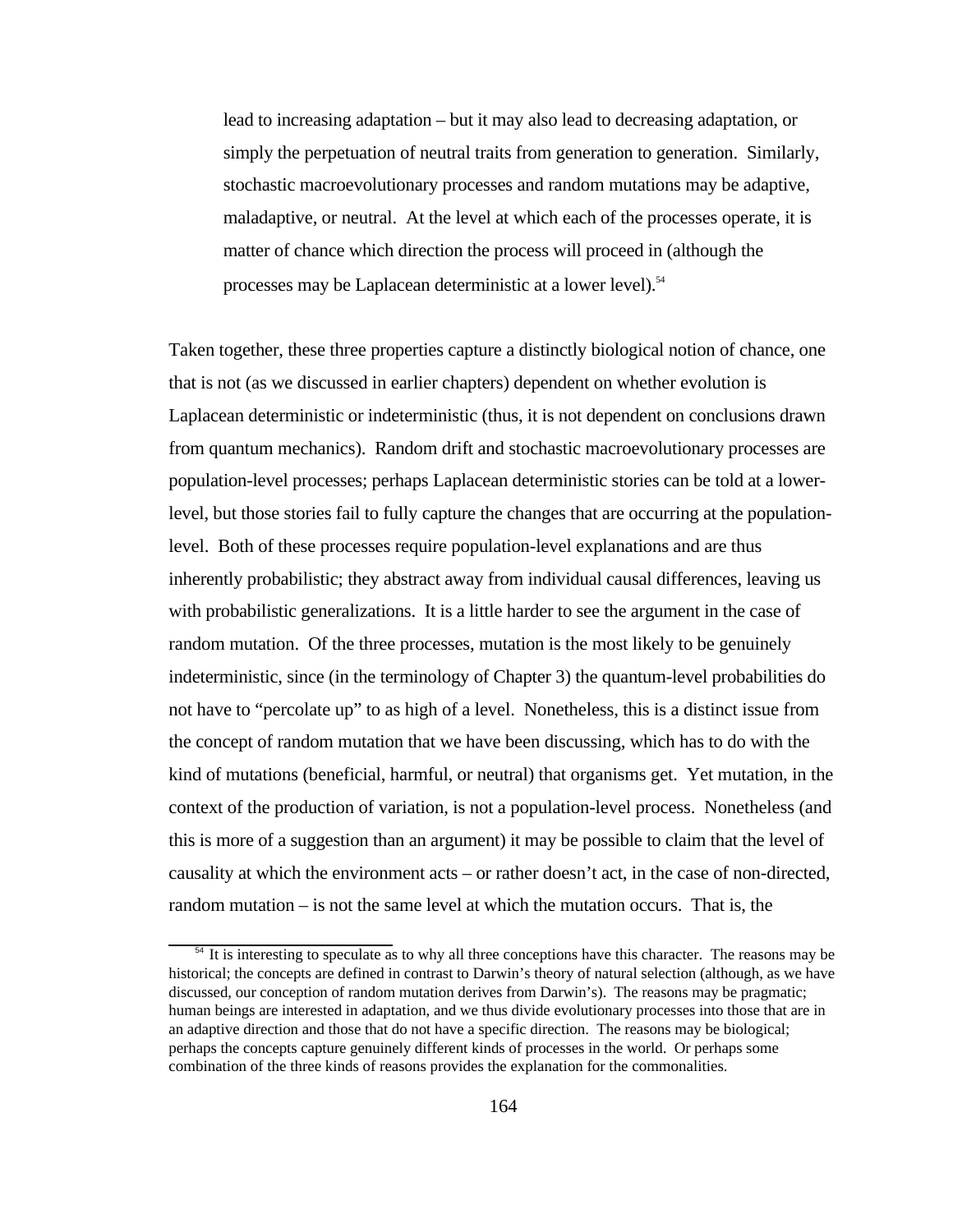> lead to increasing adaptation – but it may also lead to decreasing adaptation, or simply the perpetuation of neutral traits from generation to generation. Similarly, stochastic macroevolutionary processes and random mutations may be adaptive, maladaptive, or neutral. At the level at which each of the processes operate, it is matter of chance which direction the process will proceed in (although the processes may be Laplacean deterministic at a lower level).[54]

Taken together, these three properties capture a distinctly biological notion of chance, one that is not (as we discussed in earlier chapters) dependent on whether evolution is Laplacean deterministic or indeterministic (thus, it is not dependent on conclusions drawn from quantum mechanics). Random drift and stochastic macroevolutionary processes are population-level processes; perhaps Laplacean deterministic stories can be told at a lower-level, but those stories fail to fully capture the changes that are occurring at the population-level. Both of these processes require population-level explanations and are thus inherently probabilistic; they abstract away from individual causal differences, leaving us with probabilistic generalizations. It is a little harder to see the argument in the case of random mutation. Of the three processes, mutation is the most likely to be genuinely indeterministic, since (in the terminology of Chapter 3) the quantum-level probabilities do not have to "percolate up" to as high of a level. Nonetheless, this is a distinct issue from the concept of random mutation that we have been discussing, which has to do with the kind of mutations (beneficial, harmful, or neutral) that organisms get. Yet mutation, in the context of the production of variation, is not a population-level process. Nonetheless (and this is more of a suggestion than an argument) it may be possible to claim that the level of causality at which the environment acts – or rather doesn't act, in the case of non-directed, random mutation – is not the same level at which the mutation occurs. That is, the

[54] It is interesting to speculate as to why all three conceptions have this character. The reasons may be historical; the concepts are defined in contrast to Darwin's theory of natural selection (although, as we have discussed, our conception of random mutation derives from Darwin's). The reasons may be pragmatic; human beings are interested in adaptation, and we thus divide evolutionary processes into those that are in an adaptive direction and those that do not have a specific direction. The reasons may be biological; perhaps the concepts capture genuinely different kinds of processes in the world. Or perhaps some combination of the three kinds of reasons provides the explanation for the commonalities.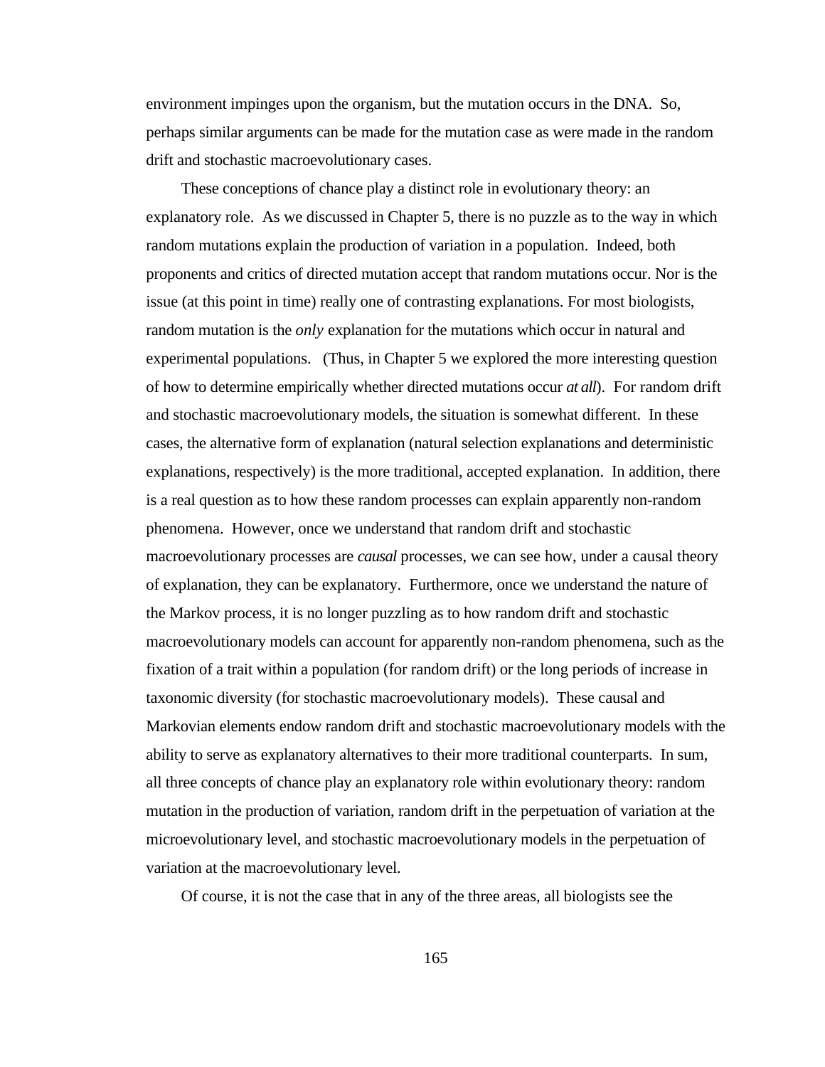environment impinges upon the organism, but the mutation occurs in the DNA. So, perhaps similar arguments can be made for the mutation case as were made in the random drift and stochastic macroevolutionary cases.

These conceptions of chance play a distinct role in evolutionary theory: an explanatory role. As we discussed in Chapter 5, there is no puzzle as to the way in which random mutations explain the production of variation in a population. Indeed, both proponents and critics of directed mutation accept that random mutations occur. Nor is the issue (at this point in time) really one of contrasting explanations. For most biologists, random mutation is the *only* explanation for the mutations which occur in natural and experimental populations. (Thus, in Chapter 5 we explored the more interesting question of how to determine empirically whether directed mutations occur *at all*). For random drift and stochastic macroevolutionary models, the situation is somewhat different. In these cases, the alternative form of explanation (natural selection explanations and deterministic explanations, respectively) is the more traditional, accepted explanation. In addition, there is a real question as to how these random processes can explain apparently non-random phenomena. However, once we understand that random drift and stochastic macroevolutionary processes are *causal* processes, we can see how, under a causal theory of explanation, they can be explanatory. Furthermore, once we understand the nature of the Markov process, it is no longer puzzling as to how random drift and stochastic macroevolutionary models can account for apparently non-random phenomena, such as the fixation of a trait within a population (for random drift) or the long periods of increase in taxonomic diversity (for stochastic macroevolutionary models). These causal and Markovian elements endow random drift and stochastic macroevolutionary models with the ability to serve as explanatory alternatives to their more traditional counterparts. In sum, all three concepts of chance play an explanatory role within evolutionary theory: random mutation in the production of variation, random drift in the perpetuation of variation at the microevolutionary level, and stochastic macroevolutionary models in the perpetuation of variation at the macroevolutionary level.

Of course, it is not the case that in any of the three areas, all biologists see the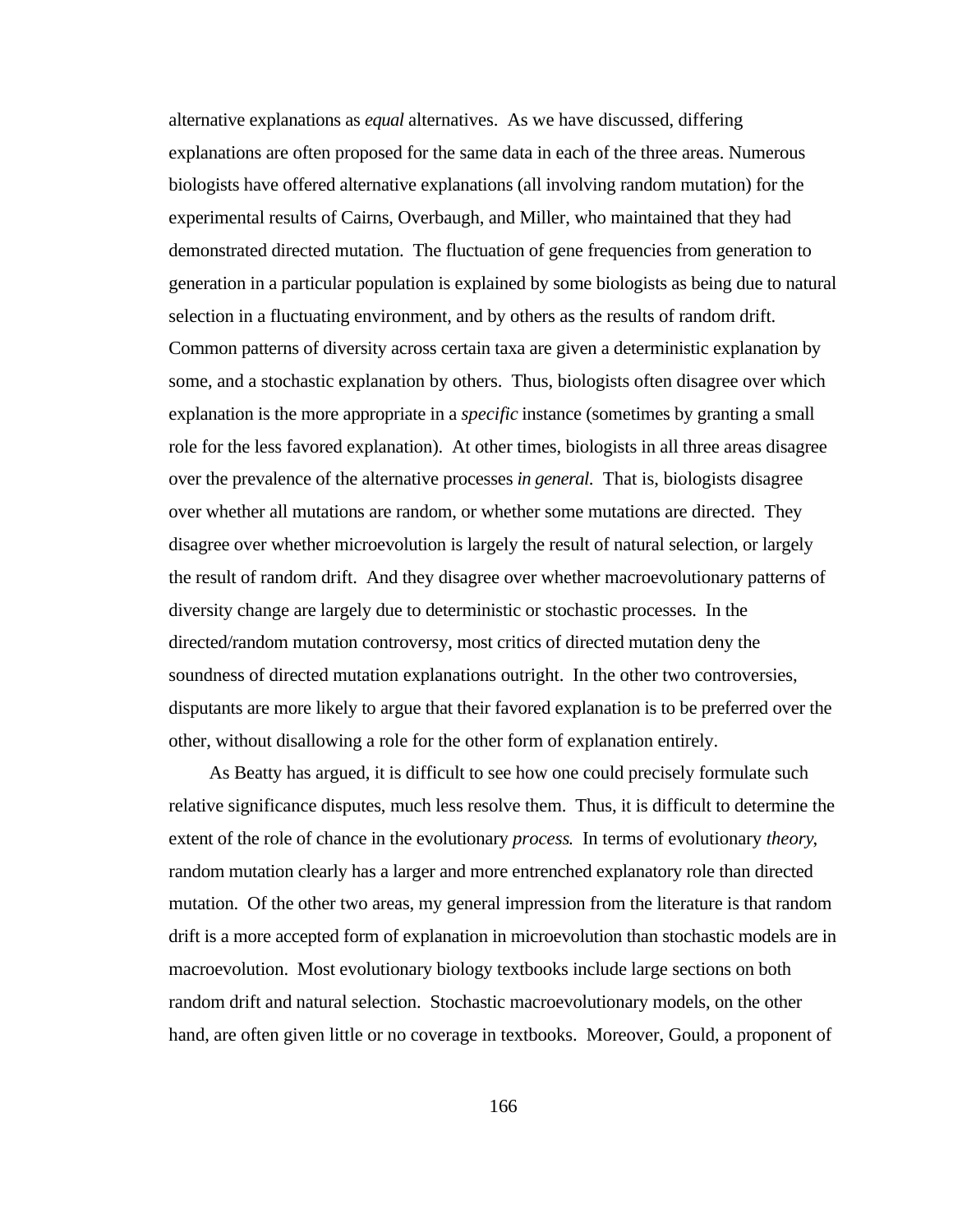alternative explanations as *equal* alternatives. As we have discussed, differing explanations are often proposed for the same data in each of the three areas. Numerous biologists have offered alternative explanations (all involving random mutation) for the experimental results of Cairns, Overbaugh, and Miller, who maintained that they had demonstrated directed mutation. The fluctuation of gene frequencies from generation to generation in a particular population is explained by some biologists as being due to natural selection in a fluctuating environment, and by others as the results of random drift. Common patterns of diversity across certain taxa are given a deterministic explanation by some, and a stochastic explanation by others. Thus, biologists often disagree over which explanation is the more appropriate in a *specific* instance (sometimes by granting a small role for the less favored explanation). At other times, biologists in all three areas disagree over the prevalence of the alternative processes *in general.* That is, biologists disagree over whether all mutations are random, or whether some mutations are directed. They disagree over whether microevolution is largely the result of natural selection, or largely the result of random drift. And they disagree over whether macroevolutionary patterns of diversity change are largely due to deterministic or stochastic processes. In the directed/random mutation controversy, most critics of directed mutation deny the soundness of directed mutation explanations outright. In the other two controversies, disputants are more likely to argue that their favored explanation is to be preferred over the other, without disallowing a role for the other form of explanation entirely.

As Beatty has argued, it is difficult to see how one could precisely formulate such relative significance disputes, much less resolve them. Thus, it is difficult to determine the extent of the role of chance in the evolutionary *process.* In terms of evolutionary *theory*, random mutation clearly has a larger and more entrenched explanatory role than directed mutation. Of the other two areas, my general impression from the literature is that random drift is a more accepted form of explanation in microevolution than stochastic models are in macroevolution. Most evolutionary biology textbooks include large sections on both random drift and natural selection. Stochastic macroevolutionary models, on the other hand, are often given little or no coverage in textbooks. Moreover, Gould, a proponent of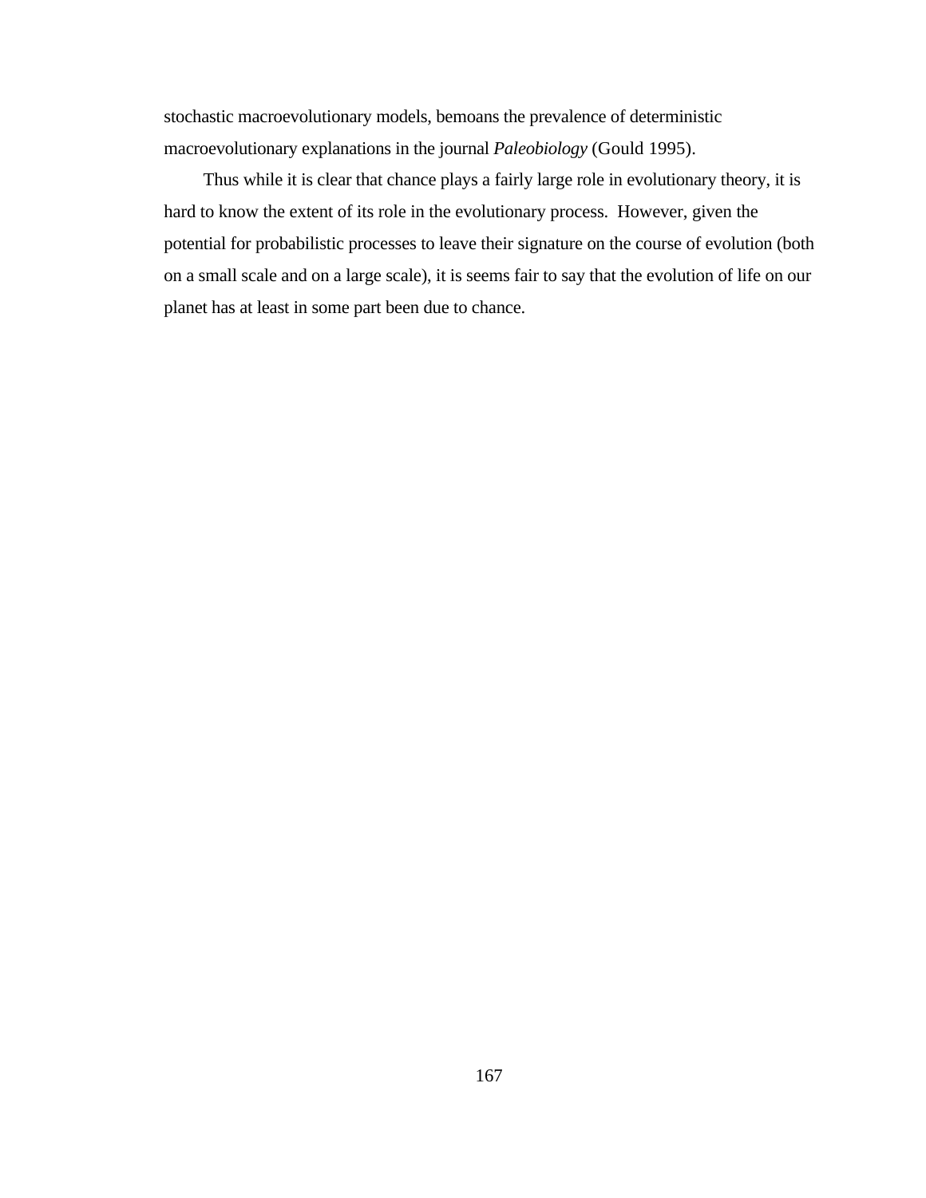stochastic macroevolutionary models, bemoans the prevalence of deterministic macroevolutionary explanations in the journal *Paleobiology* (Gould 1995).

Thus while it is clear that chance plays a fairly large role in evolutionary theory, it is hard to know the extent of its role in the evolutionary process. However, given the potential for probabilistic processes to leave their signature on the course of evolution (both on a small scale and on a large scale), it is seems fair to say that the evolution of life on our planet has at least in some part been due to chance.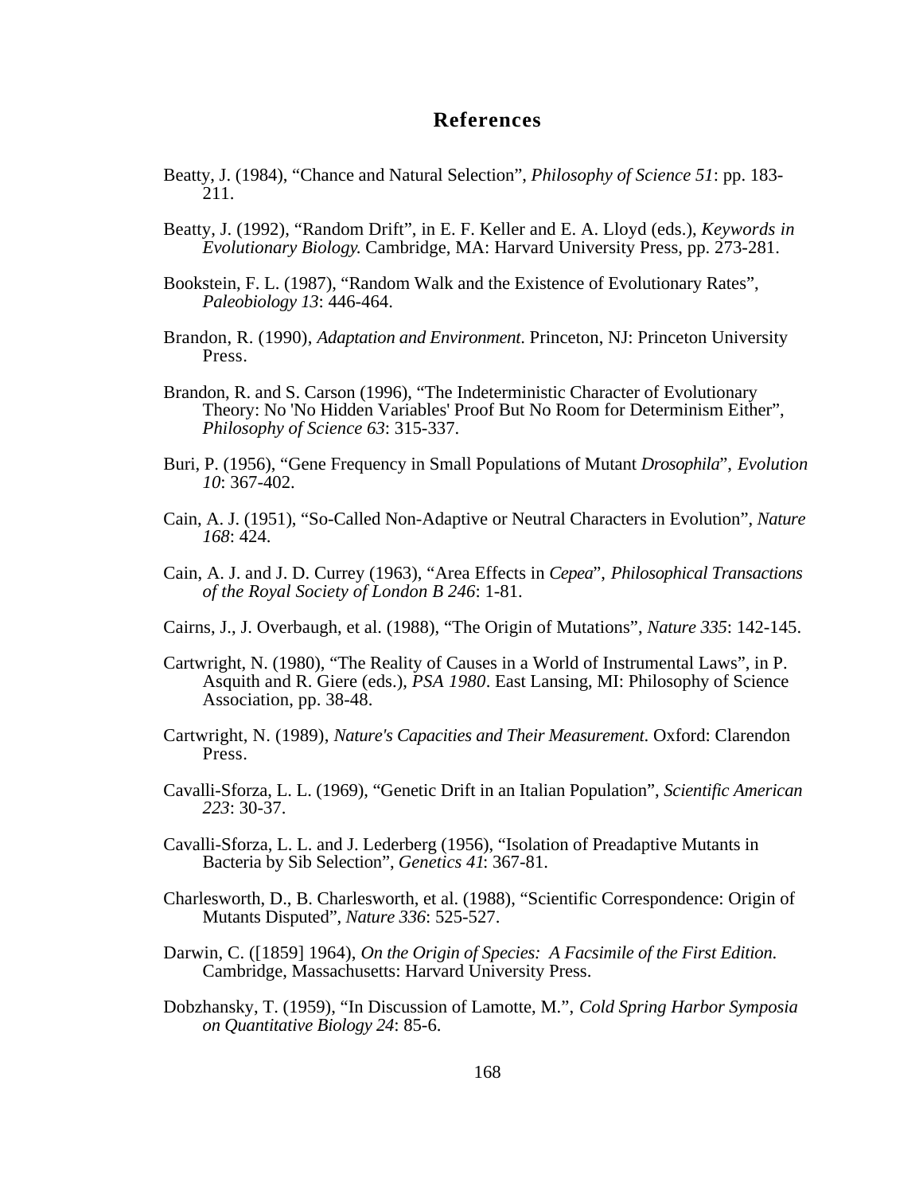# References

Beatty, J. (1984), "Chance and Natural Selection", *Philosophy of Science 51*: pp. 183-211.

Beatty, J. (1992), "Random Drift", in E. F. Keller and E. A. Lloyd (eds.), *Keywords in Evolutionary Biology.* Cambridge, MA: Harvard University Press, pp. 273-281.

Bookstein, F. L. (1987), "Random Walk and the Existence of Evolutionary Rates", *Paleobiology 13*: 446-464.

Brandon, R. (1990), *Adaptation and Environment*. Princeton, NJ: Princeton University Press.

Brandon, R. and S. Carson (1996), "The Indeterministic Character of Evolutionary Theory: No 'No Hidden Variables' Proof But No Room for Determinism Either", *Philosophy of Science 63*: 315-337.

Buri, P. (1956), "Gene Frequency in Small Populations of Mutant *Drosophila*", *Evolution 10*: 367-402.

Cain, A. J. (1951), "So-Called Non-Adaptive or Neutral Characters in Evolution", *Nature 168*: 424.

Cain, A. J. and J. D. Currey (1963), "Area Effects in *Cepea*", *Philosophical Transactions of the Royal Society of London B 246*: 1-81.

Cairns, J., J. Overbaugh, et al. (1988), "The Origin of Mutations", *Nature 335*: 142-145.

Cartwright, N. (1980), "The Reality of Causes in a World of Instrumental Laws", in P. Asquith and R. Giere (eds.), *PSA 1980*. East Lansing, MI: Philosophy of Science Association, pp. 38-48.

Cartwright, N. (1989), *Nature's Capacities and Their Measurement.* Oxford: Clarendon Press.

Cavalli-Sforza, L. L. (1969), "Genetic Drift in an Italian Population", *Scientific American 223*: 30-37.

Cavalli-Sforza, L. L. and J. Lederberg (1956), "Isolation of Preadaptive Mutants in Bacteria by Sib Selection", *Genetics 41*: 367-81.

Charlesworth, D., B. Charlesworth, et al. (1988), "Scientific Correspondence: Origin of Mutants Disputed", *Nature 336*: 525-527.

Darwin, C. ([1859] 1964), *On the Origin of Species: A Facsimile of the First Edition.* Cambridge, Massachusetts: Harvard University Press.

Dobzhansky, T. (1959), "In Discussion of Lamotte, M.", *Cold Spring Harbor Symposia on Quantitative Biology 24*: 85-6.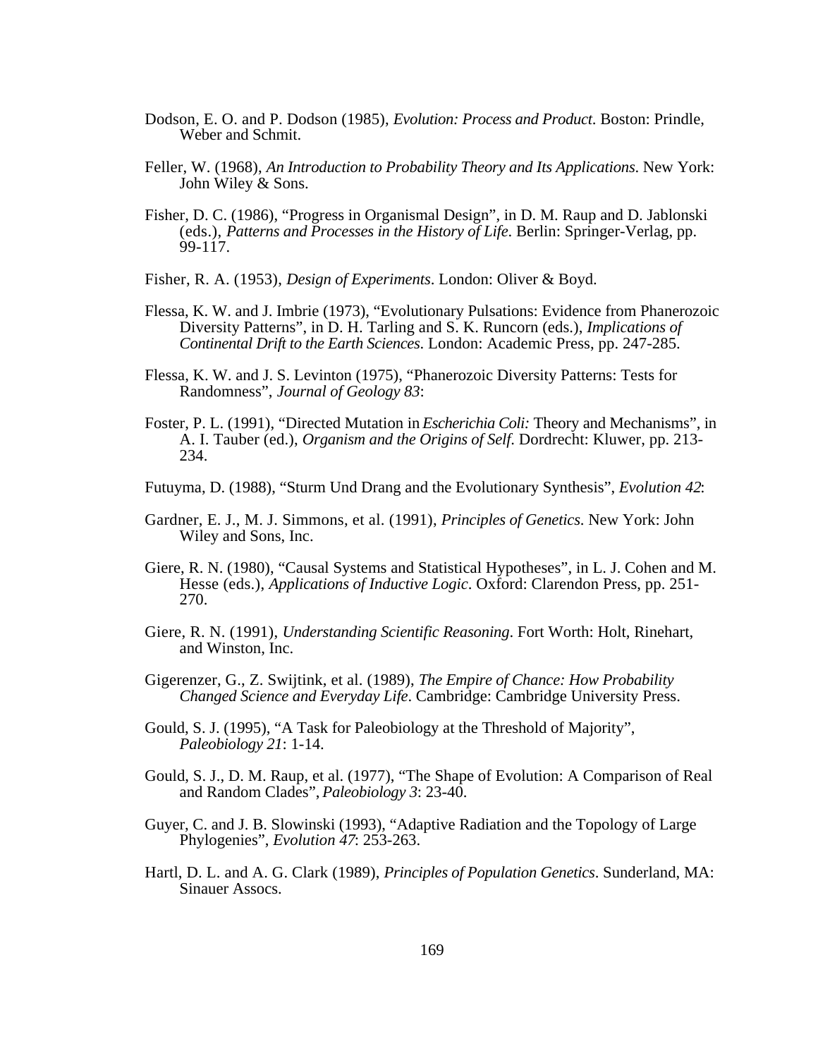Dodson, E. O. and P. Dodson (1985), *Evolution: Process and Product*. Boston: Prindle, Weber and Schmit.

Feller, W. (1968), *An Introduction to Probability Theory and Its Applications*. New York: John Wiley & Sons.

Fisher, D. C. (1986), "Progress in Organismal Design", in D. M. Raup and D. Jablonski (eds.), *Patterns and Processes in the History of Life*. Berlin: Springer-Verlag, pp. 99-117.

Fisher, R. A. (1953), *Design of Experiments*. London: Oliver & Boyd.

Flessa, K. W. and J. Imbrie (1973), "Evolutionary Pulsations: Evidence from Phanerozoic Diversity Patterns", in D. H. Tarling and S. K. Runcorn (eds.), *Implications of Continental Drift to the Earth Sciences*. London: Academic Press, pp. 247-285.

Flessa, K. W. and J. S. Levinton (1975), "Phanerozoic Diversity Patterns: Tests for Randomness", *Journal of Geology 83*:

Foster, P. L. (1991), "Directed Mutation in *Escherichia Coli:* Theory and Mechanisms", in A. I. Tauber (ed.), *Organism and the Origins of Self*. Dordrecht: Kluwer, pp. 213-234.

Futuyma, D. (1988), "Sturm Und Drang and the Evolutionary Synthesis", *Evolution 42*:

Gardner, E. J., M. J. Simmons, et al. (1991), *Principles of Genetics*. New York: John Wiley and Sons, Inc.

Giere, R. N. (1980), "Causal Systems and Statistical Hypotheses", in L. J. Cohen and M. Hesse (eds.), *Applications of Inductive Logic*. Oxford: Clarendon Press, pp. 251-270.

Giere, R. N. (1991), *Understanding Scientific Reasoning*. Fort Worth: Holt, Rinehart, and Winston, Inc.

Gigerenzer, G., Z. Swijtink, et al. (1989), *The Empire of Chance: How Probability Changed Science and Everyday Life*. Cambridge: Cambridge University Press.

Gould, S. J. (1995), "A Task for Paleobiology at the Threshold of Majority", *Paleobiology 21*: 1-14.

Gould, S. J., D. M. Raup, et al. (1977), "The Shape of Evolution: A Comparison of Real and Random Clades", *Paleobiology 3*: 23-40.

Guyer, C. and J. B. Slowinski (1993), "Adaptive Radiation and the Topology of Large Phylogenies", *Evolution 47*: 253-263.

Hartl, D. L. and A. G. Clark (1989), *Principles of Population Genetics*. Sunderland, MA: Sinauer Assocs.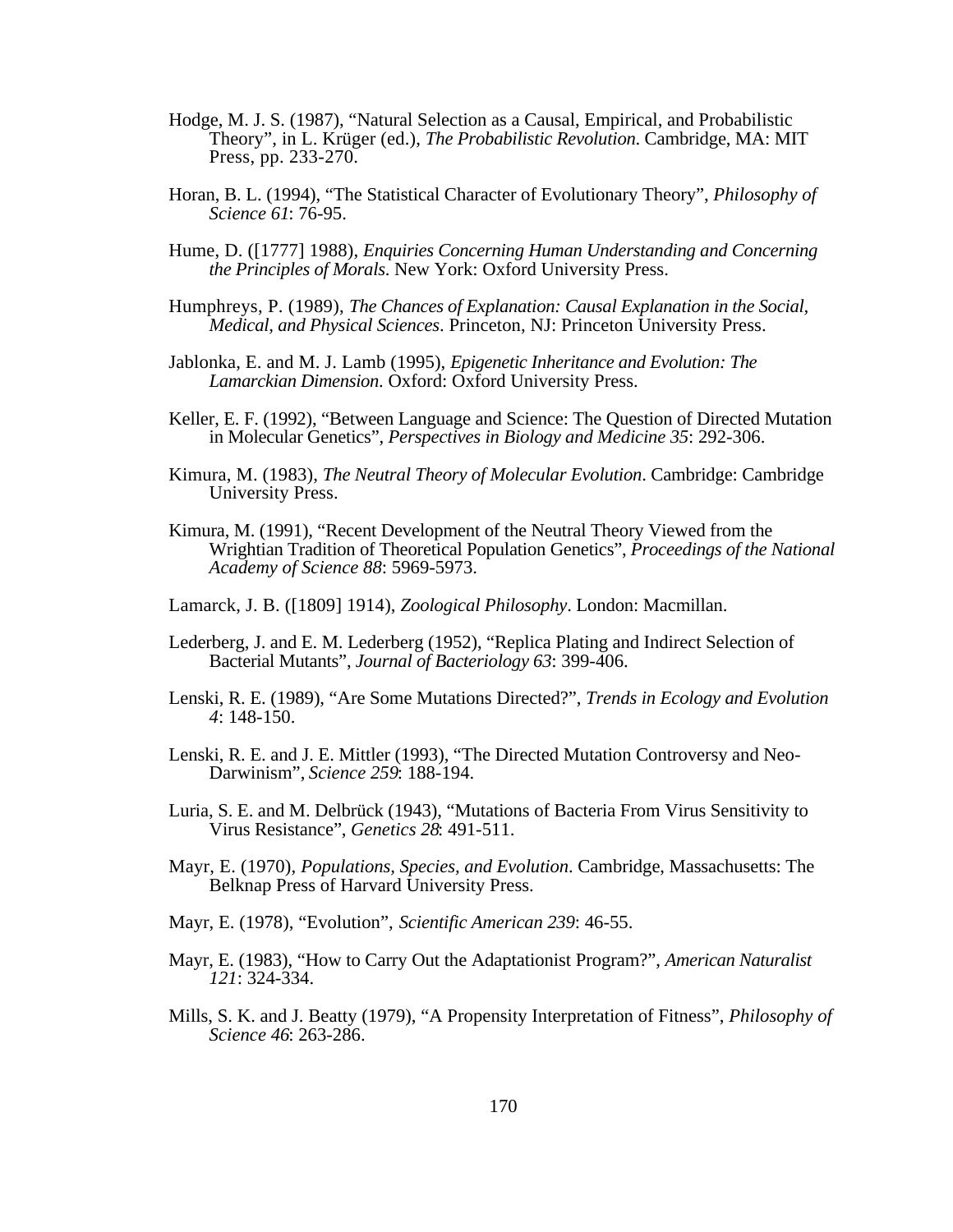Hodge, M. J. S. (1987), "Natural Selection as a Causal, Empirical, and Probabilistic Theory", in L. Krüger (ed.), *The Probabilistic Revolution.* Cambridge, MA: MIT Press, pp. 233-270.

Horan, B. L. (1994), "The Statistical Character of Evolutionary Theory", *Philosophy of Science 61*: 76-95.

Hume, D. ([1777] 1988), *Enquiries Concerning Human Understanding and Concerning the Principles of Morals.* New York: Oxford University Press.

Humphreys, P. (1989), *The Chances of Explanation: Causal Explanation in the Social, Medical, and Physical Sciences*. Princeton, NJ: Princeton University Press.

Jablonka, E. and M. J. Lamb (1995), *Epigenetic Inheritance and Evolution: The Lamarckian Dimension.* Oxford: Oxford University Press.

Keller, E. F. (1992), "Between Language and Science: The Question of Directed Mutation in Molecular Genetics", *Perspectives in Biology and Medicine 35*: 292-306.

Kimura, M. (1983), *The Neutral Theory of Molecular Evolution*. Cambridge: Cambridge University Press.

Kimura, M. (1991), "Recent Development of the Neutral Theory Viewed from the Wrightian Tradition of Theoretical Population Genetics", *Proceedings of the National Academy of Science 88*: 5969-5973.

Lamarck, J. B. ([1809] 1914), *Zoological Philosophy*. London: Macmillan.

Lederberg, J. and E. M. Lederberg (1952), "Replica Plating and Indirect Selection of Bacterial Mutants", *Journal of Bacteriology 63*: 399-406.

Lenski, R. E. (1989), "Are Some Mutations Directed?", *Trends in Ecology and Evolution 4*: 148-150.

Lenski, R. E. and J. E. Mittler (1993), "The Directed Mutation Controversy and Neo-Darwinism", *Science 259*: 188-194.

Luria, S. E. and M. Delbrück (1943), "Mutations of Bacteria From Virus Sensitivity to Virus Resistance", *Genetics 28*: 491-511.

Mayr, E. (1970), *Populations, Species, and Evolution*. Cambridge, Massachusetts: The Belknap Press of Harvard University Press.

Mayr, E. (1978), "Evolution", *Scientific American 239*: 46-55.

Mayr, E. (1983), "How to Carry Out the Adaptationist Program?", *American Naturalist 121*: 324-334.

Mills, S. K. and J. Beatty (1979), "A Propensity Interpretation of Fitness", *Philosophy of Science 46*: 263-286.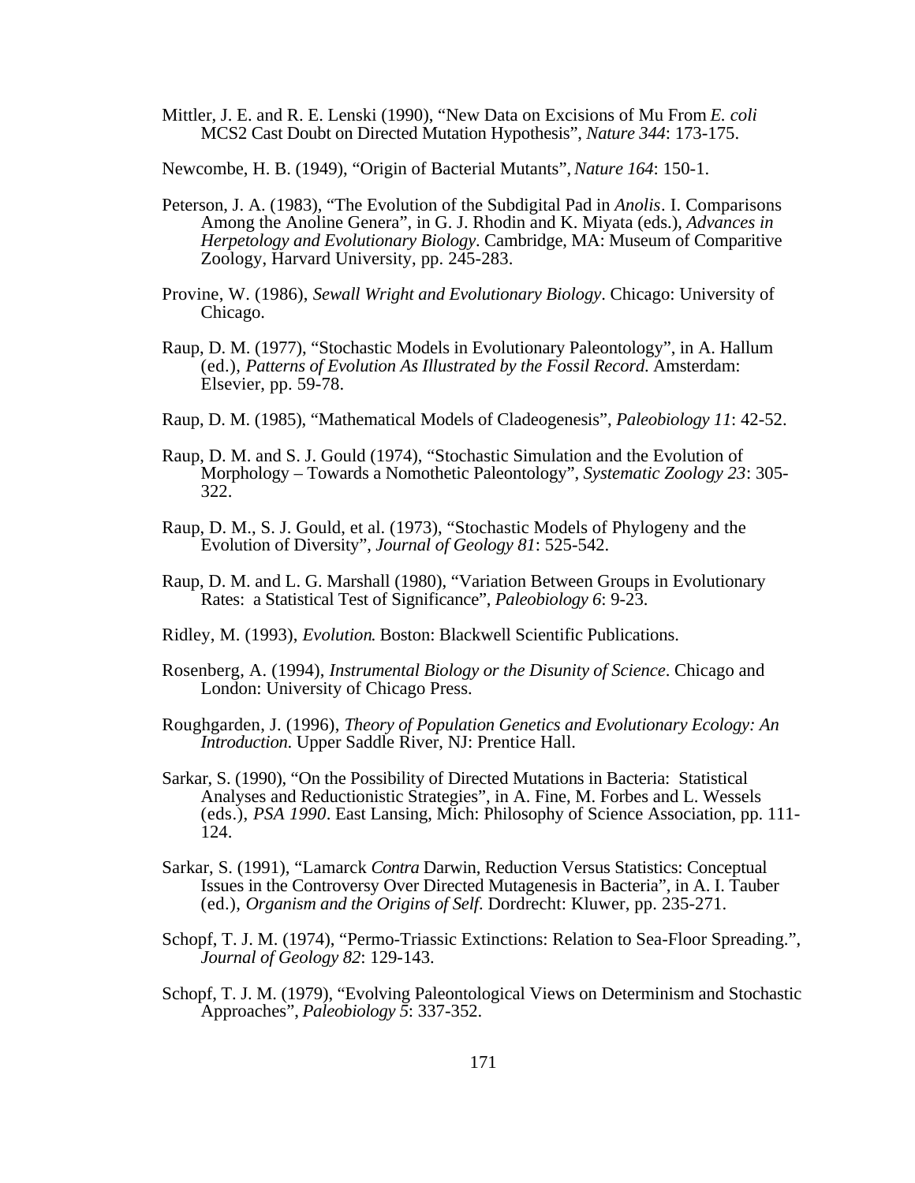Mittler, J. E. and R. E. Lenski (1990), "New Data on Excisions of Mu From *E. coli* MCS2 Cast Doubt on Directed Mutation Hypothesis", *Nature 344*: 173-175.

Newcombe, H. B. (1949), "Origin of Bacterial Mutants", *Nature 164*: 150-1.

Peterson, J. A. (1983), "The Evolution of the Subdigital Pad in *Anolis*. I. Comparisons Among the Anoline Genera", in G. J. Rhodin and K. Miyata (eds.), *Advances in Herpetology and Evolutionary Biology*. Cambridge, MA: Museum of Comparitive Zoology, Harvard University, pp. 245-283.

Provine, W. (1986), *Sewall Wright and Evolutionary Biology*. Chicago: University of Chicago.

Raup, D. M. (1977), "Stochastic Models in Evolutionary Paleontology", in A. Hallum (ed.), *Patterns of Evolution As Illustrated by the Fossil Record*. Amsterdam: Elsevier, pp. 59-78.

Raup, D. M. (1985), "Mathematical Models of Cladeogenesis", *Paleobiology 11*: 42-52.

Raup, D. M. and S. J. Gould (1974), "Stochastic Simulation and the Evolution of Morphology – Towards a Nomothetic Paleontology", *Systematic Zoology 23*: 305-322.

Raup, D. M., S. J. Gould, et al. (1973), "Stochastic Models of Phylogeny and the Evolution of Diversity", *Journal of Geology 81*: 525-542.

Raup, D. M. and L. G. Marshall (1980), "Variation Between Groups in Evolutionary Rates: a Statistical Test of Significance", *Paleobiology 6*: 9-23.

Ridley, M. (1993), *Evolution*. Boston: Blackwell Scientific Publications.

Rosenberg, A. (1994), *Instrumental Biology or the Disunity of Science*. Chicago and London: University of Chicago Press.

Roughgarden, J. (1996), *Theory of Population Genetics and Evolutionary Ecology: An Introduction.* Upper Saddle River, NJ: Prentice Hall.

Sarkar, S. (1990), "On the Possibility of Directed Mutations in Bacteria: Statistical Analyses and Reductionistic Strategies", in A. Fine, M. Forbes and L. Wessels (eds.), *PSA 1990*. East Lansing, Mich: Philosophy of Science Association, pp. 111-124.

Sarkar, S. (1991), "Lamarck *Contra* Darwin, Reduction Versus Statistics: Conceptual Issues in the Controversy Over Directed Mutagenesis in Bacteria", in A. I. Tauber (ed.), *Organism and the Origins of Self*. Dordrecht: Kluwer, pp. 235-271.

Schopf, T. J. M. (1974), "Permo-Triassic Extinctions: Relation to Sea-Floor Spreading.", *Journal of Geology 82*: 129-143.

Schopf, T. J. M. (1979), "Evolving Paleontological Views on Determinism and Stochastic Approaches", *Paleobiology 5*: 337-352.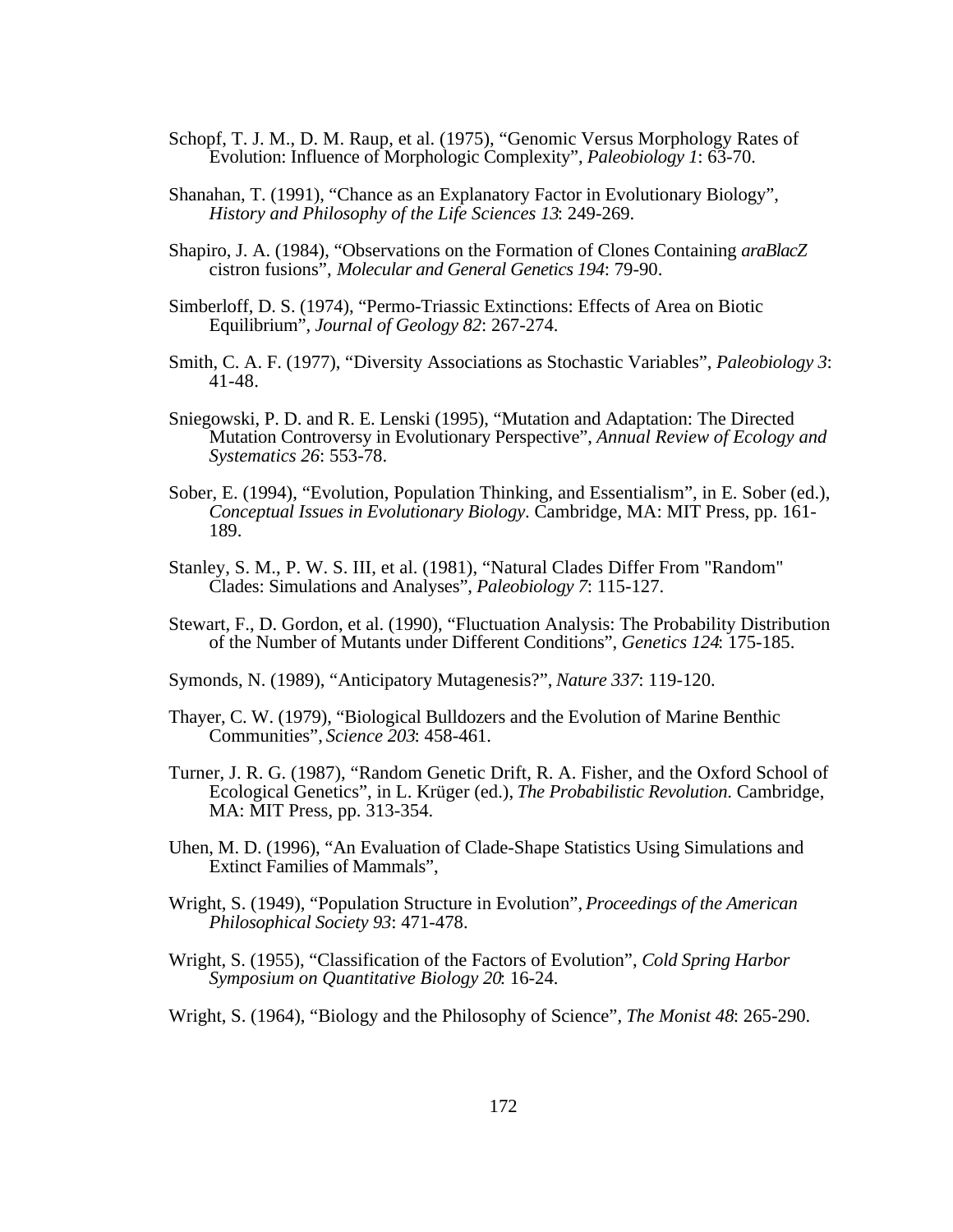Schopf, T. J. M., D. M. Raup, et al. (1975), "Genomic Versus Morphology Rates of Evolution: Influence of Morphologic Complexity", *Paleobiology 1*: 63-70.

Shanahan, T. (1991), "Chance as an Explanatory Factor in Evolutionary Biology", *History and Philosophy of the Life Sciences 13*: 249-269.

Shapiro, J. A. (1984), "Observations on the Formation of Clones Containing *araBlacZ* cistron fusions", *Molecular and General Genetics 194*: 79-90.

Simberloff, D. S. (1974), "Permo-Triassic Extinctions: Effects of Area on Biotic Equilibrium", *Journal of Geology 82*: 267-274.

Smith, C. A. F. (1977), "Diversity Associations as Stochastic Variables", *Paleobiology 3*: 41-48.

Sniegowski, P. D. and R. E. Lenski (1995), "Mutation and Adaptation: The Directed Mutation Controversy in Evolutionary Perspective", *Annual Review of Ecology and Systematics 26*: 553-78.

Sober, E. (1994), "Evolution, Population Thinking, and Essentialism", in E. Sober (ed.), *Conceptual Issues in Evolutionary Biology*. Cambridge, MA: MIT Press, pp. 161-189.

Stanley, S. M., P. W. S. III, et al. (1981), "Natural Clades Differ From "Random" Clades: Simulations and Analyses", *Paleobiology 7*: 115-127.

Stewart, F., D. Gordon, et al. (1990), "Fluctuation Analysis: The Probability Distribution of the Number of Mutants under Different Conditions", *Genetics 124*: 175-185.

Symonds, N. (1989), "Anticipatory Mutagenesis?", *Nature 337*: 119-120.

Thayer, C. W. (1979), "Biological Bulldozers and the Evolution of Marine Benthic Communities", *Science 203*: 458-461.

Turner, J. R. G. (1987), "Random Genetic Drift, R. A. Fisher, and the Oxford School of Ecological Genetics", in L. Krüger (ed.), *The Probabilistic Revolution*. Cambridge, MA: MIT Press, pp. 313-354.

Uhen, M. D. (1996), "An Evaluation of Clade-Shape Statistics Using Simulations and Extinct Families of Mammals",

Wright, S. (1949), "Population Structure in Evolution", *Proceedings of the American Philosophical Society 93*: 471-478.

Wright, S. (1955), "Classification of the Factors of Evolution", *Cold Spring Harbor Symposium on Quantitative Biology 20*: 16-24.

Wright, S. (1964), "Biology and the Philosophy of Science", *The Monist 48*: 265-290.